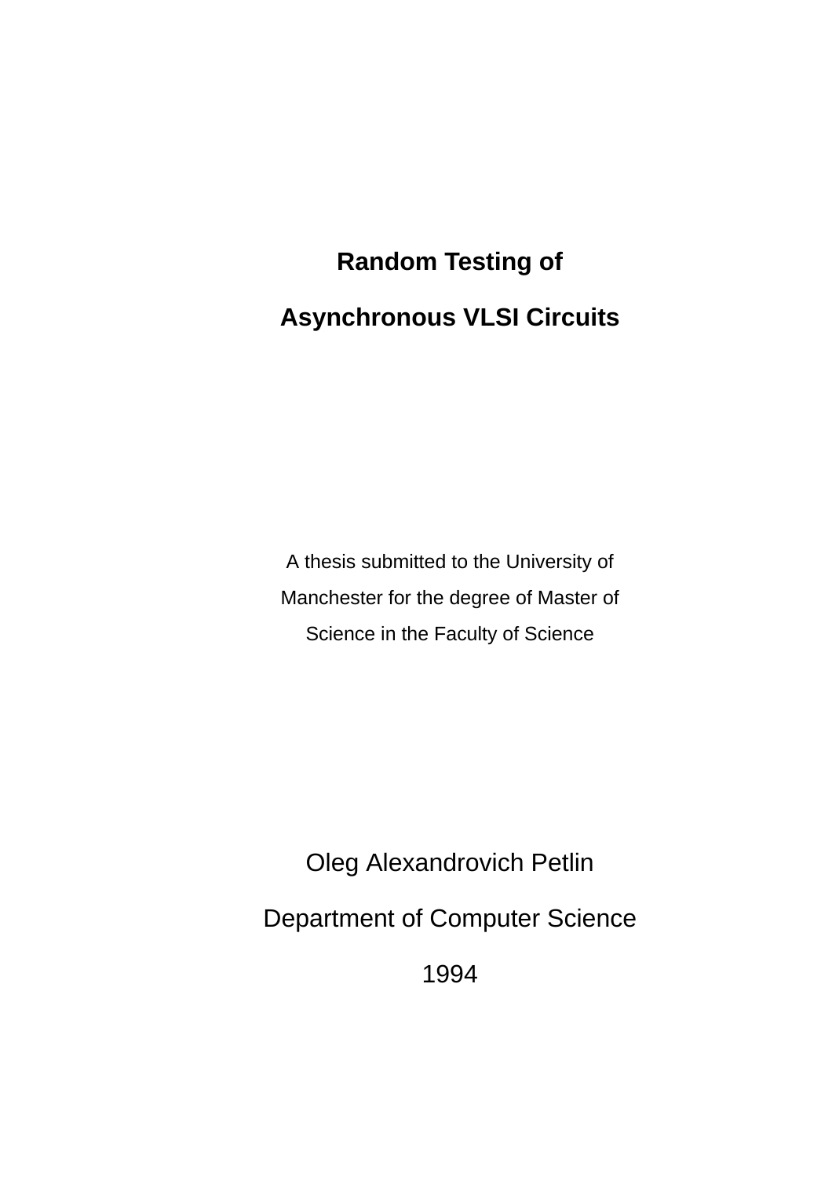# Random Testing of

# Asynchronous VLSI Circuits

A thesis submitted to the University of

Manchester for the degree of Master of

Science in the Faculty of Science

Oleg Alexandrovich Petlin

Department of Computer Science

1994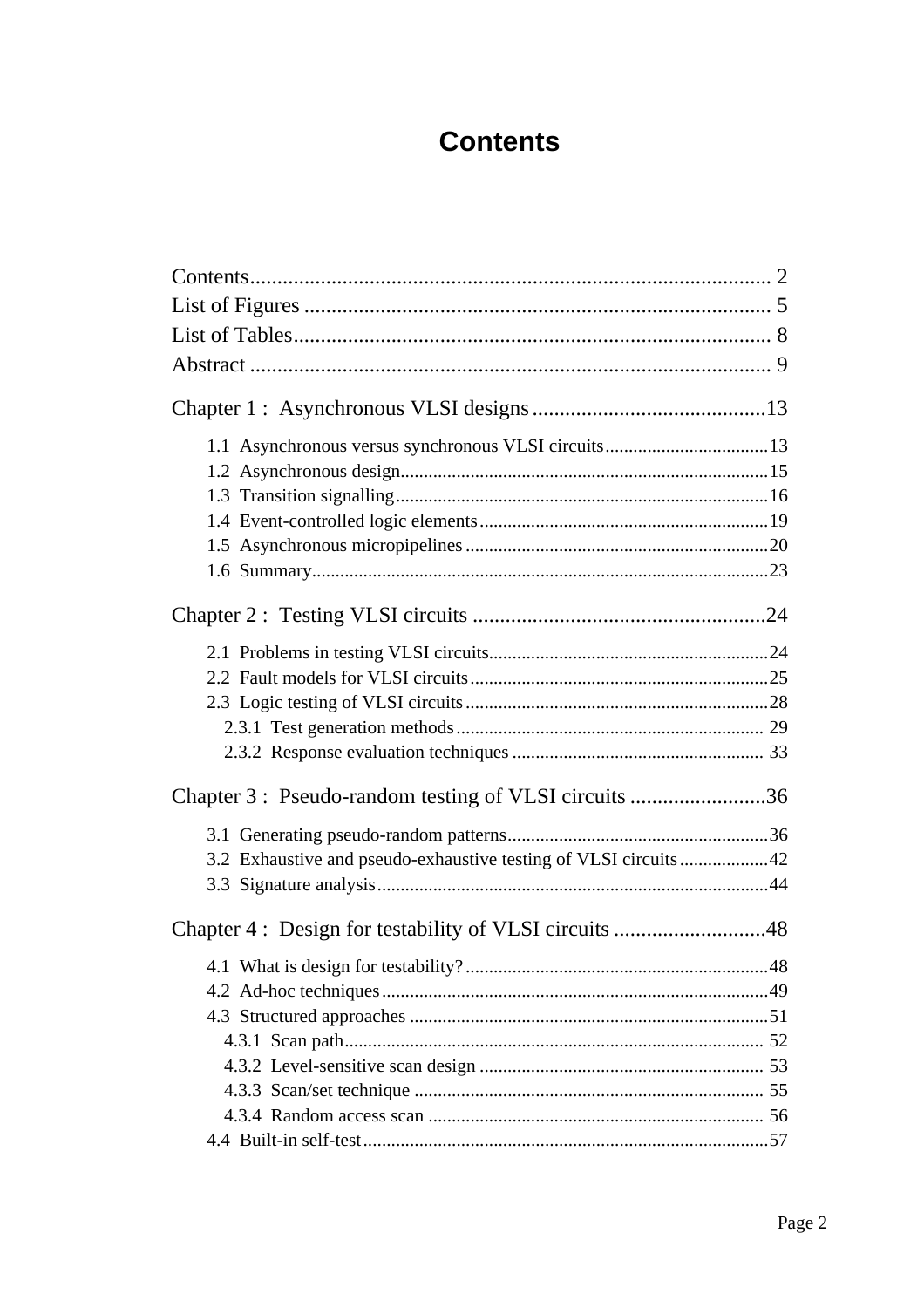# Contents

Contents ........................................................................................ 2
List of Figures ................................................................................. 5
List of Tables.................................................................................... 8
Abstract ........................................................................................... 9

Chapter 1 : Asynchronous VLSI designs ........................................13

- 1.1 Asynchronous versus synchronous VLSI circuits ...................................13
- 1.2 Asynchronous design...............................................................................15
- 1.3 Transition signalling................................................................................16
- 1.4 Event-controlled logic elements..............................................................19
- 1.5 Asynchronous micropipelines .................................................................20
- 1.6 Summary...................................................................................................23

Chapter 2 : Testing VLSI circuits ......................................................24

- 2.1 Problems in testing VLSI circuits............................................................24
- 2.2 Fault models for VLSI circuits ................................................................25
- 2.3 Logic testing of VLSI circuits .................................................................28
  - 2.3.1 Test generation methods .................................................................. 29
  - 2.3.2 Response evaluation techniques ...................................................... 33

Chapter 3 : Pseudo-random testing of VLSI circuits .........................36

- 3.1 Generating pseudo-random patterns........................................................36
- 3.2 Exhaustive and pseudo-exhaustive testing of VLSI circuits ...................42
- 3.3 Signature analysis....................................................................................44

Chapter 4 : Design for testability of VLSI circuits ............................48

- 4.1 What is design for testability? .................................................................48
- 4.2 Ad-hoc techniques ...................................................................................49
- 4.3 Structured approaches .............................................................................51
  - 4.3.1 Scan path......................................................................................... 52
  - 4.3.2 Level-sensitive scan design ............................................................ 53
  - 4.3.3 Scan/set technique .......................................................................... 55
  - 4.3.4 Random access scan ........................................................................ 56
- 4.4 Built-in self-test.......................................................................................57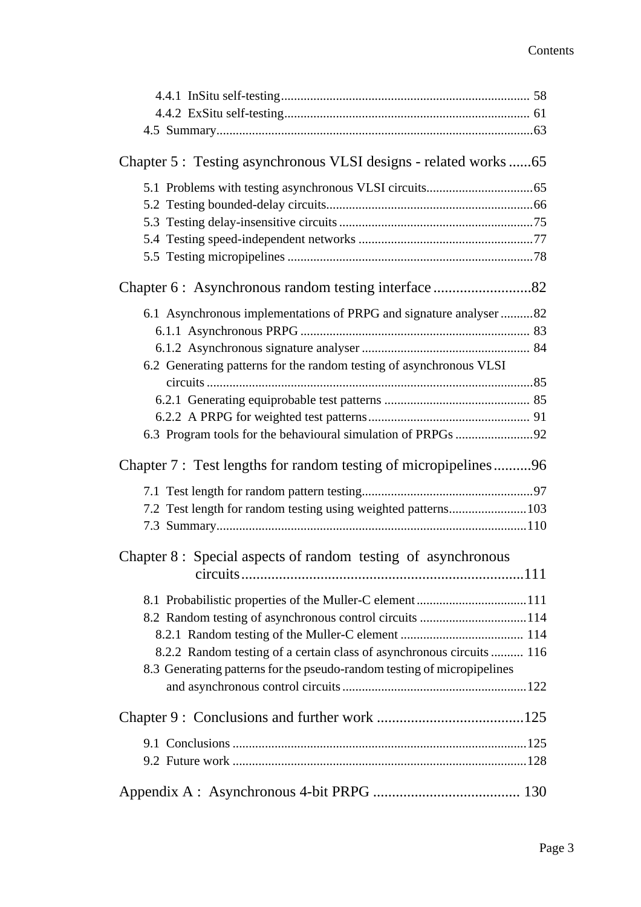4.4.1 InSitu self-testing ........................................................................... 58
4.4.2 ExSitu self-testing .......................................................................... 61
4.5 Summary ................................................................................................ 63

Chapter 5 : Testing asynchronous VLSI designs - related works ......65

5.1 Problems with testing asynchronous VLSI circuits ................................ 65
5.2 Testing bounded-delay circuits ............................................................... 66
5.3 Testing delay-insensitive circuits ........................................................... 75
5.4 Testing speed-independent networks ..................................................... 77
5.5 Testing micropipelines ........................................................................... 78

Chapter 6 : Asynchronous random testing interface ..........................82

6.1 Asynchronous implementations of PRPG and signature analyser .......... 82
6.1.1 Asynchronous PRPG ....................................................................... 83
6.1.2 Asynchronous signature analyser .................................................... 84
6.2 Generating patterns for the random testing of asynchronous VLSI circuits ................................................................................................... 85
6.2.1 Generating equiprobable test patterns ............................................. 85
6.2.2 A PRPG for weighted test patterns .................................................. 91
6.3 Program tools for the behavioural simulation of PRPGs ........................ 92

Chapter 7 : Test lengths for random testing of micropipelines ..........96

7.1 Test length for random pattern testing .................................................... 97
7.2 Test length for random testing using weighted patterns ....................... 103
7.3 Summary .............................................................................................. 110

Chapter 8 : Special aspects of random testing of asynchronous circuits ...........................................................................111

8.1 Probabilistic properties of the Muller-C element ................................. 111
8.2 Random testing of asynchronous control circuits ................................ 114
8.2.1 Random testing of the Muller-C element ...................................... 114
8.2.2 Random testing of a certain class of asynchronous circuits .......... 116
8.3 Generating patterns for the pseudo-random testing of micropipelines and asynchronous control circuits ......................................................... 122

Chapter 9 : Conclusions and further work .......................................125

9.1 Conclusions .......................................................................................... 125
9.2 Future work .......................................................................................... 128

Appendix A : Asynchronous 4-bit PRPG ....................................... 130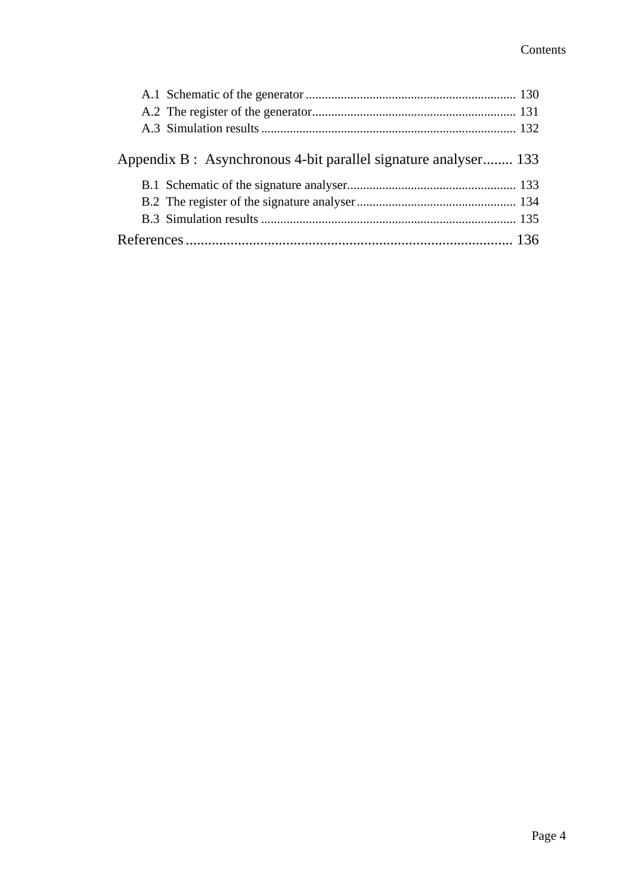- A.1 Schematic of the generator .......... 130
- A.2 The register of the generator .......... 131
- A.3 Simulation results .......... 132

Appendix B : Asynchronous 4-bit parallel signature analyser .......... 133

- B.1 Schematic of the signature analyser .......... 133
- B.2 The register of the signature analyser .......... 134
- B.3 Simulation results .......... 135

References .......... 136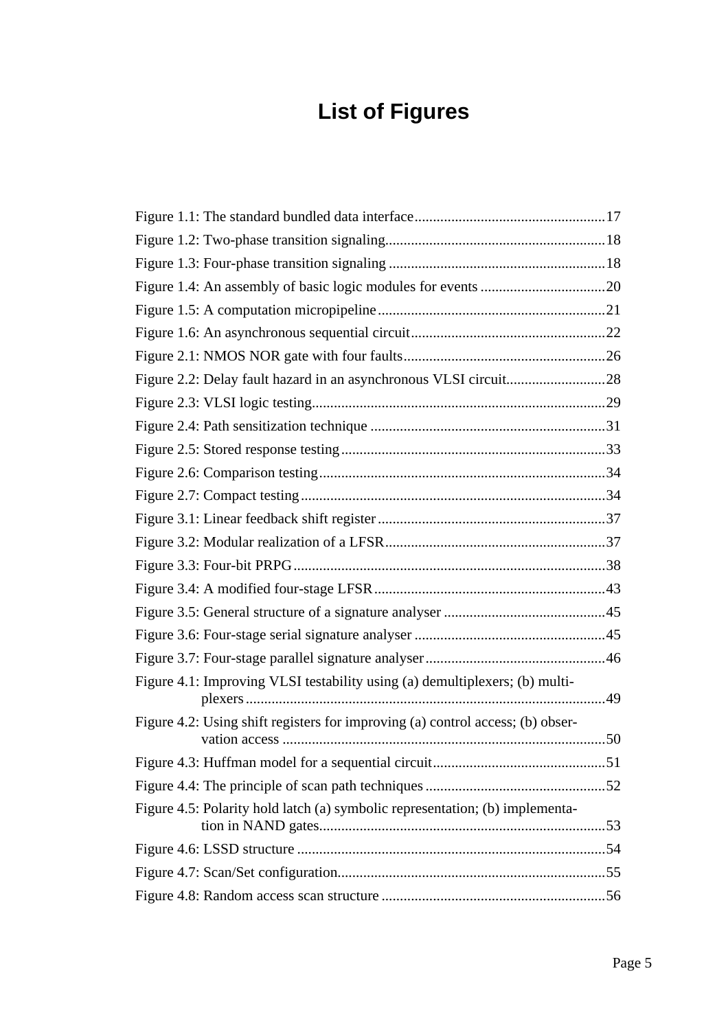# List of Figures

Figure 1.1: The standard bundled data interface....................................................17

Figure 1.2: Two-phase transition signaling............................................................18

Figure 1.3: Four-phase transition signaling ...........................................................18

Figure 1.4: An assembly of basic logic modules for events ..................................20

Figure 1.5: A computation micropipeline..............................................................21

Figure 1.6: An asynchronous sequential circuit.....................................................22

Figure 2.1: NMOS NOR gate with four faults.......................................................26

Figure 2.2: Delay fault hazard in an asynchronous VLSI circuit...........................28

Figure 2.3: VLSI logic testing................................................................................29

Figure 2.4: Path sensitization technique ................................................................31

Figure 2.5: Stored response testing........................................................................33

Figure 2.6: Comparison testing..............................................................................34

Figure 2.7: Compact testing...................................................................................34

Figure 3.1: Linear feedback shift register ..............................................................37

Figure 3.2: Modular realization of a LFSR............................................................37

Figure 3.3: Four-bit PRPG.....................................................................................38

Figure 3.4: A modified four-stage LFSR...............................................................43

Figure 3.5: General structure of a signature analyser ............................................45

Figure 3.6: Four-stage serial signature analyser ....................................................45

Figure 3.7: Four-stage parallel signature analyser.................................................46

Figure 4.1: Improving VLSI testability using (a) demultiplexers; (b) multiplexers.................................................................................................49

Figure 4.2: Using shift registers for improving (a) control access; (b) observation access .......................................................................................50

Figure 4.3: Huffman model for a sequential circuit...............................................51

Figure 4.4: The principle of scan path techniques .................................................52

Figure 4.5: Polarity hold latch (a) symbolic representation; (b) implementation in NAND gates.............................................................................53

Figure 4.6: LSSD structure ....................................................................................54

Figure 4.7: Scan/Set configuration.........................................................................55

Figure 4.8: Random access scan structure .............................................................56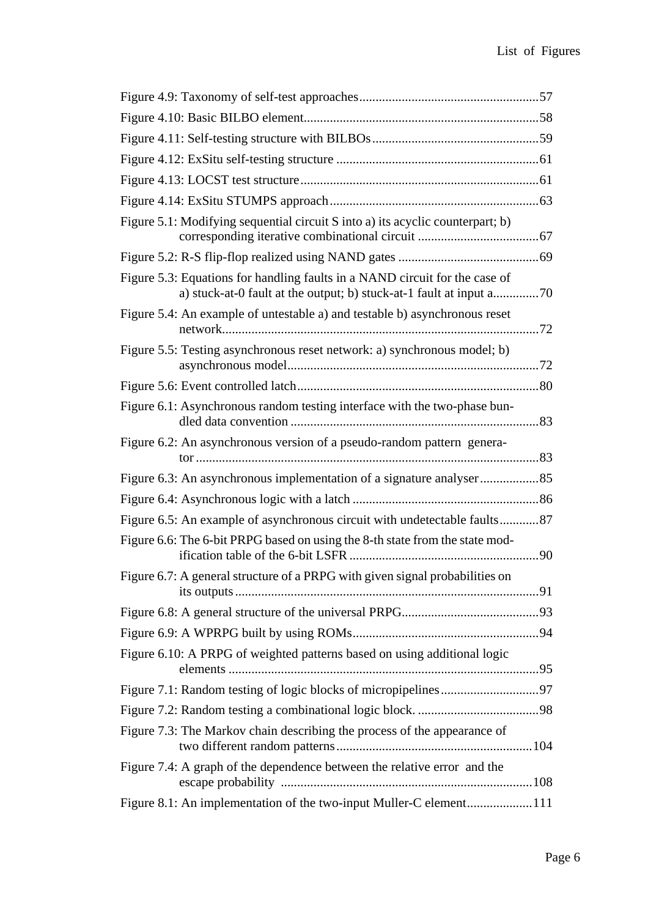Figure 4.9: Taxonomy of self-test approaches.......................................................57

Figure 4.10: Basic BILBO element.......................................................................58

Figure 4.11: Self-testing structure with BILBOs..................................................59

Figure 4.12: ExSitu self-testing structure .............................................................61

Figure 4.13: LOCST test structure........................................................................61

Figure 4.14: ExSitu STUMPS approach................................................................63

Figure 5.1: Modifying sequential circuit S into a) its acyclic counterpart; b) corresponding iterative combinational circuit .....................................67

Figure 5.2: R-S flip-flop realized using NAND gates ...........................................69

Figure 5.3: Equations for handling faults in a NAND circuit for the case of a) stuck-at-0 fault at the output; b) stuck-at-1 fault at input a..............70

Figure 5.4: An example of untestable a) and testable b) asynchronous reset network..................................................................................................72

Figure 5.5: Testing asynchronous reset network: a) synchronous model; b) asynchronous model.............................................................................72

Figure 5.6: Event controlled latch.........................................................................80

Figure 6.1: Asynchronous random testing interface with the two-phase bundled data convention ............................................................................83

Figure 6.2: An asynchronous version of a pseudo-random pattern generator .........................................................................................................83

Figure 6.3: An asynchronous implementation of a signature analyser..................85

Figure 6.4: Asynchronous logic with a latch .........................................................86

Figure 6.5: An example of asynchronous circuit with undetectable faults............87

Figure 6.6: The 6-bit PRPG based on using the 8-th state from the state modification table of the 6-bit LSFR ..........................................................90

Figure 6.7: A general structure of a PRPG with given signal probabilities on its outputs.............................................................................................91

Figure 6.8: A general structure of the universal PRPG..........................................93

Figure 6.9: A WPRPG built by using ROMs.........................................................94

Figure 6.10: A PRPG of weighted patterns based on using additional logic elements ...............................................................................................95

Figure 7.1: Random testing of logic blocks of micropipelines..............................97

Figure 7.2: Random testing a combinational logic block. .....................................98

Figure 7.3: The Markov chain describing the process of the appearance of two different random patterns...........................................................104

Figure 7.4: A graph of the dependence between the relative error and the escape probability .............................................................................108

Figure 8.1: An implementation of the two-input Muller-C element....................111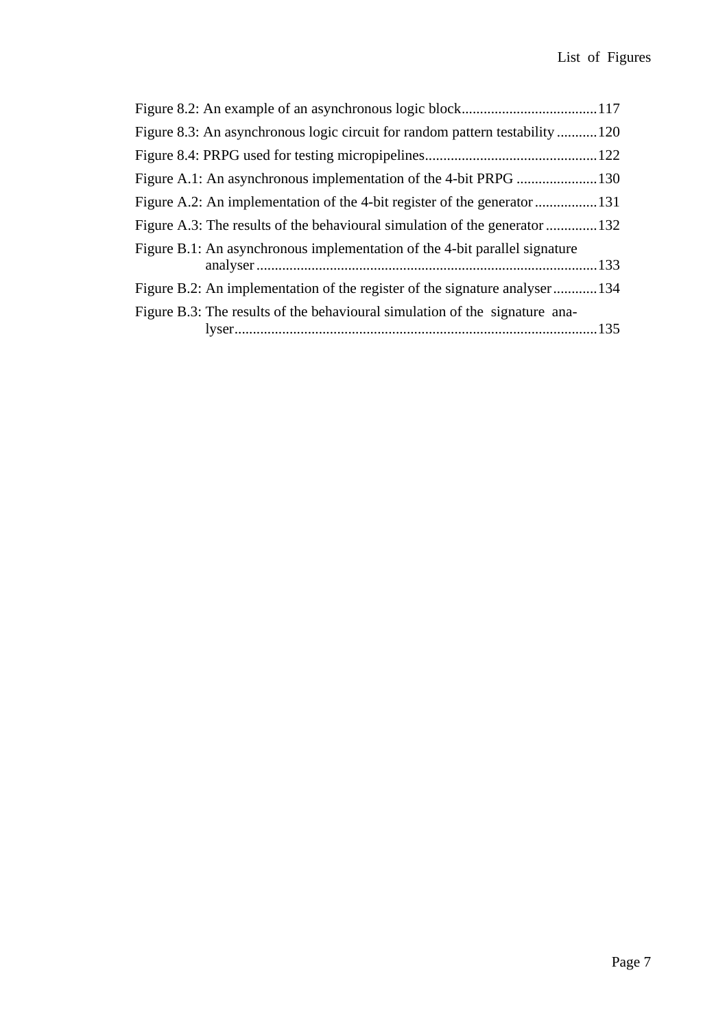Figure 8.2: An example of an asynchronous logic block.....................................117

Figure 8.3: An asynchronous logic circuit for random pattern testability ...........120

Figure 8.4: PRPG used for testing micropipelines...............................................122

Figure A.1: An asynchronous implementation of the 4-bit PRPG ......................130

Figure A.2: An implementation of the 4-bit register of the generator .................131

Figure A.3: The results of the behavioural simulation of the generator ..............132

Figure B.1: An asynchronous implementation of the 4-bit parallel signature analyser .............................................................................................133

Figure B.2: An implementation of the register of the signature analyser ............134

Figure B.3: The results of the behavioural simulation of the signature analyser...................................................................................................135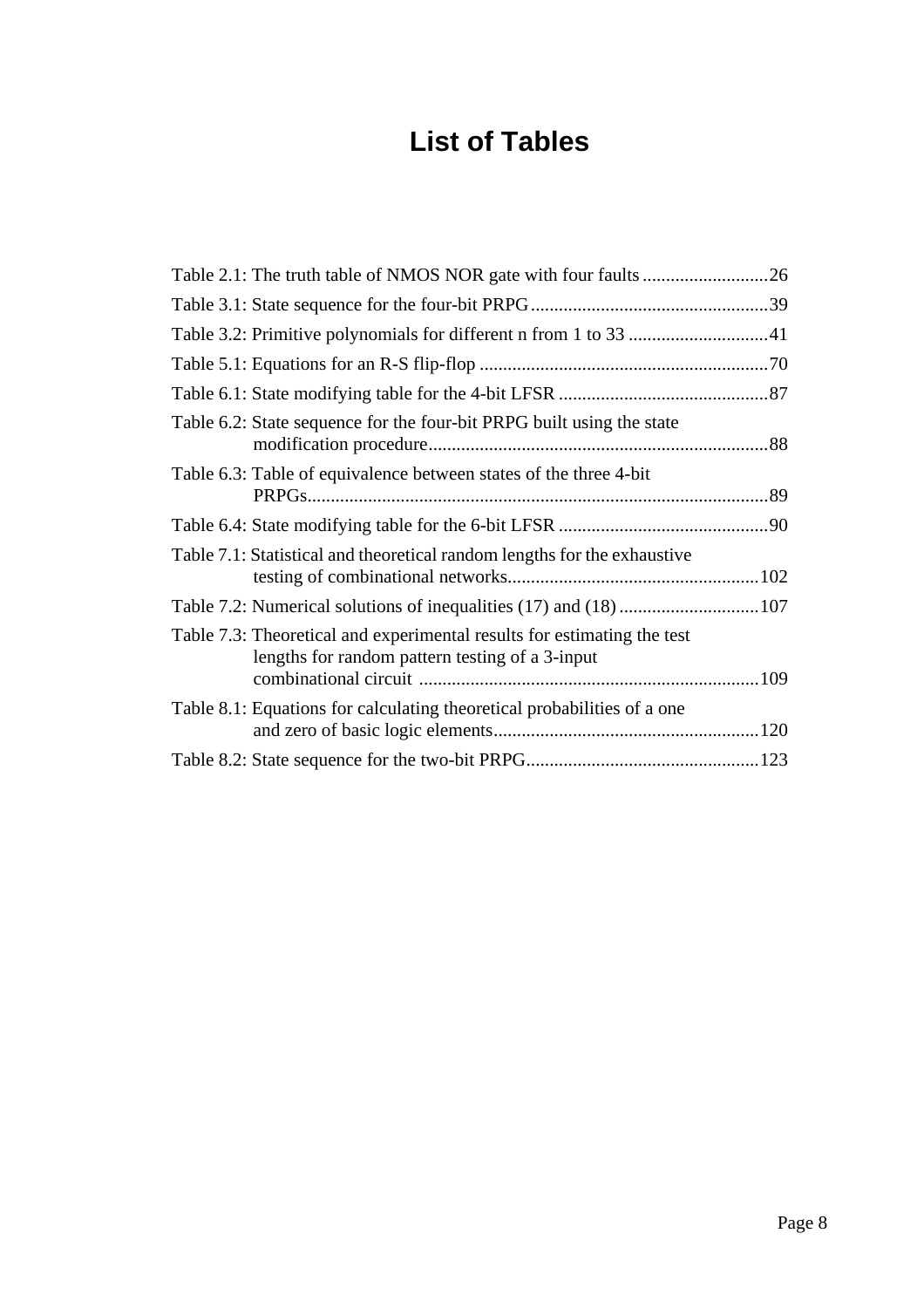# List of Tables

Table 2.1: The truth table of NMOS NOR gate with four faults ........................... 26

Table 3.1: State sequence for the four-bit PRPG ................................................... 39

Table 3.2: Primitive polynomials for different n from 1 to 33 .............................. 41

Table 5.1: Equations for an R-S flip-flop .............................................................. 70

Table 6.1: State modifying table for the 4-bit LFSR ............................................. 87

Table 6.2: State sequence for the four-bit PRPG built using the state modification procedure ......................................................................... 88

Table 6.3: Table of equivalence between states of the three 4-bit PRPGs .................................................................................................. 89

Table 6.4: State modifying table for the 6-bit LFSR ............................................. 90

Table 7.1: Statistical and theoretical random lengths for the exhaustive testing of combinational networks ...................................................... 102

Table 7.2: Numerical solutions of inequalities (17) and (18) .............................. 107

Table 7.3: Theoretical and experimental results for estimating the test lengths for random pattern testing of a 3-input combinational circuit ......................................................................... 109

Table 8.1: Equations for calculating theoretical probabilities of a one and zero of basic logic elements ......................................................... 120

Table 8.2: State sequence for the two-bit PRPG .................................................. 123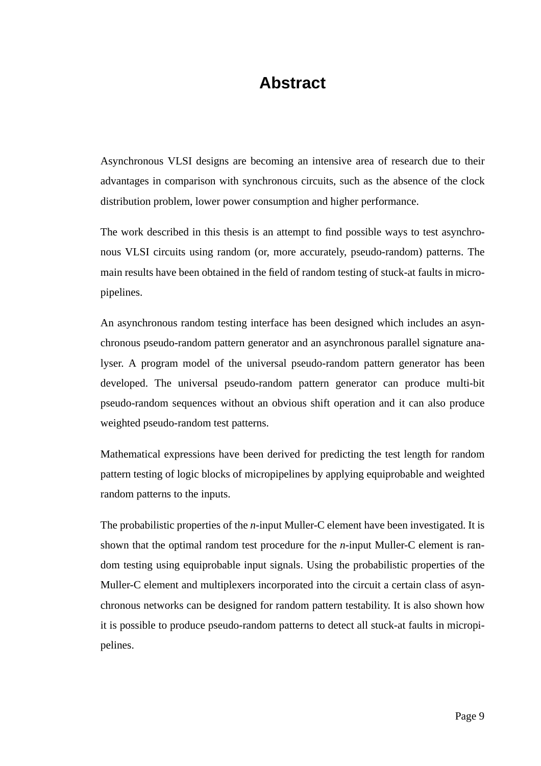# Abstract

Asynchronous VLSI designs are becoming an intensive area of research due to their advantages in comparison with synchronous circuits, such as the absence of the clock distribution problem, lower power consumption and higher performance.

The work described in this thesis is an attempt to find possible ways to test asynchronous VLSI circuits using random (or, more accurately, pseudo-random) patterns. The main results have been obtained in the field of random testing of stuck-at faults in micropipelines.

An asynchronous random testing interface has been designed which includes an asynchronous pseudo-random pattern generator and an asynchronous parallel signature analyser. A program model of the universal pseudo-random pattern generator has been developed. The universal pseudo-random pattern generator can produce multi-bit pseudo-random sequences without an obvious shift operation and it can also produce weighted pseudo-random test patterns.

Mathematical expressions have been derived for predicting the test length for random pattern testing of logic blocks of micropipelines by applying equiprobable and weighted random patterns to the inputs.

The probabilistic properties of the $n$-input Muller-C element have been investigated. It is shown that the optimal random test procedure for the $n$-input Muller-C element is random testing using equiprobable input signals. Using the probabilistic properties of the Muller-C element and multiplexers incorporated into the circuit a certain class of asynchronous networks can be designed for random pattern testability. It is also shown how it is possible to produce pseudo-random patterns to detect all stuck-at faults in micropipelines.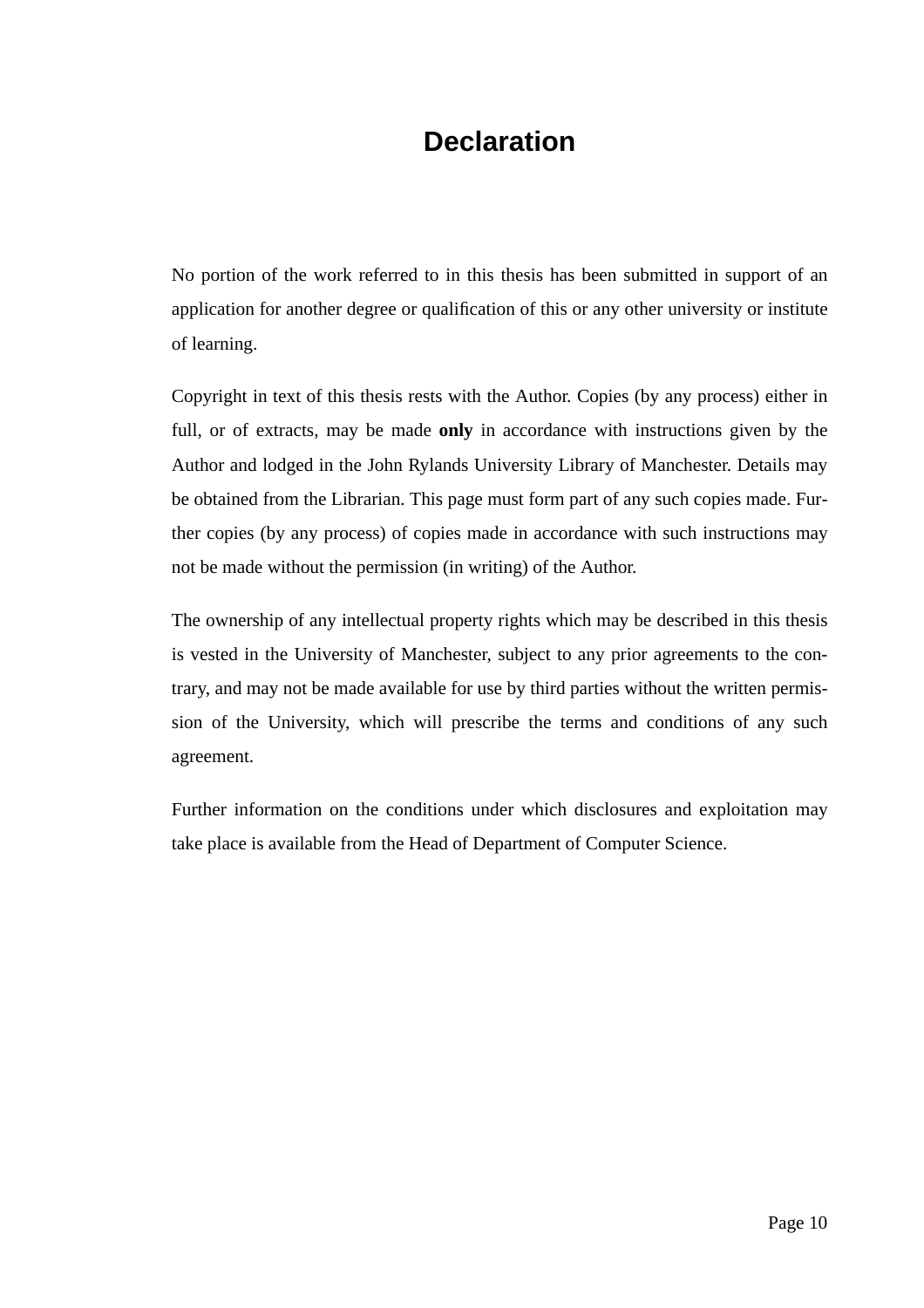# Declaration

No portion of the work referred to in this thesis has been submitted in support of an application for another degree or qualification of this or any other university or institute of learning.

Copyright in text of this thesis rests with the Author. Copies (by any process) either in full, or of extracts, may be made **only** in accordance with instructions given by the Author and lodged in the John Rylands University Library of Manchester. Details may be obtained from the Librarian. This page must form part of any such copies made. Further copies (by any process) of copies made in accordance with such instructions may not be made without the permission (in writing) of the Author.

The ownership of any intellectual property rights which may be described in this thesis is vested in the University of Manchester, subject to any prior agreements to the contrary, and may not be made available for use by third parties without the written permission of the University, which will prescribe the terms and conditions of any such agreement.

Further information on the conditions under which disclosures and exploitation may take place is available from the Head of Department of Computer Science.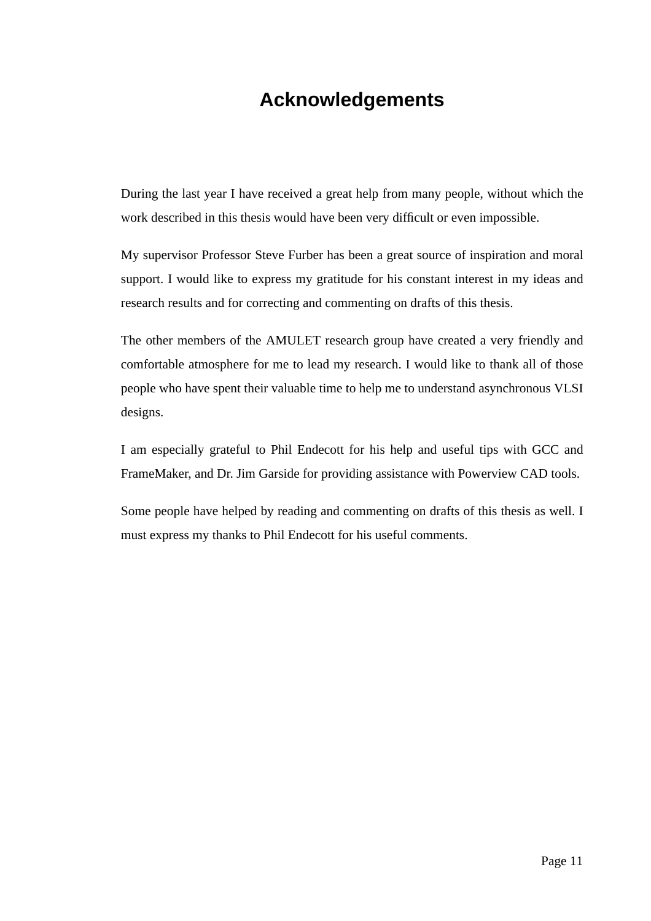# Acknowledgements

During the last year I have received a great help from many people, without which the work described in this thesis would have been very difficult or even impossible.

My supervisor Professor Steve Furber has been a great source of inspiration and moral support. I would like to express my gratitude for his constant interest in my ideas and research results and for correcting and commenting on drafts of this thesis.

The other members of the AMULET research group have created a very friendly and comfortable atmosphere for me to lead my research. I would like to thank all of those people who have spent their valuable time to help me to understand asynchronous VLSI designs.

I am especially grateful to Phil Endecott for his help and useful tips with GCC and FrameMaker, and Dr. Jim Garside for providing assistance with Powerview CAD tools.

Some people have helped by reading and commenting on drafts of this thesis as well. I must express my thanks to Phil Endecott for his useful comments.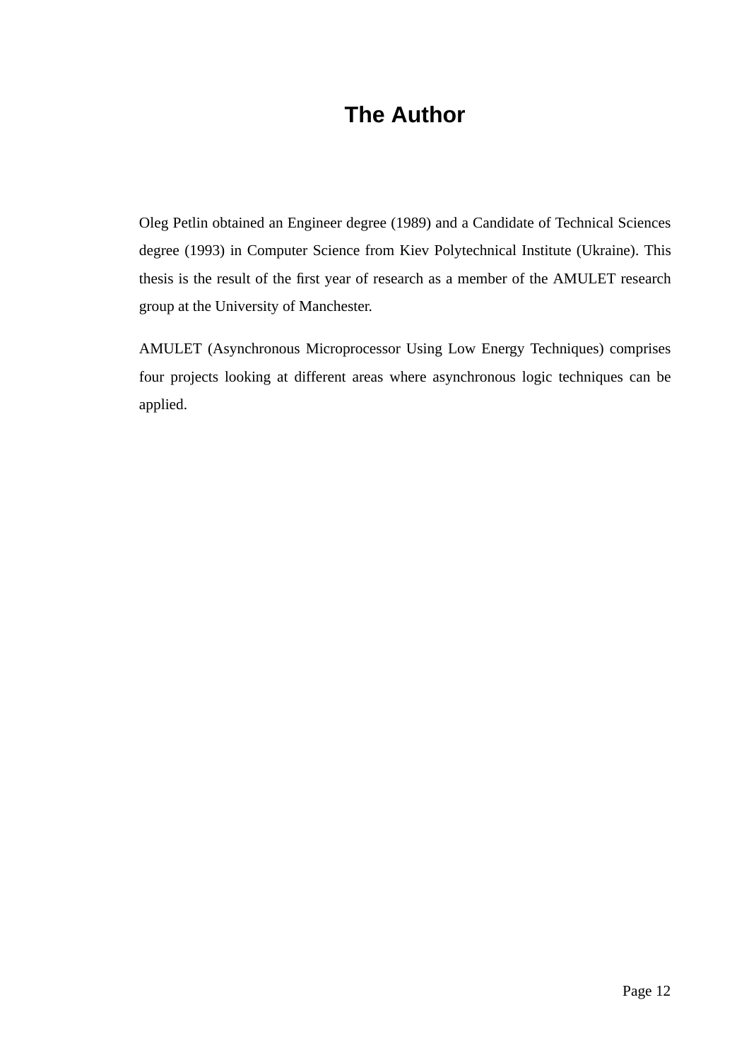# The Author

Oleg Petlin obtained an Engineer degree (1989) and a Candidate of Technical Sciences degree (1993) in Computer Science from Kiev Polytechnical Institute (Ukraine). This thesis is the result of the first year of research as a member of the AMULET research group at the University of Manchester.

AMULET (Asynchronous Microprocessor Using Low Energy Techniques) comprises four projects looking at different areas where asynchronous logic techniques can be applied.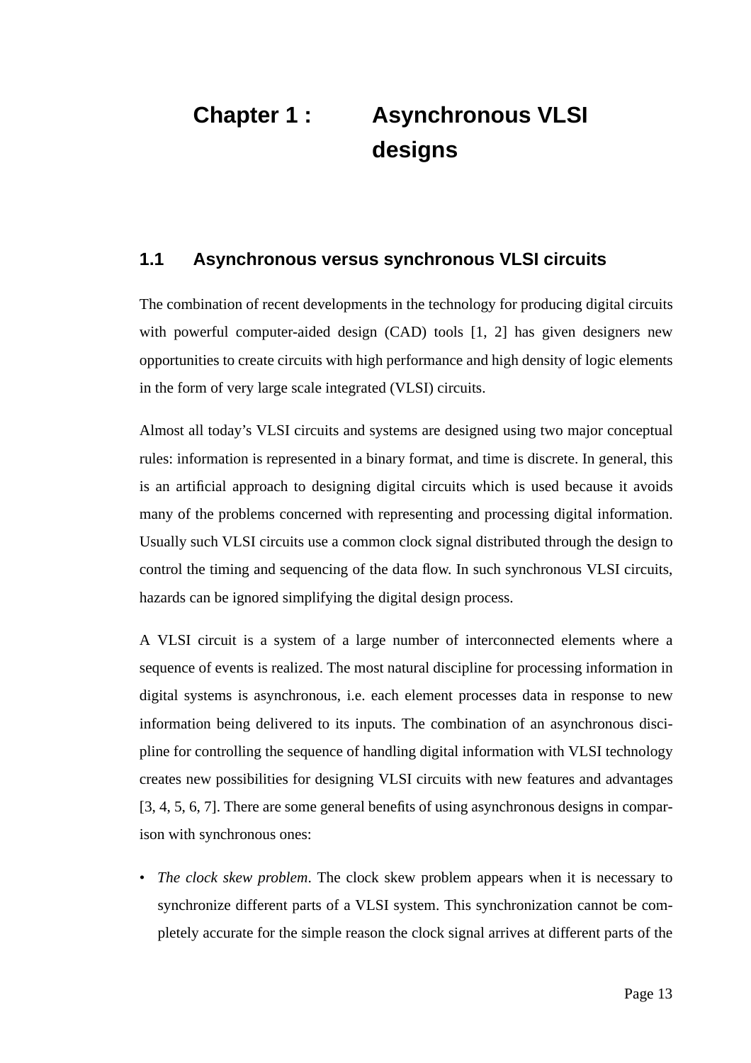# Chapter 1 : Asynchronous VLSI designs

## 1.1 Asynchronous versus synchronous VLSI circuits

The combination of recent developments in the technology for producing digital circuits with powerful computer-aided design (CAD) tools [1, 2] has given designers new opportunities to create circuits with high performance and high density of logic elements in the form of very large scale integrated (VLSI) circuits.

Almost all today's VLSI circuits and systems are designed using two major conceptual rules: information is represented in a binary format, and time is discrete. In general, this is an artificial approach to designing digital circuits which is used because it avoids many of the problems concerned with representing and processing digital information. Usually such VLSI circuits use a common clock signal distributed through the design to control the timing and sequencing of the data flow. In such synchronous VLSI circuits, hazards can be ignored simplifying the digital design process.

A VLSI circuit is a system of a large number of interconnected elements where a sequence of events is realized. The most natural discipline for processing information in digital systems is asynchronous, i.e. each element processes data in response to new information being delivered to its inputs. The combination of an asynchronous discipline for controlling the sequence of handling digital information with VLSI technology creates new possibilities for designing VLSI circuits with new features and advantages [3, 4, 5, 6, 7]. There are some general benefits of using asynchronous designs in comparison with synchronous ones:

- *The clock skew problem*. The clock skew problem appears when it is necessary to synchronize different parts of a VLSI system. This synchronization cannot be completely accurate for the simple reason the clock signal arrives at different parts of the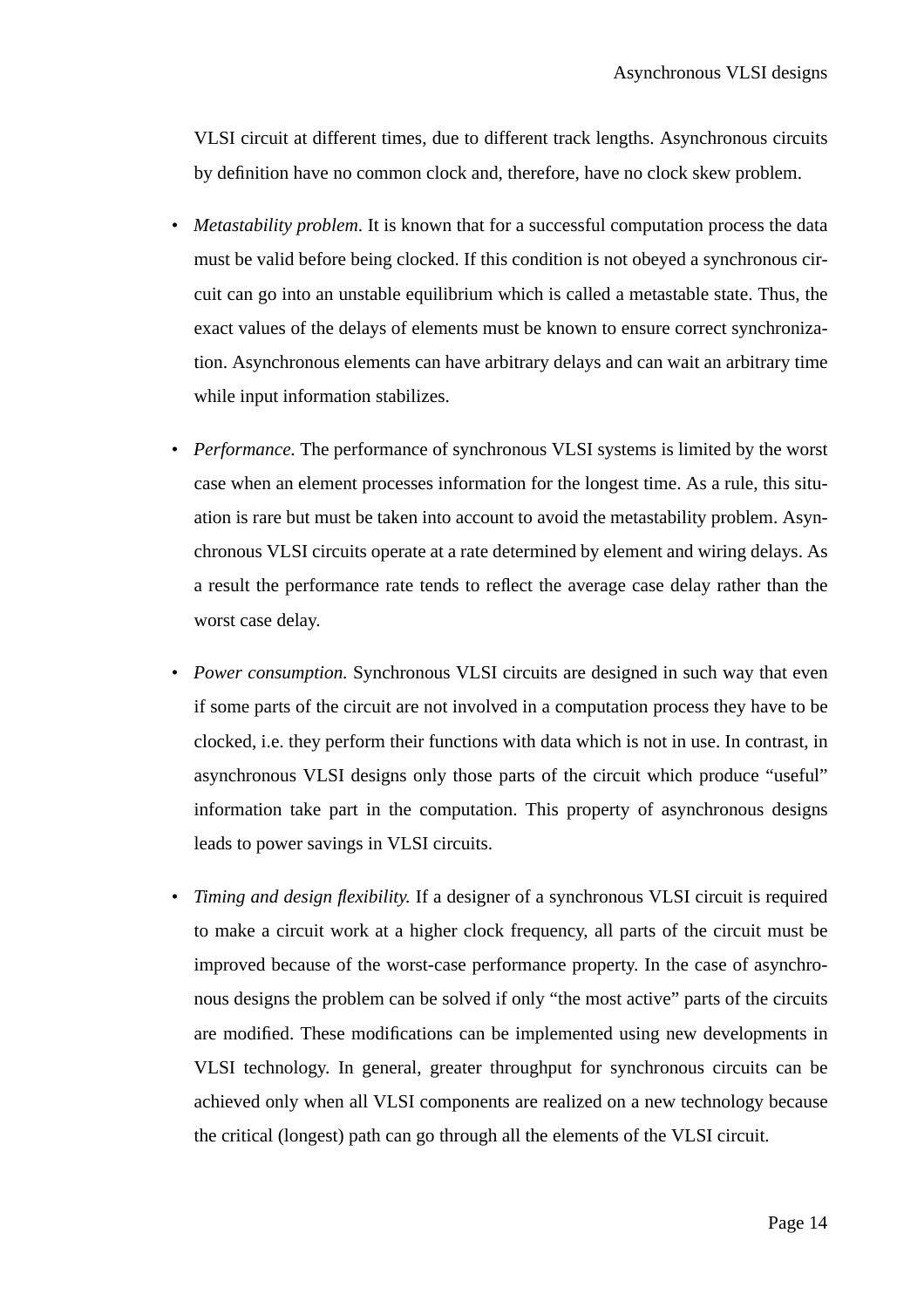VLSI circuit at different times, due to different track lengths. Asynchronous circuits by definition have no common clock and, therefore, have no clock skew problem.

- *Metastability problem.* It is known that for a successful computation process the data must be valid before being clocked. If this condition is not obeyed a synchronous circuit can go into an unstable equilibrium which is called a metastable state. Thus, the exact values of the delays of elements must be known to ensure correct synchronization. Asynchronous elements can have arbitrary delays and can wait an arbitrary time while input information stabilizes.

- *Performance.* The performance of synchronous VLSI systems is limited by the worst case when an element processes information for the longest time. As a rule, this situation is rare but must be taken into account to avoid the metastability problem. Asynchronous VLSI circuits operate at a rate determined by element and wiring delays. As a result the performance rate tends to reflect the average case delay rather than the worst case delay.

- *Power consumption.* Synchronous VLSI circuits are designed in such way that even if some parts of the circuit are not involved in a computation process they have to be clocked, i.e. they perform their functions with data which is not in use. In contrast, in asynchronous VLSI designs only those parts of the circuit which produce "useful" information take part in the computation. This property of asynchronous designs leads to power savings in VLSI circuits.

- *Timing and design flexibility.* If a designer of a synchronous VLSI circuit is required to make a circuit work at a higher clock frequency, all parts of the circuit must be improved because of the worst-case performance property. In the case of asynchronous designs the problem can be solved if only "the most active" parts of the circuits are modified. These modifications can be implemented using new developments in VLSI technology. In general, greater throughput for synchronous circuits can be achieved only when all VLSI components are realized on a new technology because the critical (longest) path can go through all the elements of the VLSI circuit.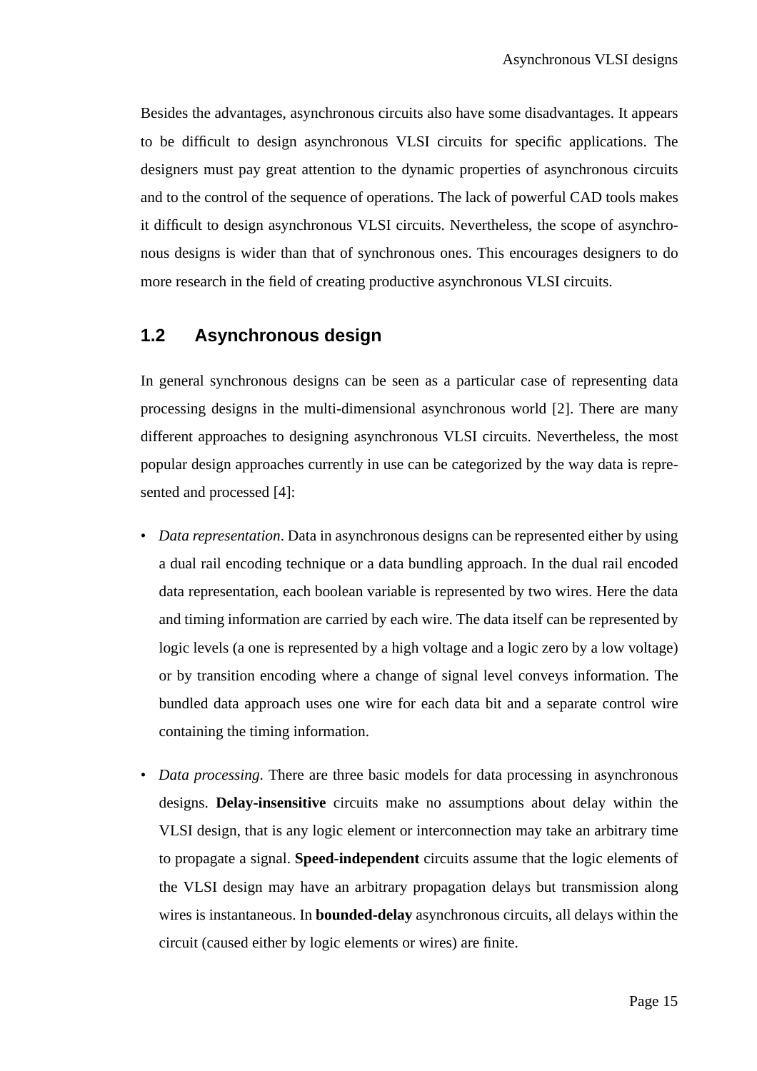Besides the advantages, asynchronous circuits also have some disadvantages. It appears to be difficult to design asynchronous VLSI circuits for specific applications. The designers must pay great attention to the dynamic properties of asynchronous circuits and to the control of the sequence of operations. The lack of powerful CAD tools makes it difficult to design asynchronous VLSI circuits. Nevertheless, the scope of asynchronous designs is wider than that of synchronous ones. This encourages designers to do more research in the field of creating productive asynchronous VLSI circuits.

## 1.2 Asynchronous design

In general synchronous designs can be seen as a particular case of representing data processing designs in the multi-dimensional asynchronous world [2]. There are many different approaches to designing asynchronous VLSI circuits. Nevertheless, the most popular design approaches currently in use can be categorized by the way data is represented and processed [4]:

- *Data representation*. Data in asynchronous designs can be represented either by using a dual rail encoding technique or a data bundling approach. In the dual rail encoded data representation, each boolean variable is represented by two wires. Here the data and timing information are carried by each wire. The data itself can be represented by logic levels (a one is represented by a high voltage and a logic zero by a low voltage) or by transition encoding where a change of signal level conveys information. The bundled data approach uses one wire for each data bit and a separate control wire containing the timing information.

- *Data processing*. There are three basic models for data processing in asynchronous designs. **Delay-insensitive** circuits make no assumptions about delay within the VLSI design, that is any logic element or interconnection may take an arbitrary time to propagate a signal. **Speed-independent** circuits assume that the logic elements of the VLSI design may have an arbitrary propagation delays but transmission along wires is instantaneous. In **bounded-delay** asynchronous circuits, all delays within the circuit (caused either by logic elements or wires) are finite.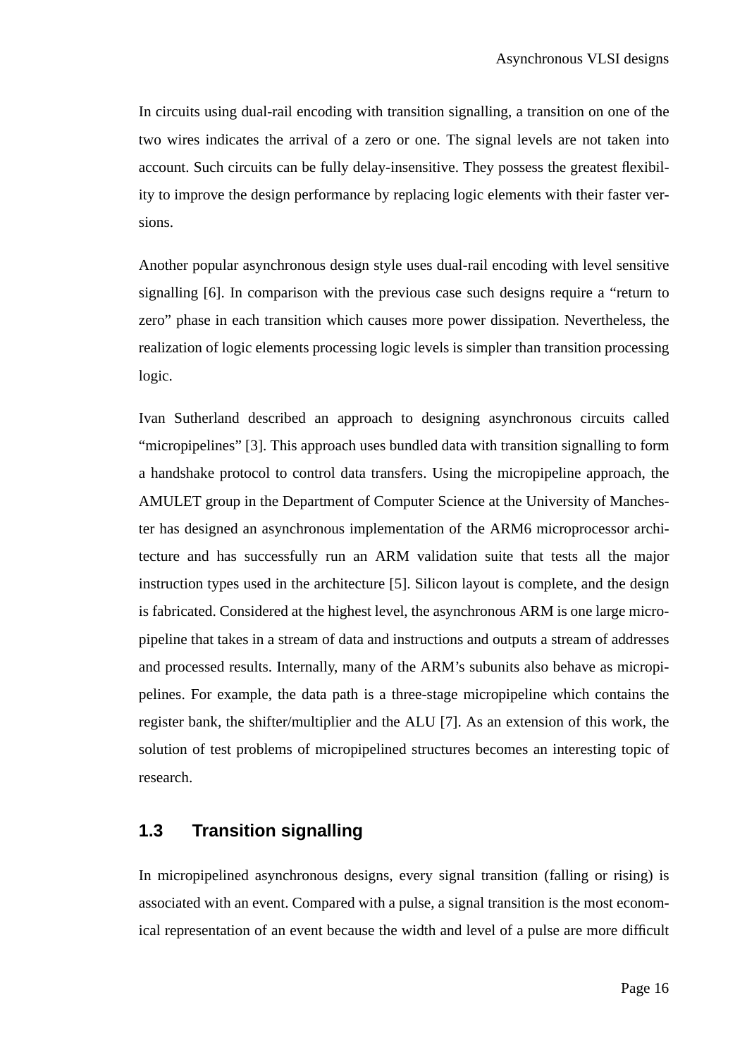In circuits using dual-rail encoding with transition signalling, a transition on one of the two wires indicates the arrival of a zero or one. The signal levels are not taken into account. Such circuits can be fully delay-insensitive. They possess the greatest flexibility to improve the design performance by replacing logic elements with their faster versions.

Another popular asynchronous design style uses dual-rail encoding with level sensitive signalling [6]. In comparison with the previous case such designs require a “return to zero” phase in each transition which causes more power dissipation. Nevertheless, the realization of logic elements processing logic levels is simpler than transition processing logic.

Ivan Sutherland described an approach to designing asynchronous circuits called “micropipelines” [3]. This approach uses bundled data with transition signalling to form a handshake protocol to control data transfers. Using the micropipeline approach, the AMULET group in the Department of Computer Science at the University of Manchester has designed an asynchronous implementation of the ARM6 microprocessor architecture and has successfully run an ARM validation suite that tests all the major instruction types used in the architecture [5]. Silicon layout is complete, and the design is fabricated. Considered at the highest level, the asynchronous ARM is one large micropipeline that takes in a stream of data and instructions and outputs a stream of addresses and processed results. Internally, many of the ARM’s subunits also behave as micropipelines. For example, the data path is a three-stage micropipeline which contains the register bank, the shifter/multiplier and the ALU [7]. As an extension of this work, the solution of test problems of micropipelined structures becomes an interesting topic of research.

## 1.3 Transition signalling

In micropipelined asynchronous designs, every signal transition (falling or rising) is associated with an event. Compared with a pulse, a signal transition is the most economical representation of an event because the width and level of a pulse are more difficult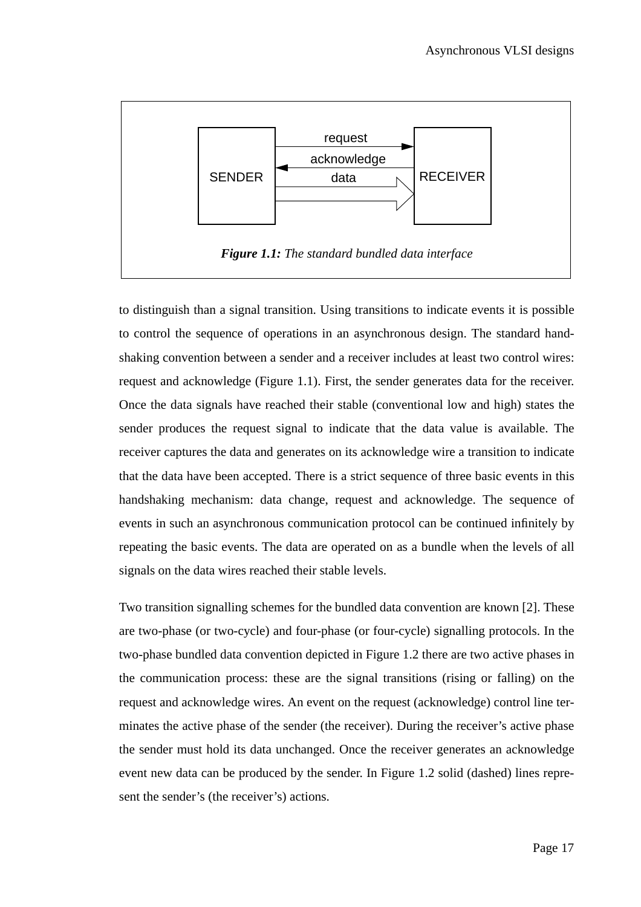**Figure 1.1:** *The standard bundled data interface*

to distinguish than a signal transition. Using transitions to indicate events it is possible to control the sequence of operations in an asynchronous design. The standard handshaking convention between a sender and a receiver includes at least two control wires: request and acknowledge (Figure 1.1). First, the sender generates data for the receiver. Once the data signals have reached their stable (conventional low and high) states the sender produces the request signal to indicate that the data value is available. The receiver captures the data and generates on its acknowledge wire a transition to indicate that the data have been accepted. There is a strict sequence of three basic events in this handshaking mechanism: data change, request and acknowledge. The sequence of events in such an asynchronous communication protocol can be continued infinitely by repeating the basic events. The data are operated on as a bundle when the levels of all signals on the data wires reached their stable levels.

Two transition signalling schemes for the bundled data convention are known [2]. These are two-phase (or two-cycle) and four-phase (or four-cycle) signalling protocols. In the two-phase bundled data convention depicted in Figure 1.2 there are two active phases in the communication process: these are the signal transitions (rising or falling) on the request and acknowledge wires. An event on the request (acknowledge) control line terminates the active phase of the sender (the receiver). During the receiver's active phase the sender must hold its data unchanged. Once the receiver generates an acknowledge event new data can be produced by the sender. In Figure 1.2 solid (dashed) lines represent the sender's (the receiver's) actions.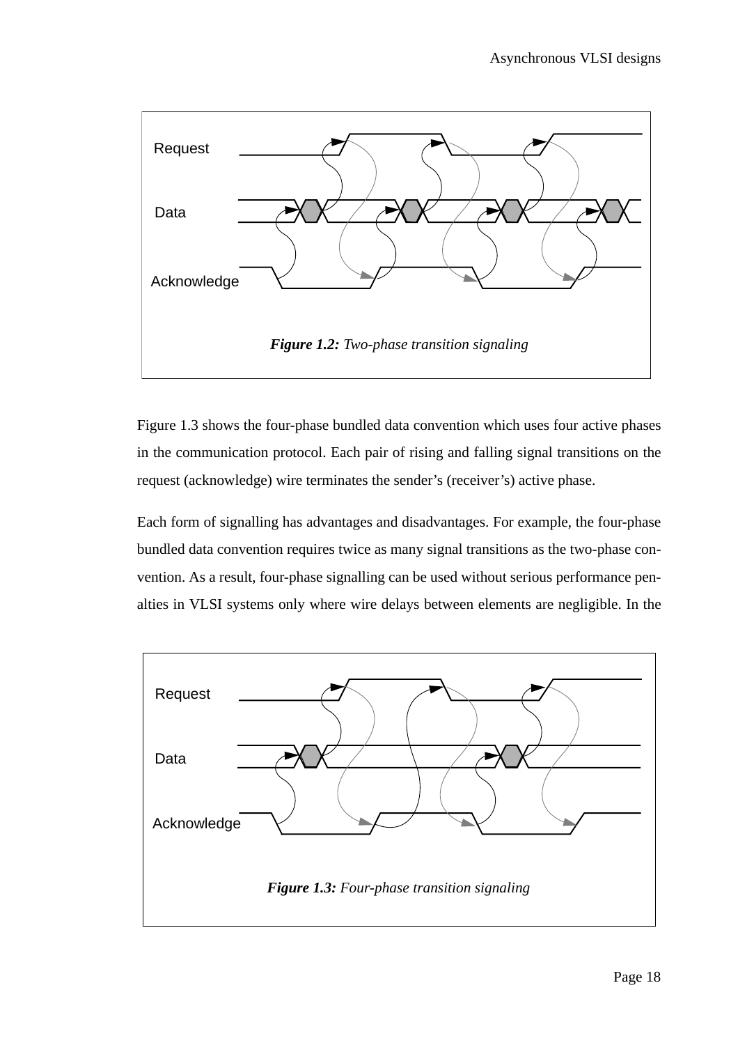Request

Data

Acknowledge

***Figure 1.2:*** *Two-phase transition signaling*

Figure 1.3 shows the four-phase bundled data convention which uses four active phases in the communication protocol. Each pair of rising and falling signal transitions on the request (acknowledge) wire terminates the sender's (receiver's) active phase.

Each form of signalling has advantages and disadvantages. For example, the four-phase bundled data convention requires twice as many signal transitions as the two-phase convention. As a result, four-phase signalling can be used without serious performance penalties in VLSI systems only where wire delays between elements are negligible. In the

Request

Data

Acknowledge

***Figure 1.3:*** *Four-phase transition signaling*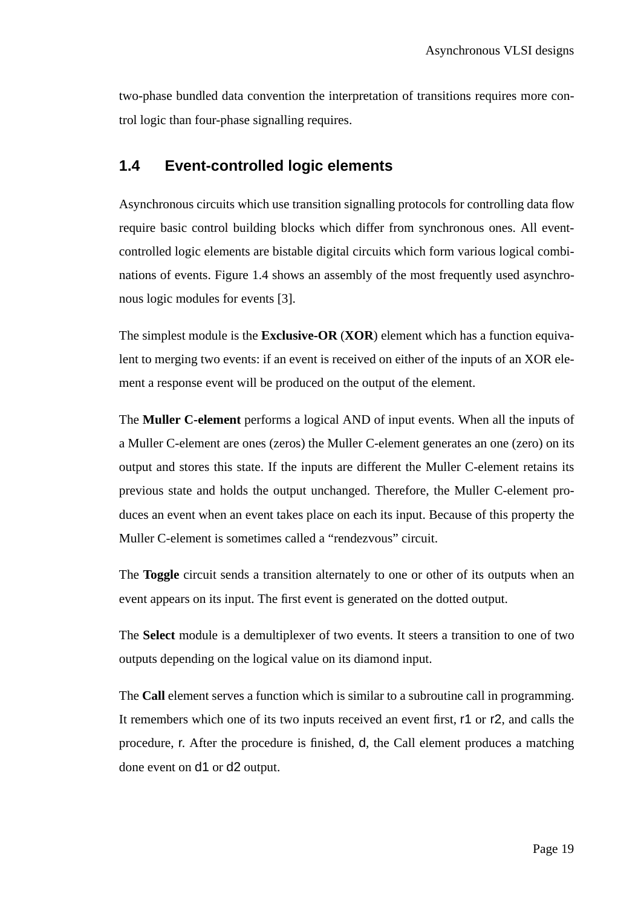two-phase bundled data convention the interpretation of transitions requires more control logic than four-phase signalling requires.

## 1.4 Event-controlled logic elements

Asynchronous circuits which use transition signalling protocols for controlling data flow require basic control building blocks which differ from synchronous ones. All event-controlled logic elements are bistable digital circuits which form various logical combinations of events. Figure 1.4 shows an assembly of the most frequently used asynchronous logic modules for events [3].

The simplest module is the **Exclusive-OR** (**XOR**) element which has a function equivalent to merging two events: if an event is received on either of the inputs of an XOR element a response event will be produced on the output of the element.

The **Muller C-element** performs a logical AND of input events. When all the inputs of a Muller C-element are ones (zeros) the Muller C-element generates an one (zero) on its output and stores this state. If the inputs are different the Muller C-element retains its previous state and holds the output unchanged. Therefore, the Muller C-element produces an event when an event takes place on each its input. Because of this property the Muller C-element is sometimes called a “rendezvous” circuit.

The **Toggle** circuit sends a transition alternately to one or other of its outputs when an event appears on its input. The first event is generated on the dotted output.

The **Select** module is a demultiplexer of two events. It steers a transition to one of two outputs depending on the logical value on its diamond input.

The **Call** element serves a function which is similar to a subroutine call in programming. It remembers which one of its two inputs received an event first, r1 or r2, and calls the procedure, r. After the procedure is finished, d, the Call element produces a matching done event on d1 or d2 output.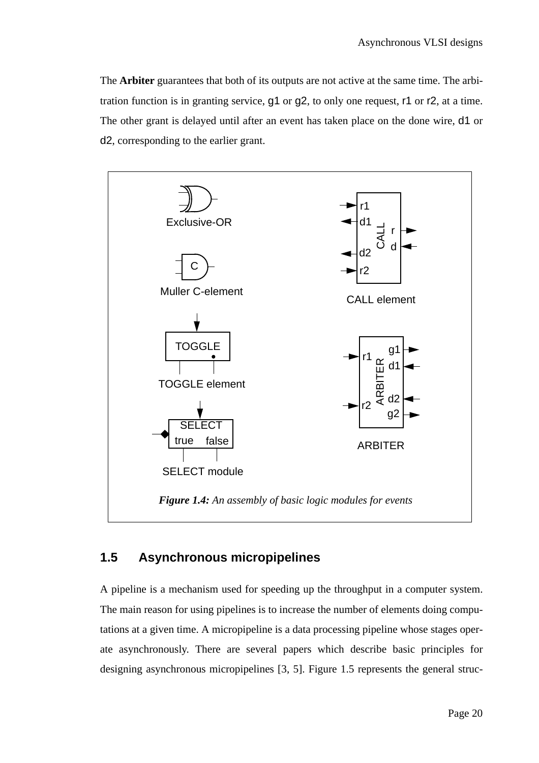The **Arbiter** guarantees that both of its outputs are not active at the same time. The arbitration function is in granting service, g1 or g2, to only one request, r1 or r2, at a time. The other grant is delayed until after an event has taken place on the done wire, d1 or d2, corresponding to the earlier grant.

***Figure 1.4:*** *An assembly of basic logic modules for events*

## 1.5 Asynchronous micropipelines

A pipeline is a mechanism used for speeding up the throughput in a computer system. The main reason for using pipelines is to increase the number of elements doing computations at a given time. A micropipeline is a data processing pipeline whose stages operate asynchronously. There are several papers which describe basic principles for designing asynchronous micropipelines [3, 5]. Figure 1.5 represents the general struc-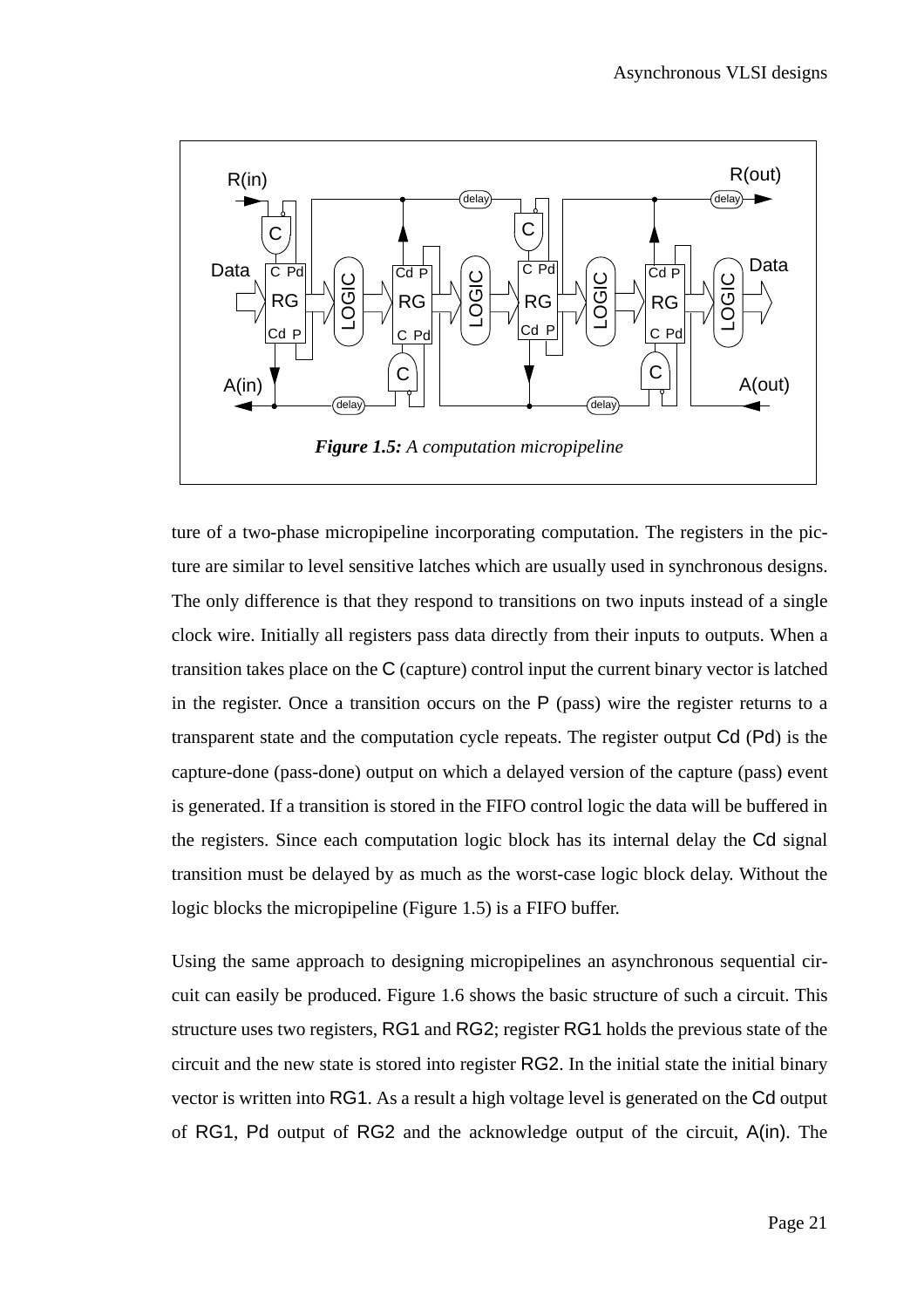*Figure 1.5: A computation micropipeline*

ture of a two-phase micropipeline incorporating computation. The registers in the picture are similar to level sensitive latches which are usually used in synchronous designs. The only difference is that they respond to transitions on two inputs instead of a single clock wire. Initially all registers pass data directly from their inputs to outputs. When a transition takes place on the C (capture) control input the current binary vector is latched in the register. Once a transition occurs on the P (pass) wire the register returns to a transparent state and the computation cycle repeats. The register output Cd (Pd) is the capture-done (pass-done) output on which a delayed version of the capture (pass) event is generated. If a transition is stored in the FIFO control logic the data will be buffered in the registers. Since each computation logic block has its internal delay the Cd signal transition must be delayed by as much as the worst-case logic block delay. Without the logic blocks the micropipeline (Figure 1.5) is a FIFO buffer.

Using the same approach to designing micropipelines an asynchronous sequential circuit can easily be produced. Figure 1.6 shows the basic structure of such a circuit. This structure uses two registers, RG1 and RG2; register RG1 holds the previous state of the circuit and the new state is stored into register RG2. In the initial state the initial binary vector is written into RG1. As a result a high voltage level is generated on the Cd output of RG1, Pd output of RG2 and the acknowledge output of the circuit, A(in). The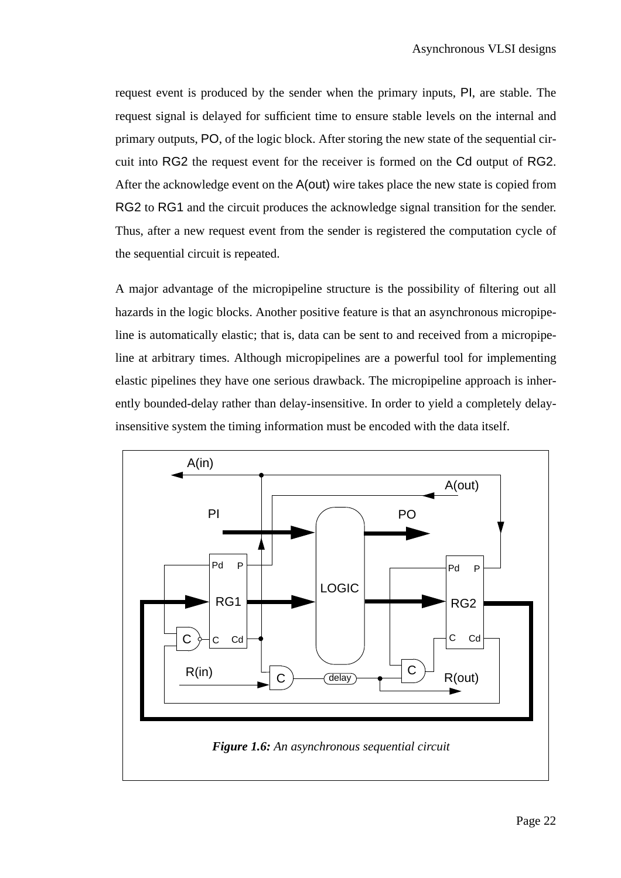request event is produced by the sender when the primary inputs, PI, are stable. The request signal is delayed for sufficient time to ensure stable levels on the internal and primary outputs, PO, of the logic block. After storing the new state of the sequential circuit into RG2 the request event for the receiver is formed on the Cd output of RG2. After the acknowledge event on the A(out) wire takes place the new state is copied from RG2 to RG1 and the circuit produces the acknowledge signal transition for the sender. Thus, after a new request event from the sender is registered the computation cycle of the sequential circuit is repeated.

A major advantage of the micropipeline structure is the possibility of filtering out all hazards in the logic blocks. Another positive feature is that an asynchronous micropipeline is automatically elastic; that is, data can be sent to and received from a micropipeline at arbitrary times. Although micropipelines are a powerful tool for implementing elastic pipelines they have one serious drawback. The micropipeline approach is inherently bounded-delay rather than delay-insensitive. In order to yield a completely delay-insensitive system the timing information must be encoded with the data itself.

***Figure 1.6:*** *An asynchronous sequential circuit*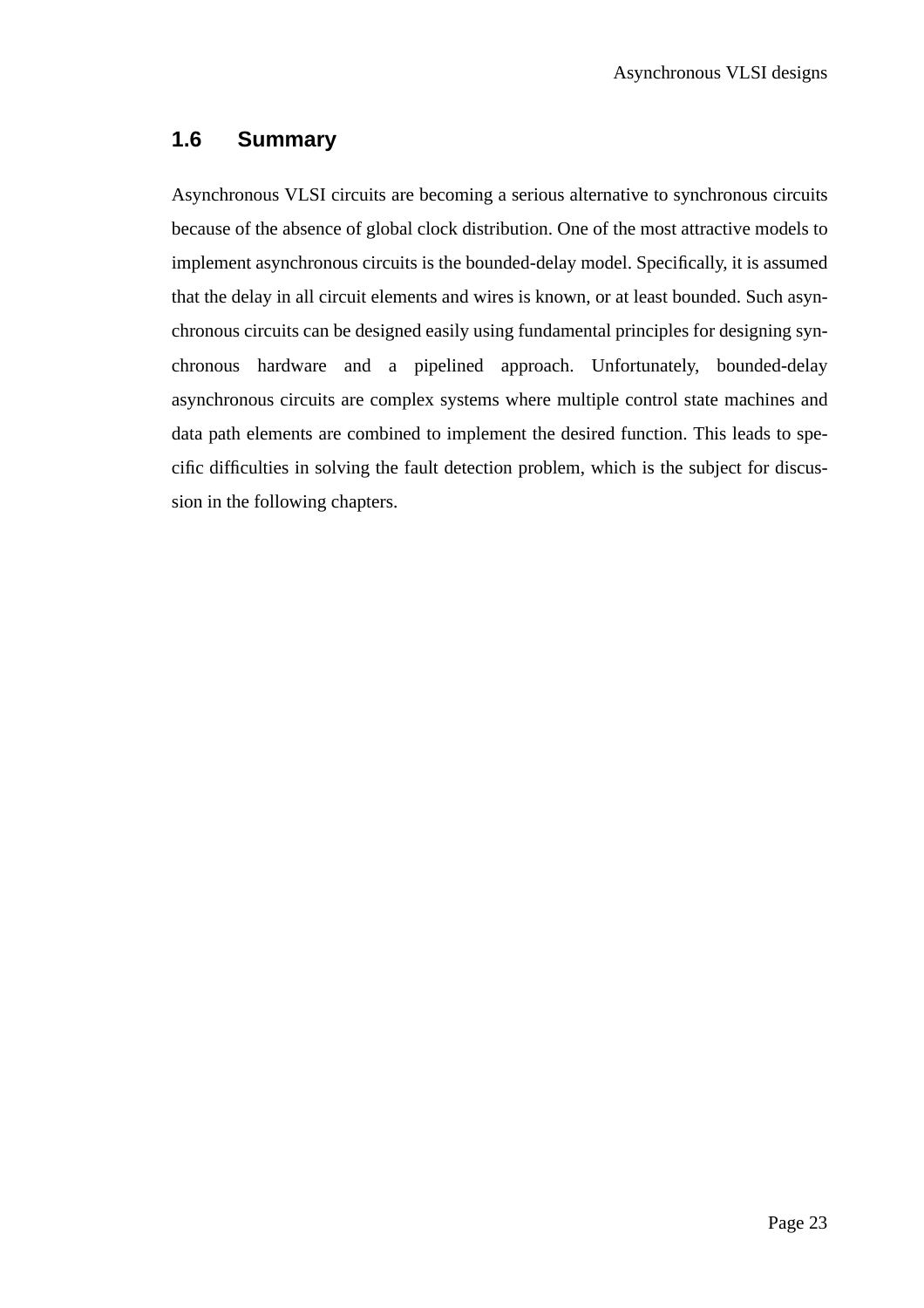## 1.6 Summary

Asynchronous VLSI circuits are becoming a serious alternative to synchronous circuits because of the absence of global clock distribution. One of the most attractive models to implement asynchronous circuits is the bounded-delay model. Specifically, it is assumed that the delay in all circuit elements and wires is known, or at least bounded. Such asynchronous circuits can be designed easily using fundamental principles for designing synchronous hardware and a pipelined approach. Unfortunately, bounded-delay asynchronous circuits are complex systems where multiple control state machines and data path elements are combined to implement the desired function. This leads to specific difficulties in solving the fault detection problem, which is the subject for discussion in the following chapters.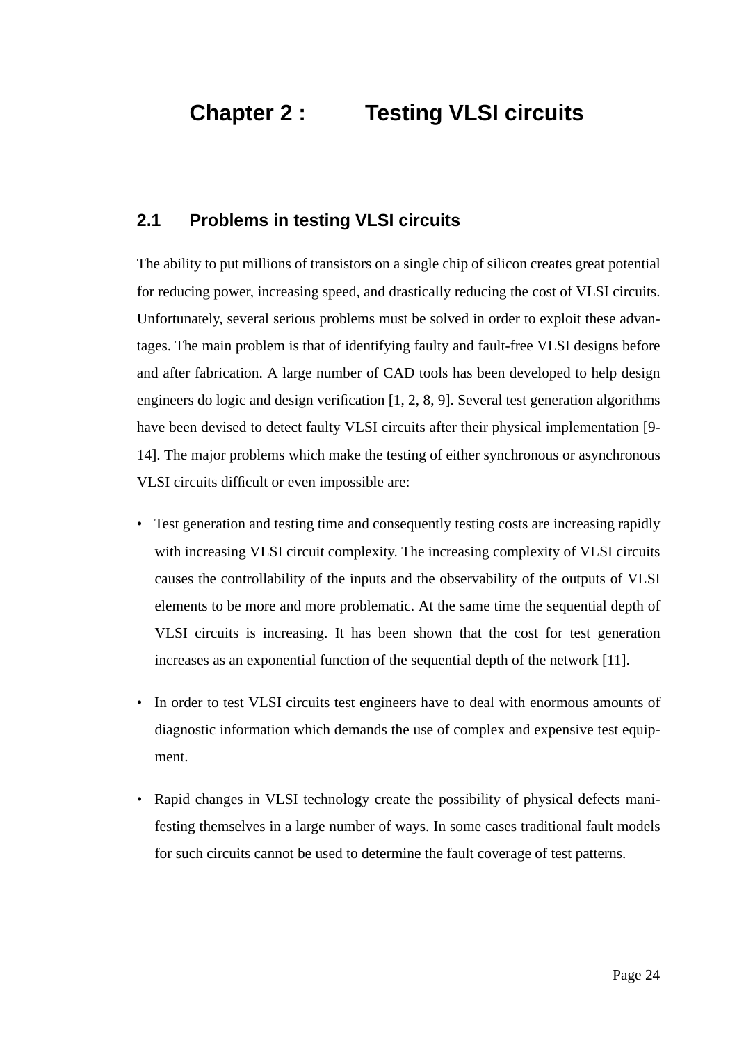# Chapter 2 : Testing VLSI circuits

## 2.1 Problems in testing VLSI circuits

The ability to put millions of transistors on a single chip of silicon creates great potential for reducing power, increasing speed, and drastically reducing the cost of VLSI circuits. Unfortunately, several serious problems must be solved in order to exploit these advantages. The main problem is that of identifying faulty and fault-free VLSI designs before and after fabrication. A large number of CAD tools has been developed to help design engineers do logic and design verification [1, 2, 8, 9]. Several test generation algorithms have been devised to detect faulty VLSI circuits after their physical implementation [9-14]. The major problems which make the testing of either synchronous or asynchronous VLSI circuits difficult or even impossible are:

- Test generation and testing time and consequently testing costs are increasing rapidly with increasing VLSI circuit complexity. The increasing complexity of VLSI circuits causes the controllability of the inputs and the observability of the outputs of VLSI elements to be more and more problematic. At the same time the sequential depth of VLSI circuits is increasing. It has been shown that the cost for test generation increases as an exponential function of the sequential depth of the network [11].

- In order to test VLSI circuits test engineers have to deal with enormous amounts of diagnostic information which demands the use of complex and expensive test equipment.

- Rapid changes in VLSI technology create the possibility of physical defects manifesting themselves in a large number of ways. In some cases traditional fault models for such circuits cannot be used to determine the fault coverage of test patterns.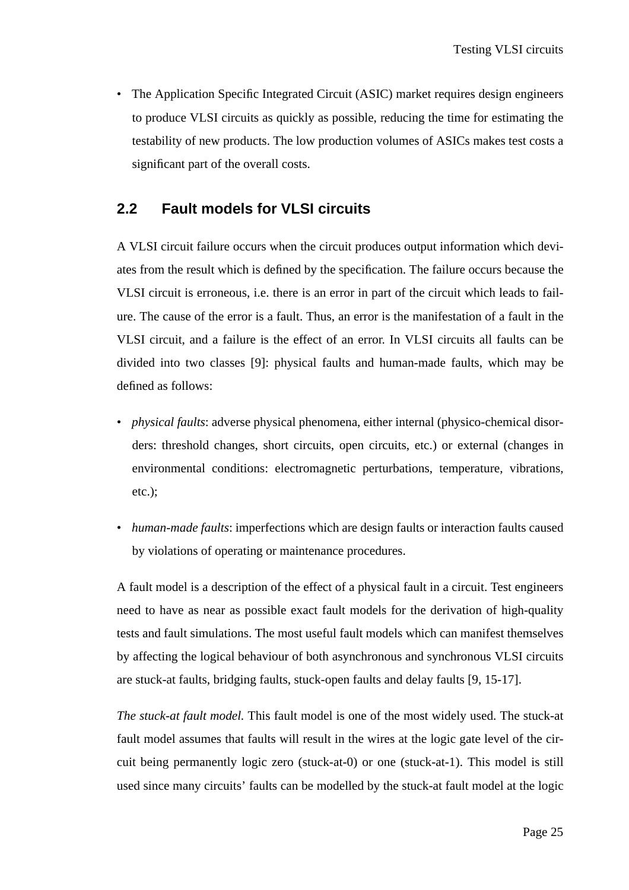- The Application Specific Integrated Circuit (ASIC) market requires design engineers to produce VLSI circuits as quickly as possible, reducing the time for estimating the testability of new products. The low production volumes of ASICs makes test costs a significant part of the overall costs.

## 2.2 Fault models for VLSI circuits

A VLSI circuit failure occurs when the circuit produces output information which deviates from the result which is defined by the specification. The failure occurs because the VLSI circuit is erroneous, i.e. there is an error in part of the circuit which leads to failure. The cause of the error is a fault. Thus, an error is the manifestation of a fault in the VLSI circuit, and a failure is the effect of an error. In VLSI circuits all faults can be divided into two classes [9]: physical faults and human-made faults, which may be defined as follows:

- *physical faults*: adverse physical phenomena, either internal (physico-chemical disorders: threshold changes, short circuits, open circuits, etc.) or external (changes in environmental conditions: electromagnetic perturbations, temperature, vibrations, etc.);
- *human-made faults*: imperfections which are design faults or interaction faults caused by violations of operating or maintenance procedures.

A fault model is a description of the effect of a physical fault in a circuit. Test engineers need to have as near as possible exact fault models for the derivation of high-quality tests and fault simulations. The most useful fault models which can manifest themselves by affecting the logical behaviour of both asynchronous and synchronous VLSI circuits are stuck-at faults, bridging faults, stuck-open faults and delay faults [9, 15-17].

*The stuck-at fault model.* This fault model is one of the most widely used. The stuck-at fault model assumes that faults will result in the wires at the logic gate level of the circuit being permanently logic zero (stuck-at-0) or one (stuck-at-1). This model is still used since many circuits' faults can be modelled by the stuck-at fault model at the logic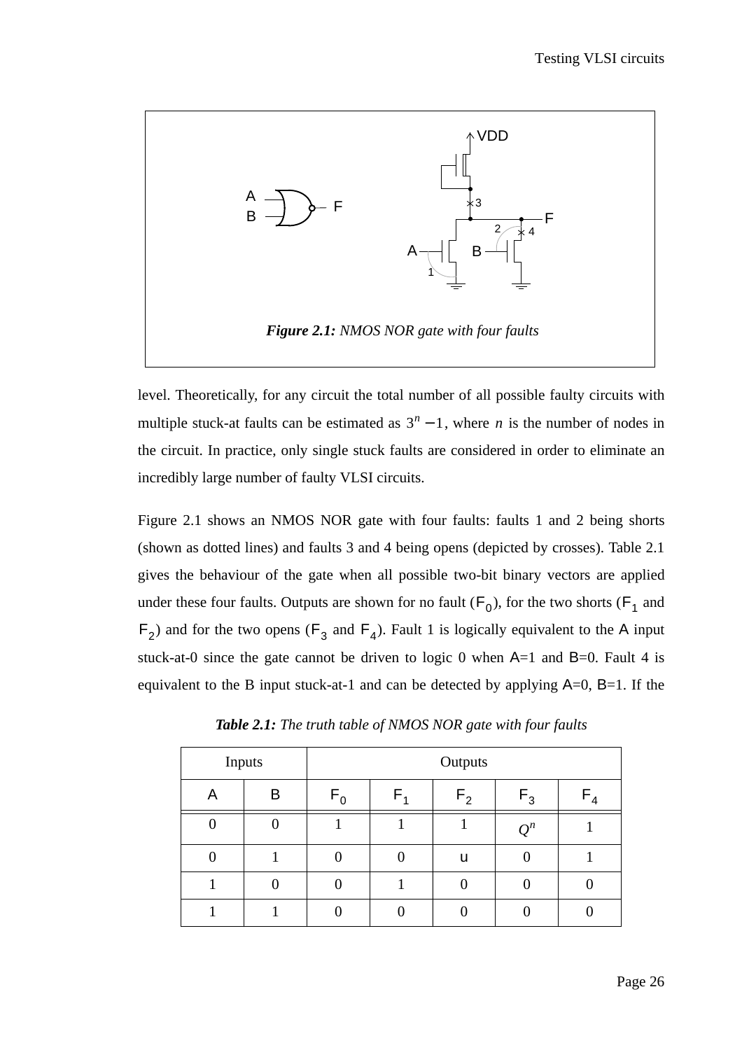**Figure 2.1:** *NMOS NOR gate with four faults*

level. Theoretically, for any circuit the total number of all possible faulty circuits with multiple stuck-at faults can be estimated as $3^n - 1$, where $n$ is the number of nodes in the circuit. In practice, only single stuck faults are considered in order to eliminate an incredibly large number of faulty VLSI circuits.

Figure 2.1 shows an NMOS NOR gate with four faults: faults 1 and 2 being shorts (shown as dotted lines) and faults 3 and 4 being opens (depicted by crosses). Table 2.1 gives the behaviour of the gate when all possible two-bit binary vectors are applied under these four faults. Outputs are shown for no fault ($F_0$), for the two shorts ($F_1$ and $F_2$) and for the two opens ($F_3$ and $F_4$). Fault 1 is logically equivalent to the A input stuck-at-0 since the gate cannot be driven to logic 0 when A=1 and B=0. Fault 4 is equivalent to the B input stuck-at-1 and can be detected by applying A=0, B=1. If the

***Table 2.1:*** *The truth table of NMOS NOR gate with four faults*

| Inputs | | Outputs | | | | |
|---|---|---|---|---|---|---|
| A | B | $F_0$ | $F_1$ | $F_2$ | $F_3$ | $F_4$ |
| 0 | 0 | 1 | 1 | 1 | $Q^n$ | 1 |
| 0 | 1 | 0 | 0 | u | 0 | 1 |
| 1 | 0 | 0 | 1 | 0 | 0 | 0 |
| 1 | 1 | 0 | 0 | 0 | 0 | 0 |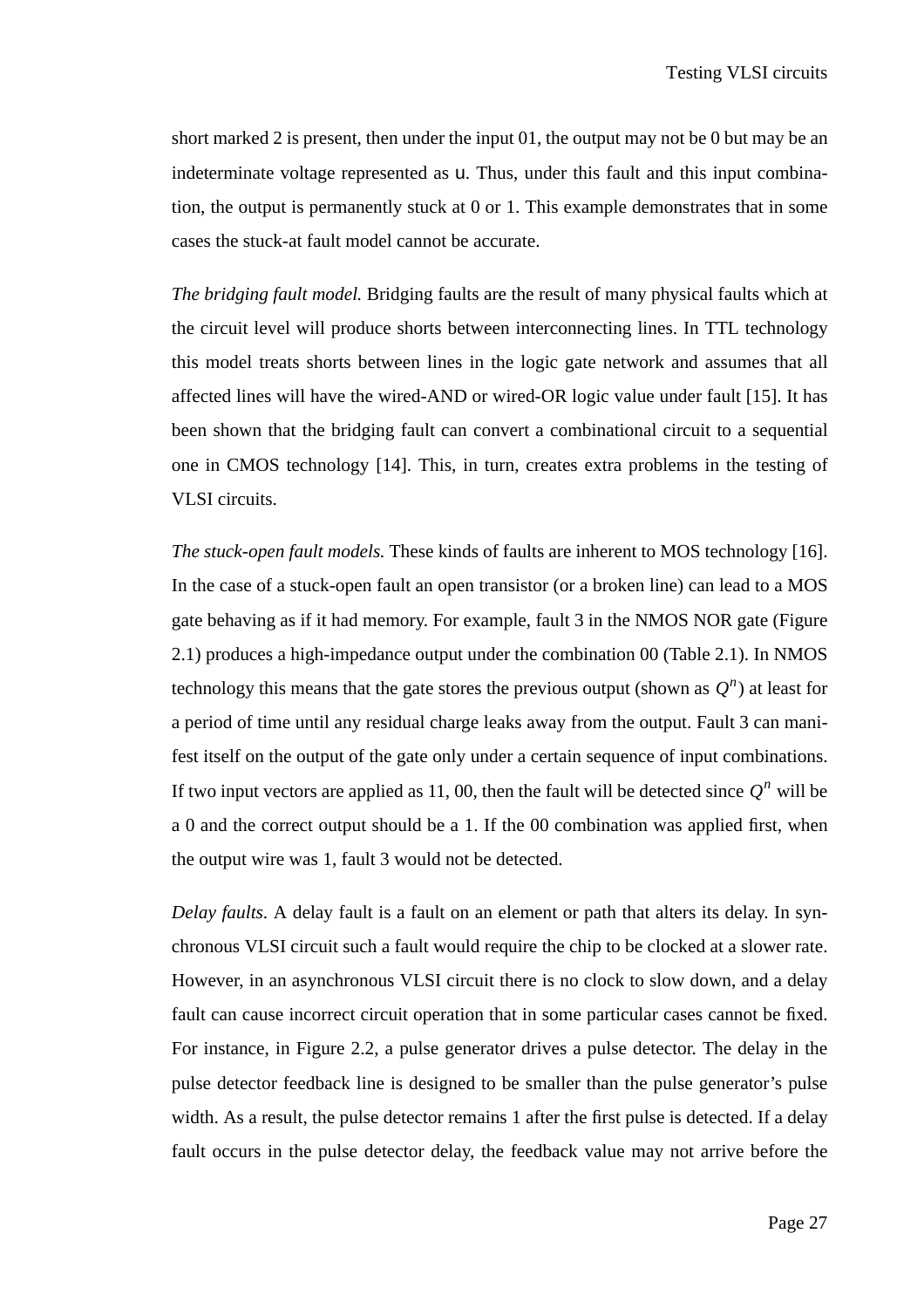short marked 2 is present, then under the input 01, the output may not be 0 but may be an indeterminate voltage represented as u. Thus, under this fault and this input combination, the output is permanently stuck at 0 or 1. This example demonstrates that in some cases the stuck-at fault model cannot be accurate.

*The bridging fault model.* Bridging faults are the result of many physical faults which at the circuit level will produce shorts between interconnecting lines. In TTL technology this model treats shorts between lines in the logic gate network and assumes that all affected lines will have the wired-AND or wired-OR logic value under fault [15]. It has been shown that the bridging fault can convert a combinational circuit to a sequential one in CMOS technology [14]. This, in turn, creates extra problems in the testing of VLSI circuits.

*The stuck-open fault models.* These kinds of faults are inherent to MOS technology [16]. In the case of a stuck-open fault an open transistor (or a broken line) can lead to a MOS gate behaving as if it had memory. For example, fault 3 in the NMOS NOR gate (Figure 2.1) produces a high-impedance output under the combination 00 (Table 2.1). In NMOS technology this means that the gate stores the previous output (shown as $Q^n$) at least for a period of time until any residual charge leaks away from the output. Fault 3 can manifest itself on the output of the gate only under a certain sequence of input combinations. If two input vectors are applied as 11, 00, then the fault will be detected since $Q^n$ will be a 0 and the correct output should be a 1. If the 00 combination was applied first, when the output wire was 1, fault 3 would not be detected.

*Delay faults*. A delay fault is a fault on an element or path that alters its delay. In synchronous VLSI circuit such a fault would require the chip to be clocked at a slower rate. However, in an asynchronous VLSI circuit there is no clock to slow down, and a delay fault can cause incorrect circuit operation that in some particular cases cannot be fixed. For instance, in Figure 2.2, a pulse generator drives a pulse detector. The delay in the pulse detector feedback line is designed to be smaller than the pulse generator's pulse width. As a result, the pulse detector remains 1 after the first pulse is detected. If a delay fault occurs in the pulse detector delay, the feedback value may not arrive before the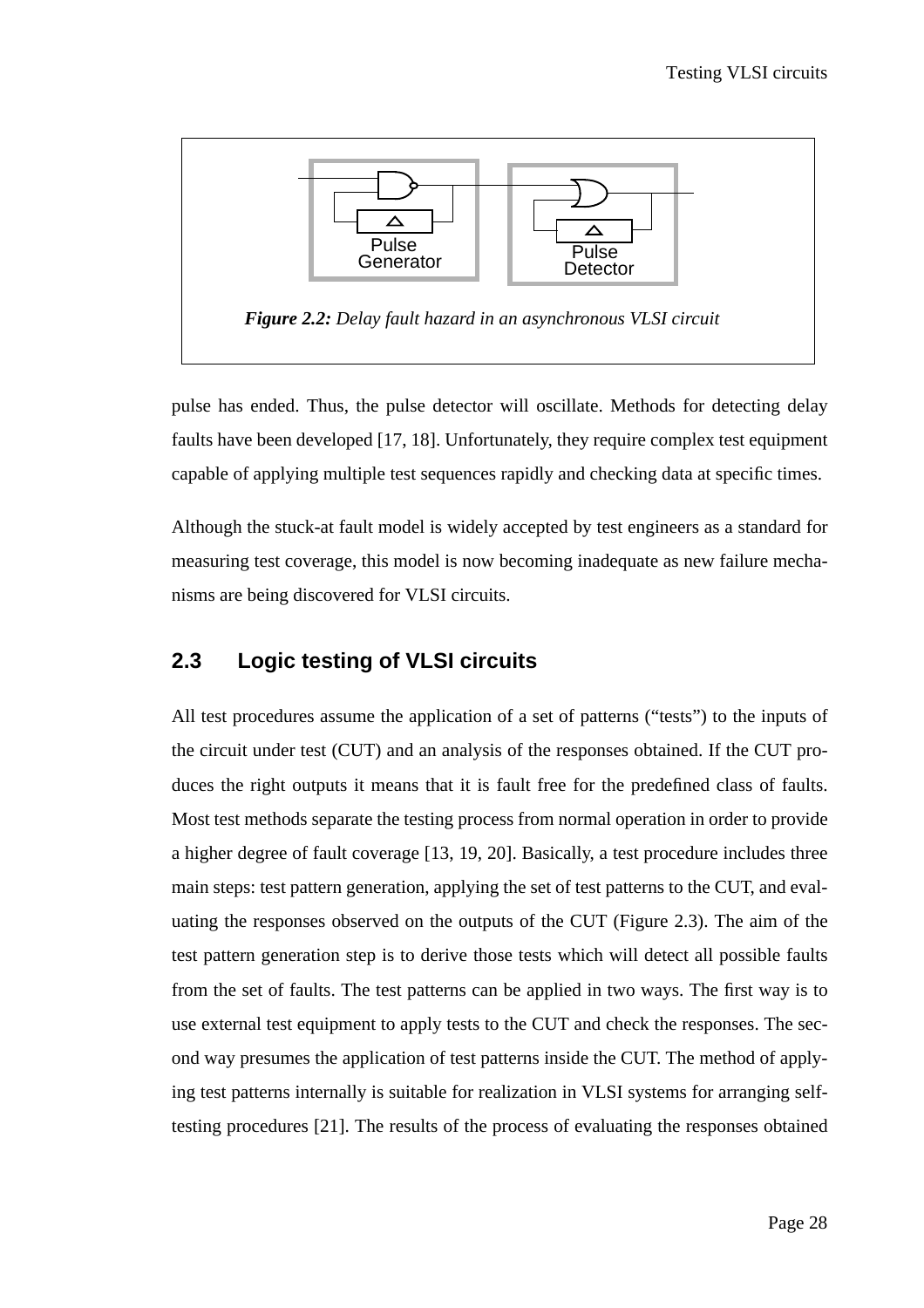*Figure 2.2: Delay fault hazard in an asynchronous VLSI circuit*

pulse has ended. Thus, the pulse detector will oscillate. Methods for detecting delay faults have been developed [17, 18]. Unfortunately, they require complex test equipment capable of applying multiple test sequences rapidly and checking data at specific times.

Although the stuck-at fault model is widely accepted by test engineers as a standard for measuring test coverage, this model is now becoming inadequate as new failure mechanisms are being discovered for VLSI circuits.

## 2.3 Logic testing of VLSI circuits

All test procedures assume the application of a set of patterns ("tests") to the inputs of the circuit under test (CUT) and an analysis of the responses obtained. If the CUT produces the right outputs it means that it is fault free for the predefined class of faults. Most test methods separate the testing process from normal operation in order to provide a higher degree of fault coverage [13, 19, 20]. Basically, a test procedure includes three main steps: test pattern generation, applying the set of test patterns to the CUT, and evaluating the responses observed on the outputs of the CUT (Figure 2.3). The aim of the test pattern generation step is to derive those tests which will detect all possible faults from the set of faults. The test patterns can be applied in two ways. The first way is to use external test equipment to apply tests to the CUT and check the responses. The second way presumes the application of test patterns inside the CUT. The method of applying test patterns internally is suitable for realization in VLSI systems for arranging self-testing procedures [21]. The results of the process of evaluating the responses obtained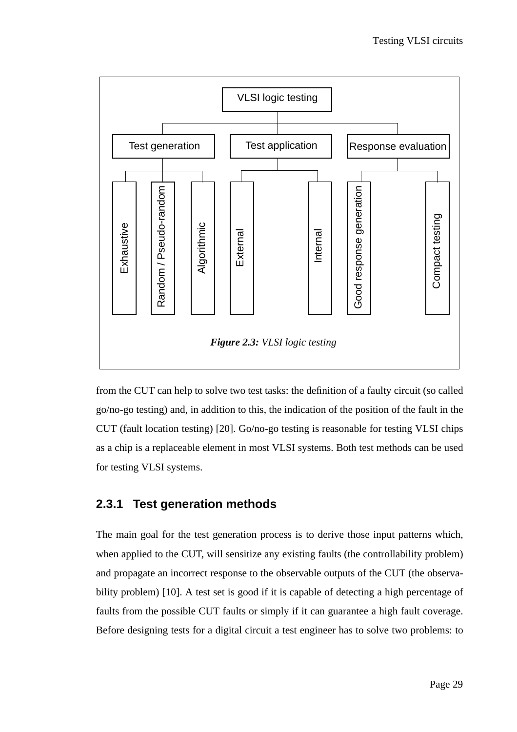**Figure 2.3:** *VLSI logic testing*

from the CUT can help to solve two test tasks: the definition of a faulty circuit (so called go/no-go testing) and, in addition to this, the indication of the position of the fault in the CUT (fault location testing) [20]. Go/no-go testing is reasonable for testing VLSI chips as a chip is a replaceable element in most VLSI systems. Both test methods can be used for testing VLSI systems.

### 2.3.1 Test generation methods

The main goal for the test generation process is to derive those input patterns which, when applied to the CUT, will sensitize any existing faults (the controllability problem) and propagate an incorrect response to the observable outputs of the CUT (the observability problem) [10]. A test set is good if it is capable of detecting a high percentage of faults from the possible CUT faults or simply if it can guarantee a high fault coverage. Before designing tests for a digital circuit a test engineer has to solve two problems: to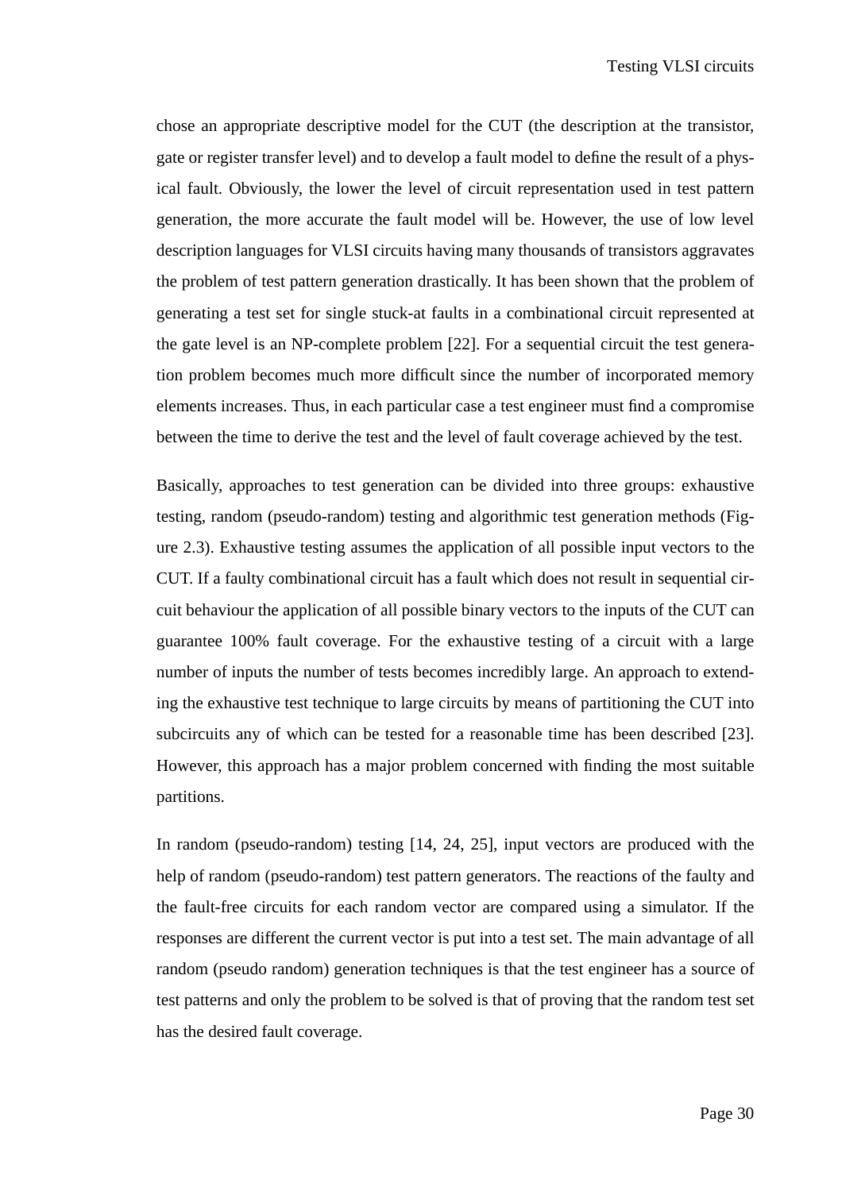chose an appropriate descriptive model for the CUT (the description at the transistor, gate or register transfer level) and to develop a fault model to define the result of a physical fault. Obviously, the lower the level of circuit representation used in test pattern generation, the more accurate the fault model will be. However, the use of low level description languages for VLSI circuits having many thousands of transistors aggravates the problem of test pattern generation drastically. It has been shown that the problem of generating a test set for single stuck-at faults in a combinational circuit represented at the gate level is an NP-complete problem [22]. For a sequential circuit the test generation problem becomes much more difficult since the number of incorporated memory elements increases. Thus, in each particular case a test engineer must find a compromise between the time to derive the test and the level of fault coverage achieved by the test.

Basically, approaches to test generation can be divided into three groups: exhaustive testing, random (pseudo-random) testing and algorithmic test generation methods (Figure 2.3). Exhaustive testing assumes the application of all possible input vectors to the CUT. If a faulty combinational circuit has a fault which does not result in sequential circuit behaviour the application of all possible binary vectors to the inputs of the CUT can guarantee 100% fault coverage. For the exhaustive testing of a circuit with a large number of inputs the number of tests becomes incredibly large. An approach to extending the exhaustive test technique to large circuits by means of partitioning the CUT into subcircuits any of which can be tested for a reasonable time has been described [23]. However, this approach has a major problem concerned with finding the most suitable partitions.

In random (pseudo-random) testing [14, 24, 25], input vectors are produced with the help of random (pseudo-random) test pattern generators. The reactions of the faulty and the fault-free circuits for each random vector are compared using a simulator. If the responses are different the current vector is put into a test set. The main advantage of all random (pseudo random) generation techniques is that the test engineer has a source of test patterns and only the problem to be solved is that of proving that the random test set has the desired fault coverage.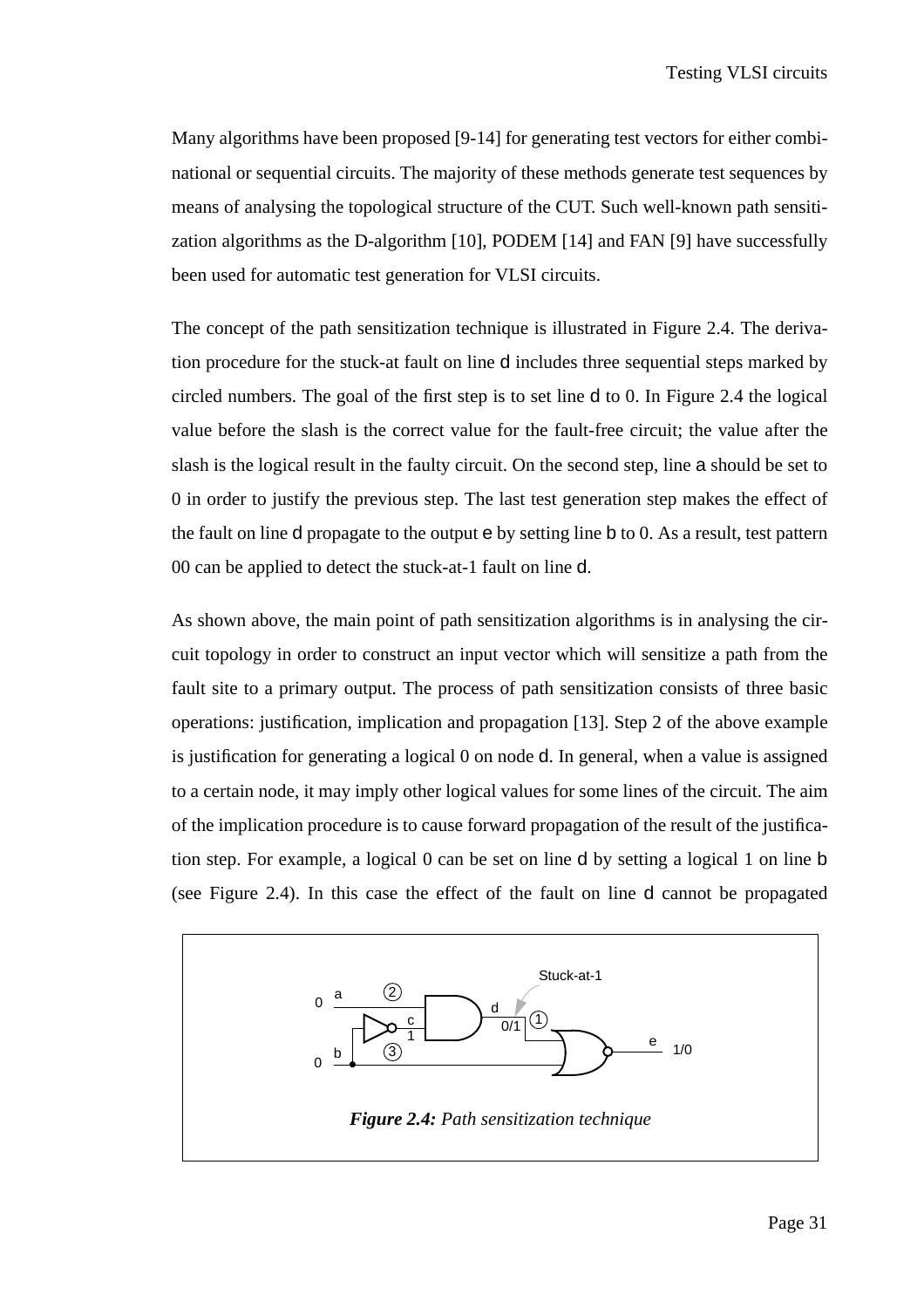Many algorithms have been proposed [9-14] for generating test vectors for either combinational or sequential circuits. The majority of these methods generate test sequences by means of analysing the topological structure of the CUT. Such well-known path sensitization algorithms as the D-algorithm [10], PODEM [14] and FAN [9] have successfully been used for automatic test generation for VLSI circuits.

The concept of the path sensitization technique is illustrated in Figure 2.4. The derivation procedure for the stuck-at fault on line d includes three sequential steps marked by circled numbers. The goal of the first step is to set line d to 0. In Figure 2.4 the logical value before the slash is the correct value for the fault-free circuit; the value after the slash is the logical result in the faulty circuit. On the second step, line a should be set to 0 in order to justify the previous step. The last test generation step makes the effect of the fault on line d propagate to the output e by setting line b to 0. As a result, test pattern 00 can be applied to detect the stuck-at-1 fault on line d.

As shown above, the main point of path sensitization algorithms is in analysing the circuit topology in order to construct an input vector which will sensitize a path from the fault site to a primary output. The process of path sensitization consists of three basic operations: justification, implication and propagation [13]. Step 2 of the above example is justification for generating a logical 0 on node d. In general, when a value is assigned to a certain node, it may imply other logical values for some lines of the circuit. The aim of the implication procedure is to cause forward propagation of the result of the justification step. For example, a logical 0 can be set on line d by setting a logical 1 on line b (see Figure 2.4). In this case the effect of the fault on line d cannot be propagated

***Figure 2.4:*** *Path sensitization technique*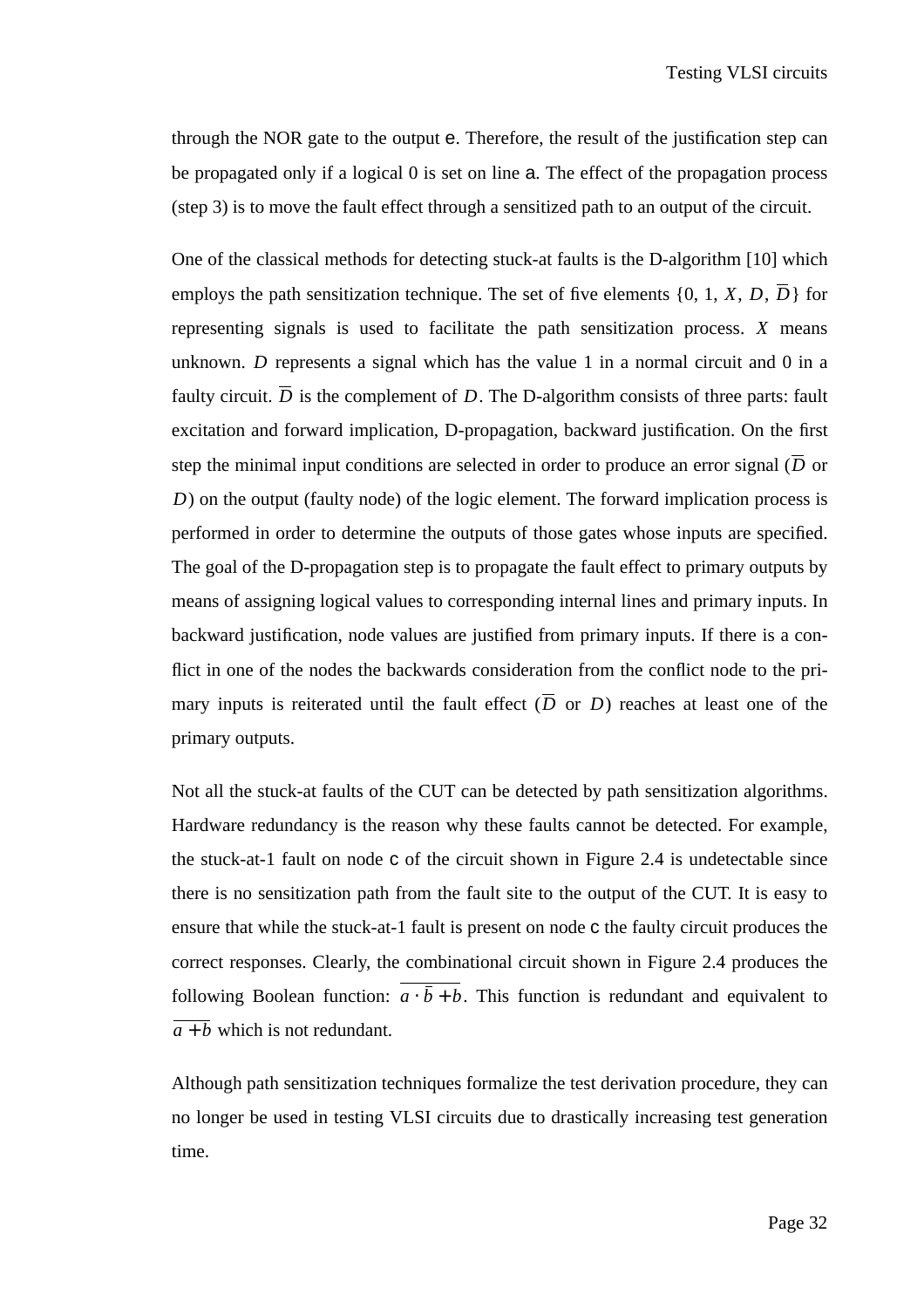through the NOR gate to the output e. Therefore, the result of the justification step can be propagated only if a logical 0 is set on line a. The effect of the propagation process (step 3) is to move the fault effect through a sensitized path to an output of the circuit.

One of the classical methods for detecting stuck-at faults is the D-algorithm [10] which employs the path sensitization technique. The set of five elements {0, 1, $X$, $D$, $\overline{D}$} for representing signals is used to facilitate the path sensitization process. $X$ means unknown. $D$ represents a signal which has the value 1 in a normal circuit and 0 in a faulty circuit. $\overline{D}$ is the complement of $D$. The D-algorithm consists of three parts: fault excitation and forward implication, D-propagation, backward justification. On the first step the minimal input conditions are selected in order to produce an error signal ($\overline{D}$ or $D$) on the output (faulty node) of the logic element. The forward implication process is performed in order to determine the outputs of those gates whose inputs are specified. The goal of the D-propagation step is to propagate the fault effect to primary outputs by means of assigning logical values to corresponding internal lines and primary inputs. In backward justification, node values are justified from primary inputs. If there is a conflict in one of the nodes the backwards consideration from the conflict node to the primary inputs is reiterated until the fault effect ($\overline{D}$ or $D$) reaches at least one of the primary outputs.

Not all the stuck-at faults of the CUT can be detected by path sensitization algorithms. Hardware redundancy is the reason why these faults cannot be detected. For example, the stuck-at-1 fault on node c of the circuit shown in Figure 2.4 is undetectable since there is no sensitization path from the fault site to the output of the CUT. It is easy to ensure that while the stuck-at-1 fault is present on node c the faulty circuit produces the correct responses. Clearly, the combinational circuit shown in Figure 2.4 produces the following Boolean function: $\overline{a \cdot \bar{b} + b}$. This function is redundant and equivalent to $\overline{a + b}$ which is not redundant.

Although path sensitization techniques formalize the test derivation procedure, they can no longer be used in testing VLSI circuits due to drastically increasing test generation time.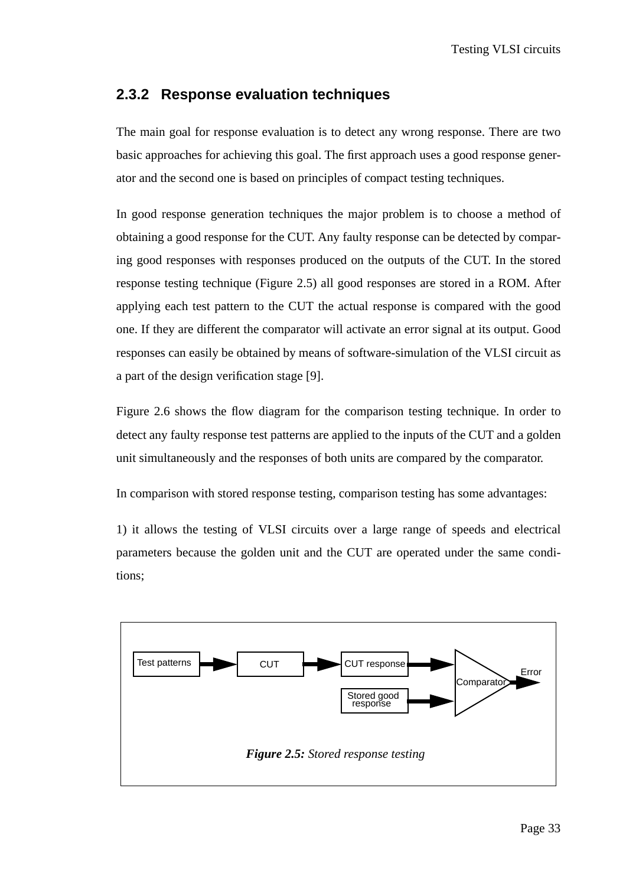### 2.3.2 Response evaluation techniques

The main goal for response evaluation is to detect any wrong response. There are two basic approaches for achieving this goal. The first approach uses a good response generator and the second one is based on principles of compact testing techniques.

In good response generation techniques the major problem is to choose a method of obtaining a good response for the CUT. Any faulty response can be detected by comparing good responses with responses produced on the outputs of the CUT. In the stored response testing technique (Figure 2.5) all good responses are stored in a ROM. After applying each test pattern to the CUT the actual response is compared with the good one. If they are different the comparator will activate an error signal at its output. Good responses can easily be obtained by means of software-simulation of the VLSI circuit as a part of the design verification stage [9].

Figure 2.6 shows the flow diagram for the comparison testing technique. In order to detect any faulty response test patterns are applied to the inputs of the CUT and a golden unit simultaneously and the responses of both units are compared by the comparator.

In comparison with stored response testing, comparison testing has some advantages:

1) it allows the testing of VLSI circuits over a large range of speeds and electrical parameters because the golden unit and the CUT are operated under the same conditions;

Test patterns → CUT → CUT response → Comparator → Error

Stored good response → Comparator

***Figure 2.5:*** *Stored response testing*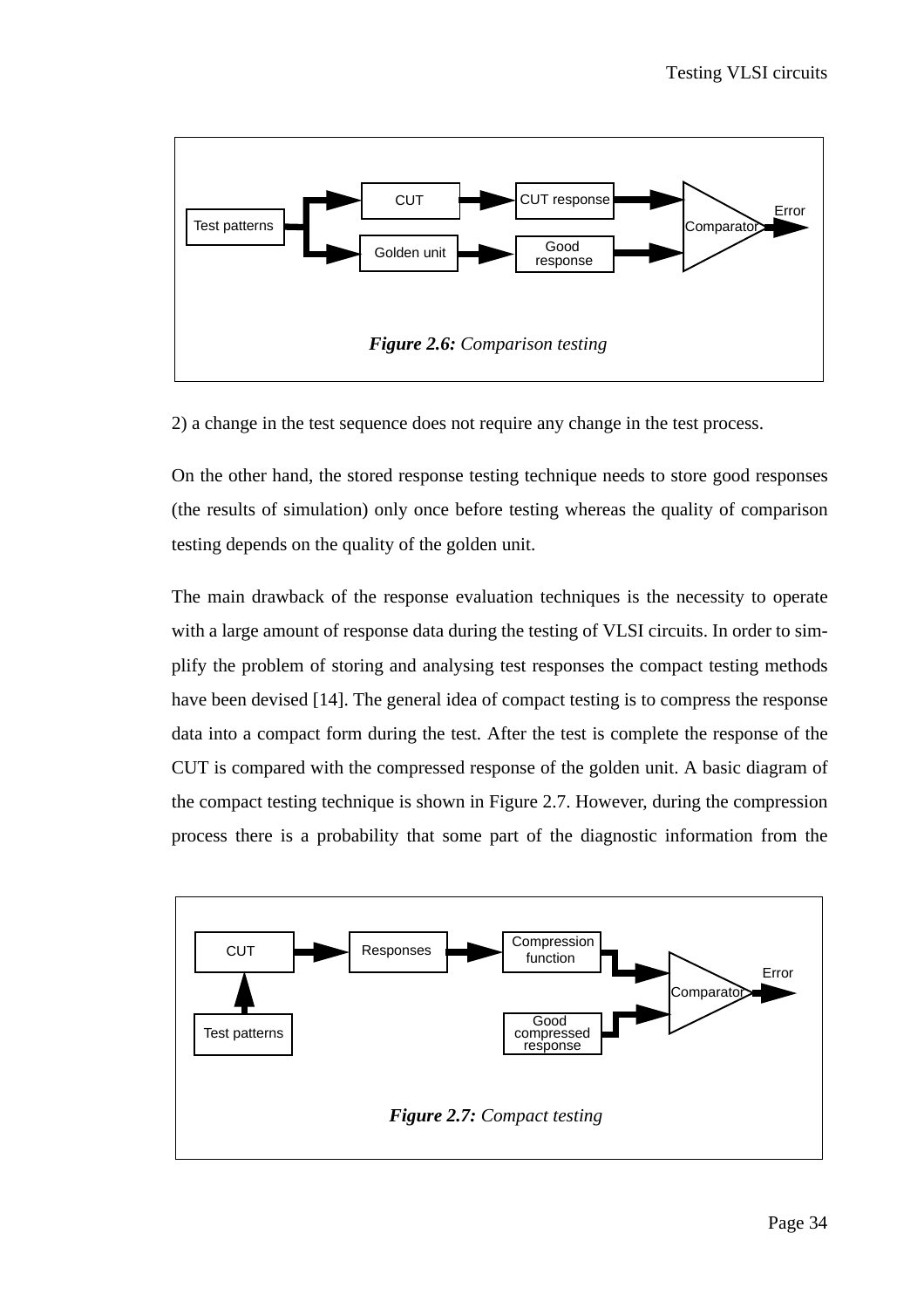*Figure 2.6: Comparison testing*

2) a change in the test sequence does not require any change in the test process.

On the other hand, the stored response testing technique needs to store good responses (the results of simulation) only once before testing whereas the quality of comparison testing depends on the quality of the golden unit.

The main drawback of the response evaluation techniques is the necessity to operate with a large amount of response data during the testing of VLSI circuits. In order to simplify the problem of storing and analysing test responses the compact testing methods have been devised [14]. The general idea of compact testing is to compress the response data into a compact form during the test. After the test is complete the response of the CUT is compared with the compressed response of the golden unit. A basic diagram of the compact testing technique is shown in Figure 2.7. However, during the compression process there is a probability that some part of the diagnostic information from the

*Figure 2.7: Compact testing*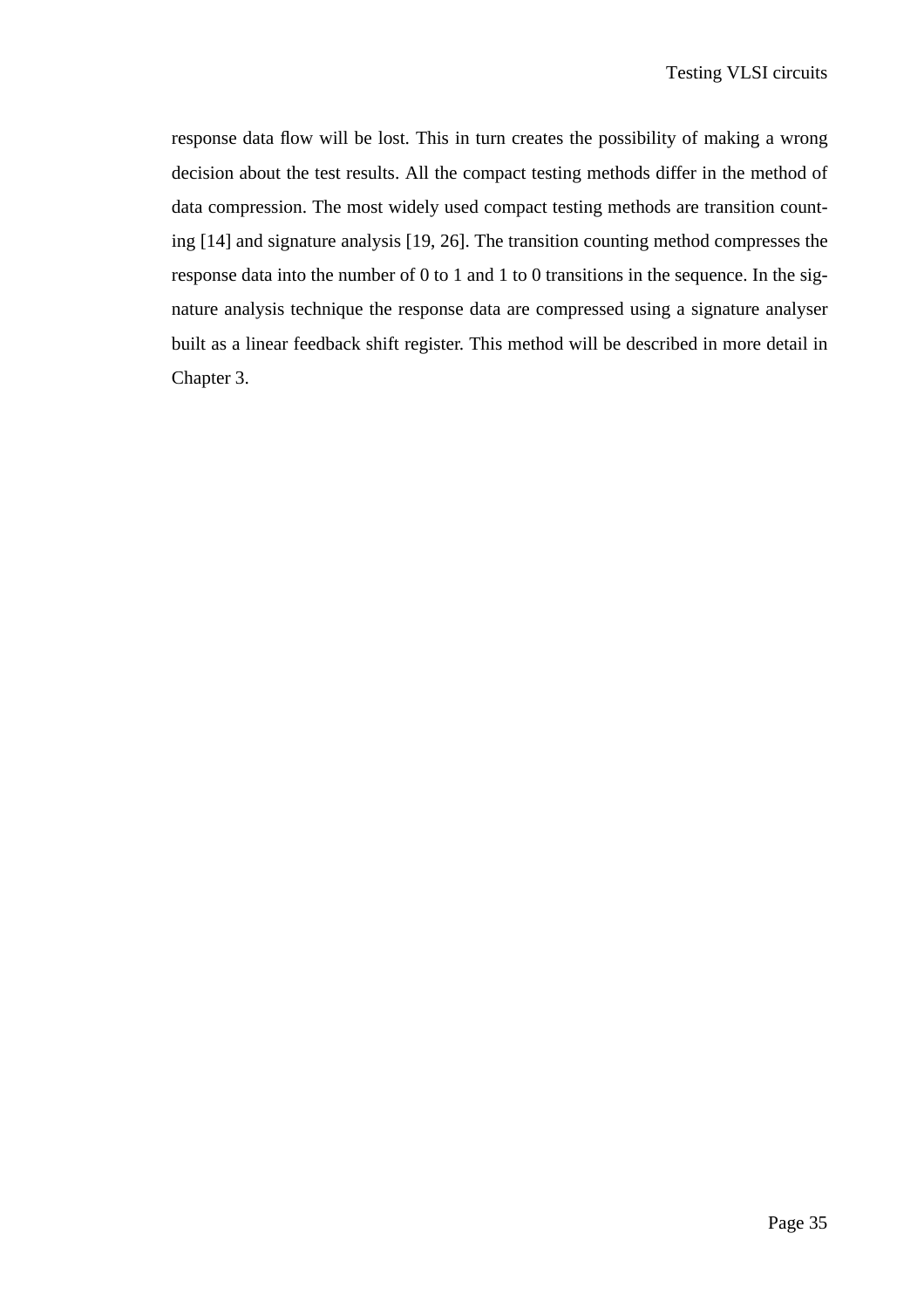response data flow will be lost. This in turn creates the possibility of making a wrong decision about the test results. All the compact testing methods differ in the method of data compression. The most widely used compact testing methods are transition counting [14] and signature analysis [19, 26]. The transition counting method compresses the response data into the number of 0 to 1 and 1 to 0 transitions in the sequence. In the signature analysis technique the response data are compressed using a signature analyser built as a linear feedback shift register. This method will be described in more detail in Chapter 3.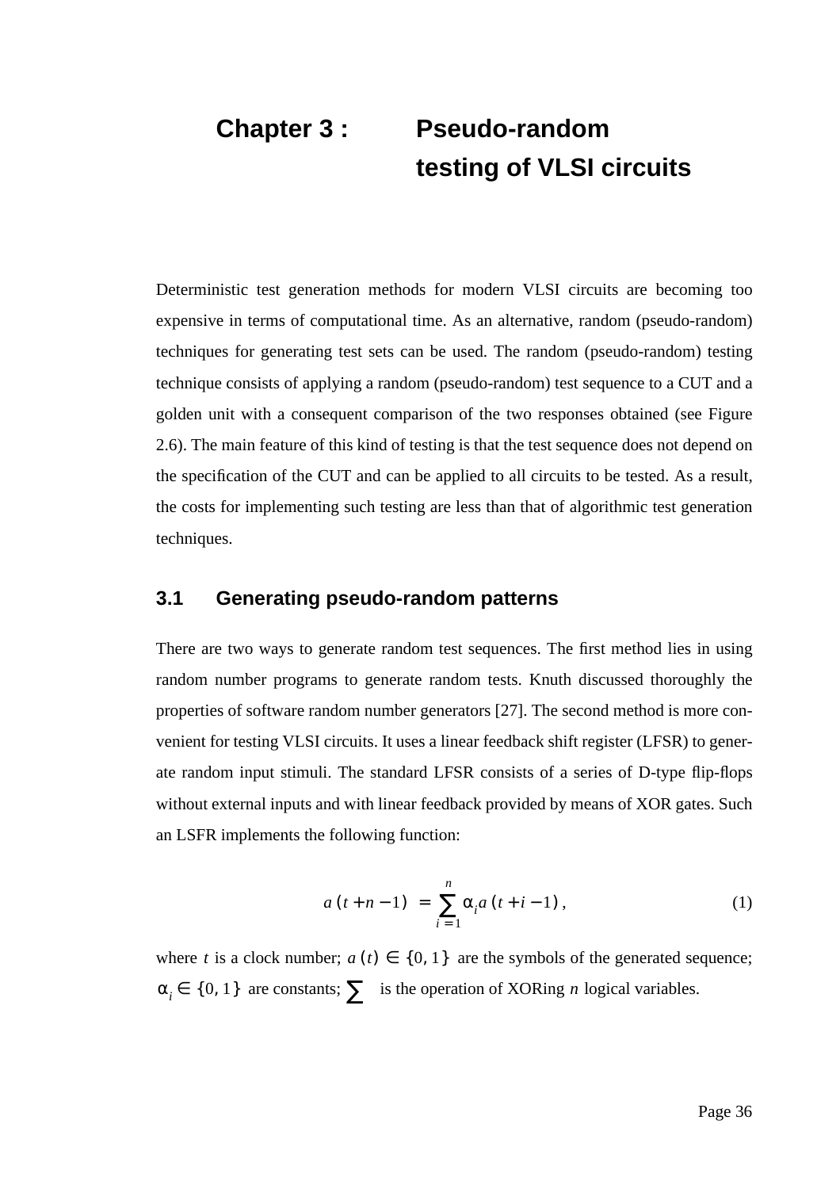# Chapter 3 : Pseudo-random testing of VLSI circuits

Deterministic test generation methods for modern VLSI circuits are becoming too expensive in terms of computational time. As an alternative, random (pseudo-random) techniques for generating test sets can be used. The random (pseudo-random) testing technique consists of applying a random (pseudo-random) test sequence to a CUT and a golden unit with a consequent comparison of the two responses obtained (see Figure 2.6). The main feature of this kind of testing is that the test sequence does not depend on the specification of the CUT and can be applied to all circuits to be tested. As a result, the costs for implementing such testing are less than that of algorithmic test generation techniques.

## 3.1 Generating pseudo-random patterns

There are two ways to generate random test sequences. The first method lies in using random number programs to generate random tests. Knuth discussed thoroughly the properties of software random number generators [27]. The second method is more convenient for testing VLSI circuits. It uses a linear feedback shift register (LFSR) to generate random input stimuli. The standard LFSR consists of a series of D-type flip-flops without external inputs and with linear feedback provided by means of XOR gates. Such an LSFR implements the following function:

$$a(t+n-1) = \sum_{i=1}^{n} \alpha_i a(t+i-1), \tag{1}$$

where $t$ is a clock number; $a(t) \in \{0, 1\}$ are the symbols of the generated sequence; $\alpha_i \in \{0, 1\}$ are constants; $\sum$ is the operation of XORing $n$ logical variables.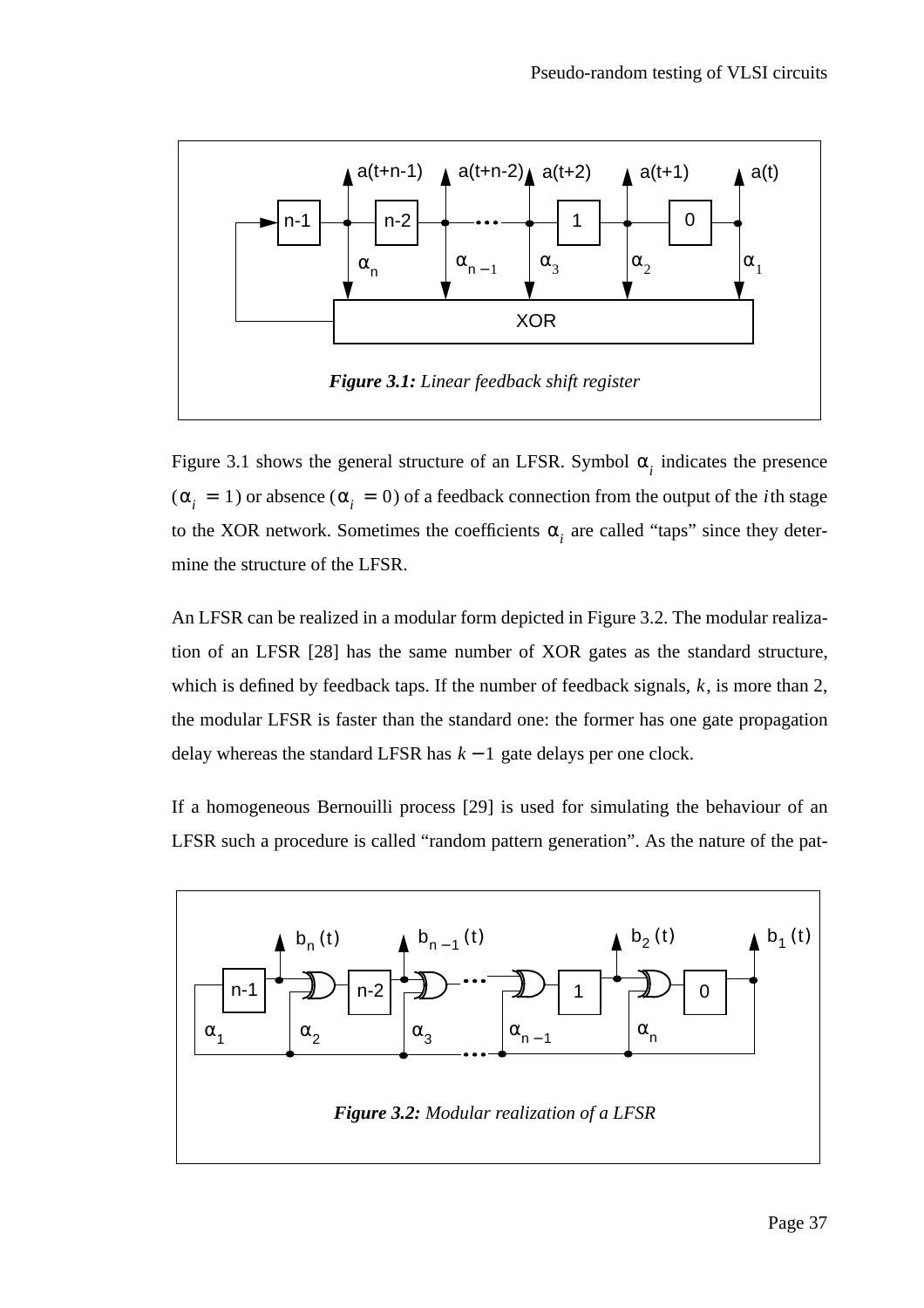*Figure 3.1: Linear feedback shift register*

Figure 3.1 shows the general structure of an LFSR. Symbol $\alpha_i$ indicates the presence ($\alpha_i = 1$) or absence ($\alpha_i = 0$) of a feedback connection from the output of the $i$th stage to the XOR network. Sometimes the coefficients $\alpha_i$ are called “taps” since they determine the structure of the LFSR.

An LFSR can be realized in a modular form depicted in Figure 3.2. The modular realization of an LFSR [28] has the same number of XOR gates as the standard structure, which is defined by feedback taps. If the number of feedback signals, $k$, is more than 2, the modular LFSR is faster than the standard one: the former has one gate propagation delay whereas the standard LFSR has $k-1$ gate delays per one clock.

If a homogeneous Bernouilli process [29] is used for simulating the behaviour of an LFSR such a procedure is called “random pattern generation”. As the nature of the pat-

*Figure 3.2: Modular realization of a LFSR*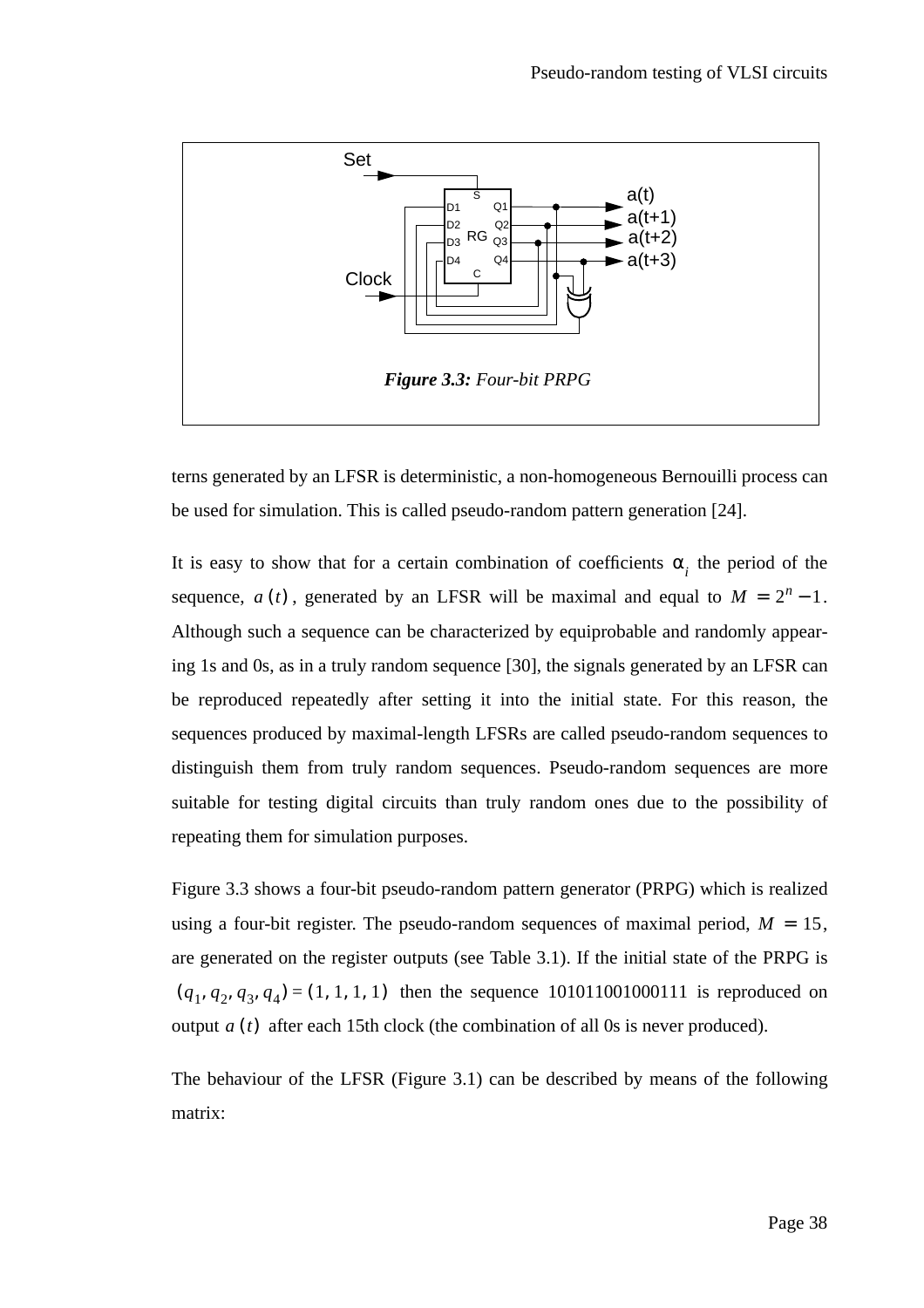*Figure 3.3: Four-bit PRPG*

terns generated by an LFSR is deterministic, a non-homogeneous Bernouilli process can be used for simulation. This is called pseudo-random pattern generation [24].

It is easy to show that for a certain combination of coefficients $\alpha_i$ the period of the sequence, $a(t)$, generated by an LFSR will be maximal and equal to $M = 2^n - 1$. Although such a sequence can be characterized by equiprobable and randomly appearing 1s and 0s, as in a truly random sequence [30], the signals generated by an LFSR can be reproduced repeatedly after setting it into the initial state. For this reason, the sequences produced by maximal-length LFSRs are called pseudo-random sequences to distinguish them from truly random sequences. Pseudo-random sequences are more suitable for testing digital circuits than truly random ones due to the possibility of repeating them for simulation purposes.

Figure 3.3 shows a four-bit pseudo-random pattern generator (PRPG) which is realized using a four-bit register. The pseudo-random sequences of maximal period, $M = 15$, are generated on the register outputs (see Table 3.1). If the initial state of the PRPG is $(q_1, q_2, q_3, q_4) = (1, 1, 1, 1)$ then the sequence 101011001000111 is reproduced on output $a(t)$ after each 15th clock (the combination of all 0s is never produced).

The behaviour of the LFSR (Figure 3.1) can be described by means of the following matrix: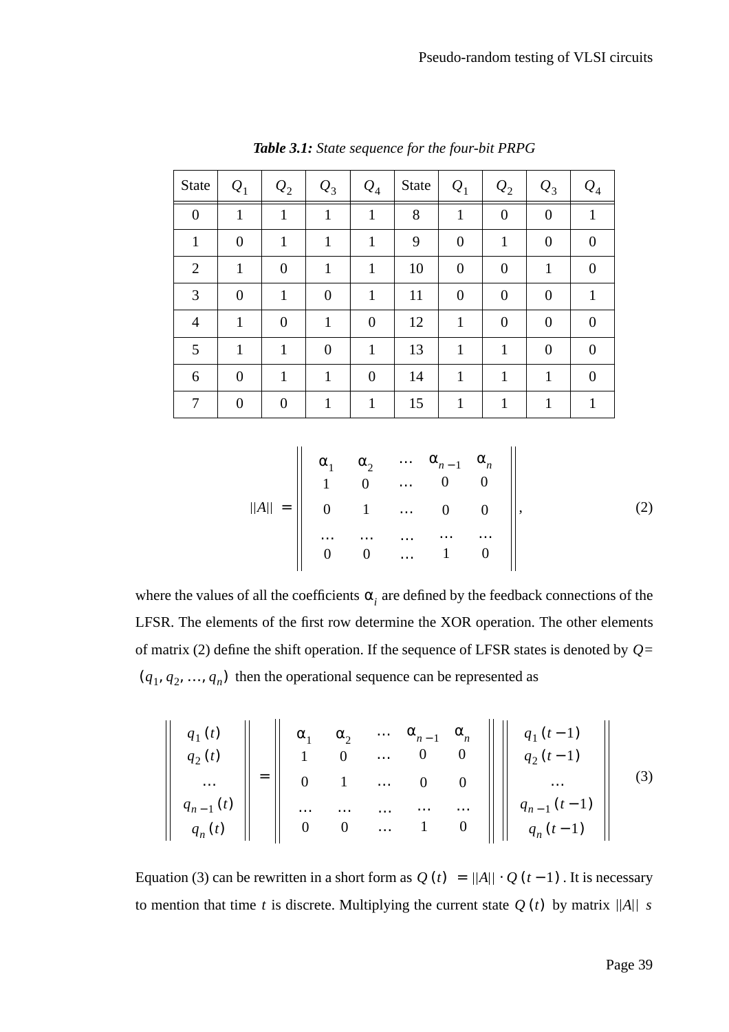*Table 3.1: State sequence for the four-bit PRPG*

| State | $Q_1$ | $Q_2$ | $Q_3$ | $Q_4$ | State | $Q_1$ | $Q_2$ | $Q_3$ | $Q_4$ |
|---|---|---|---|---|---|---|---|---|---|
| 0 | 1 | 1 | 1 | 1 | 8 | 1 | 0 | 0 | 1 |
| 1 | 0 | 1 | 1 | 1 | 9 | 0 | 1 | 0 | 0 |
| 2 | 1 | 0 | 1 | 1 | 10 | 0 | 0 | 1 | 0 |
| 3 | 0 | 1 | 0 | 1 | 11 | 0 | 0 | 0 | 1 |
| 4 | 1 | 0 | 1 | 0 | 12 | 1 | 0 | 0 | 0 |
| 5 | 1 | 1 | 0 | 1 | 13 | 1 | 1 | 0 | 0 |
| 6 | 0 | 1 | 1 | 0 | 14 | 1 | 1 | 1 | 0 |
| 7 | 0 | 0 | 1 | 1 | 15 | 1 | 1 | 1 | 1 |

$$\|A\| = \left\| \begin{matrix} \alpha_1 & \alpha_2 & \dots & \alpha_{n-1} & \alpha_n \\ 1 & 0 & \dots & 0 & 0 \\ 0 & 1 & \dots & 0 & 0 \\ \dots & \dots & \dots & \dots & \dots \\ 0 & 0 & \dots & 1 & 0 \end{matrix} \right\|, \tag{2}$$

where the values of all the coefficients $\alpha_i$ are defined by the feedback connections of the LFSR. The elements of the first row determine the XOR operation. The other elements of matrix (2) define the shift operation. If the sequence of LFSR states is denoted by $Q = (q_1, q_2, \dots, q_n)$ then the operational sequence can be represented as

$$\left\| \begin{matrix} q_1(t) \\ q_2(t) \\ \dots \\ q_{n-1}(t) \\ q_n(t) \end{matrix} \right\| = \left\| \begin{matrix} \alpha_1 & \alpha_2 & \dots & \alpha_{n-1} & \alpha_n \\ 1 & 0 & \dots & 0 & 0 \\ 0 & 1 & \dots & 0 & 0 \\ \dots & \dots & \dots & \dots & \dots \\ 0 & 0 & \dots & 1 & 0 \end{matrix} \right\| \left\| \begin{matrix} q_1(t-1) \\ q_2(t-1) \\ \dots \\ q_{n-1}(t-1) \\ q_n(t-1) \end{matrix} \right\| \tag{3}$$

Equation (3) can be rewritten in a short form as $Q(t) = \|A\| \cdot Q(t-1)$. It is necessary to mention that time $t$ is discrete. Multiplying the current state $Q(t)$ by matrix $\|A\|$ $s$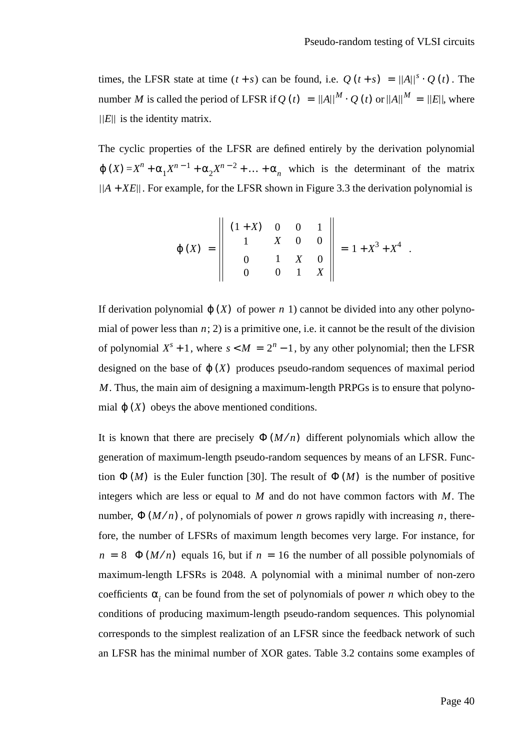times, the LFSR state at time $(t+s)$ can be found, i.e. $Q(t+s) = ||A||^s \cdot Q(t)$. The number $M$ is called the period of LFSR if $Q(t) = ||A||^M \cdot Q(t)$ or $||A||^M = ||E||$, where $||E||$ is the identity matrix.

The cyclic properties of the LFSR are defined entirely by the derivation polynomial $\varphi(X) = X^n + \alpha_1 X^{n-1} + \alpha_2 X^{n-2} + \ldots + \alpha_n$ which is the determinant of the matrix $||A + XE||$. For example, for the LFSR shown in Figure 3.3 the derivation polynomial is

$$\varphi(X) = \begin{Vmatrix} (1+X) & 0 & 0 & 1 \\ 1 & X & 0 & 0 \\ 0 & 1 & X & 0 \\ 0 & 0 & 1 & X \end{Vmatrix} = 1 + X^3 + X^4 \quad .$$

If derivation polynomial $\varphi(X)$ of power $n$ 1) cannot be divided into any other polynomial of power less than $n$; 2) is a primitive one, i.e. it cannot be the result of the division of polynomial $X^s + 1$, where $s < M = 2^n - 1$, by any other polynomial; then the LFSR designed on the base of $\varphi(X)$ produces pseudo-random sequences of maximal period $M$. Thus, the main aim of designing a maximum-length PRPGs is to ensure that polynomial $\varphi(X)$ obeys the above mentioned conditions.

It is known that there are precisely $\Phi(M/n)$ different polynomials which allow the generation of maximum-length pseudo-random sequences by means of an LFSR. Function $\Phi(M)$ is the Euler function [30]. The result of $\Phi(M)$ is the number of positive integers which are less or equal to $M$ and do not have common factors with $M$. The number, $\Phi(M/n)$, of polynomials of power $n$ grows rapidly with increasing $n$, therefore, the number of LFSRs of maximum length becomes very large. For instance, for $n = 8$ $\Phi(M/n)$ equals 16, but if $n = 16$ the number of all possible polynomials of maximum-length LFSRs is 2048. A polynomial with a minimal number of non-zero coefficients $\alpha_i$ can be found from the set of polynomials of power $n$ which obey to the conditions of producing maximum-length pseudo-random sequences. This polynomial corresponds to the simplest realization of an LFSR since the feedback network of such an LFSR has the minimal number of XOR gates. Table 3.2 contains some examples of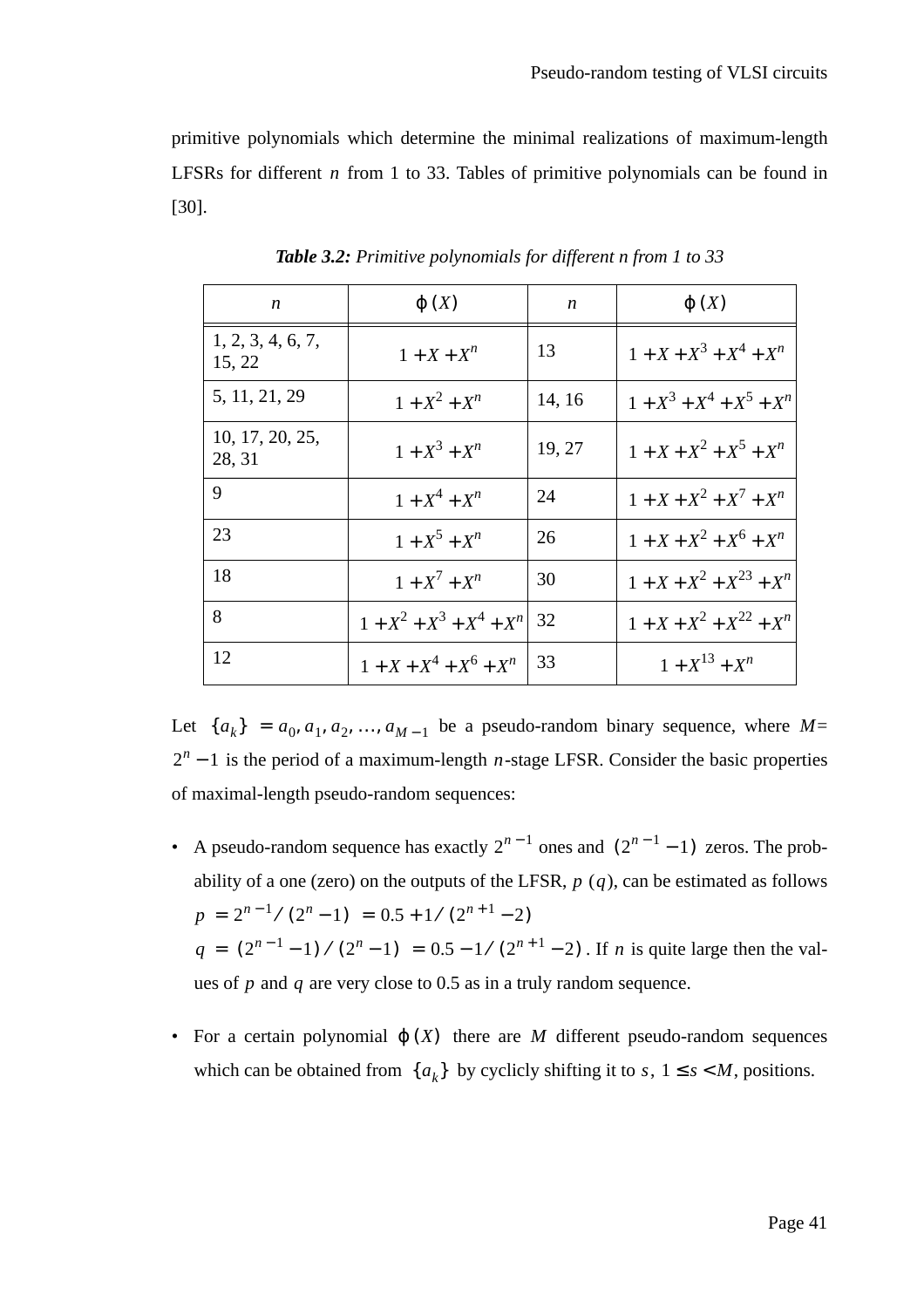primitive polynomials which determine the minimal realizations of maximum-length LFSRs for different $n$ from 1 to 33. Tables of primitive polynomials can be found in [30].

***Table 3.2:*** *Primitive polynomials for different n from 1 to 33*

| $n$ | $\varphi(X)$ | $n$ | $\varphi(X)$ |
|---|---|---|---|
| 1, 2, 3, 4, 6, 7, 15, 22 | $1 + X + X^n$ | 13 | $1 + X + X^3 + X^4 + X^n$ |
| 5, 11, 21, 29 | $1 + X^2 + X^n$ | 14, 16 | $1 + X^3 + X^4 + X^5 + X^n$ |
| 10, 17, 20, 25, 28, 31 | $1 + X^3 + X^n$ | 19, 27 | $1 + X + X^2 + X^5 + X^n$ |
| 9 | $1 + X^4 + X^n$ | 24 | $1 + X + X^2 + X^7 + X^n$ |
| 23 | $1 + X^5 + X^n$ | 26 | $1 + X + X^2 + X^6 + X^n$ |
| 18 | $1 + X^7 + X^n$ | 30 | $1 + X + X^2 + X^{23} + X^n$ |
| 8 | $1 + X^2 + X^3 + X^4 + X^n$ | 32 | $1 + X + X^2 + X^{22} + X^n$ |
| 12 | $1 + X + X^4 + X^6 + X^n$ | 33 | $1 + X^{13} + X^n$ |

Let $\{a_k\} = a_0, a_1, a_2, \ldots, a_{M-1}$ be a pseudo-random binary sequence, where $M = 2^n - 1$ is the period of a maximum-length $n$-stage LFSR. Consider the basic properties of maximal-length pseudo-random sequences:

- A pseudo-random sequence has exactly $2^{n-1}$ ones and $(2^{n-1} - 1)$ zeros. The probability of a one (zero) on the outputs of the LFSR, $p$ $(q)$, can be estimated as follows
  $p = 2^{n-1}/(2^n - 1) = 0.5 + 1/(2^{n+1} - 2)$
  $q = (2^{n-1} - 1)/(2^n - 1) = 0.5 - 1/(2^{n+1} - 2)$. If $n$ is quite large then the values of $p$ and $q$ are very close to 0.5 as in a truly random sequence.

- For a certain polynomial $\varphi(X)$ there are $M$ different pseudo-random sequences which can be obtained from $\{a_k\}$ by cyclicly shifting it to $s$, $1 \leq s < M$, positions.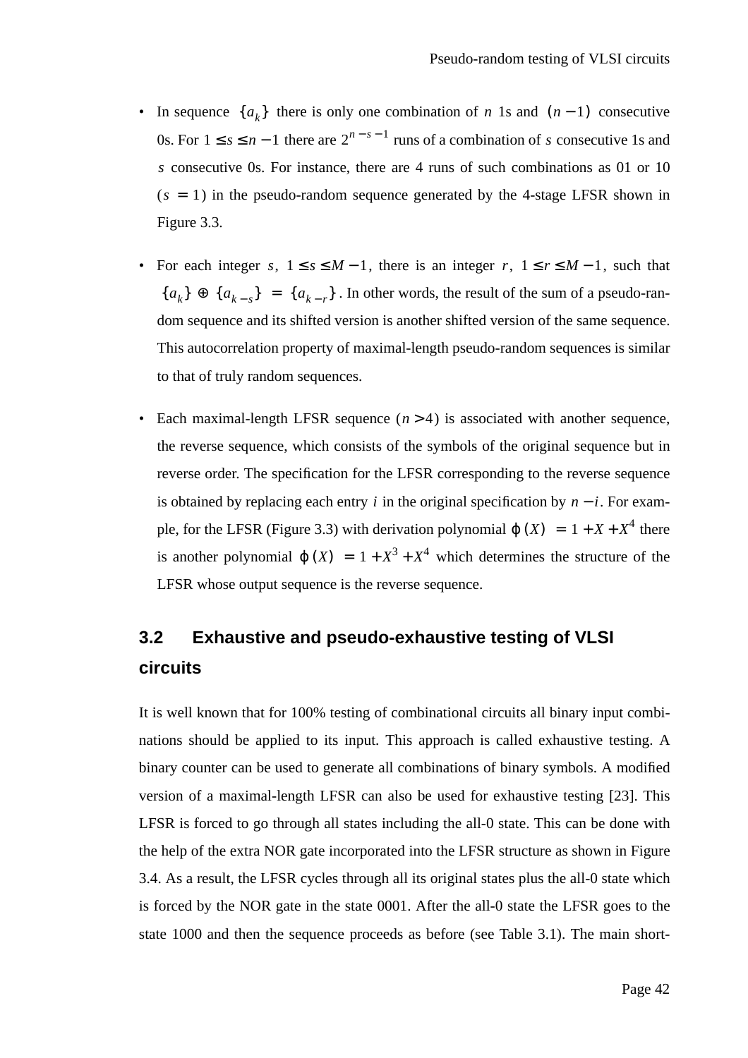- In sequence $\{a_k\}$ there is only one combination of $n$ 1s and $(n-1)$ consecutive 0s. For $1 \le s \le n-1$ there are $2^{n-s-1}$ runs of a combination of $s$ consecutive 1s and $s$ consecutive 0s. For instance, there are 4 runs of such combinations as 01 or 10 ($s = 1$) in the pseudo-random sequence generated by the 4-stage LFSR shown in Figure 3.3.

- For each integer $s$, $1 \le s \le M-1$, there is an integer $r$, $1 \le r \le M-1$, such that $\{a_k\} \oplus \{a_{k-s}\} = \{a_{k-r}\}$. In other words, the result of the sum of a pseudo-random sequence and its shifted version is another shifted version of the same sequence. This autocorrelation property of maximal-length pseudo-random sequences is similar to that of truly random sequences.

- Each maximal-length LFSR sequence ($n > 4$) is associated with another sequence, the reverse sequence, which consists of the symbols of the original sequence but in reverse order. The specification for the LFSR corresponding to the reverse sequence is obtained by replacing each entry $i$ in the original specification by $n-i$. For example, for the LFSR (Figure 3.3) with derivation polynomial $\varphi(X) = 1 + X + X^4$ there is another polynomial $\varphi(X) = 1 + X^3 + X^4$ which determines the structure of the LFSR whose output sequence is the reverse sequence.

## 3.2 Exhaustive and pseudo-exhaustive testing of VLSI circuits

It is well known that for 100% testing of combinational circuits all binary input combinations should be applied to its input. This approach is called exhaustive testing. A binary counter can be used to generate all combinations of binary symbols. A modified version of a maximal-length LFSR can also be used for exhaustive testing [23]. This LFSR is forced to go through all states including the all-0 state. This can be done with the help of the extra NOR gate incorporated into the LFSR structure as shown in Figure 3.4. As a result, the LFSR cycles through all its original states plus the all-0 state which is forced by the NOR gate in the state 0001. After the all-0 state the LFSR goes to the state 1000 and then the sequence proceeds as before (see Table 3.1). The main short-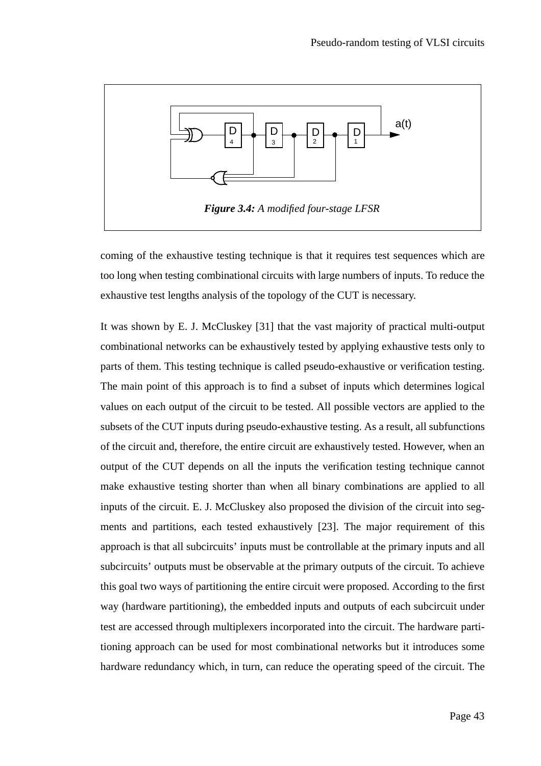**Figure 3.4:** *A modified four-stage LFSR*

coming of the exhaustive testing technique is that it requires test sequences which are too long when testing combinational circuits with large numbers of inputs. To reduce the exhaustive test lengths analysis of the topology of the CUT is necessary.

It was shown by E. J. McCluskey [31] that the vast majority of practical multi-output combinational networks can be exhaustively tested by applying exhaustive tests only to parts of them. This testing technique is called pseudo-exhaustive or verification testing. The main point of this approach is to find a subset of inputs which determines logical values on each output of the circuit to be tested. All possible vectors are applied to the subsets of the CUT inputs during pseudo-exhaustive testing. As a result, all subfunctions of the circuit and, therefore, the entire circuit are exhaustively tested. However, when an output of the CUT depends on all the inputs the verification testing technique cannot make exhaustive testing shorter than when all binary combinations are applied to all inputs of the circuit. E. J. McCluskey also proposed the division of the circuit into segments and partitions, each tested exhaustively [23]. The major requirement of this approach is that all subcircuits' inputs must be controllable at the primary inputs and all subcircuits' outputs must be observable at the primary outputs of the circuit. To achieve this goal two ways of partitioning the entire circuit were proposed. According to the first way (hardware partitioning), the embedded inputs and outputs of each subcircuit under test are accessed through multiplexers incorporated into the circuit. The hardware partitioning approach can be used for most combinational networks but it introduces some hardware redundancy which, in turn, can reduce the operating speed of the circuit. The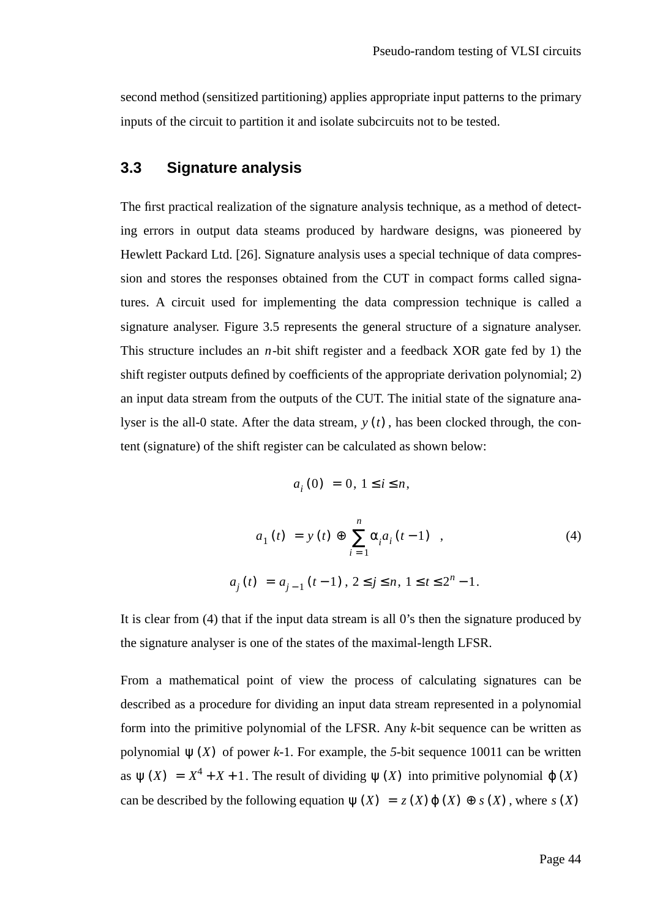second method (sensitized partitioning) applies appropriate input patterns to the primary inputs of the circuit to partition it and isolate subcircuits not to be tested.

## 3.3 Signature analysis

The first practical realization of the signature analysis technique, as a method of detecting errors in output data steams produced by hardware designs, was pioneered by Hewlett Packard Ltd. [26]. Signature analysis uses a special technique of data compression and stores the responses obtained from the CUT in compact forms called signatures. A circuit used for implementing the data compression technique is called a signature analyser. Figure 3.5 represents the general structure of a signature analyser. This structure includes an $n$-bit shift register and a feedback XOR gate fed by 1) the shift register outputs defined by coefficients of the appropriate derivation polynomial; 2) an input data stream from the outputs of the CUT. The initial state of the signature analyser is the all-0 state. After the data stream, $y(t)$, has been clocked through, the content (signature) of the shift register can be calculated as shown below:

$$a_i(0) = 0,\ 1 \le i \le n,$$

$$a_1(t) = y(t) \oplus \sum_{i=1}^{n} \alpha_i a_i(t-1)\quad, \tag{4}$$

$$a_j(t) = a_{j-1}(t-1),\ 2 \le j \le n,\ 1 \le t \le 2^n - 1.$$

It is clear from (4) that if the input data stream is all 0's then the signature produced by the signature analyser is one of the states of the maximal-length LFSR.

From a mathematical point of view the process of calculating signatures can be described as a procedure for dividing an input data stream represented in a polynomial form into the primitive polynomial of the LFSR. Any *k*-bit sequence can be written as polynomial $\psi(X)$ of power *k*-1. For example, the *5*-bit sequence 10011 can be written as $\psi(X) = X^4 + X + 1$. The result of dividing $\psi(X)$ into primitive polynomial $\varphi(X)$ can be described by the following equation $\psi(X) = z(X)\varphi(X) \oplus s(X)$, where $s(X)$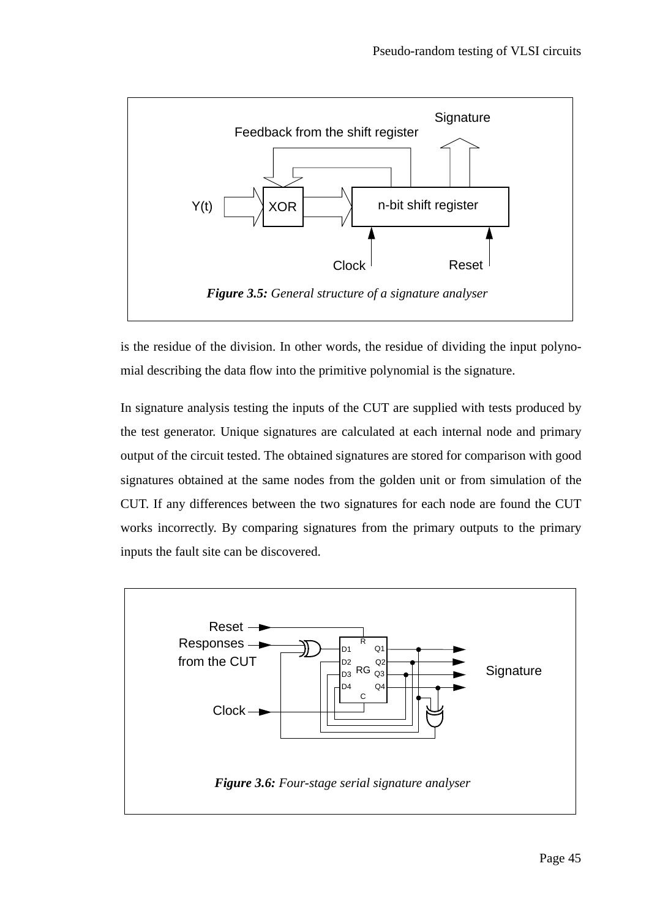**Figure 3.5:** *General structure of a signature analyser*

is the residue of the division. In other words, the residue of dividing the input polynomial describing the data flow into the primitive polynomial is the signature.

In signature analysis testing the inputs of the CUT are supplied with tests produced by the test generator. Unique signatures are calculated at each internal node and primary output of the circuit tested. The obtained signatures are stored for comparison with good signatures obtained at the same nodes from the golden unit or from simulation of the CUT. If any differences between the two signatures for each node are found the CUT works incorrectly. By comparing signatures from the primary outputs to the primary inputs the fault site can be discovered.

**Figure 3.6:** *Four-stage serial signature analyser*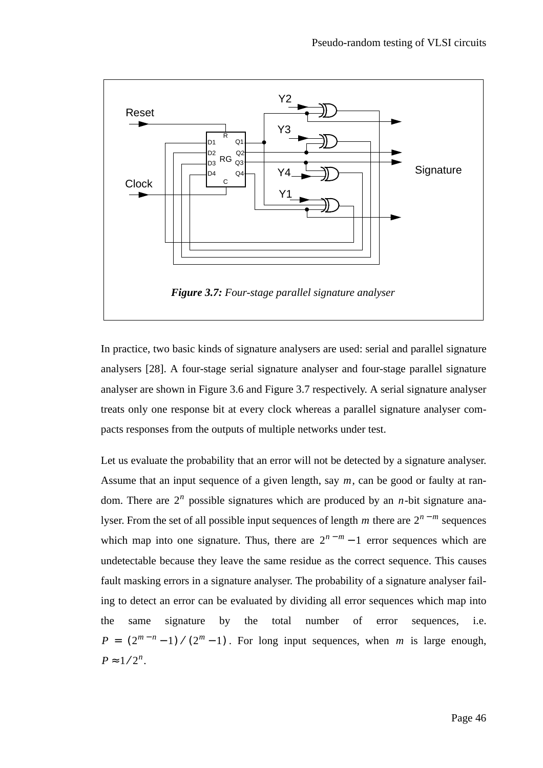*Figure 3.7: Four-stage parallel signature analyser*

In practice, two basic kinds of signature analysers are used: serial and parallel signature analysers [28]. A four-stage serial signature analyser and four-stage parallel signature analyser are shown in Figure 3.6 and Figure 3.7 respectively. A serial signature analyser treats only one response bit at every clock whereas a parallel signature analyser compacts responses from the outputs of multiple networks under test.

Let us evaluate the probability that an error will not be detected by a signature analyser. Assume that an input sequence of a given length, say $m$, can be good or faulty at random. There are $2^n$ possible signatures which are produced by an $n$-bit signature analyser. From the set of all possible input sequences of length $m$ there are $2^{n-m}$ sequences which map into one signature. Thus, there are $2^{n-m}-1$ error sequences which are undetectable because they leave the same residue as the correct sequence. This causes fault masking errors in a signature analyser. The probability of a signature analyser failing to detect an error can be evaluated by dividing all error sequences which map into the same signature by the total number of error sequences, i.e. $P = (2^{m-n}-1)/(2^m-1)$. For long input sequences, when $m$ is large enough, $P \approx 1/2^n$.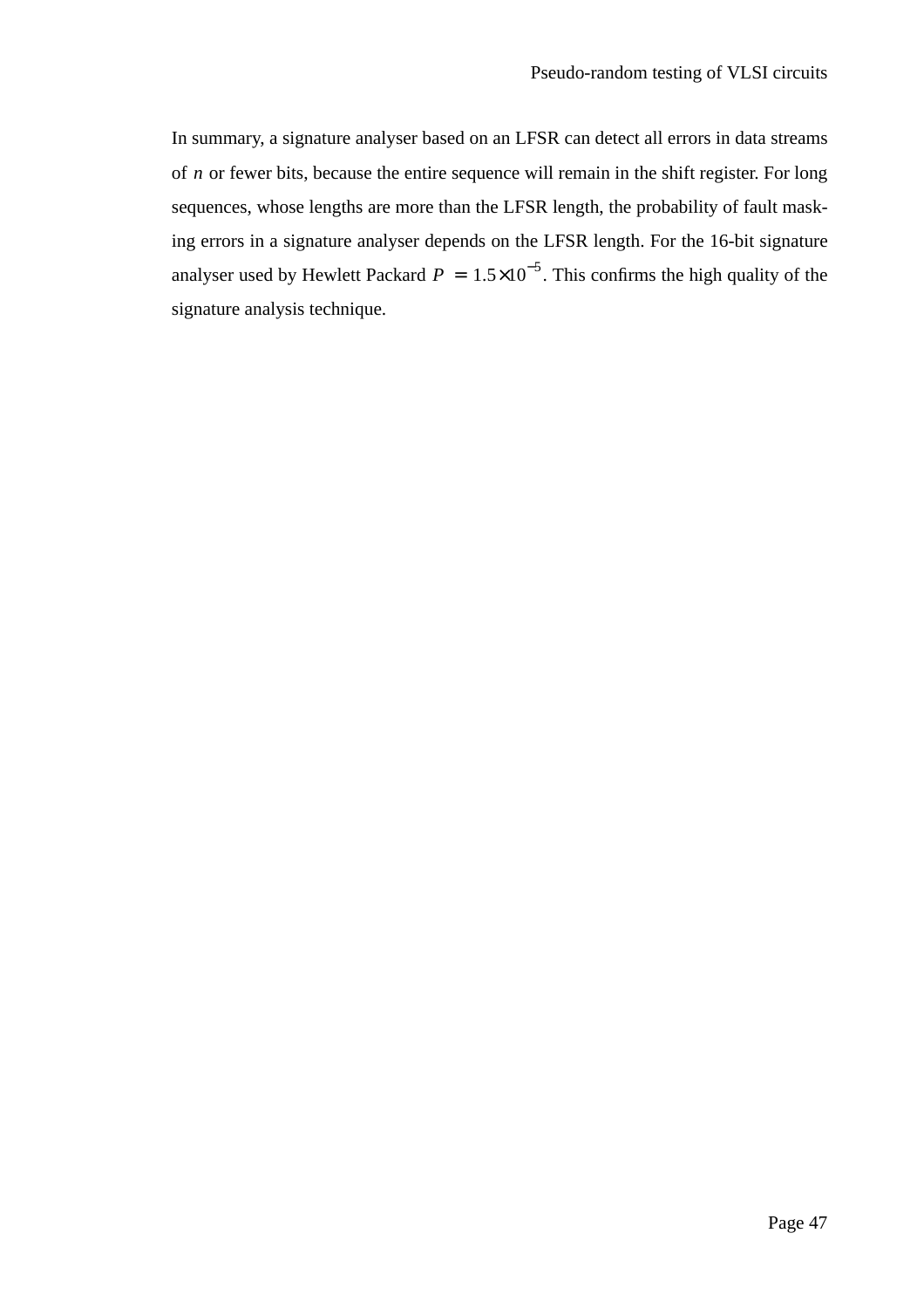In summary, a signature analyser based on an LFSR can detect all errors in data streams of $n$ or fewer bits, because the entire sequence will remain in the shift register. For long sequences, whose lengths are more than the LFSR length, the probability of fault masking errors in a signature analyser depends on the LFSR length. For the 16-bit signature analyser used by Hewlett Packard $P = 1.5 \times 10^{-5}$. This confirms the high quality of the signature analysis technique.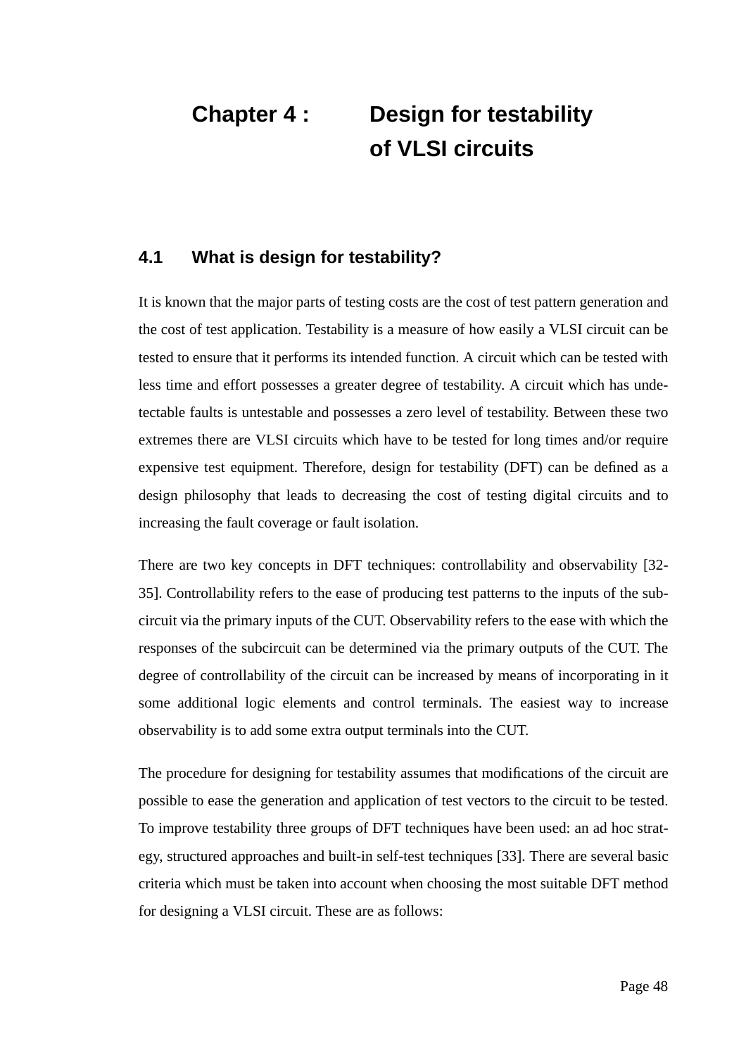# Chapter 4 : Design for testability of VLSI circuits

## 4.1 What is design for testability?

It is known that the major parts of testing costs are the cost of test pattern generation and the cost of test application. Testability is a measure of how easily a VLSI circuit can be tested to ensure that it performs its intended function. A circuit which can be tested with less time and effort possesses a greater degree of testability. A circuit which has undetectable faults is untestable and possesses a zero level of testability. Between these two extremes there are VLSI circuits which have to be tested for long times and/or require expensive test equipment. Therefore, design for testability (DFT) can be defined as a design philosophy that leads to decreasing the cost of testing digital circuits and to increasing the fault coverage or fault isolation.

There are two key concepts in DFT techniques: controllability and observability [32-35]. Controllability refers to the ease of producing test patterns to the inputs of the subcircuit via the primary inputs of the CUT. Observability refers to the ease with which the responses of the subcircuit can be determined via the primary outputs of the CUT. The degree of controllability of the circuit can be increased by means of incorporating in it some additional logic elements and control terminals. The easiest way to increase observability is to add some extra output terminals into the CUT.

The procedure for designing for testability assumes that modifications of the circuit are possible to ease the generation and application of test vectors to the circuit to be tested. To improve testability three groups of DFT techniques have been used: an ad hoc strategy, structured approaches and built-in self-test techniques [33]. There are several basic criteria which must be taken into account when choosing the most suitable DFT method for designing a VLSI circuit. These are as follows: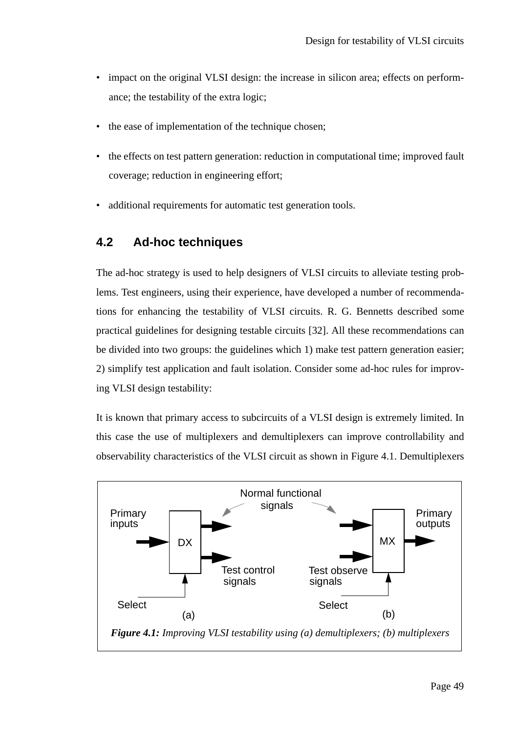- impact on the original VLSI design: the increase in silicon area; effects on performance; the testability of the extra logic;
- the ease of implementation of the technique chosen;
- the effects on test pattern generation: reduction in computational time; improved fault coverage; reduction in engineering effort;
- additional requirements for automatic test generation tools.

## 4.2 Ad-hoc techniques

The ad-hoc strategy is used to help designers of VLSI circuits to alleviate testing problems. Test engineers, using their experience, have developed a number of recommendations for enhancing the testability of VLSI circuits. R. G. Bennetts described some practical guidelines for designing testable circuits [32]. All these recommendations can be divided into two groups: the guidelines which 1) make test pattern generation easier; 2) simplify test application and fault isolation. Consider some ad-hoc rules for improving VLSI design testability:

It is known that primary access to subcircuits of a VLSI design is extremely limited. In this case the use of multiplexers and demultiplexers can improve controllability and observability characteristics of the VLSI circuit as shown in Figure 4.1. Demultiplexers

*__Figure 4.1:__ Improving VLSI testability using (a) demultiplexers; (b) multiplexers*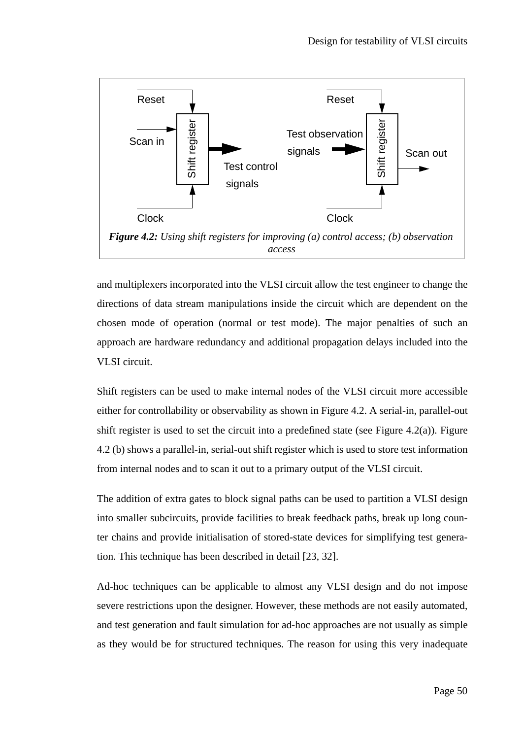*Figure 4.2: Using shift registers for improving (a) control access; (b) observation access*

and multiplexers incorporated into the VLSI circuit allow the test engineer to change the directions of data stream manipulations inside the circuit which are dependent on the chosen mode of operation (normal or test mode). The major penalties of such an approach are hardware redundancy and additional propagation delays included into the VLSI circuit.

Shift registers can be used to make internal nodes of the VLSI circuit more accessible either for controllability or observability as shown in Figure 4.2. A serial-in, parallel-out shift register is used to set the circuit into a predefined state (see Figure 4.2(a)). Figure 4.2 (b) shows a parallel-in, serial-out shift register which is used to store test information from internal nodes and to scan it out to a primary output of the VLSI circuit.

The addition of extra gates to block signal paths can be used to partition a VLSI design into smaller subcircuits, provide facilities to break feedback paths, break up long counter chains and provide initialisation of stored-state devices for simplifying test generation. This technique has been described in detail [23, 32].

Ad-hoc techniques can be applicable to almost any VLSI design and do not impose severe restrictions upon the designer. However, these methods are not easily automated, and test generation and fault simulation for ad-hoc approaches are not usually as simple as they would be for structured techniques. The reason for using this very inadequate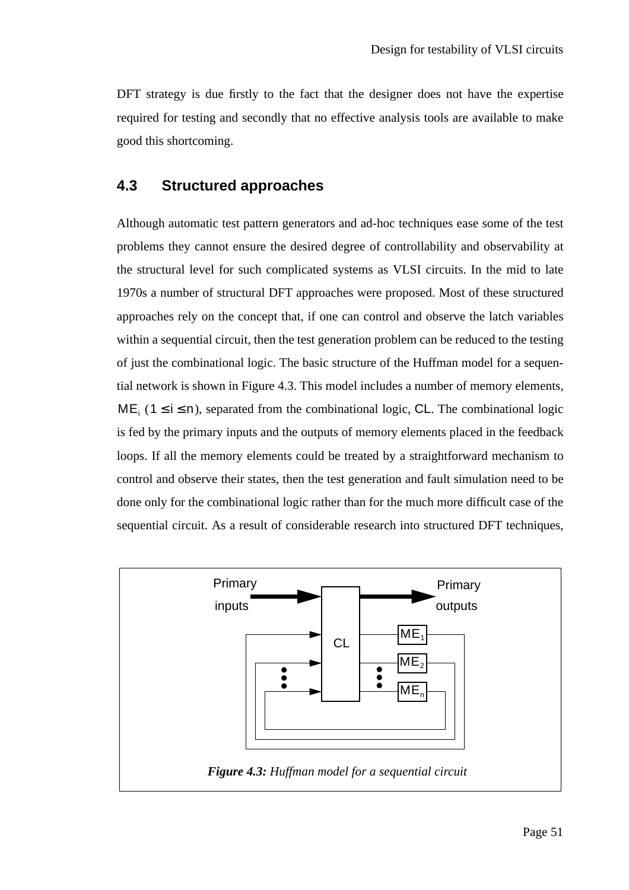DFT strategy is due firstly to the fact that the designer does not have the expertise required for testing and secondly that no effective analysis tools are available to make good this shortcoming.

## 4.3 Structured approaches

Although automatic test pattern generators and ad-hoc techniques ease some of the test problems they cannot ensure the desired degree of controllability and observability at the structural level for such complicated systems as VLSI circuits. In the mid to late 1970s a number of structural DFT approaches were proposed. Most of these structured approaches rely on the concept that, if one can control and observe the latch variables within a sequential circuit, then the test generation problem can be reduced to the testing of just the combinational logic. The basic structure of the Huffman model for a sequential network is shown in Figure 4.3. This model includes a number of memory elements, $ME_i$ ($1 \le i \le n$), separated from the combinational logic, CL. The combinational logic is fed by the primary inputs and the outputs of memory elements placed in the feedback loops. If all the memory elements could be treated by a straightforward mechanism to control and observe their states, then the test generation and fault simulation need to be done only for the combinational logic rather than for the much more difficult case of the sequential circuit. As a result of considerable research into structured DFT techniques,

***Figure 4.3:*** *Huffman model for a sequential circuit*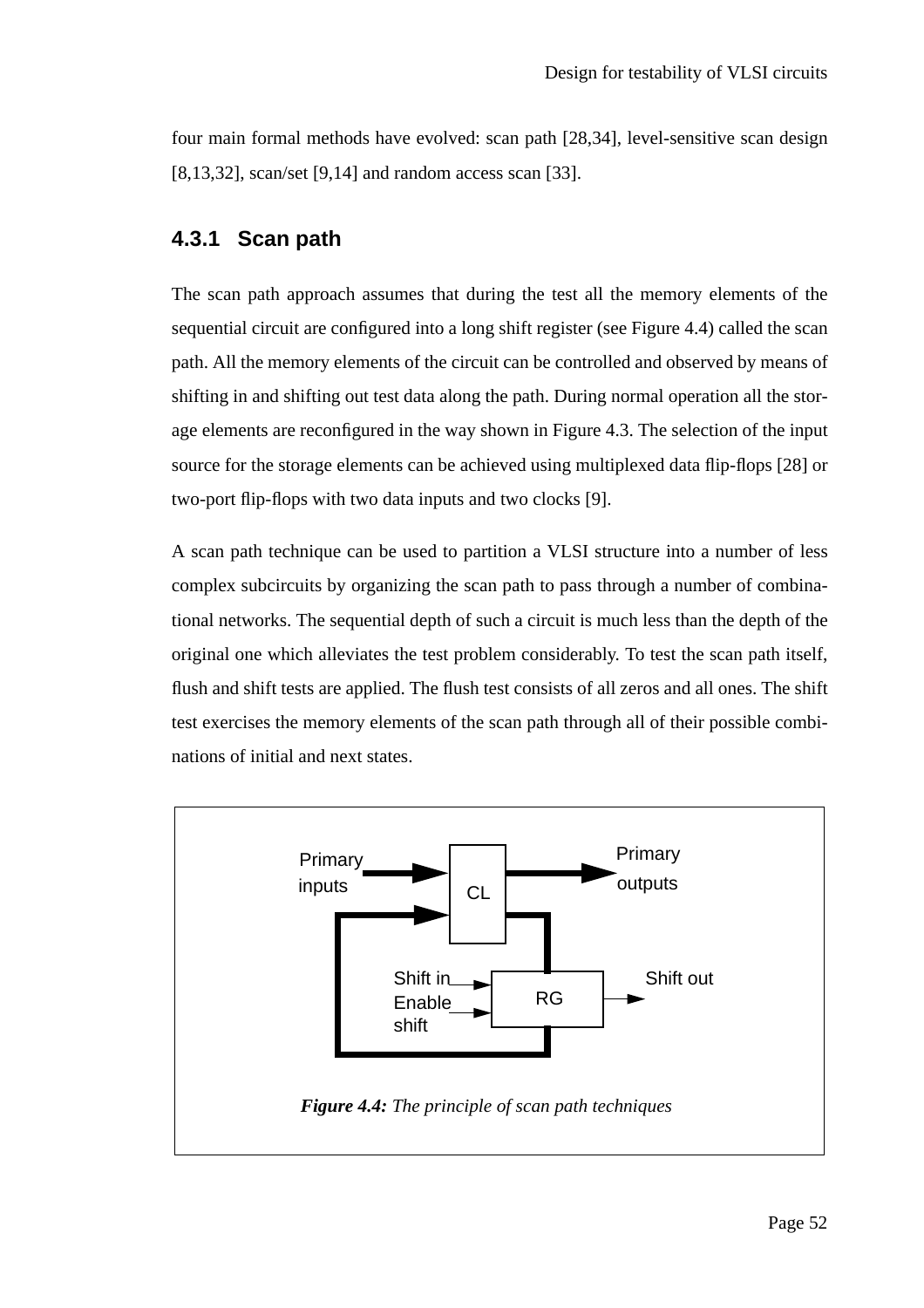four main formal methods have evolved: scan path [28,34], level-sensitive scan design [8,13,32], scan/set [9,14] and random access scan [33].

### 4.3.1 Scan path

The scan path approach assumes that during the test all the memory elements of the sequential circuit are configured into a long shift register (see Figure 4.4) called the scan path. All the memory elements of the circuit can be controlled and observed by means of shifting in and shifting out test data along the path. During normal operation all the storage elements are reconfigured in the way shown in Figure 4.3. The selection of the input source for the storage elements can be achieved using multiplexed data flip-flops [28] or two-port flip-flops with two data inputs and two clocks [9].

A scan path technique can be used to partition a VLSI structure into a number of less complex subcircuits by organizing the scan path to pass through a number of combinational networks. The sequential depth of such a circuit is much less than the depth of the original one which alleviates the test problem considerably. To test the scan path itself, flush and shift tests are applied. The flush test consists of all zeros and all ones. The shift test exercises the memory elements of the scan path through all of their possible combinations of initial and next states.

Primary inputs, CL, Primary outputs, Shift in, Enable shift, RG, Shift out

***Figure 4.4:*** *The principle of scan path techniques*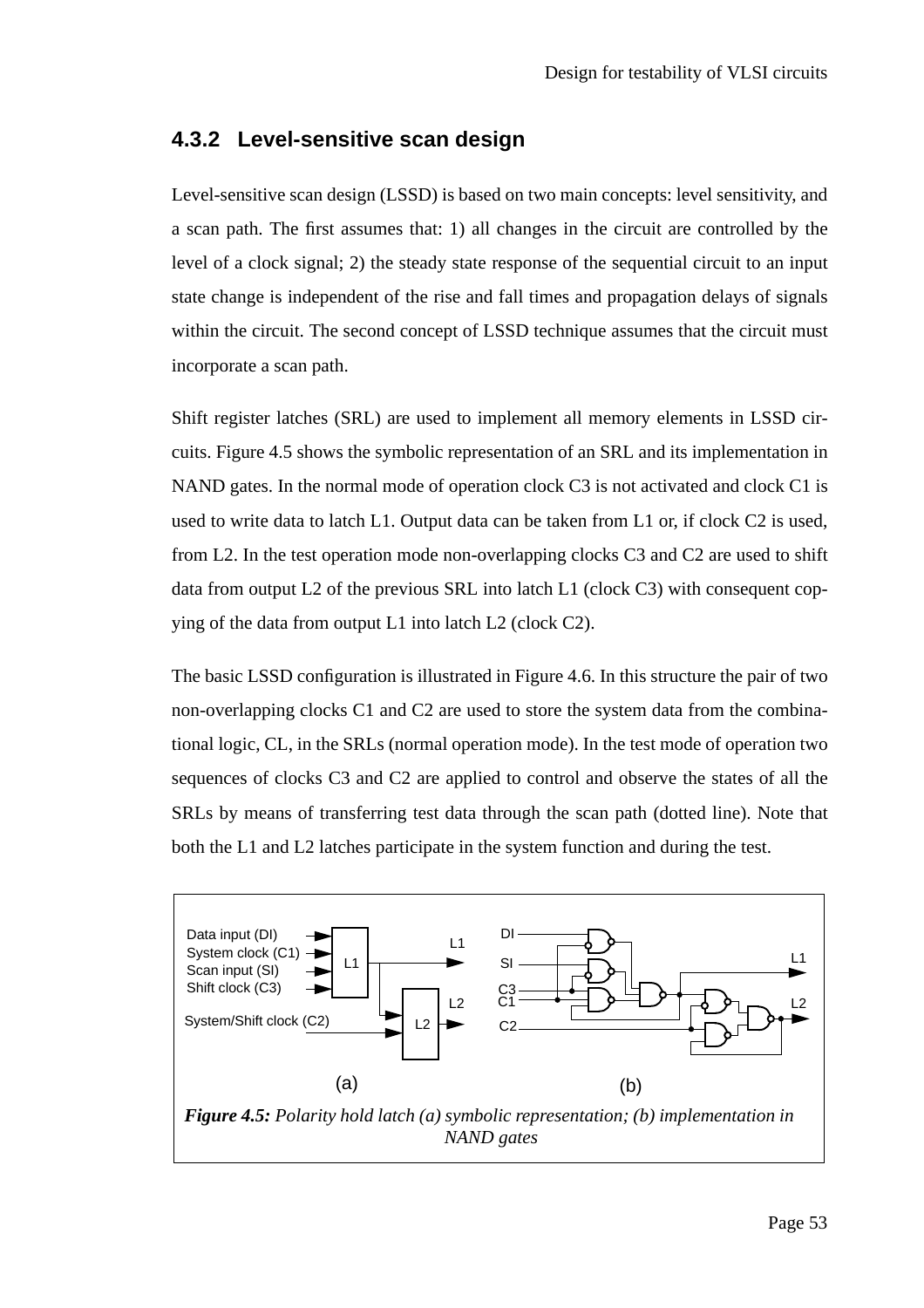### 4.3.2 Level-sensitive scan design

Level-sensitive scan design (LSSD) is based on two main concepts: level sensitivity, and a scan path. The first assumes that: 1) all changes in the circuit are controlled by the level of a clock signal; 2) the steady state response of the sequential circuit to an input state change is independent of the rise and fall times and propagation delays of signals within the circuit. The second concept of LSSD technique assumes that the circuit must incorporate a scan path.

Shift register latches (SRL) are used to implement all memory elements in LSSD circuits. Figure 4.5 shows the symbolic representation of an SRL and its implementation in NAND gates. In the normal mode of operation clock C3 is not activated and clock C1 is used to write data to latch L1. Output data can be taken from L1 or, if clock C2 is used, from L2. In the test operation mode non-overlapping clocks C3 and C2 are used to shift data from output L2 of the previous SRL into latch L1 (clock C3) with consequent copying of the data from output L1 into latch L2 (clock C2).

The basic LSSD configuration is illustrated in Figure 4.6. In this structure the pair of two non-overlapping clocks C1 and C2 are used to store the system data from the combinational logic, CL, in the SRLs (normal operation mode). In the test mode of operation two sequences of clocks C3 and C2 are applied to control and observe the states of all the SRLs by means of transferring test data through the scan path (dotted line). Note that both the L1 and L2 latches participate in the system function and during the test.

***Figure 4.5:*** *Polarity hold latch (a) symbolic representation; (b) implementation in NAND gates*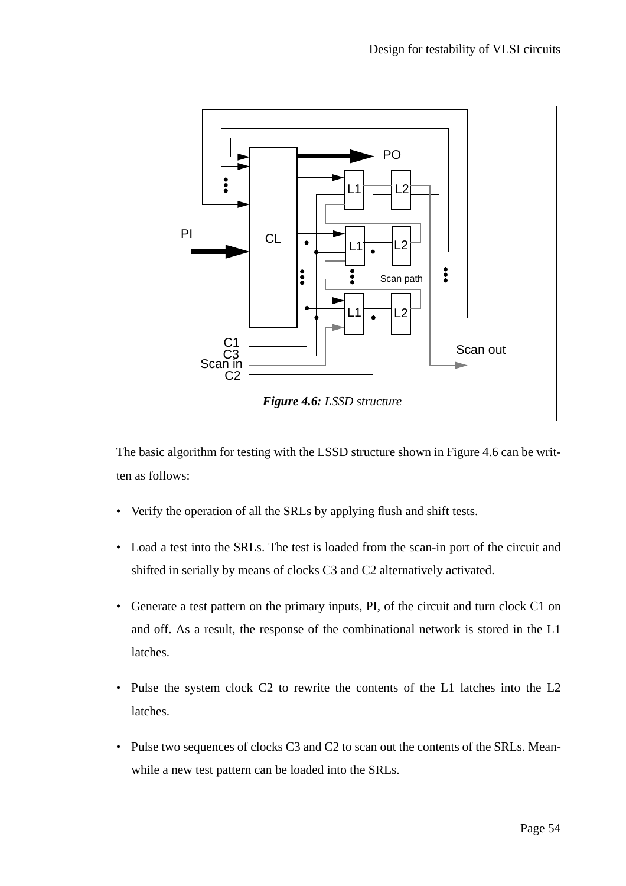*Figure 4.6: LSSD structure*

The basic algorithm for testing with the LSSD structure shown in Figure 4.6 can be written as follows:

- Verify the operation of all the SRLs by applying flush and shift tests.
- Load a test into the SRLs. The test is loaded from the scan-in port of the circuit and shifted in serially by means of clocks C3 and C2 alternatively activated.
- Generate a test pattern on the primary inputs, PI, of the circuit and turn clock C1 on and off. As a result, the response of the combinational network is stored in the L1 latches.
- Pulse the system clock C2 to rewrite the contents of the L1 latches into the L2 latches.
- Pulse two sequences of clocks C3 and C2 to scan out the contents of the SRLs. Meanwhile a new test pattern can be loaded into the SRLs.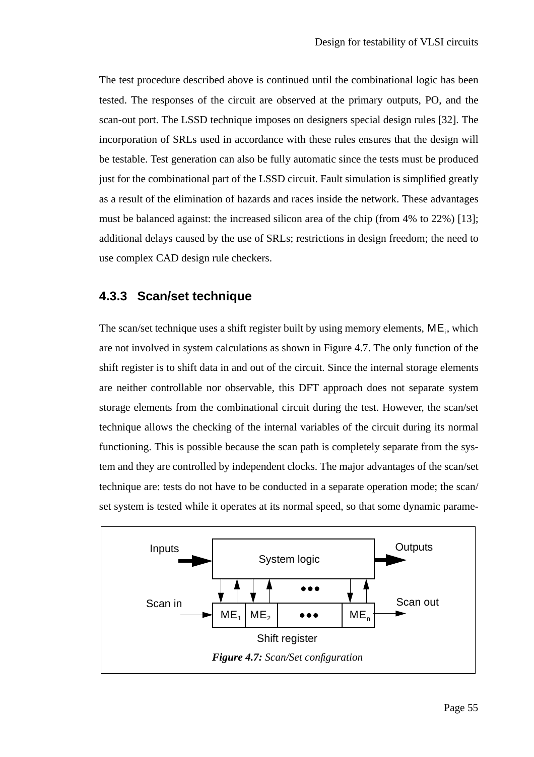The test procedure described above is continued until the combinational logic has been tested. The responses of the circuit are observed at the primary outputs, PO, and the scan-out port. The LSSD technique imposes on designers special design rules [32]. The incorporation of SRLs used in accordance with these rules ensures that the design will be testable. Test generation can also be fully automatic since the tests must be produced just for the combinational part of the LSSD circuit. Fault simulation is simplified greatly as a result of the elimination of hazards and races inside the network. These advantages must be balanced against: the increased silicon area of the chip (from 4% to 22%) [13]; additional delays caused by the use of SRLs; restrictions in design freedom; the need to use complex CAD design rule checkers.

### 4.3.3 Scan/set technique

The scan/set technique uses a shift register built by using memory elements, $ME_i$, which are not involved in system calculations as shown in Figure 4.7. The only function of the shift register is to shift data in and out of the circuit. Since the internal storage elements are neither controllable nor observable, this DFT approach does not separate system storage elements from the combinational circuit during the test. However, the scan/set technique allows the checking of the internal variables of the circuit during its normal functioning. This is possible because the scan path is completely separate from the system and they are controlled by independent clocks. The major advantages of the scan/set technique are: tests do not have to be conducted in a separate operation mode; the scan/set system is tested while it operates at its normal speed, so that some dynamic parame-

*Figure 4.7: Scan/Set configuration*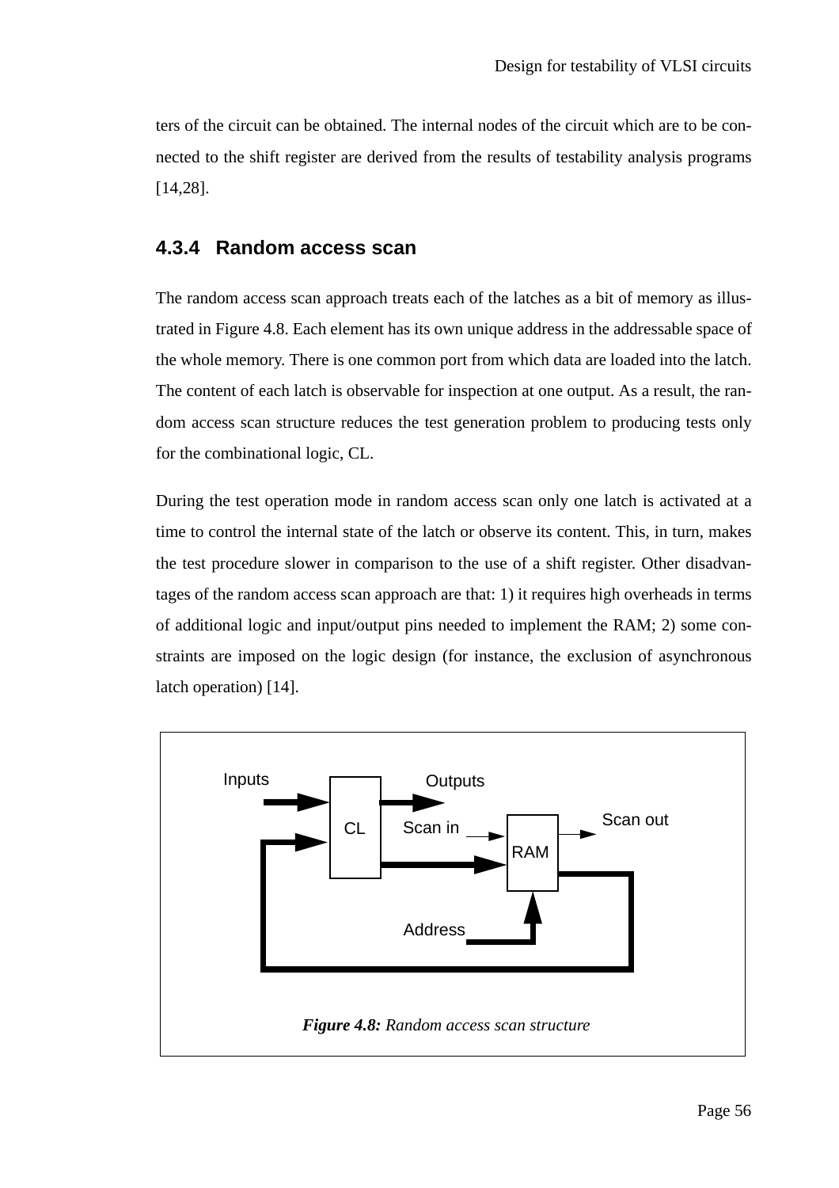ters of the circuit can be obtained. The internal nodes of the circuit which are to be connected to the shift register are derived from the results of testability analysis programs [14,28].

### 4.3.4 Random access scan

The random access scan approach treats each of the latches as a bit of memory as illustrated in Figure 4.8. Each element has its own unique address in the addressable space of the whole memory. There is one common port from which data are loaded into the latch. The content of each latch is observable for inspection at one output. As a result, the random access scan structure reduces the test generation problem to producing tests only for the combinational logic, CL.

During the test operation mode in random access scan only one latch is activated at a time to control the internal state of the latch or observe its content. This, in turn, makes the test procedure slower in comparison to the use of a shift register. Other disadvantages of the random access scan approach are that: 1) it requires high overheads in terms of additional logic and input/output pins needed to implement the RAM; 2) some constraints are imposed on the logic design (for instance, the exclusion of asynchronous latch operation) [14].

***Figure 4.8:*** *Random access scan structure*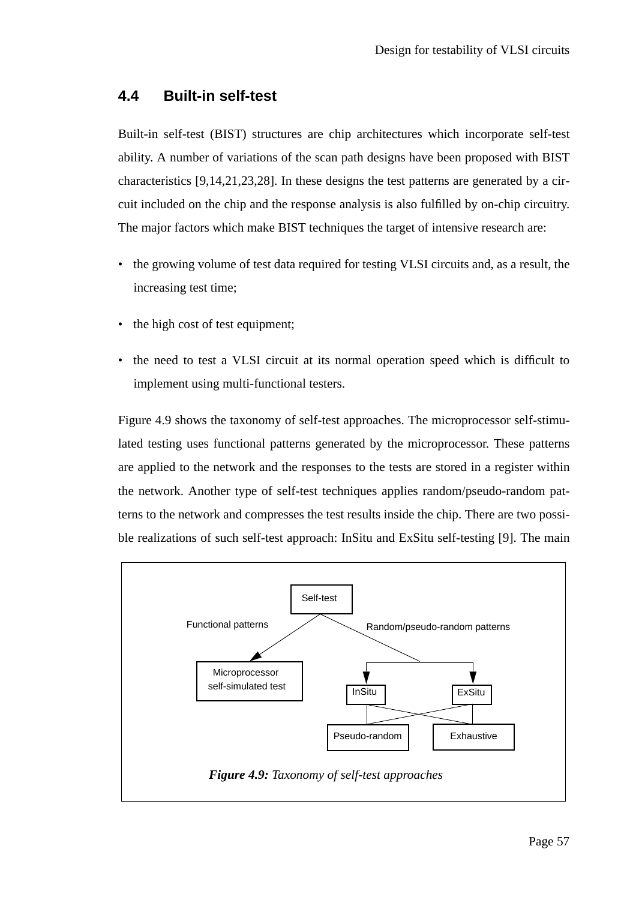## 4.4 Built-in self-test

Built-in self-test (BIST) structures are chip architectures which incorporate self-test ability. A number of variations of the scan path designs have been proposed with BIST characteristics [9,14,21,23,28]. In these designs the test patterns are generated by a circuit included on the chip and the response analysis is also fulfilled by on-chip circuitry. The major factors which make BIST techniques the target of intensive research are:

- the growing volume of test data required for testing VLSI circuits and, as a result, the increasing test time;
- the high cost of test equipment;
- the need to test a VLSI circuit at its normal operation speed which is difficult to implement using multi-functional testers.

Figure 4.9 shows the taxonomy of self-test approaches. The microprocessor self-stimulated testing uses functional patterns generated by the microprocessor. These patterns are applied to the network and the responses to the tests are stored in a register within the network. Another type of self-test techniques applies random/pseudo-random patterns to the network and compresses the test results inside the chip. There are two possible realizations of such self-test approach: InSitu and ExSitu self-testing [9]. The main

Self-test

Functional patterns

Random/pseudo-random patterns

Microprocessor self-simulated test

InSitu

ExSitu

Pseudo-random

Exhaustive

***Figure 4.9:*** *Taxonomy of self-test approaches*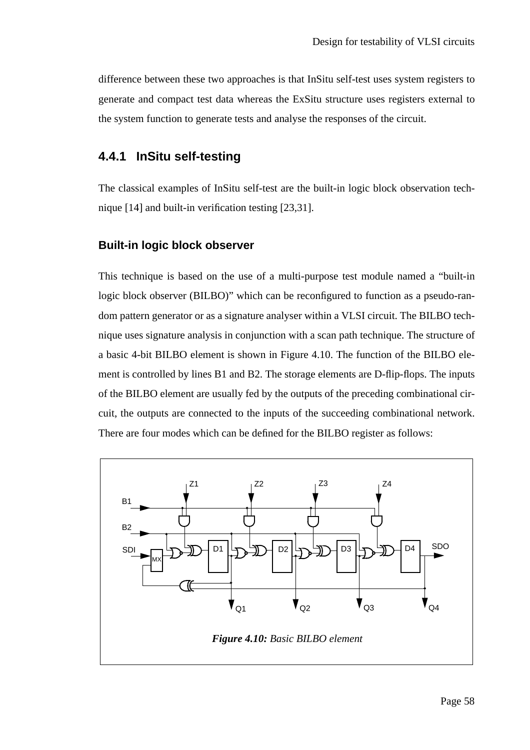difference between these two approaches is that InSitu self-test uses system registers to generate and compact test data whereas the ExSitu structure uses registers external to the system function to generate tests and analyse the responses of the circuit.

### 4.4.1 InSitu self-testing

The classical examples of InSitu self-test are the built-in logic block observation technique [14] and built-in verification testing [23,31].

#### Built-in logic block observer

This technique is based on the use of a multi-purpose test module named a "built-in logic block observer (BILBO)" which can be reconfigured to function as a pseudo-random pattern generator or as a signature analyser within a VLSI circuit. The BILBO technique uses signature analysis in conjunction with a scan path technique. The structure of a basic 4-bit BILBO element is shown in Figure 4.10. The function of the BILBO element is controlled by lines B1 and B2. The storage elements are D-flip-flops. The inputs of the BILBO element are usually fed by the outputs of the preceding combinational circuit, the outputs are connected to the inputs of the succeeding combinational network. There are four modes which can be defined for the BILBO register as follows:

***Figure 4.10:*** *Basic BILBO element*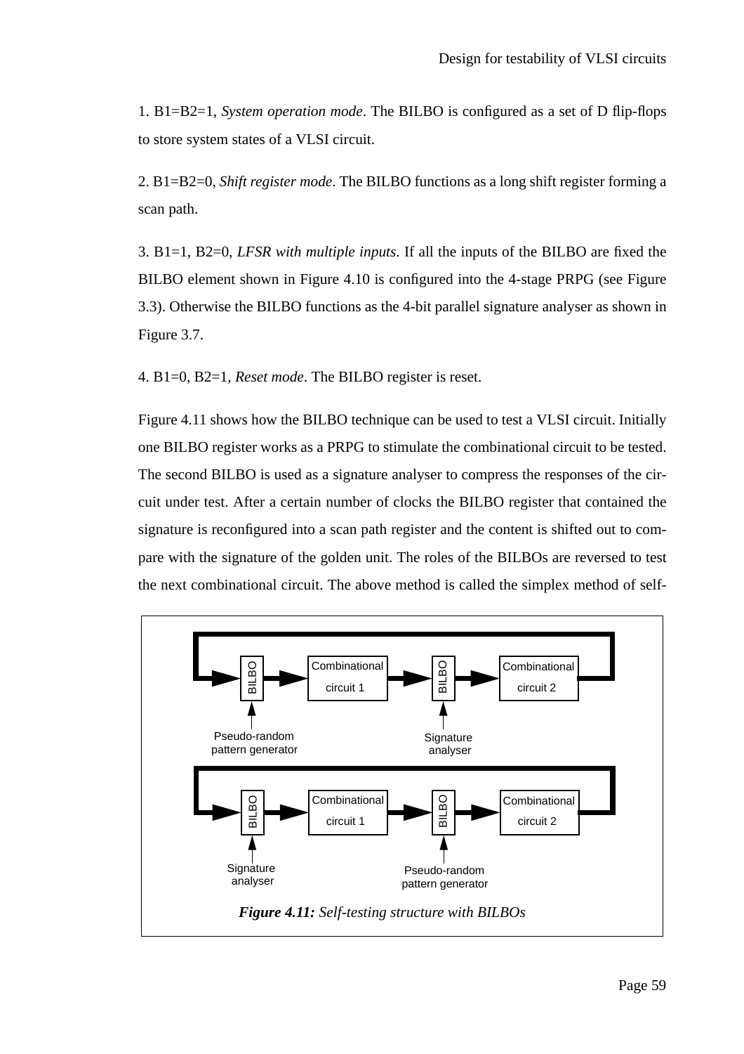1. B1=B2=1, *System operation mode*. The BILBO is configured as a set of D flip-flops to store system states of a VLSI circuit.

2. B1=B2=0, *Shift register mode*. The BILBO functions as a long shift register forming a scan path.

3. B1=1, B2=0, *LFSR with multiple inputs*. If all the inputs of the BILBO are fixed the BILBO element shown in Figure 4.10 is configured into the 4-stage PRPG (see Figure 3.3). Otherwise the BILBO functions as the 4-bit parallel signature analyser as shown in Figure 3.7.

4. B1=0, B2=1, *Reset mode*. The BILBO register is reset.

Figure 4.11 shows how the BILBO technique can be used to test a VLSI circuit. Initially one BILBO register works as a PRPG to stimulate the combinational circuit to be tested. The second BILBO is used as a signature analyser to compress the responses of the circuit under test. After a certain number of clocks the BILBO register that contained the signature is reconfigured into a scan path register and the content is shifted out to compare with the signature of the golden unit. The roles of the BILBOs are reversed to test the next combinational circuit. The above method is called the simplex method of self-

***Figure 4.11:*** *Self-testing structure with BILBOs*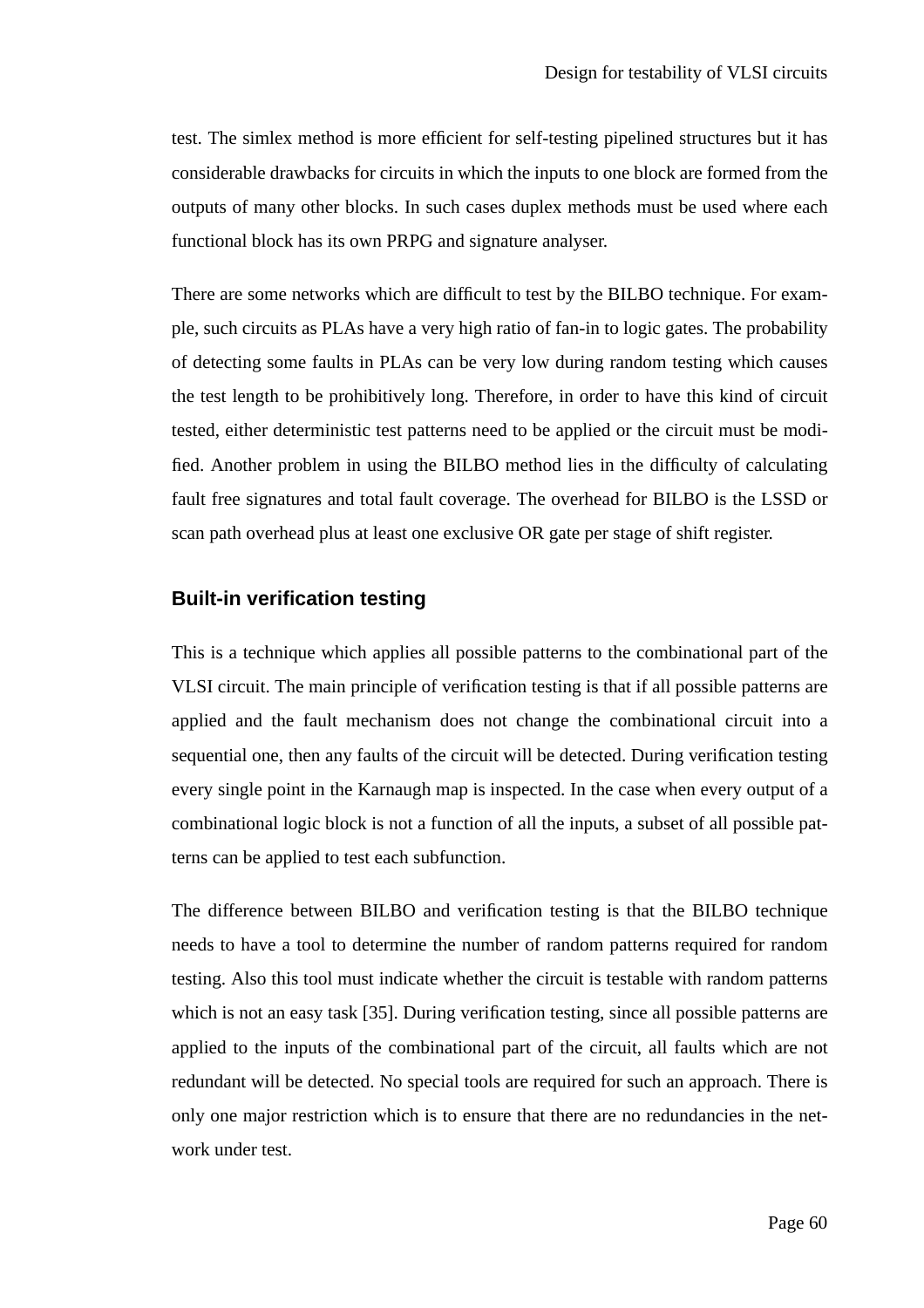test. The simlex method is more efficient for self-testing pipelined structures but it has considerable drawbacks for circuits in which the inputs to one block are formed from the outputs of many other blocks. In such cases duplex methods must be used where each functional block has its own PRPG and signature analyser.

There are some networks which are difficult to test by the BILBO technique. For example, such circuits as PLAs have a very high ratio of fan-in to logic gates. The probability of detecting some faults in PLAs can be very low during random testing which causes the test length to be prohibitively long. Therefore, in order to have this kind of circuit tested, either deterministic test patterns need to be applied or the circuit must be modified. Another problem in using the BILBO method lies in the difficulty of calculating fault free signatures and total fault coverage. The overhead for BILBO is the LSSD or scan path overhead plus at least one exclusive OR gate per stage of shift register.

### Built-in verification testing

This is a technique which applies all possible patterns to the combinational part of the VLSI circuit. The main principle of verification testing is that if all possible patterns are applied and the fault mechanism does not change the combinational circuit into a sequential one, then any faults of the circuit will be detected. During verification testing every single point in the Karnaugh map is inspected. In the case when every output of a combinational logic block is not a function of all the inputs, a subset of all possible patterns can be applied to test each subfunction.

The difference between BILBO and verification testing is that the BILBO technique needs to have a tool to determine the number of random patterns required for random testing. Also this tool must indicate whether the circuit is testable with random patterns which is not an easy task [35]. During verification testing, since all possible patterns are applied to the inputs of the combinational part of the circuit, all faults which are not redundant will be detected. No special tools are required for such an approach. There is only one major restriction which is to ensure that there are no redundancies in the network under test.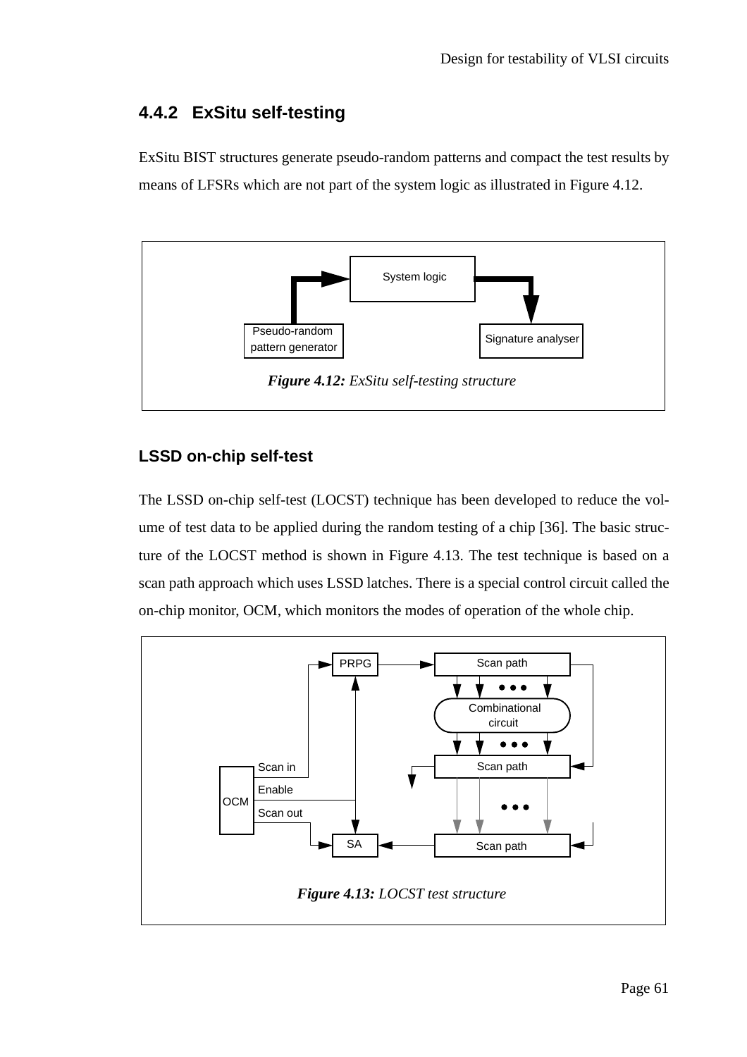### 4.4.2 ExSitu self-testing

ExSitu BIST structures generate pseudo-random patterns and compact the test results by means of LFSRs which are not part of the system logic as illustrated in Figure 4.12.

***Figure 4.12:*** *ExSitu self-testing structure*

#### LSSD on-chip self-test

The LSSD on-chip self-test (LOCST) technique has been developed to reduce the volume of test data to be applied during the random testing of a chip [36]. The basic structure of the LOCST method is shown in Figure 4.13. The test technique is based on a scan path approach which uses LSSD latches. There is a special control circuit called the on-chip monitor, OCM, which monitors the modes of operation of the whole chip.

***Figure 4.13:*** *LOCST test structure*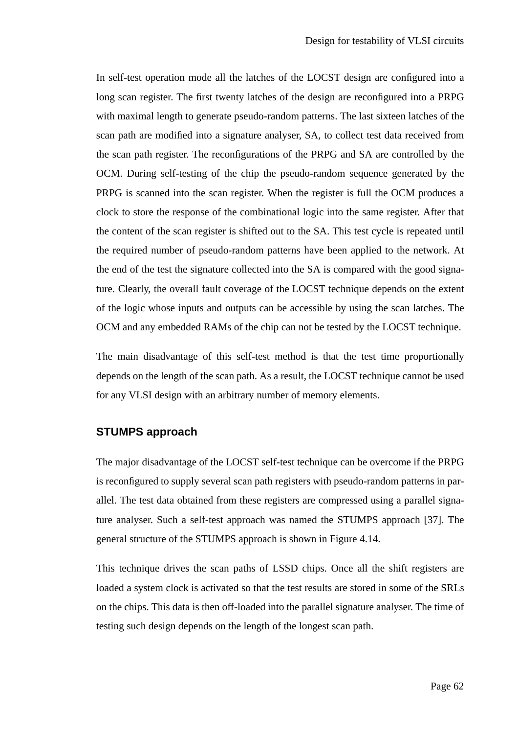In self-test operation mode all the latches of the LOCST design are configured into a long scan register. The first twenty latches of the design are reconfigured into a PRPG with maximal length to generate pseudo-random patterns. The last sixteen latches of the scan path are modified into a signature analyser, SA, to collect test data received from the scan path register. The reconfigurations of the PRPG and SA are controlled by the OCM. During self-testing of the chip the pseudo-random sequence generated by the PRPG is scanned into the scan register. When the register is full the OCM produces a clock to store the response of the combinational logic into the same register. After that the content of the scan register is shifted out to the SA. This test cycle is repeated until the required number of pseudo-random patterns have been applied to the network. At the end of the test the signature collected into the SA is compared with the good signature. Clearly, the overall fault coverage of the LOCST technique depends on the extent of the logic whose inputs and outputs can be accessible by using the scan latches. The OCM and any embedded RAMs of the chip can not be tested by the LOCST technique.

The main disadvantage of this self-test method is that the test time proportionally depends on the length of the scan path. As a result, the LOCST technique cannot be used for any VLSI design with an arbitrary number of memory elements.

### STUMPS approach

The major disadvantage of the LOCST self-test technique can be overcome if the PRPG is reconfigured to supply several scan path registers with pseudo-random patterns in parallel. The test data obtained from these registers are compressed using a parallel signature analyser. Such a self-test approach was named the STUMPS approach [37]. The general structure of the STUMPS approach is shown in Figure 4.14.

This technique drives the scan paths of LSSD chips. Once all the shift registers are loaded a system clock is activated so that the test results are stored in some of the SRLs on the chips. This data is then off-loaded into the parallel signature analyser. The time of testing such design depends on the length of the longest scan path.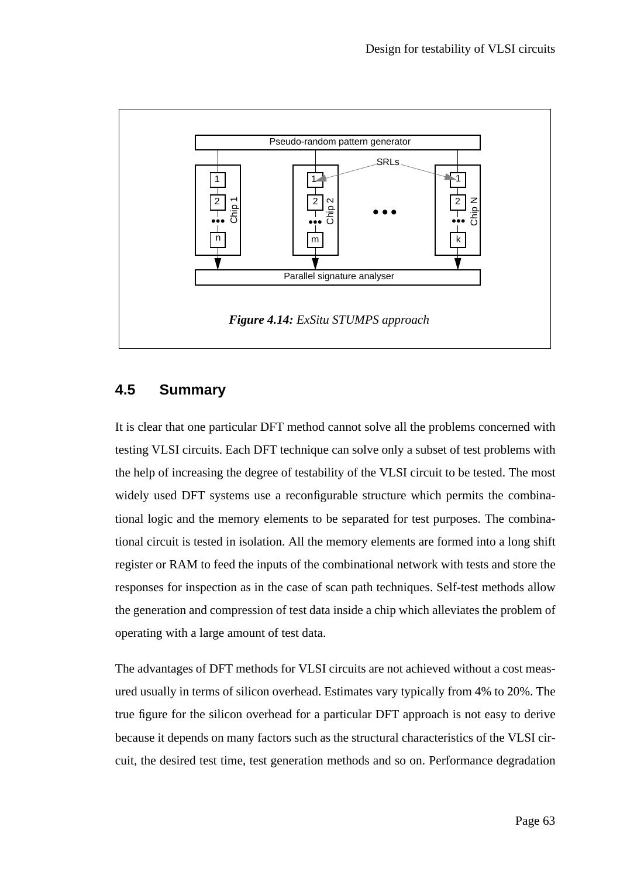*Figure 4.14: ExSitu STUMPS approach*

## 4.5 Summary

It is clear that one particular DFT method cannot solve all the problems concerned with testing VLSI circuits. Each DFT technique can solve only a subset of test problems with the help of increasing the degree of testability of the VLSI circuit to be tested. The most widely used DFT systems use a reconfigurable structure which permits the combinational logic and the memory elements to be separated for test purposes. The combinational circuit is tested in isolation. All the memory elements are formed into a long shift register or RAM to feed the inputs of the combinational network with tests and store the responses for inspection as in the case of scan path techniques. Self-test methods allow the generation and compression of test data inside a chip which alleviates the problem of operating with a large amount of test data.

The advantages of DFT methods for VLSI circuits are not achieved without a cost measured usually in terms of silicon overhead. Estimates vary typically from 4% to 20%. The true figure for the silicon overhead for a particular DFT approach is not easy to derive because it depends on many factors such as the structural characteristics of the VLSI circuit, the desired test time, test generation methods and so on. Performance degradation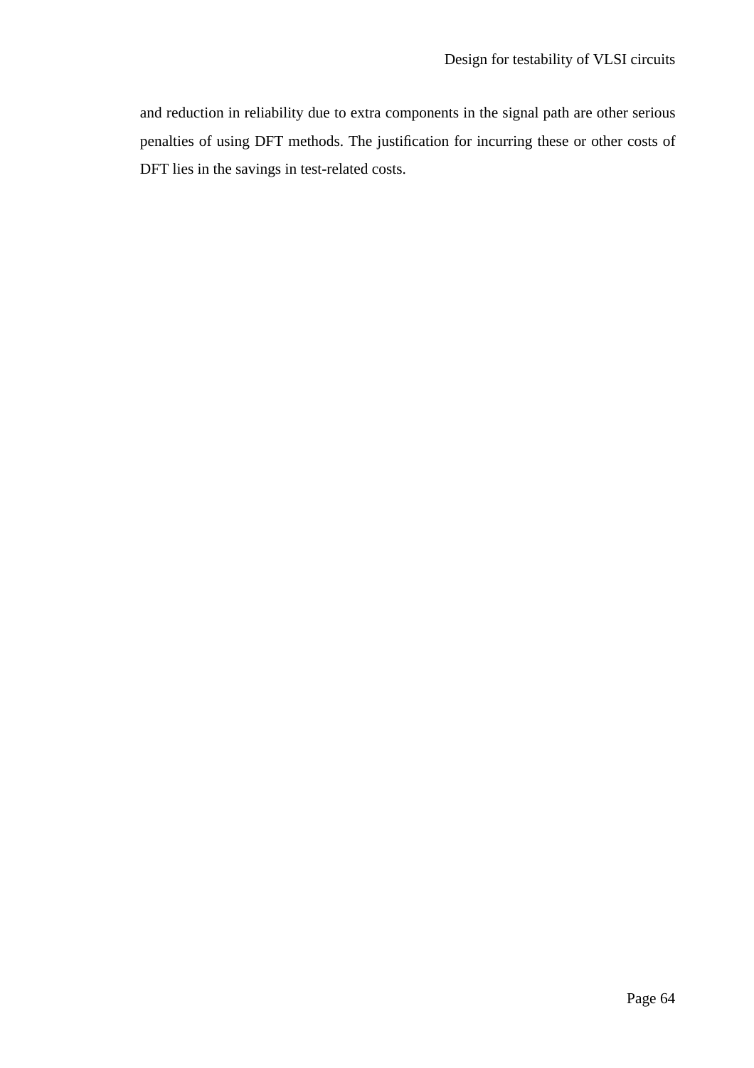and reduction in reliability due to extra components in the signal path are other serious penalties of using DFT methods. The justification for incurring these or other costs of DFT lies in the savings in test-related costs.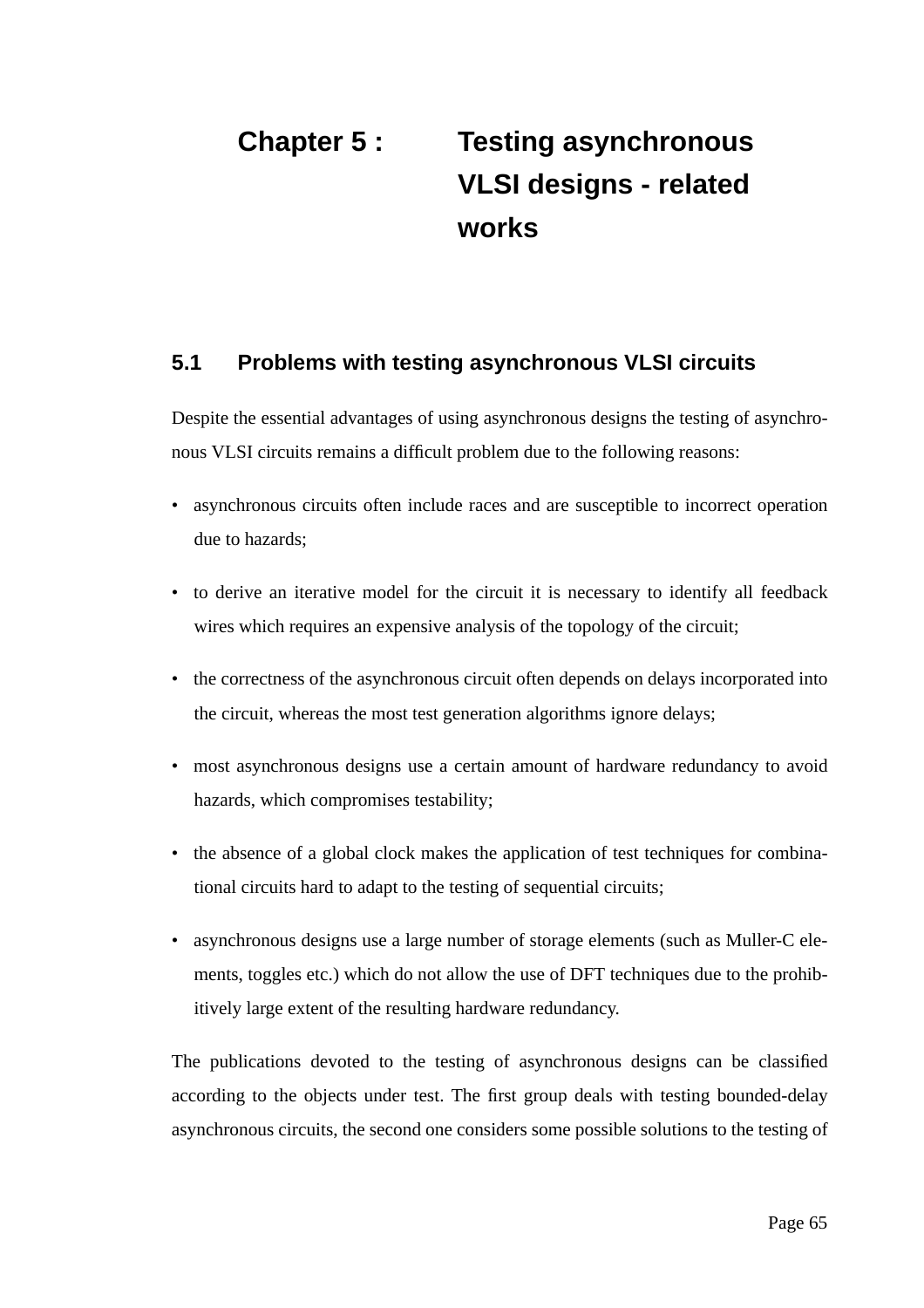# Chapter 5 : Testing asynchronous VLSI designs - related works

## 5.1 Problems with testing asynchronous VLSI circuits

Despite the essential advantages of using asynchronous designs the testing of asynchronous VLSI circuits remains a difficult problem due to the following reasons:

- asynchronous circuits often include races and are susceptible to incorrect operation due to hazards;
- to derive an iterative model for the circuit it is necessary to identify all feedback wires which requires an expensive analysis of the topology of the circuit;
- the correctness of the asynchronous circuit often depends on delays incorporated into the circuit, whereas the most test generation algorithms ignore delays;
- most asynchronous designs use a certain amount of hardware redundancy to avoid hazards, which compromises testability;
- the absence of a global clock makes the application of test techniques for combinational circuits hard to adapt to the testing of sequential circuits;
- asynchronous designs use a large number of storage elements (such as Muller-C elements, toggles etc.) which do not allow the use of DFT techniques due to the prohibitively large extent of the resulting hardware redundancy.

The publications devoted to the testing of asynchronous designs can be classified according to the objects under test. The first group deals with testing bounded-delay asynchronous circuits, the second one considers some possible solutions to the testing of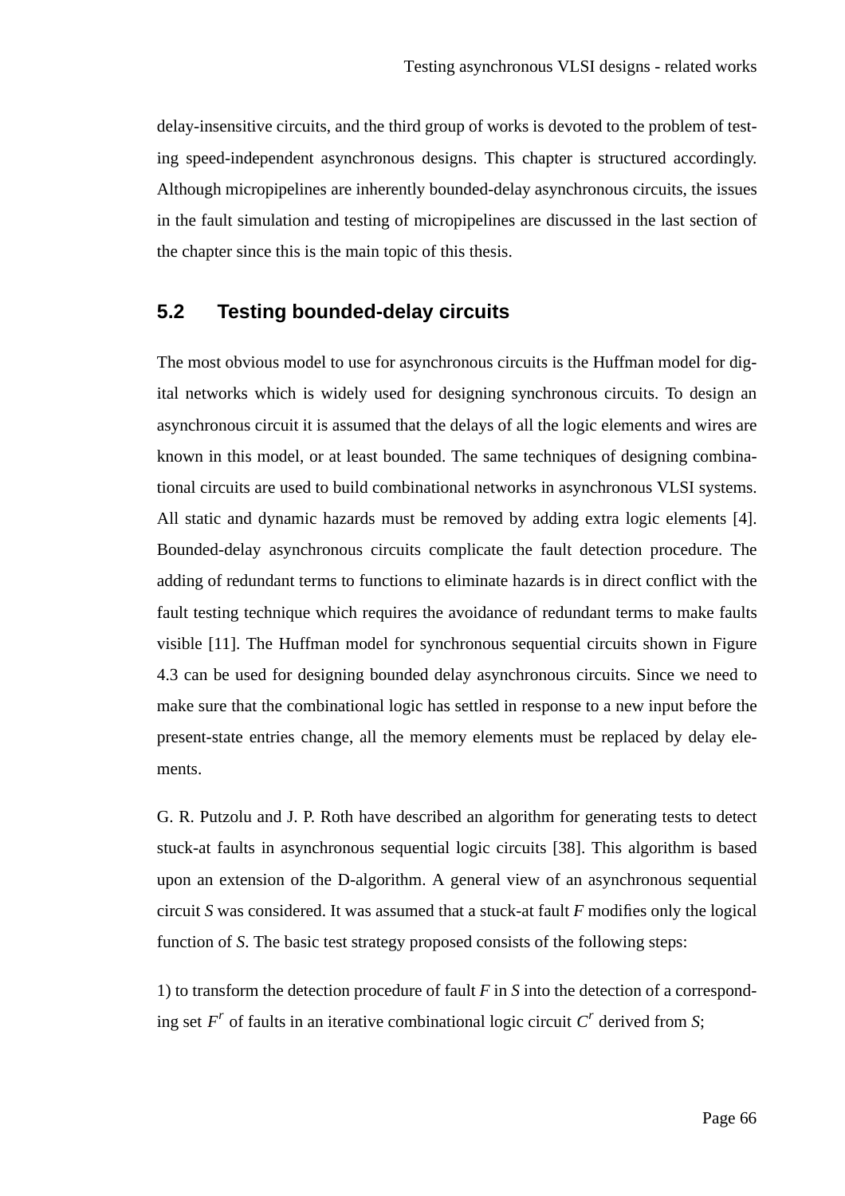delay-insensitive circuits, and the third group of works is devoted to the problem of testing speed-independent asynchronous designs. This chapter is structured accordingly. Although micropipelines are inherently bounded-delay asynchronous circuits, the issues in the fault simulation and testing of micropipelines are discussed in the last section of the chapter since this is the main topic of this thesis.

## 5.2 Testing bounded-delay circuits

The most obvious model to use for asynchronous circuits is the Huffman model for digital networks which is widely used for designing synchronous circuits. To design an asynchronous circuit it is assumed that the delays of all the logic elements and wires are known in this model, or at least bounded. The same techniques of designing combinational circuits are used to build combinational networks in asynchronous VLSI systems. All static and dynamic hazards must be removed by adding extra logic elements [4]. Bounded-delay asynchronous circuits complicate the fault detection procedure. The adding of redundant terms to functions to eliminate hazards is in direct conflict with the fault testing technique which requires the avoidance of redundant terms to make faults visible [11]. The Huffman model for synchronous sequential circuits shown in Figure 4.3 can be used for designing bounded delay asynchronous circuits. Since we need to make sure that the combinational logic has settled in response to a new input before the present-state entries change, all the memory elements must be replaced by delay elements.

G. R. Putzolu and J. P. Roth have described an algorithm for generating tests to detect stuck-at faults in asynchronous sequential logic circuits [38]. This algorithm is based upon an extension of the D-algorithm. A general view of an asynchronous sequential circuit *S* was considered. It was assumed that a stuck-at fault *F* modifies only the logical function of *S*. The basic test strategy proposed consists of the following steps:

1) to transform the detection procedure of fault *F* in *S* into the detection of a corresponding set $F^r$ of faults in an iterative combinational logic circuit $C^r$ derived from *S*;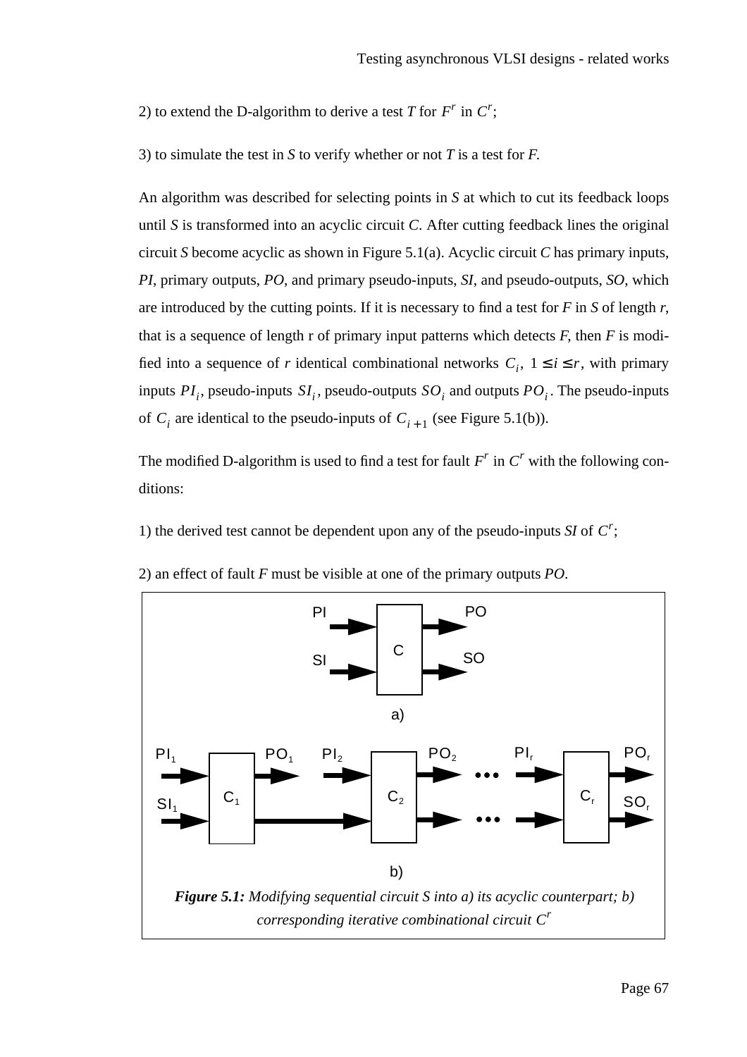2) to extend the D-algorithm to derive a test *T* for $F^r$ in $C^r$;

3) to simulate the test in *S* to verify whether or not *T* is a test for *F*.

An algorithm was described for selecting points in *S* at which to cut its feedback loops until *S* is transformed into an acyclic circuit *C*. After cutting feedback lines the original circuit *S* become acyclic as shown in Figure 5.1(a). Acyclic circuit *C* has primary inputs, *PI*, primary outputs, *PO*, and primary pseudo-inputs, *SI*, and pseudo-outputs, *SO*, which are introduced by the cutting points. If it is necessary to find a test for *F* in *S* of length *r*, that is a sequence of length r of primary input patterns which detects *F*, then *F* is modified into a sequence of *r* identical combinational networks $C_i$, $1 \le i \le r$, with primary inputs $PI_i$, pseudo-inputs $SI_i$, pseudo-outputs $SO_i$ and outputs $PO_i$. The pseudo-inputs of $C_i$ are identical to the pseudo-inputs of $C_{i+1}$ (see Figure 5.1(b)).

The modified D-algorithm is used to find a test for fault $F^r$ in $C^r$ with the following conditions:

1) the derived test cannot be dependent upon any of the pseudo-inputs *SI* of $C^r$;

2) an effect of fault *F* must be visible at one of the primary outputs *PO*.

***Figure 5.1:*** *Modifying sequential circuit S into a) its acyclic counterpart; b) corresponding iterative combinational circuit* $C^r$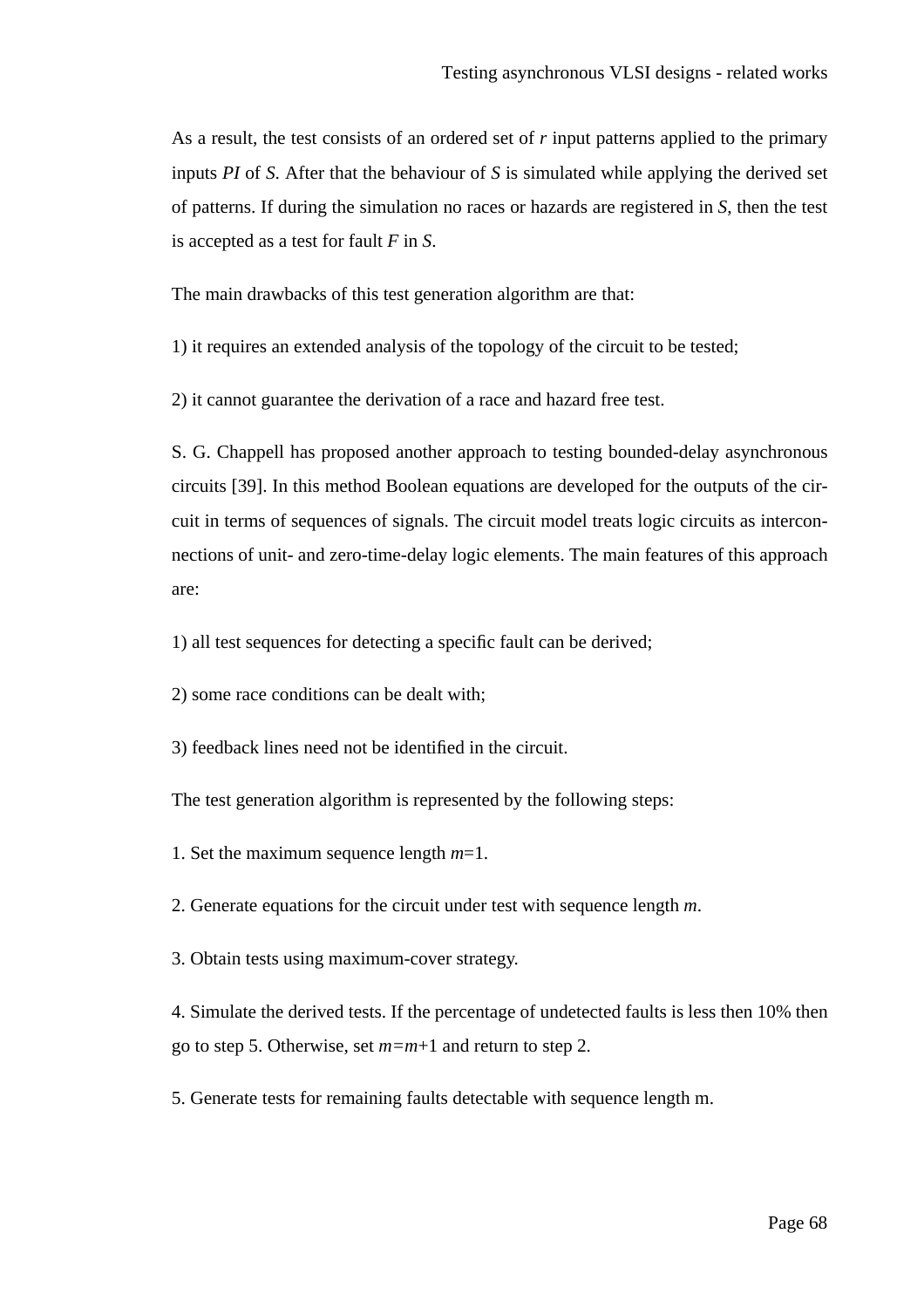As a result, the test consists of an ordered set of $r$ input patterns applied to the primary inputs $PI$ of $S$. After that the behaviour of $S$ is simulated while applying the derived set of patterns. If during the simulation no races or hazards are registered in $S$, then the test is accepted as a test for fault $F$ in $S$.

The main drawbacks of this test generation algorithm are that:

1) it requires an extended analysis of the topology of the circuit to be tested;

2) it cannot guarantee the derivation of a race and hazard free test.

S. G. Chappell has proposed another approach to testing bounded-delay asynchronous circuits [39]. In this method Boolean equations are developed for the outputs of the circuit in terms of sequences of signals. The circuit model treats logic circuits as interconnections of unit- and zero-time-delay logic elements. The main features of this approach are:

1) all test sequences for detecting a specific fault can be derived;

2) some race conditions can be dealt with;

3) feedback lines need not be identified in the circuit.

The test generation algorithm is represented by the following steps:

1. Set the maximum sequence length $m$=1.

2. Generate equations for the circuit under test with sequence length $m$.

3. Obtain tests using maximum-cover strategy.

4. Simulate the derived tests. If the percentage of undetected faults is less then 10% then go to step 5. Otherwise, set $m$=$m$+1 and return to step 2.

5. Generate tests for remaining faults detectable with sequence length m.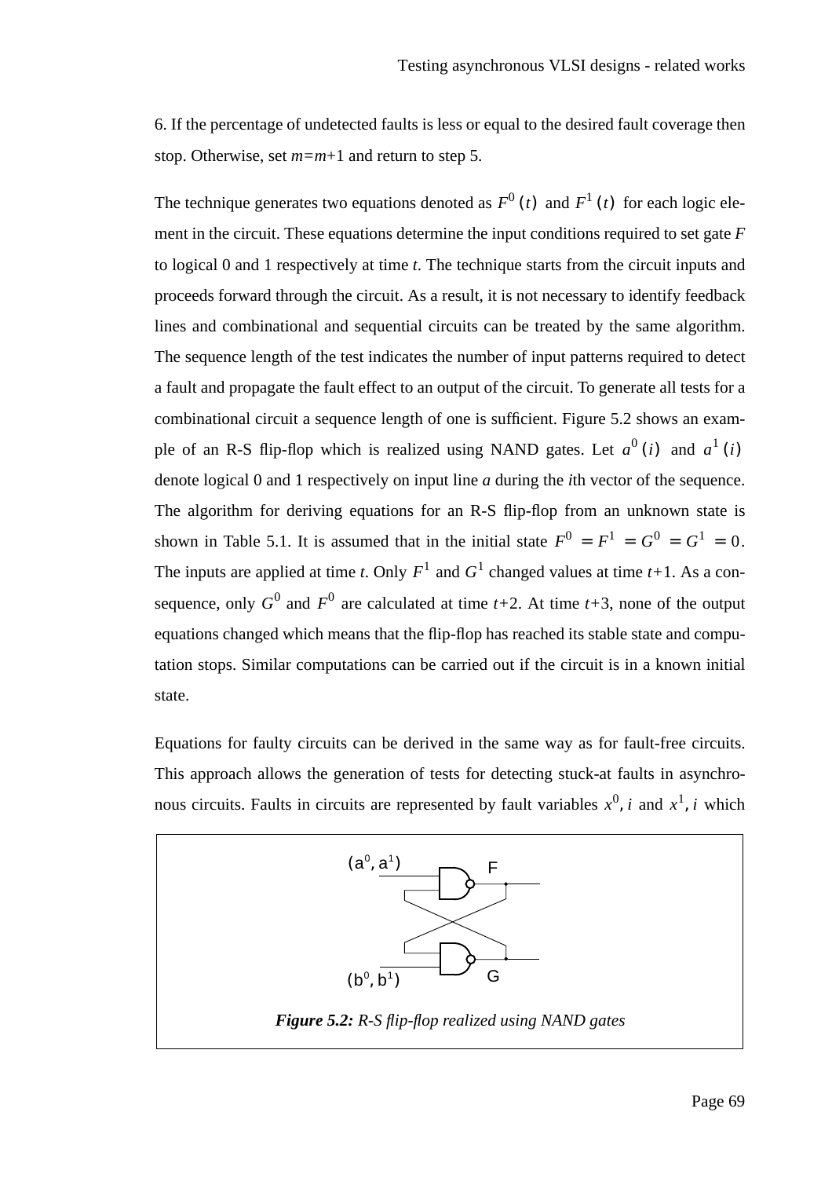6. If the percentage of undetected faults is less or equal to the desired fault coverage then stop. Otherwise, set $m=m+1$ and return to step 5.

The technique generates two equations denoted as $F^0(t)$ and $F^1(t)$ for each logic element in the circuit. These equations determine the input conditions required to set gate $F$ to logical 0 and 1 respectively at time $t$. The technique starts from the circuit inputs and proceeds forward through the circuit. As a result, it is not necessary to identify feedback lines and combinational and sequential circuits can be treated by the same algorithm. The sequence length of the test indicates the number of input patterns required to detect a fault and propagate the fault effect to an output of the circuit. To generate all tests for a combinational circuit a sequence length of one is sufficient. Figure 5.2 shows an example of an R-S flip-flop which is realized using NAND gates. Let $a^0(i)$ and $a^1(i)$ denote logical 0 and 1 respectively on input line $a$ during the $i$th vector of the sequence. The algorithm for deriving equations for an R-S flip-flop from an unknown state is shown in Table 5.1. It is assumed that in the initial state $F^0 = F^1 = G^0 = G^1 = 0$. The inputs are applied at time $t$. Only $F^1$ and $G^1$ changed values at time $t+1$. As a consequence, only $G^0$ and $F^0$ are calculated at time $t+2$. At time $t+3$, none of the output equations changed which means that the flip-flop has reached its stable state and computation stops. Similar computations can be carried out if the circuit is in a known initial state.

Equations for faulty circuits can be derived in the same way as for fault-free circuits. This approach allows the generation of tests for detecting stuck-at faults in asynchronous circuits. Faults in circuits are represented by fault variables $x^0, i$ and $x^1, i$ which

**Figure 5.2:** *R-S flip-flop realized using NAND gates*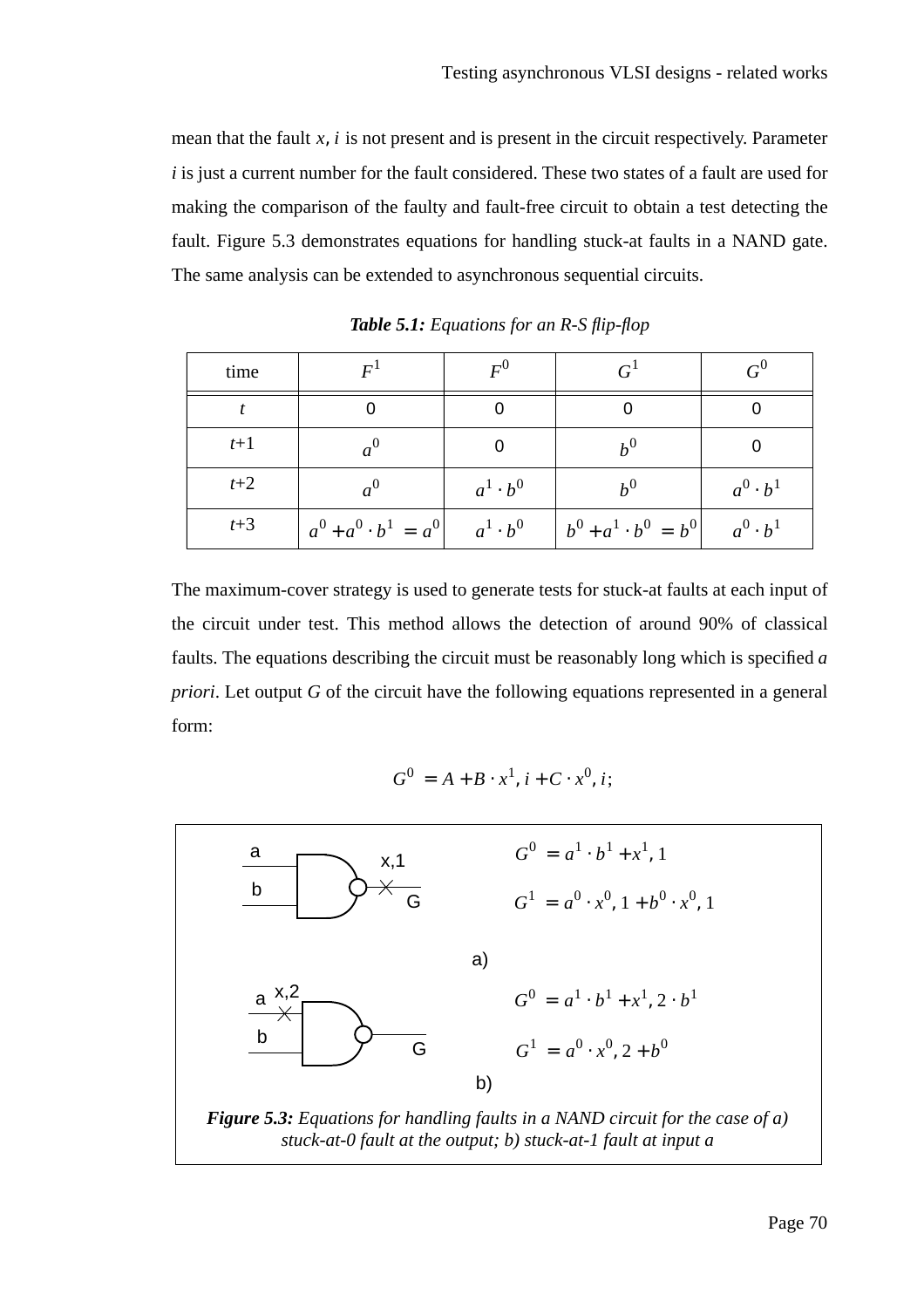mean that the fault $x, i$ is not present and is present in the circuit respectively. Parameter $i$ is just a current number for the fault considered. These two states of a fault are used for making the comparison of the faulty and fault-free circuit to obtain a test detecting the fault. Figure 5.3 demonstrates equations for handling stuck-at faults in a NAND gate. The same analysis can be extended to asynchronous sequential circuits.

***Table 5.1:*** *Equations for an R-S flip-flop*

| time | $F^1$ | $F^0$ | $G^1$ | $G^0$ |
|---|---|---|---|---|
| $t$ | 0 | 0 | 0 | 0 |
| $t$+1 | $a^0$ | 0 | $b^0$ | 0 |
| $t$+2 | $a^0$ | $a^1 \cdot b^0$ | $b^0$ | $a^0 \cdot b^1$ |
| $t$+3 | $a^0 + a^0 \cdot b^1 = a^0$ | $a^1 \cdot b^0$ | $b^0 + a^1 \cdot b^0 = b^0$ | $a^0 \cdot b^1$ |

The maximum-cover strategy is used to generate tests for stuck-at faults at each input of the circuit under test. This method allows the detection of around 90% of classical faults. The equations describing the circuit must be reasonably long which is specified *a priori*. Let output $G$ of the circuit have the following equations represented in a general form:

$$G^0 = A + B \cdot x^1, i + C \cdot x^0, i;$$

a)

$$G^0 = a^1 \cdot b^1 + x^1, 1$$

$$G^1 = a^0 \cdot x^0, 1 + b^0 \cdot x^0, 1$$

b)

$$G^0 = a^1 \cdot b^1 + x^1, 2 \cdot b^1$$

$$G^1 = a^0 \cdot x^0, 2 + b^0$$

***Figure 5.3:*** *Equations for handling faults in a NAND circuit for the case of a) stuck-at-0 fault at the output; b) stuck-at-1 fault at input a*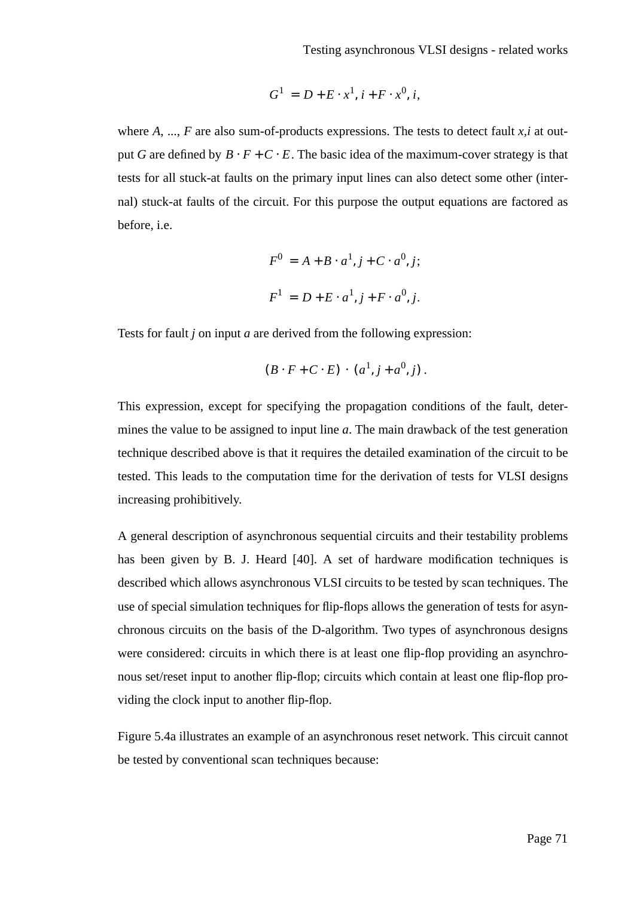$$G^1 = D + E \cdot x^1, i + F \cdot x^0, i,$$

where $A$, ..., $F$ are also sum-of-products expressions. The tests to detect fault $x,i$ at output $G$ are defined by $B \cdot F + C \cdot E$. The basic idea of the maximum-cover strategy is that tests for all stuck-at faults on the primary input lines can also detect some other (internal) stuck-at faults of the circuit. For this purpose the output equations are factored as before, i.e.

$$F^0 = A + B \cdot a^1, j + C \cdot a^0, j;$$

$$F^1 = D + E \cdot a^1, j + F \cdot a^0, j.$$

Tests for fault $j$ on input $a$ are derived from the following expression:

$$(B \cdot F + C \cdot E) \cdot (a^1, j + a^0, j).$$

This expression, except for specifying the propagation conditions of the fault, determines the value to be assigned to input line $a$. The main drawback of the test generation technique described above is that it requires the detailed examination of the circuit to be tested. This leads to the computation time for the derivation of tests for VLSI designs increasing prohibitively.

A general description of asynchronous sequential circuits and their testability problems has been given by B. J. Heard [40]. A set of hardware modification techniques is described which allows asynchronous VLSI circuits to be tested by scan techniques. The use of special simulation techniques for flip-flops allows the generation of tests for asynchronous circuits on the basis of the D-algorithm. Two types of asynchronous designs were considered: circuits in which there is at least one flip-flop providing an asynchronous set/reset input to another flip-flop; circuits which contain at least one flip-flop providing the clock input to another flip-flop.

Figure 5.4a illustrates an example of an asynchronous reset network. This circuit cannot be tested by conventional scan techniques because: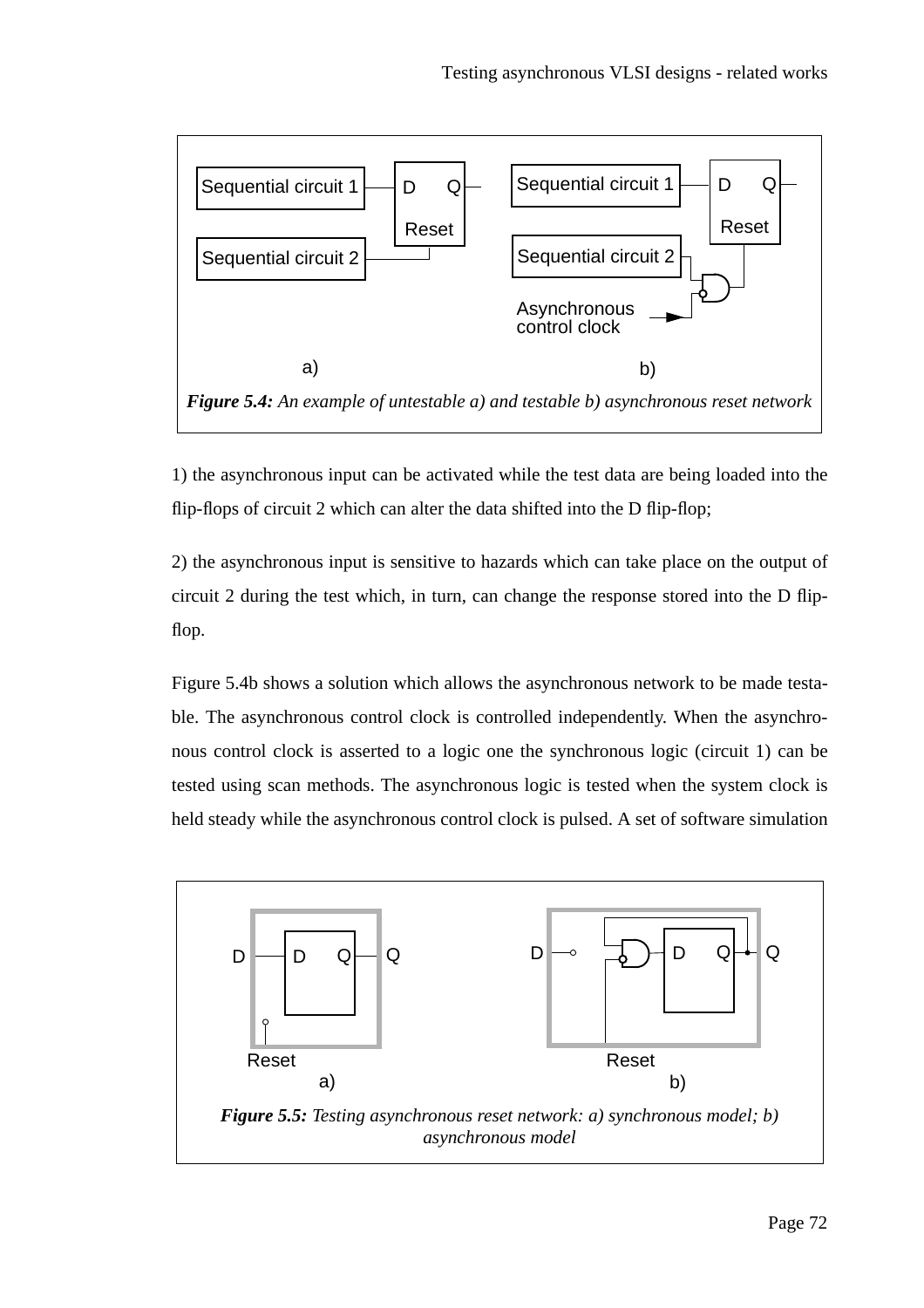*Figure 5.4: An example of untestable a) and testable b) asynchronous reset network*

1) the asynchronous input can be activated while the test data are being loaded into the flip-flops of circuit 2 which can alter the data shifted into the D flip-flop;

2) the asynchronous input is sensitive to hazards which can take place on the output of circuit 2 during the test which, in turn, can change the response stored into the D flip-flop.

Figure 5.4b shows a solution which allows the asynchronous network to be made testable. The asynchronous control clock is controlled independently. When the asynchronous control clock is asserted to a logic one the synchronous logic (circuit 1) can be tested using scan methods. The asynchronous logic is tested when the system clock is held steady while the asynchronous control clock is pulsed. A set of software simulation

*Figure 5.5: Testing asynchronous reset network: a) synchronous model; b) asynchronous model*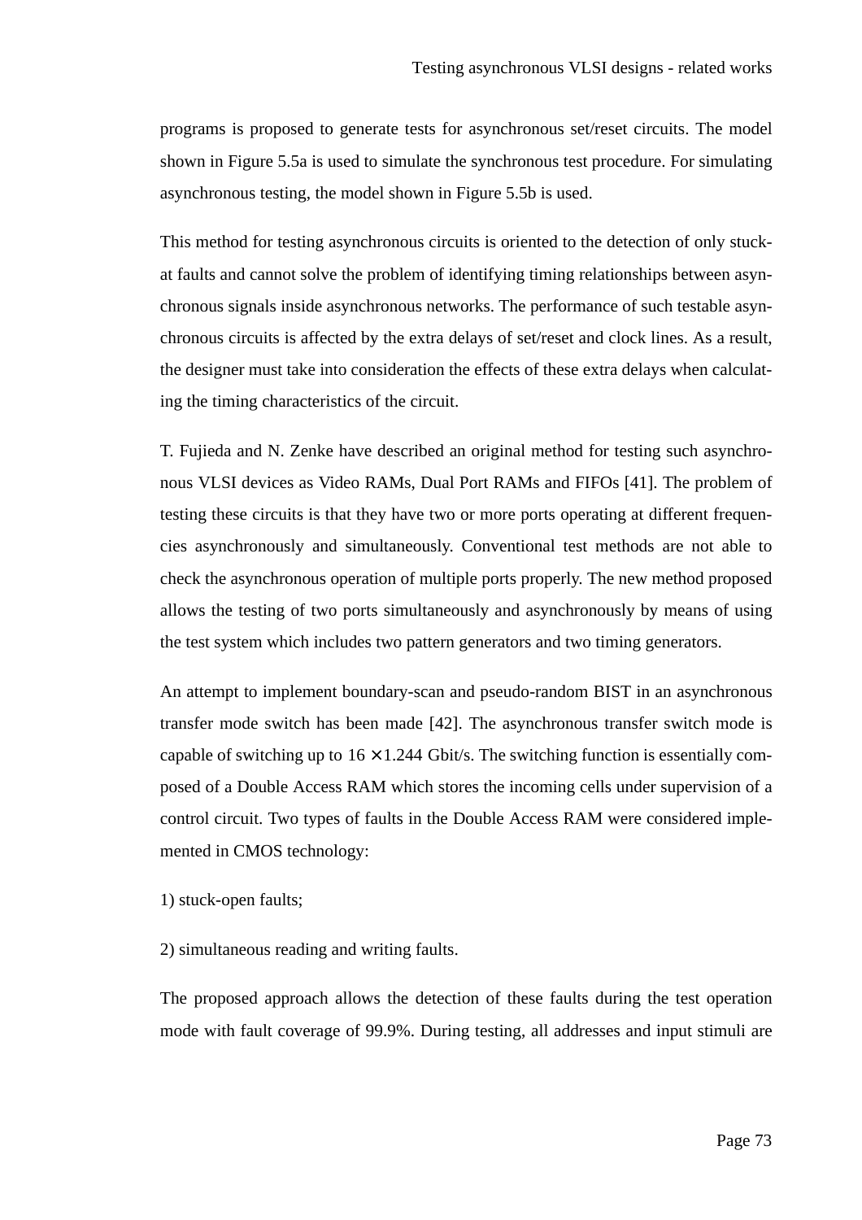programs is proposed to generate tests for asynchronous set/reset circuits. The model shown in Figure 5.5a is used to simulate the synchronous test procedure. For simulating asynchronous testing, the model shown in Figure 5.5b is used.

This method for testing asynchronous circuits is oriented to the detection of only stuck-at faults and cannot solve the problem of identifying timing relationships between asynchronous signals inside asynchronous networks. The performance of such testable asynchronous circuits is affected by the extra delays of set/reset and clock lines. As a result, the designer must take into consideration the effects of these extra delays when calculating the timing characteristics of the circuit.

T. Fujieda and N. Zenke have described an original method for testing such asynchronous VLSI devices as Video RAMs, Dual Port RAMs and FIFOs [41]. The problem of testing these circuits is that they have two or more ports operating at different frequencies asynchronously and simultaneously. Conventional test methods are not able to check the asynchronous operation of multiple ports properly. The new method proposed allows the testing of two ports simultaneously and asynchronously by means of using the test system which includes two pattern generators and two timing generators.

An attempt to implement boundary-scan and pseudo-random BIST in an asynchronous transfer mode switch has been made [42]. The asynchronous transfer switch mode is capable of switching up to $16 \times 1.244$ Gbit/s. The switching function is essentially composed of a Double Access RAM which stores the incoming cells under supervision of a control circuit. Two types of faults in the Double Access RAM were considered implemented in CMOS technology:

1) stuck-open faults;

2) simultaneous reading and writing faults.

The proposed approach allows the detection of these faults during the test operation mode with fault coverage of 99.9%. During testing, all addresses and input stimuli are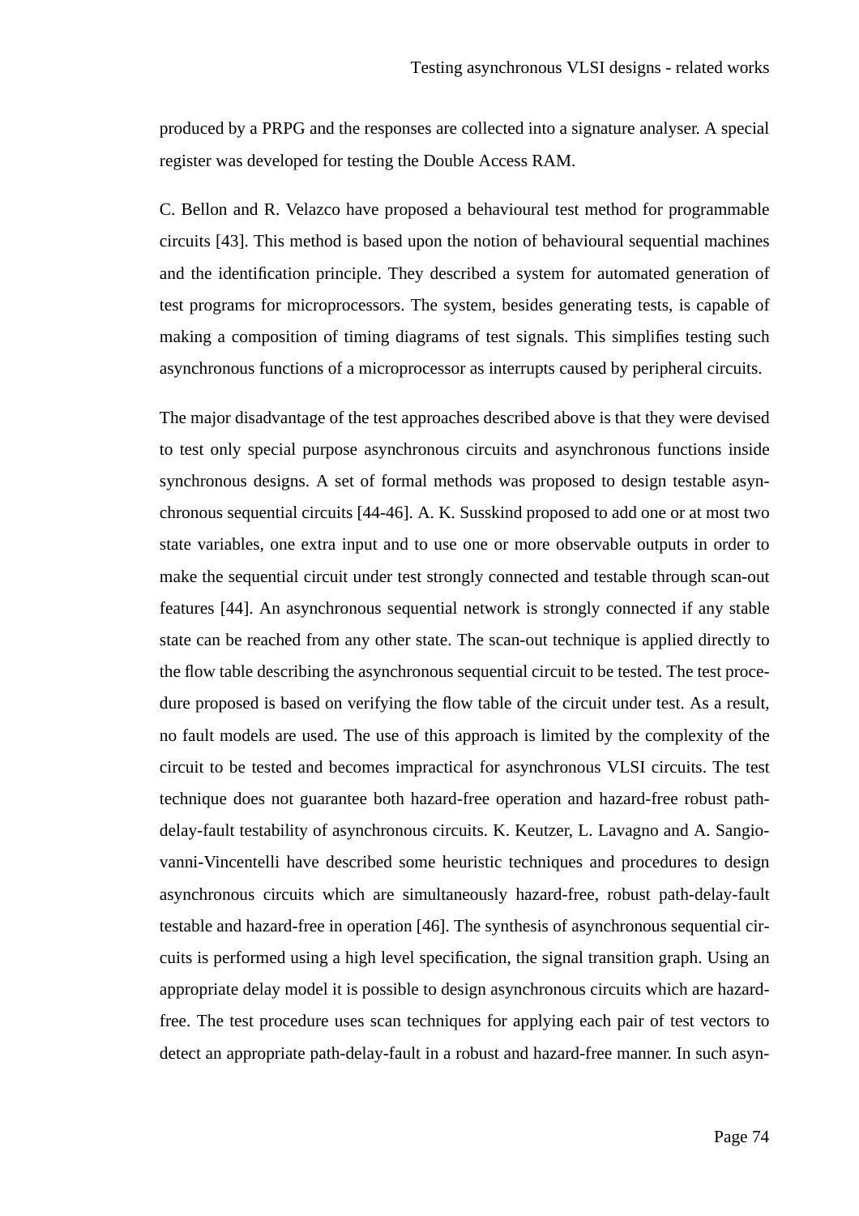produced by a PRPG and the responses are collected into a signature analyser. A special register was developed for testing the Double Access RAM.

C. Bellon and R. Velazco have proposed a behavioural test method for programmable circuits [43]. This method is based upon the notion of behavioural sequential machines and the identification principle. They described a system for automated generation of test programs for microprocessors. The system, besides generating tests, is capable of making a composition of timing diagrams of test signals. This simplifies testing such asynchronous functions of a microprocessor as interrupts caused by peripheral circuits.

The major disadvantage of the test approaches described above is that they were devised to test only special purpose asynchronous circuits and asynchronous functions inside synchronous designs. A set of formal methods was proposed to design testable asynchronous sequential circuits [44-46]. A. K. Susskind proposed to add one or at most two state variables, one extra input and to use one or more observable outputs in order to make the sequential circuit under test strongly connected and testable through scan-out features [44]. An asynchronous sequential network is strongly connected if any stable state can be reached from any other state. The scan-out technique is applied directly to the flow table describing the asynchronous sequential circuit to be tested. The test procedure proposed is based on verifying the flow table of the circuit under test. As a result, no fault models are used. The use of this approach is limited by the complexity of the circuit to be tested and becomes impractical for asynchronous VLSI circuits. The test technique does not guarantee both hazard-free operation and hazard-free robust path-delay-fault testability of asynchronous circuits. K. Keutzer, L. Lavagno and A. Sangiovanni-Vincentelli have described some heuristic techniques and procedures to design asynchronous circuits which are simultaneously hazard-free, robust path-delay-fault testable and hazard-free in operation [46]. The synthesis of asynchronous sequential circuits is performed using a high level specification, the signal transition graph. Using an appropriate delay model it is possible to design asynchronous circuits which are hazard-free. The test procedure uses scan techniques for applying each pair of test vectors to detect an appropriate path-delay-fault in a robust and hazard-free manner. In such asyn-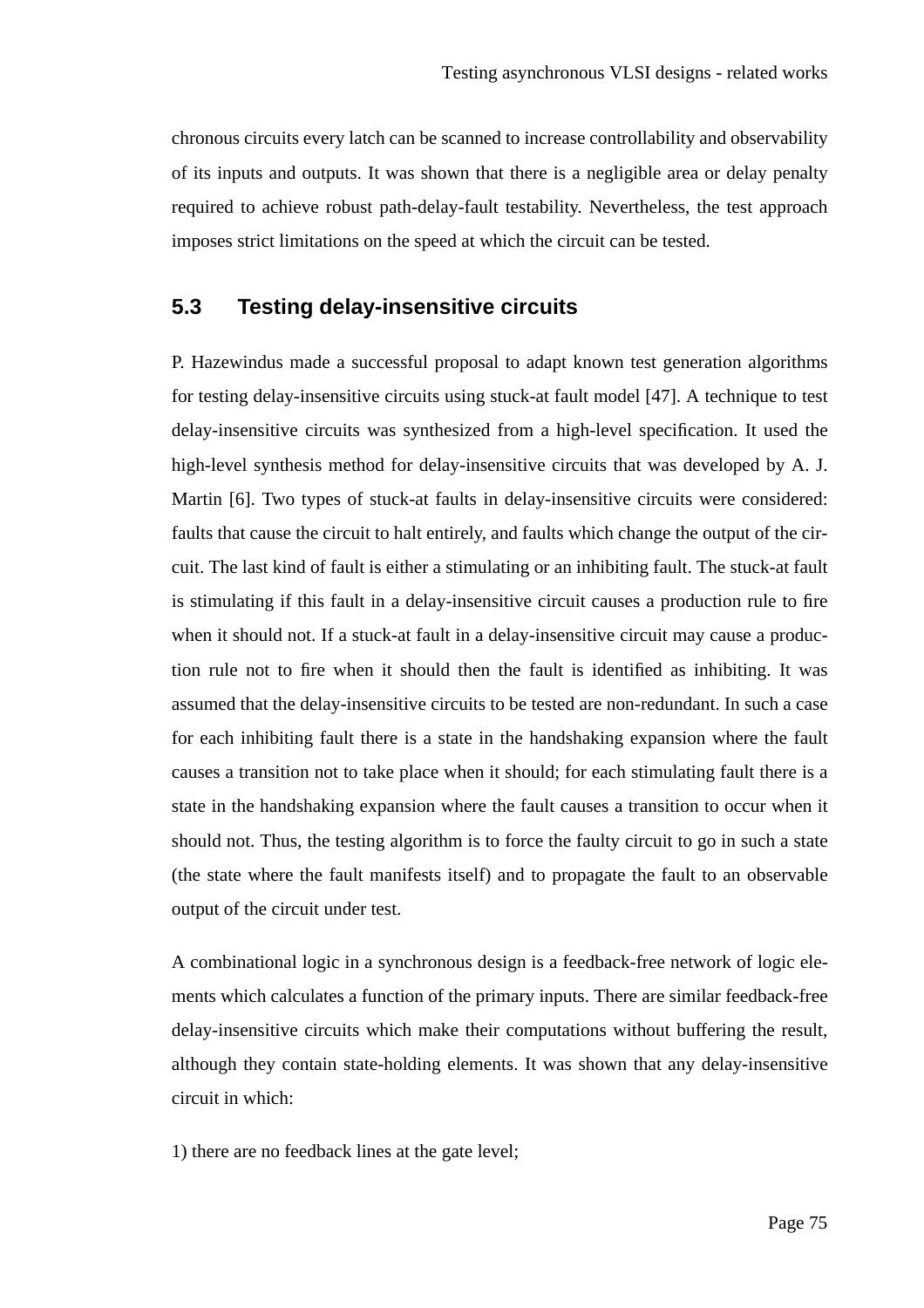chronous circuits every latch can be scanned to increase controllability and observability of its inputs and outputs. It was shown that there is a negligible area or delay penalty required to achieve robust path-delay-fault testability. Nevertheless, the test approach imposes strict limitations on the speed at which the circuit can be tested.

## 5.3 Testing delay-insensitive circuits

P. Hazewindus made a successful proposal to adapt known test generation algorithms for testing delay-insensitive circuits using stuck-at fault model [47]. A technique to test delay-insensitive circuits was synthesized from a high-level specification. It used the high-level synthesis method for delay-insensitive circuits that was developed by A. J. Martin [6]. Two types of stuck-at faults in delay-insensitive circuits were considered: faults that cause the circuit to halt entirely, and faults which change the output of the circuit. The last kind of fault is either a stimulating or an inhibiting fault. The stuck-at fault is stimulating if this fault in a delay-insensitive circuit causes a production rule to fire when it should not. If a stuck-at fault in a delay-insensitive circuit may cause a production rule not to fire when it should then the fault is identified as inhibiting. It was assumed that the delay-insensitive circuits to be tested are non-redundant. In such a case for each inhibiting fault there is a state in the handshaking expansion where the fault causes a transition not to take place when it should; for each stimulating fault there is a state in the handshaking expansion where the fault causes a transition to occur when it should not. Thus, the testing algorithm is to force the faulty circuit to go in such a state (the state where the fault manifests itself) and to propagate the fault to an observable output of the circuit under test.

A combinational logic in a synchronous design is a feedback-free network of logic elements which calculates a function of the primary inputs. There are similar feedback-free delay-insensitive circuits which make their computations without buffering the result, although they contain state-holding elements. It was shown that any delay-insensitive circuit in which:

1) there are no feedback lines at the gate level;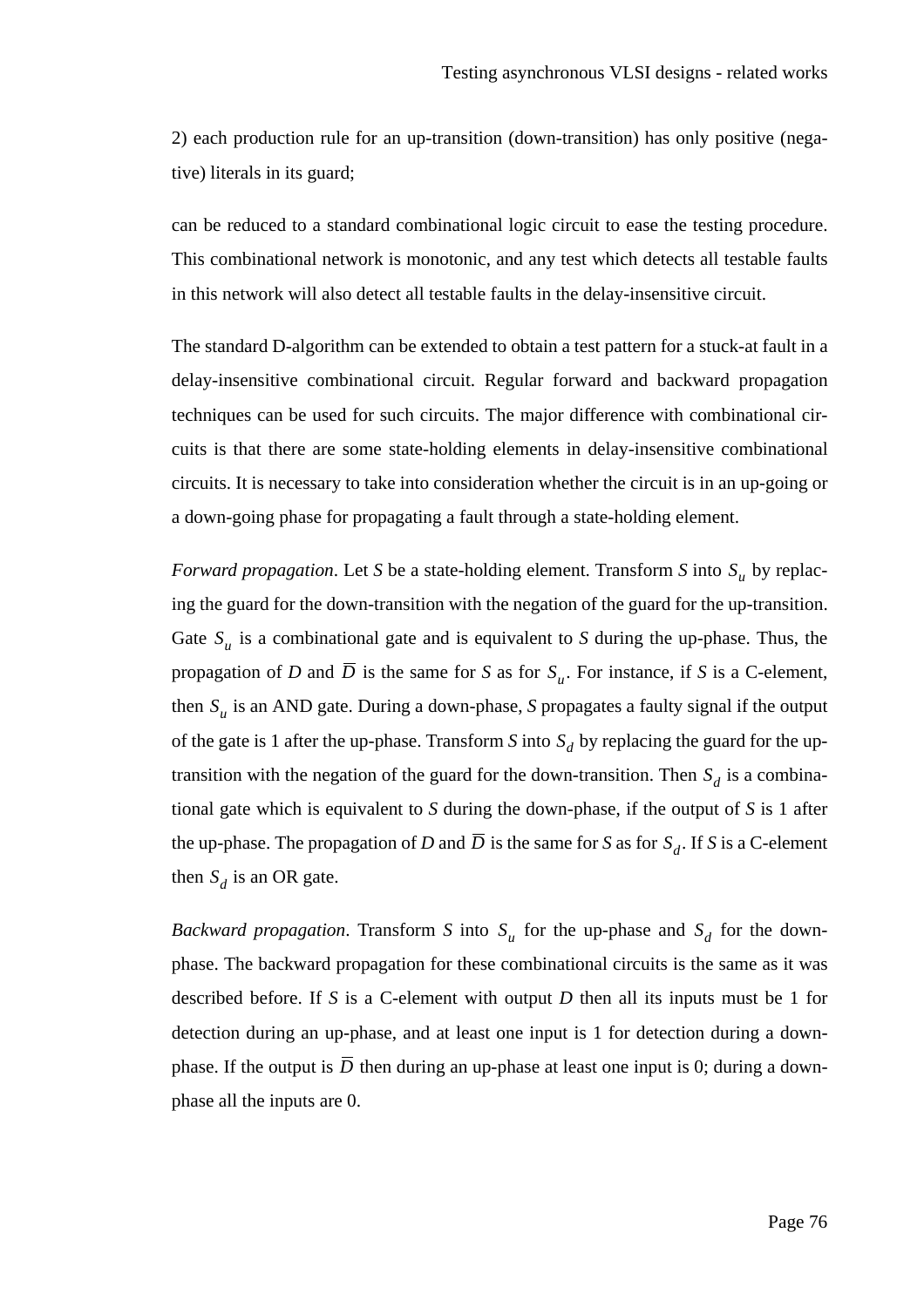2) each production rule for an up-transition (down-transition) has only positive (negative) literals in its guard;

can be reduced to a standard combinational logic circuit to ease the testing procedure. This combinational network is monotonic, and any test which detects all testable faults in this network will also detect all testable faults in the delay-insensitive circuit.

The standard D-algorithm can be extended to obtain a test pattern for a stuck-at fault in a delay-insensitive combinational circuit. Regular forward and backward propagation techniques can be used for such circuits. The major difference with combinational circuits is that there are some state-holding elements in delay-insensitive combinational circuits. It is necessary to take into consideration whether the circuit is in an up-going or a down-going phase for propagating a fault through a state-holding element.

*Forward propagation*. Let $S$ be a state-holding element. Transform $S$ into $S_u$ by replacing the guard for the down-transition with the negation of the guard for the up-transition. Gate $S_u$ is a combinational gate and is equivalent to $S$ during the up-phase. Thus, the propagation of $D$ and $\overline{D}$ is the same for $S$ as for $S_u$. For instance, if $S$ is a C-element, then $S_u$ is an AND gate. During a down-phase, $S$ propagates a faulty signal if the output of the gate is 1 after the up-phase. Transform $S$ into $S_d$ by replacing the guard for the up-transition with the negation of the guard for the down-transition. Then $S_d$ is a combinational gate which is equivalent to $S$ during the down-phase, if the output of $S$ is 1 after the up-phase. The propagation of $D$ and $\overline{D}$ is the same for $S$ as for $S_d$. If $S$ is a C-element then $S_d$ is an OR gate.

*Backward propagation*. Transform $S$ into $S_u$ for the up-phase and $S_d$ for the down-phase. The backward propagation for these combinational circuits is the same as it was described before. If $S$ is a C-element with output $D$ then all its inputs must be 1 for detection during an up-phase, and at least one input is 1 for detection during a down-phase. If the output is $\overline{D}$ then during an up-phase at least one input is 0; during a down-phase all the inputs are 0.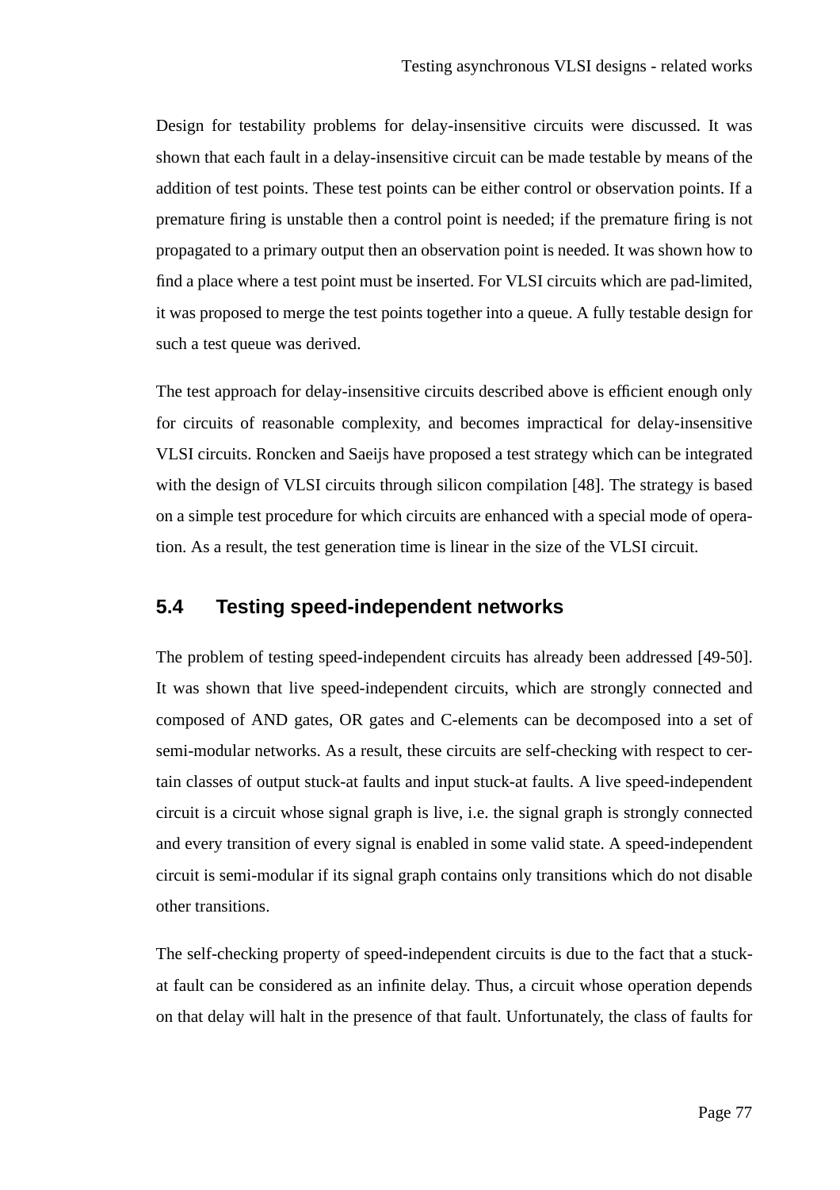Design for testability problems for delay-insensitive circuits were discussed. It was shown that each fault in a delay-insensitive circuit can be made testable by means of the addition of test points. These test points can be either control or observation points. If a premature firing is unstable then a control point is needed; if the premature firing is not propagated to a primary output then an observation point is needed. It was shown how to find a place where a test point must be inserted. For VLSI circuits which are pad-limited, it was proposed to merge the test points together into a queue. A fully testable design for such a test queue was derived.

The test approach for delay-insensitive circuits described above is efficient enough only for circuits of reasonable complexity, and becomes impractical for delay-insensitive VLSI circuits. Roncken and Saeijs have proposed a test strategy which can be integrated with the design of VLSI circuits through silicon compilation [48]. The strategy is based on a simple test procedure for which circuits are enhanced with a special mode of operation. As a result, the test generation time is linear in the size of the VLSI circuit.

## 5.4 Testing speed-independent networks

The problem of testing speed-independent circuits has already been addressed [49-50]. It was shown that live speed-independent circuits, which are strongly connected and composed of AND gates, OR gates and C-elements can be decomposed into a set of semi-modular networks. As a result, these circuits are self-checking with respect to certain classes of output stuck-at faults and input stuck-at faults. A live speed-independent circuit is a circuit whose signal graph is live, i.e. the signal graph is strongly connected and every transition of every signal is enabled in some valid state. A speed-independent circuit is semi-modular if its signal graph contains only transitions which do not disable other transitions.

The self-checking property of speed-independent circuits is due to the fact that a stuck-at fault can be considered as an infinite delay. Thus, a circuit whose operation depends on that delay will halt in the presence of that fault. Unfortunately, the class of faults for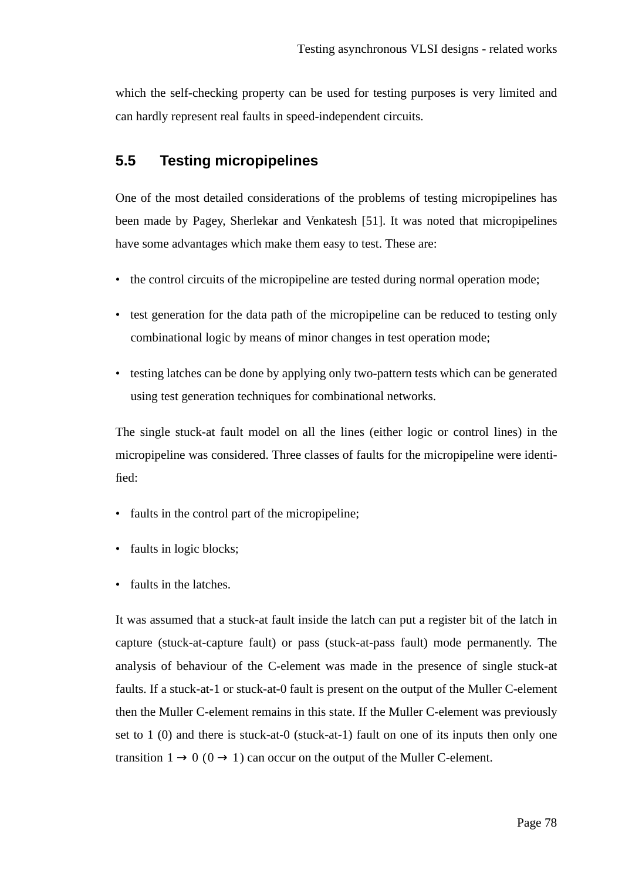which the self-checking property can be used for testing purposes is very limited and can hardly represent real faults in speed-independent circuits.

## 5.5 Testing micropipelines

One of the most detailed considerations of the problems of testing micropipelines has been made by Pagey, Sherlekar and Venkatesh [51]. It was noted that micropipelines have some advantages which make them easy to test. These are:

- the control circuits of the micropipeline are tested during normal operation mode;
- test generation for the data path of the micropipeline can be reduced to testing only combinational logic by means of minor changes in test operation mode;
- testing latches can be done by applying only two-pattern tests which can be generated using test generation techniques for combinational networks.

The single stuck-at fault model on all the lines (either logic or control lines) in the micropipeline was considered. Three classes of faults for the micropipeline were identified:

- faults in the control part of the micropipeline;
- faults in logic blocks;
- faults in the latches.

It was assumed that a stuck-at fault inside the latch can put a register bit of the latch in capture (stuck-at-capture fault) or pass (stuck-at-pass fault) mode permanently. The analysis of behaviour of the C-element was made in the presence of single stuck-at faults. If a stuck-at-1 or stuck-at-0 fault is present on the output of the Muller C-element then the Muller C-element remains in this state. If the Muller C-element was previously set to 1 (0) and there is stuck-at-0 (stuck-at-1) fault on one of its inputs then only one transition $1 \rightarrow 0$ ($0 \rightarrow 1$) can occur on the output of the Muller C-element.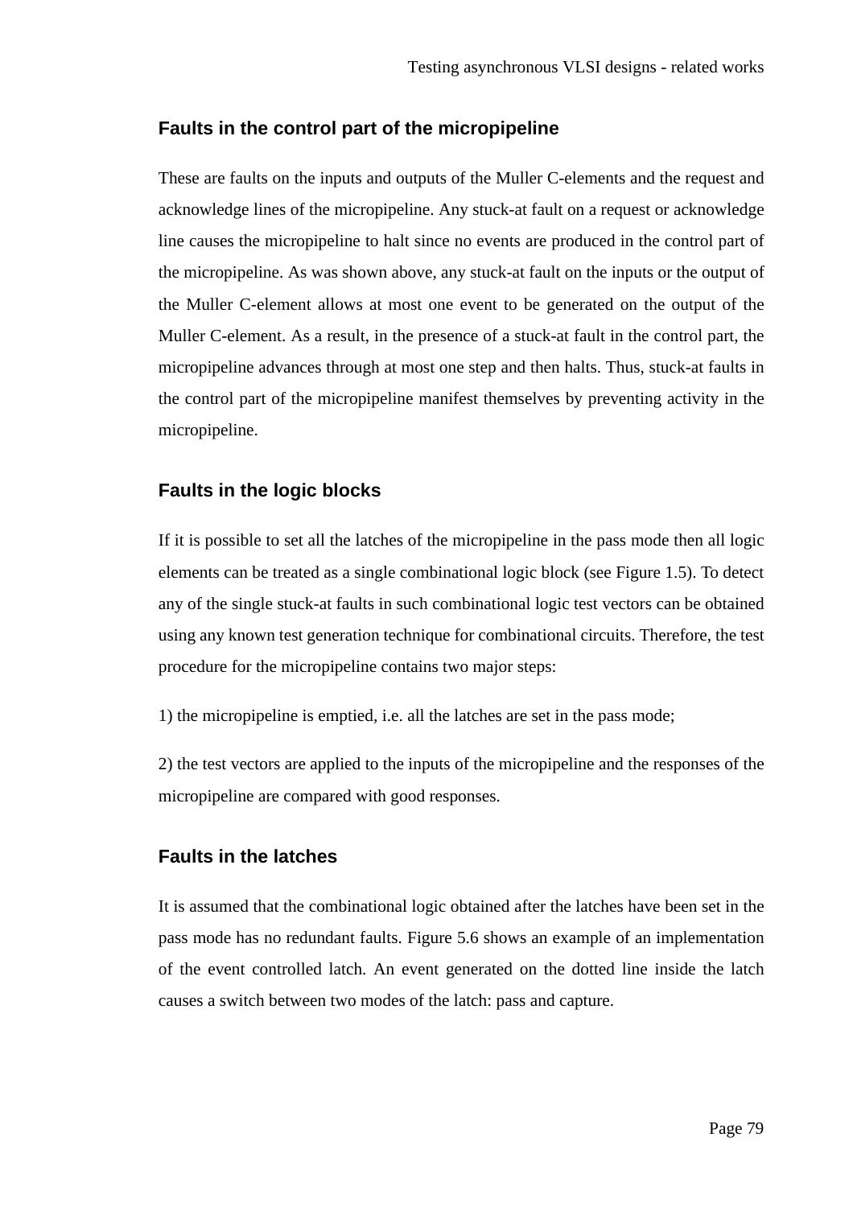### Faults in the control part of the micropipeline

These are faults on the inputs and outputs of the Muller C-elements and the request and acknowledge lines of the micropipeline. Any stuck-at fault on a request or acknowledge line causes the micropipeline to halt since no events are produced in the control part of the micropipeline. As was shown above, any stuck-at fault on the inputs or the output of the Muller C-element allows at most one event to be generated on the output of the Muller C-element. As a result, in the presence of a stuck-at fault in the control part, the micropipeline advances through at most one step and then halts. Thus, stuck-at faults in the control part of the micropipeline manifest themselves by preventing activity in the micropipeline.

### Faults in the logic blocks

If it is possible to set all the latches of the micropipeline in the pass mode then all logic elements can be treated as a single combinational logic block (see Figure 1.5). To detect any of the single stuck-at faults in such combinational logic test vectors can be obtained using any known test generation technique for combinational circuits. Therefore, the test procedure for the micropipeline contains two major steps:

1) the micropipeline is emptied, i.e. all the latches are set in the pass mode;

2) the test vectors are applied to the inputs of the micropipeline and the responses of the micropipeline are compared with good responses.

### Faults in the latches

It is assumed that the combinational logic obtained after the latches have been set in the pass mode has no redundant faults. Figure 5.6 shows an example of an implementation of the event controlled latch. An event generated on the dotted line inside the latch causes a switch between two modes of the latch: pass and capture.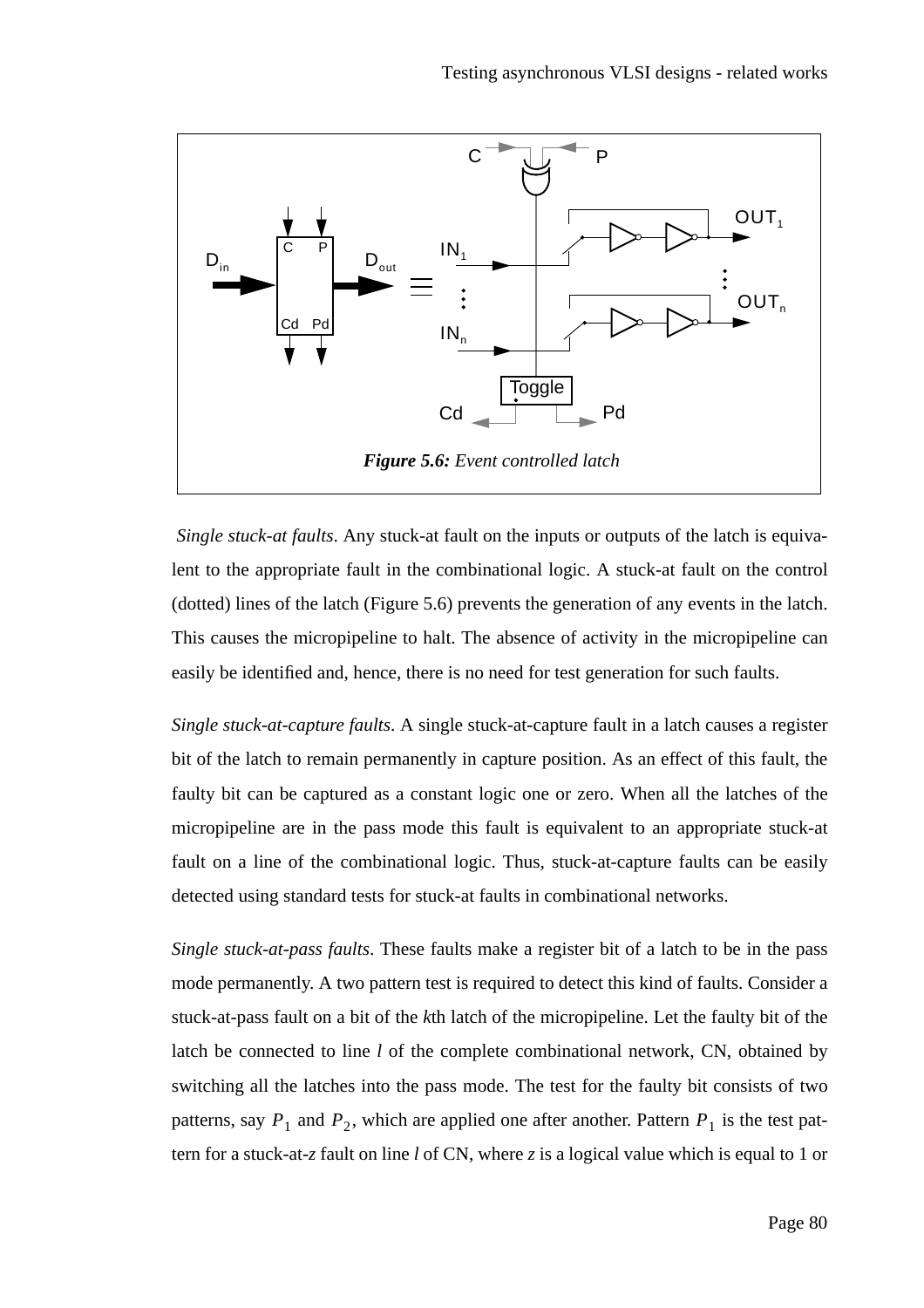**Figure 5.6:** *Event controlled latch*

*Single stuck-at faults*. Any stuck-at fault on the inputs or outputs of the latch is equivalent to the appropriate fault in the combinational logic. A stuck-at fault on the control (dotted) lines of the latch (Figure 5.6) prevents the generation of any events in the latch. This causes the micropipeline to halt. The absence of activity in the micropipeline can easily be identified and, hence, there is no need for test generation for such faults.

*Single stuck-at-capture faults*. A single stuck-at-capture fault in a latch causes a register bit of the latch to remain permanently in capture position. As an effect of this fault, the faulty bit can be captured as a constant logic one or zero. When all the latches of the micropipeline are in the pass mode this fault is equivalent to an appropriate stuck-at fault on a line of the combinational logic. Thus, stuck-at-capture faults can be easily detected using standard tests for stuck-at faults in combinational networks.

*Single stuck-at-pass faults*. These faults make a register bit of a latch to be in the pass mode permanently. A two pattern test is required to detect this kind of faults. Consider a stuck-at-pass fault on a bit of the *k*th latch of the micropipeline. Let the faulty bit of the latch be connected to line *l* of the complete combinational network, CN, obtained by switching all the latches into the pass mode. The test for the faulty bit consists of two patterns, say $P_1$ and $P_2$, which are applied one after another. Pattern $P_1$ is the test pattern for a stuck-at-*z* fault on line *l* of CN, where *z* is a logical value which is equal to 1 or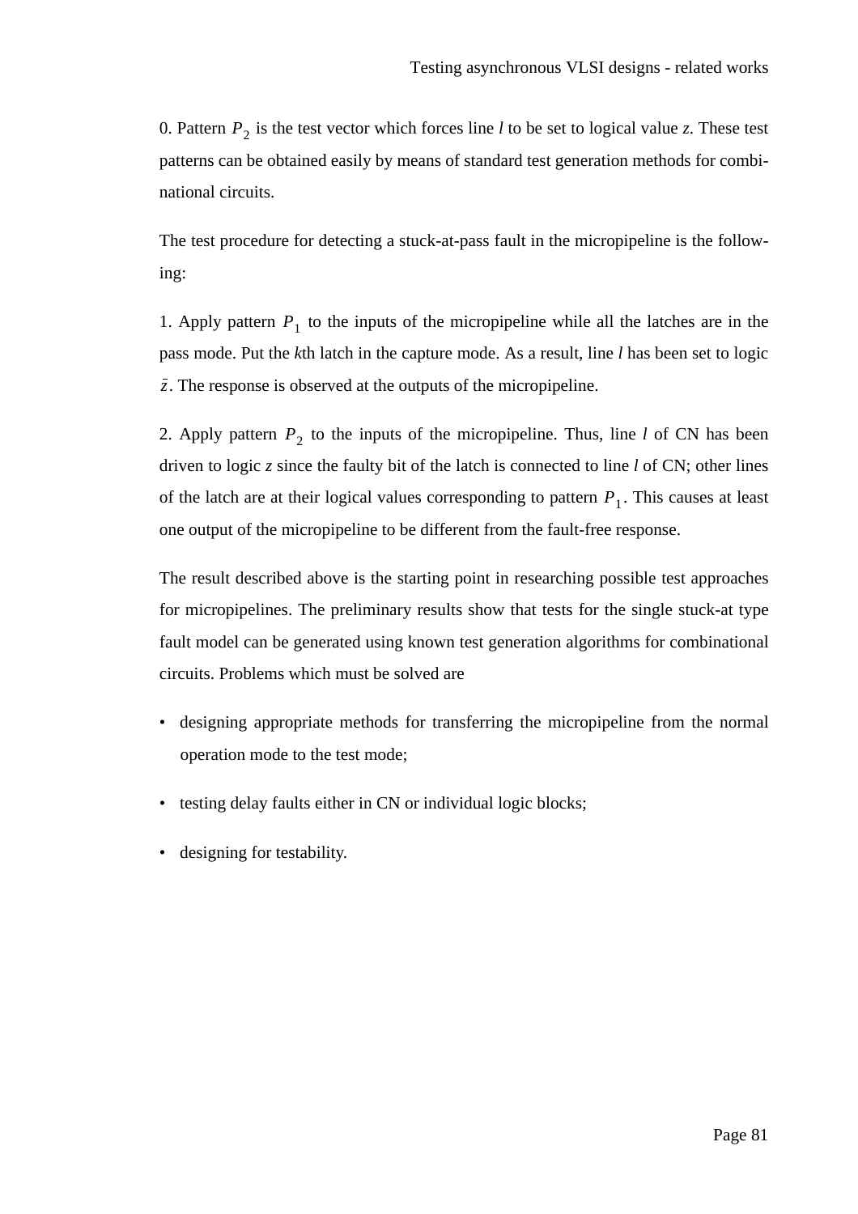0. Pattern $P_2$ is the test vector which forces line $l$ to be set to logical value $z$. These test patterns can be obtained easily by means of standard test generation methods for combinational circuits.

The test procedure for detecting a stuck-at-pass fault in the micropipeline is the following:

1. Apply pattern $P_1$ to the inputs of the micropipeline while all the latches are in the pass mode. Put the $k$th latch in the capture mode. As a result, line $l$ has been set to logic $\bar{z}$. The response is observed at the outputs of the micropipeline.

2. Apply pattern $P_2$ to the inputs of the micropipeline. Thus, line $l$ of CN has been driven to logic $z$ since the faulty bit of the latch is connected to line $l$ of CN; other lines of the latch are at their logical values corresponding to pattern $P_1$. This causes at least one output of the micropipeline to be different from the fault-free response.

The result described above is the starting point in researching possible test approaches for micropipelines. The preliminary results show that tests for the single stuck-at type fault model can be generated using known test generation algorithms for combinational circuits. Problems which must be solved are

- designing appropriate methods for transferring the micropipeline from the normal operation mode to the test mode;
- testing delay faults either in CN or individual logic blocks;
- designing for testability.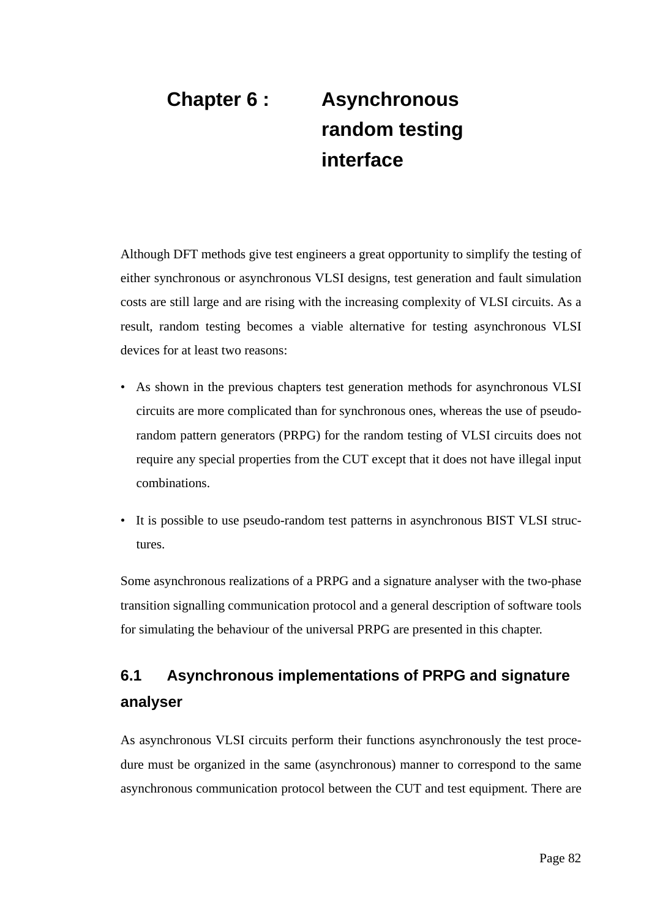# Chapter 6 : Asynchronous random testing interface

Although DFT methods give test engineers a great opportunity to simplify the testing of either synchronous or asynchronous VLSI designs, test generation and fault simulation costs are still large and are rising with the increasing complexity of VLSI circuits. As a result, random testing becomes a viable alternative for testing asynchronous VLSI devices for at least two reasons:

- As shown in the previous chapters test generation methods for asynchronous VLSI circuits are more complicated than for synchronous ones, whereas the use of pseudo-random pattern generators (PRPG) for the random testing of VLSI circuits does not require any special properties from the CUT except that it does not have illegal input combinations.
- It is possible to use pseudo-random test patterns in asynchronous BIST VLSI structures.

Some asynchronous realizations of a PRPG and a signature analyser with the two-phase transition signalling communication protocol and a general description of software tools for simulating the behaviour of the universal PRPG are presented in this chapter.

## 6.1 Asynchronous implementations of PRPG and signature analyser

As asynchronous VLSI circuits perform their functions asynchronously the test procedure must be organized in the same (asynchronous) manner to correspond to the same asynchronous communication protocol between the CUT and test equipment. There are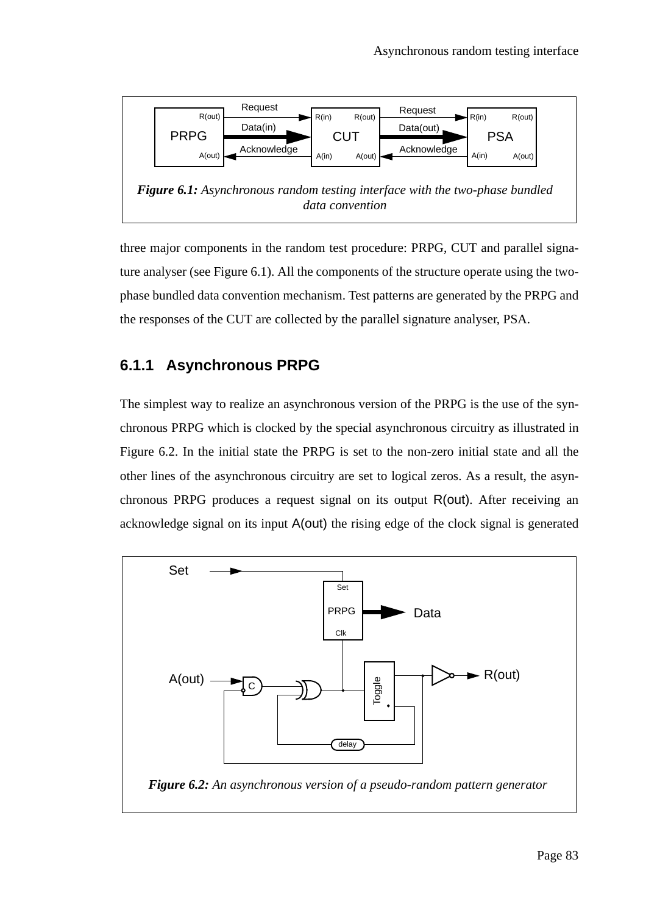*Figure 6.1: Asynchronous random testing interface with the two-phase bundled data convention*

three major components in the random test procedure: PRPG, CUT and parallel signature analyser (see Figure 6.1). All the components of the structure operate using the two-phase bundled data convention mechanism. Test patterns are generated by the PRPG and the responses of the CUT are collected by the parallel signature analyser, PSA.

### 6.1.1 Asynchronous PRPG

The simplest way to realize an asynchronous version of the PRPG is the use of the synchronous PRPG which is clocked by the special asynchronous circuitry as illustrated in Figure 6.2. In the initial state the PRPG is set to the non-zero initial state and all the other lines of the asynchronous circuitry are set to logical zeros. As a result, the asynchronous PRPG produces a request signal on its output R(out). After receiving an acknowledge signal on its input A(out) the rising edge of the clock signal is generated

*Figure 6.2: An asynchronous version of a pseudo-random pattern generator*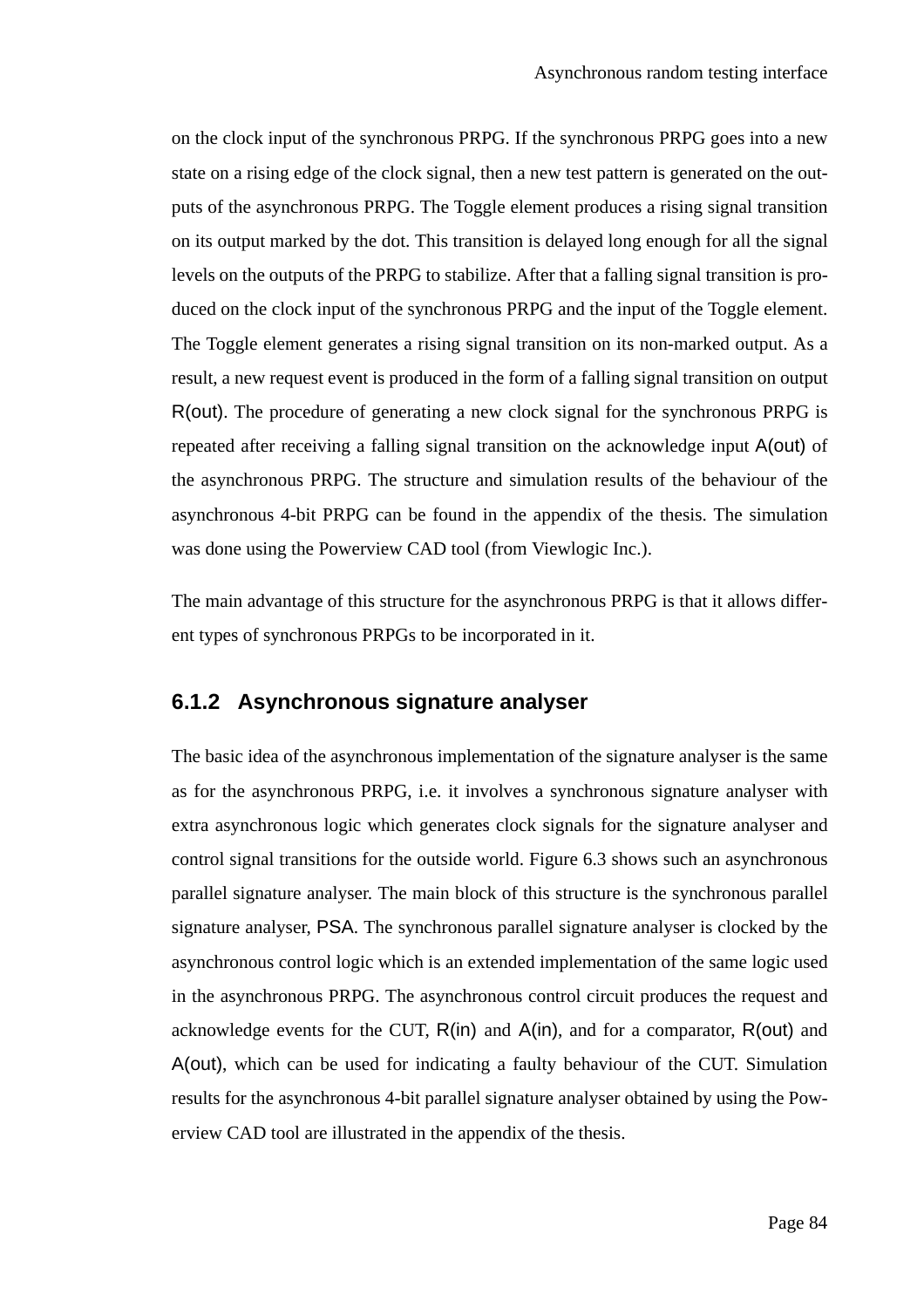on the clock input of the synchronous PRPG. If the synchronous PRPG goes into a new state on a rising edge of the clock signal, then a new test pattern is generated on the outputs of the asynchronous PRPG. The Toggle element produces a rising signal transition on its output marked by the dot. This transition is delayed long enough for all the signal levels on the outputs of the PRPG to stabilize. After that a falling signal transition is produced on the clock input of the synchronous PRPG and the input of the Toggle element. The Toggle element generates a rising signal transition on its non-marked output. As a result, a new request event is produced in the form of a falling signal transition on output R(out). The procedure of generating a new clock signal for the synchronous PRPG is repeated after receiving a falling signal transition on the acknowledge input A(out) of the asynchronous PRPG. The structure and simulation results of the behaviour of the asynchronous 4-bit PRPG can be found in the appendix of the thesis. The simulation was done using the Powerview CAD tool (from Viewlogic Inc.).

The main advantage of this structure for the asynchronous PRPG is that it allows different types of synchronous PRPGs to be incorporated in it.

### 6.1.2 Asynchronous signature analyser

The basic idea of the asynchronous implementation of the signature analyser is the same as for the asynchronous PRPG, i.e. it involves a synchronous signature analyser with extra asynchronous logic which generates clock signals for the signature analyser and control signal transitions for the outside world. Figure 6.3 shows such an asynchronous parallel signature analyser. The main block of this structure is the synchronous parallel signature analyser, PSA. The synchronous parallel signature analyser is clocked by the asynchronous control logic which is an extended implementation of the same logic used in the asynchronous PRPG. The asynchronous control circuit produces the request and acknowledge events for the CUT, R(in) and A(in), and for a comparator, R(out) and A(out), which can be used for indicating a faulty behaviour of the CUT. Simulation results for the asynchronous 4-bit parallel signature analyser obtained by using the Powerview CAD tool are illustrated in the appendix of the thesis.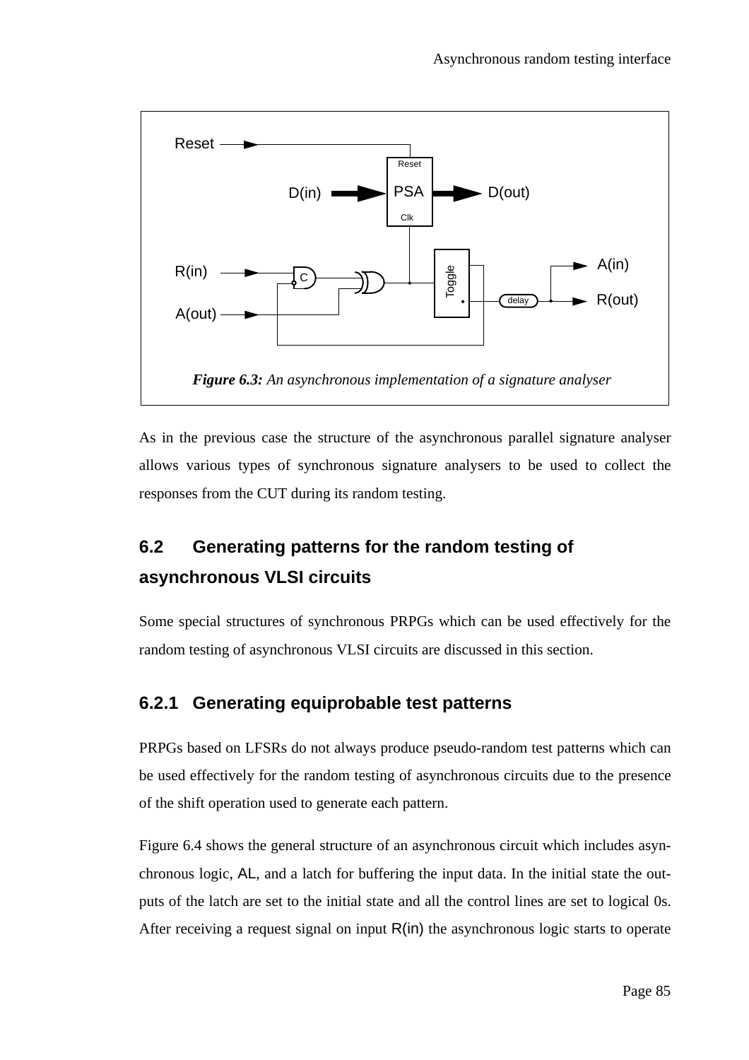*Figure 6.3: An asynchronous implementation of a signature analyser*

As in the previous case the structure of the asynchronous parallel signature analyser allows various types of synchronous signature analysers to be used to collect the responses from the CUT during its random testing.

## 6.2 Generating patterns for the random testing of asynchronous VLSI circuits

Some special structures of synchronous PRPGs which can be used effectively for the random testing of asynchronous VLSI circuits are discussed in this section.

### 6.2.1 Generating equiprobable test patterns

PRPGs based on LFSRs do not always produce pseudo-random test patterns which can be used effectively for the random testing of asynchronous circuits due to the presence of the shift operation used to generate each pattern.

Figure 6.4 shows the general structure of an asynchronous circuit which includes asynchronous logic, AL, and a latch for buffering the input data. In the initial state the outputs of the latch are set to the initial state and all the control lines are set to logical 0s. After receiving a request signal on input R(in) the asynchronous logic starts to operate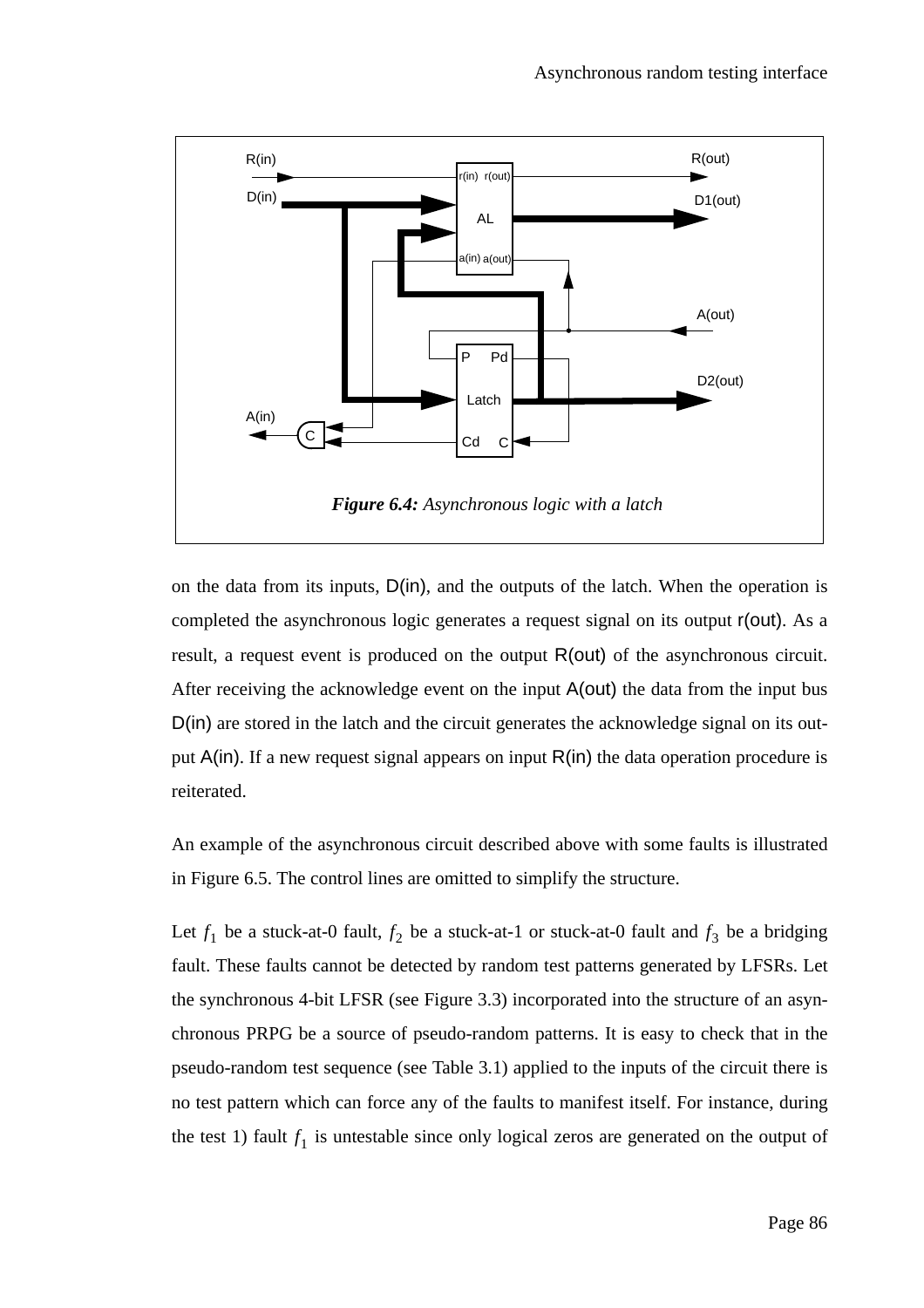**Figure 6.4:** *Asynchronous logic with a latch*

on the data from its inputs, D(in), and the outputs of the latch. When the operation is completed the asynchronous logic generates a request signal on its output r(out). As a result, a request event is produced on the output R(out) of the asynchronous circuit. After receiving the acknowledge event on the input A(out) the data from the input bus D(in) are stored in the latch and the circuit generates the acknowledge signal on its output A(in). If a new request signal appears on input R(in) the data operation procedure is reiterated.

An example of the asynchronous circuit described above with some faults is illustrated in Figure 6.5. The control lines are omitted to simplify the structure.

Let $f_1$ be a stuck-at-0 fault, $f_2$ be a stuck-at-1 or stuck-at-0 fault and $f_3$ be a bridging fault. These faults cannot be detected by random test patterns generated by LFSRs. Let the synchronous 4-bit LFSR (see Figure 3.3) incorporated into the structure of an asynchronous PRPG be a source of pseudo-random patterns. It is easy to check that in the pseudo-random test sequence (see Table 3.1) applied to the inputs of the circuit there is no test pattern which can force any of the faults to manifest itself. For instance, during the test 1) fault $f_1$ is untestable since only logical zeros are generated on the output of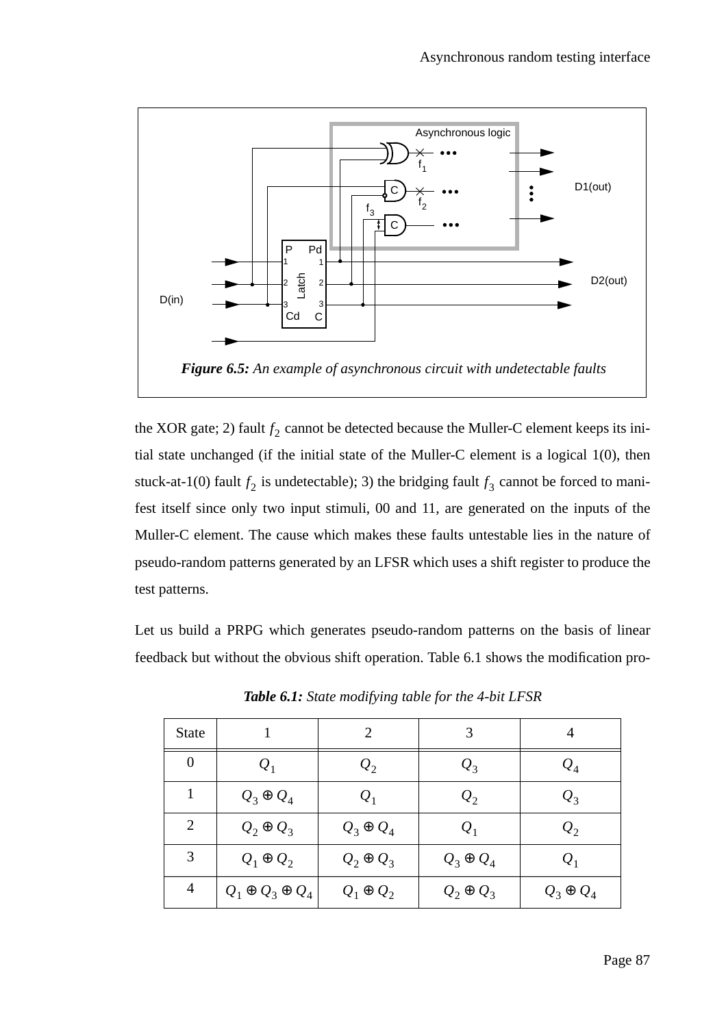*Figure 6.5: An example of asynchronous circuit with undetectable faults*

the XOR gate; 2) fault $f_2$ cannot be detected because the Muller-C element keeps its initial state unchanged (if the initial state of the Muller-C element is a logical 1(0), then stuck-at-1(0) fault $f_2$ is undetectable); 3) the bridging fault $f_3$ cannot be forced to manifest itself since only two input stimuli, 00 and 11, are generated on the inputs of the Muller-C element. The cause which makes these faults untestable lies in the nature of pseudo-random patterns generated by an LFSR which uses a shift register to produce the test patterns.

Let us build a PRPG which generates pseudo-random patterns on the basis of linear feedback but without the obvious shift operation. Table 6.1 shows the modification pro-

***Table 6.1:*** *State modifying table for the 4-bit LFSR*

| State | 1 | 2 | 3 | 4 |
|---|---|---|---|---|
| 0 | $Q_1$ | $Q_2$ | $Q_3$ | $Q_4$ |
| 1 | $Q_3 \oplus Q_4$ | $Q_1$ | $Q_2$ | $Q_3$ |
| 2 | $Q_2 \oplus Q_3$ | $Q_3 \oplus Q_4$ | $Q_1$ | $Q_2$ |
| 3 | $Q_1 \oplus Q_2$ | $Q_2 \oplus Q_3$ | $Q_3 \oplus Q_4$ | $Q_1$ |
| 4 | $Q_1 \oplus Q_3 \oplus Q_4$ | $Q_1 \oplus Q_2$ | $Q_2 \oplus Q_3$ | $Q_3 \oplus Q_4$ |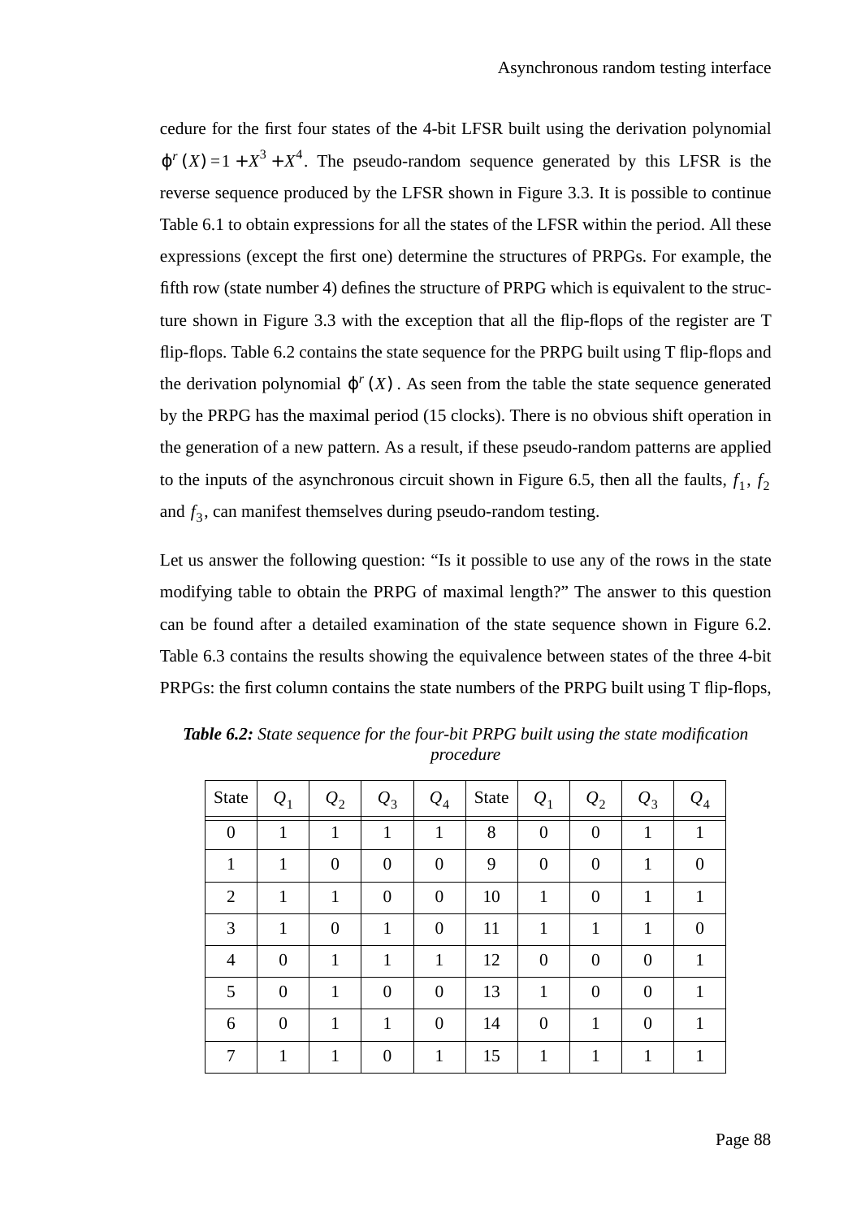cedure for the first four states of the 4-bit LFSR built using the derivation polynomial $\varphi^r(X) = 1 + X^3 + X^4$. The pseudo-random sequence generated by this LFSR is the reverse sequence produced by the LFSR shown in Figure 3.3. It is possible to continue Table 6.1 to obtain expressions for all the states of the LFSR within the period. All these expressions (except the first one) determine the structures of PRPGs. For example, the fifth row (state number 4) defines the structure of PRPG which is equivalent to the structure shown in Figure 3.3 with the exception that all the flip-flops of the register are T flip-flops. Table 6.2 contains the state sequence for the PRPG built using T flip-flops and the derivation polynomial $\varphi^r(X)$. As seen from the table the state sequence generated by the PRPG has the maximal period (15 clocks). There is no obvious shift operation in the generation of a new pattern. As a result, if these pseudo-random patterns are applied to the inputs of the asynchronous circuit shown in Figure 6.5, then all the faults, $f_1$, $f_2$ and $f_3$, can manifest themselves during pseudo-random testing.

Let us answer the following question: "Is it possible to use any of the rows in the state modifying table to obtain the PRPG of maximal length?" The answer to this question can be found after a detailed examination of the state sequence shown in Figure 6.2. Table 6.3 contains the results showing the equivalence between states of the three 4-bit PRPGs: the first column contains the state numbers of the PRPG built using T flip-flops,

***Table 6.2:*** *State sequence for the four-bit PRPG built using the state modification procedure*

| State | $Q_1$ | $Q_2$ | $Q_3$ | $Q_4$ | State | $Q_1$ | $Q_2$ | $Q_3$ | $Q_4$ |
|---|---|---|---|---|---|---|---|---|---|
| 0 | 1 | 1 | 1 | 1 | 8 | 0 | 0 | 1 | 1 |
| 1 | 1 | 0 | 0 | 0 | 9 | 0 | 0 | 1 | 0 |
| 2 | 1 | 1 | 0 | 0 | 10 | 1 | 0 | 1 | 1 |
| 3 | 1 | 0 | 1 | 0 | 11 | 1 | 1 | 1 | 0 |
| 4 | 0 | 1 | 1 | 1 | 12 | 0 | 0 | 0 | 1 |
| 5 | 0 | 1 | 0 | 0 | 13 | 1 | 0 | 0 | 1 |
| 6 | 0 | 1 | 1 | 0 | 14 | 0 | 1 | 0 | 1 |
| 7 | 1 | 1 | 0 | 1 | 15 | 1 | 1 | 1 | 1 |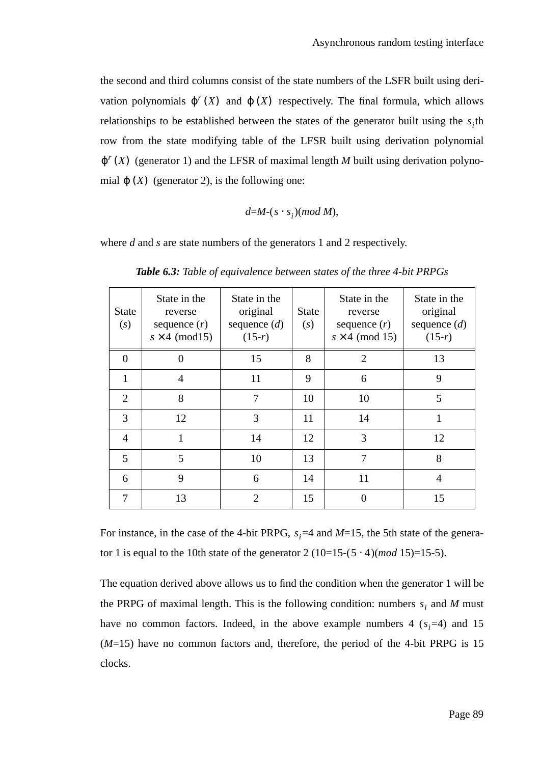the second and third columns consist of the state numbers of the LSFR built using derivation polynomials $\varphi^r(X)$ and $\varphi(X)$ respectively. The final formula, which allows relationships to be established between the states of the generator built using the $s_i$th row from the state modifying table of the LFSR built using derivation polynomial $\varphi^r(X)$ (generator 1) and the LFSR of maximal length *M* built using derivation polynomial $\varphi(X)$ (generator 2), is the following one:

$$d = M - (s \cdot s_i)(mod\ M),$$

where *d* and *s* are state numbers of the generators 1 and 2 respectively.

***Table 6.3:*** *Table of equivalence between states of the three 4-bit PRPGs*

| State ($s$) | State in the reverse sequence ($r$) $s \times 4$ (mod15) | State in the original sequence ($d$) (15-$r$) | State ($s$) | State in the reverse sequence ($r$) $s \times 4$ (mod 15) | State in the original sequence ($d$) (15-$r$) |
|---|---|---|---|---|---|
| 0 | 0 | 15 | 8 | 2 | 13 |
| 1 | 4 | 11 | 9 | 6 | 9 |
| 2 | 8 | 7 | 10 | 10 | 5 |
| 3 | 12 | 3 | 11 | 14 | 1 |
| 4 | 1 | 14 | 12 | 3 | 12 |
| 5 | 5 | 10 | 13 | 7 | 8 |
| 6 | 9 | 6 | 14 | 11 | 4 |
| 7 | 13 | 2 | 15 | 0 | 15 |

For instance, in the case of the 4-bit PRPG, $s_i$=4 and *M*=15, the 5th state of the generator 1 is equal to the 10th state of the generator 2 (10=15-($5 \cdot 4$)(*mod* 15)=15-5).

The equation derived above allows us to find the condition when the generator 1 will be the PRPG of maximal length. This is the following condition: numbers $s_i$ and *M* must have no common factors. Indeed, in the above example numbers 4 ($s_i$=4) and 15 (*M*=15) have no common factors and, therefore, the period of the 4-bit PRPG is 15 clocks.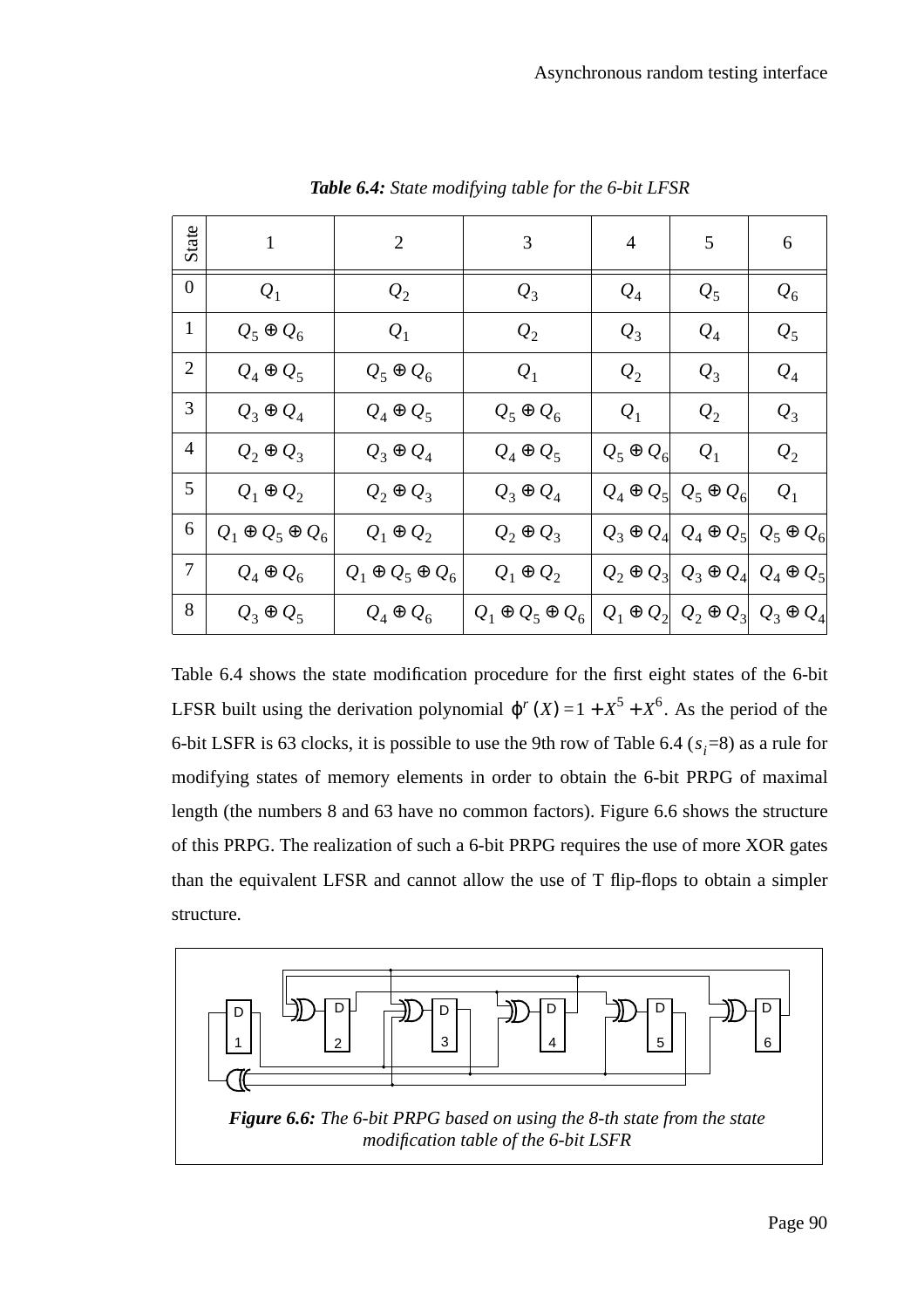***Table 6.4:*** *State modifying table for the 6-bit LFSR*

| State | 1 | 2 | 3 | 4 | 5 | 6 |
|---|---|---|---|---|---|---|
| 0 | $Q_1$ | $Q_2$ | $Q_3$ | $Q_4$ | $Q_5$ | $Q_6$ |
| 1 | $Q_5 \oplus Q_6$ | $Q_1$ | $Q_2$ | $Q_3$ | $Q_4$ | $Q_5$ |
| 2 | $Q_4 \oplus Q_5$ | $Q_5 \oplus Q_6$ | $Q_1$ | $Q_2$ | $Q_3$ | $Q_4$ |
| 3 | $Q_3 \oplus Q_4$ | $Q_4 \oplus Q_5$ | $Q_5 \oplus Q_6$ | $Q_1$ | $Q_2$ | $Q_3$ |
| 4 | $Q_2 \oplus Q_3$ | $Q_3 \oplus Q_4$ | $Q_4 \oplus Q_5$ | $Q_5 \oplus Q_6$ | $Q_1$ | $Q_2$ |
| 5 | $Q_1 \oplus Q_2$ | $Q_2 \oplus Q_3$ | $Q_3 \oplus Q_4$ | $Q_4 \oplus Q_5$ | $Q_5 \oplus Q_6$ | $Q_1$ |
| 6 | $Q_1 \oplus Q_5 \oplus Q_6$ | $Q_1 \oplus Q_2$ | $Q_2 \oplus Q_3$ | $Q_3 \oplus Q_4$ | $Q_4 \oplus Q_5$ | $Q_5 \oplus Q_6$ |
| 7 | $Q_4 \oplus Q_6$ | $Q_1 \oplus Q_5 \oplus Q_6$ | $Q_1 \oplus Q_2$ | $Q_2 \oplus Q_3$ | $Q_3 \oplus Q_4$ | $Q_4 \oplus Q_5$ |
| 8 | $Q_3 \oplus Q_5$ | $Q_4 \oplus Q_6$ | $Q_1 \oplus Q_5 \oplus Q_6$ | $Q_1 \oplus Q_2$ | $Q_2 \oplus Q_3$ | $Q_3 \oplus Q_4$ |

Table 6.4 shows the state modification procedure for the first eight states of the 6-bit LFSR built using the derivation polynomial $\varphi^r(X) = 1 + X^5 + X^6$. As the period of the 6-bit LSFR is 63 clocks, it is possible to use the 9th row of Table 6.4 ($s_i$=8) as a rule for modifying states of memory elements in order to obtain the 6-bit PRPG of maximal length (the numbers 8 and 63 have no common factors). Figure 6.6 shows the structure of this PRPG. The realization of such a 6-bit PRPG requires the use of more XOR gates than the equivalent LFSR and cannot allow the use of T flip-flops to obtain a simpler structure.

***Figure 6.6:*** *The 6-bit PRPG based on using the 8-th state from the state modification table of the 6-bit LSFR*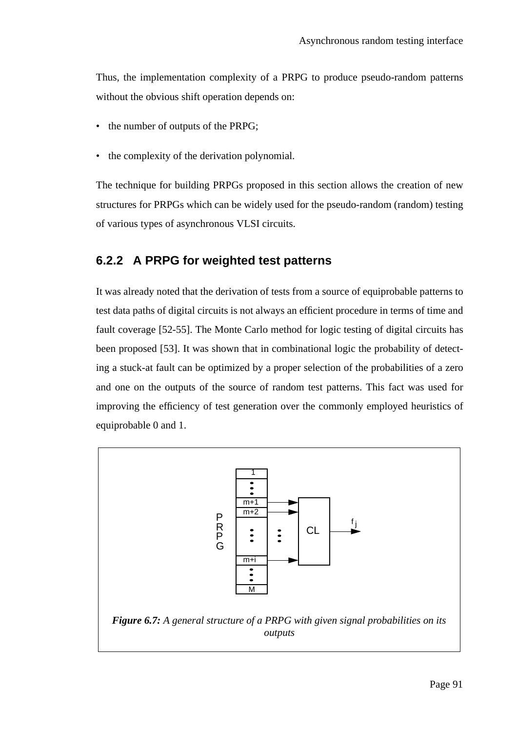Thus, the implementation complexity of a PRPG to produce pseudo-random patterns without the obvious shift operation depends on:

- the number of outputs of the PRPG;
- the complexity of the derivation polynomial.

The technique for building PRPGs proposed in this section allows the creation of new structures for PRPGs which can be widely used for the pseudo-random (random) testing of various types of asynchronous VLSI circuits.

### 6.2.2 A PRPG for weighted test patterns

It was already noted that the derivation of tests from a source of equiprobable patterns to test data paths of digital circuits is not always an efficient procedure in terms of time and fault coverage [52-55]. The Monte Carlo method for logic testing of digital circuits has been proposed [53]. It was shown that in combinational logic the probability of detecting a stuck-at fault can be optimized by a proper selection of the probabilities of a zero and one on the outputs of the source of random test patterns. This fact was used for improving the efficiency of test generation over the commonly employed heuristics of equiprobable 0 and 1.

***Figure 6.7:*** *A general structure of a PRPG with given signal probabilities on its outputs*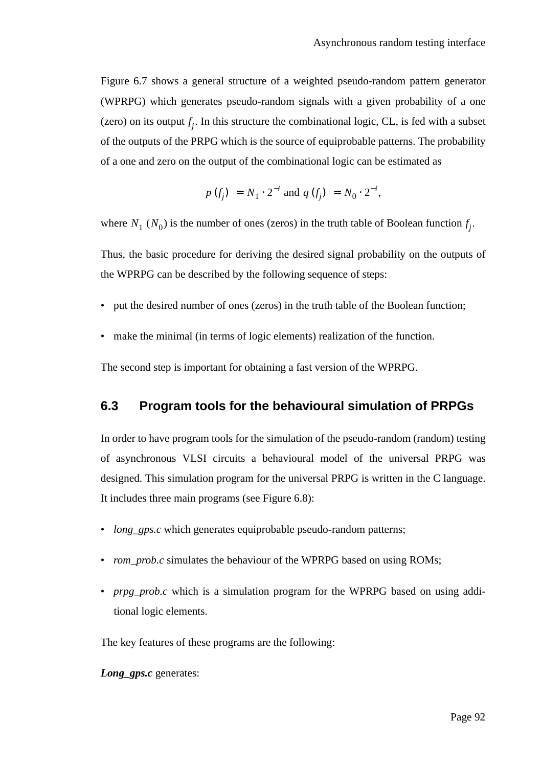Figure 6.7 shows a general structure of a weighted pseudo-random pattern generator (WPRPG) which generates pseudo-random signals with a given probability of a one (zero) on its output $f_j$. In this structure the combinational logic, CL, is fed with a subset of the outputs of the PRPG which is the source of equiprobable patterns. The probability of a one and zero on the output of the combinational logic can be estimated as

$$p(f_j) = N_1 \cdot 2^{-i} \text{ and } q(f_j) = N_0 \cdot 2^{-i},$$

where $N_1$ ($N_0$) is the number of ones (zeros) in the truth table of Boolean function $f_j$.

Thus, the basic procedure for deriving the desired signal probability on the outputs of the WPRPG can be described by the following sequence of steps:

- put the desired number of ones (zeros) in the truth table of the Boolean function;
- make the minimal (in terms of logic elements) realization of the function.

The second step is important for obtaining a fast version of the WPRPG.

## 6.3 Program tools for the behavioural simulation of PRPGs

In order to have program tools for the simulation of the pseudo-random (random) testing of asynchronous VLSI circuits a behavioural model of the universal PRPG was designed. This simulation program for the universal PRPG is written in the C language. It includes three main programs (see Figure 6.8):

- *long_gps.c* which generates equiprobable pseudo-random patterns;
- *rom_prob.c* simulates the behaviour of the WPRPG based on using ROMs;
- *prpg_prob.c* which is a simulation program for the WPRPG based on using additional logic elements.

The key features of these programs are the following:

***Long_gps.c*** generates: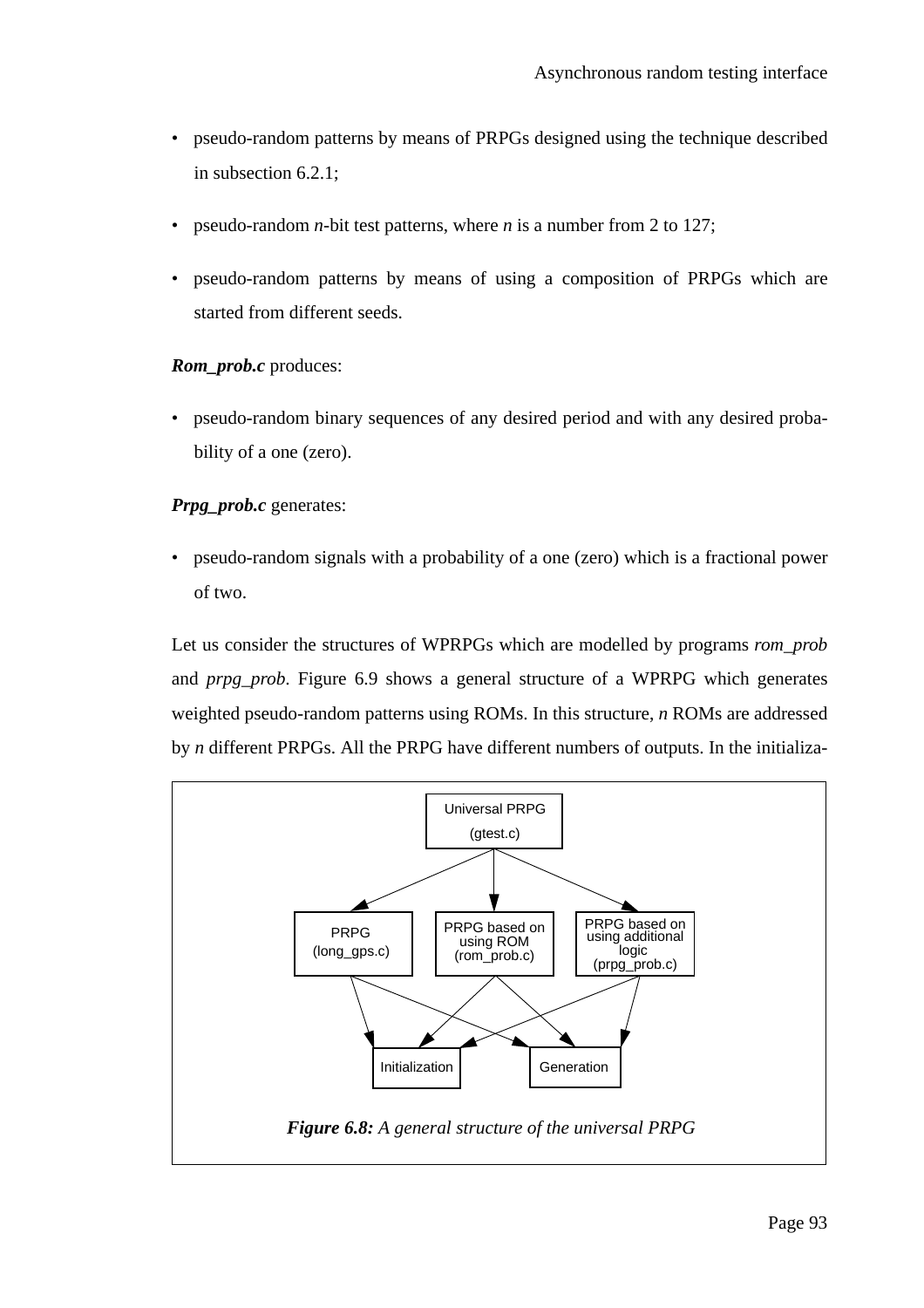- pseudo-random patterns by means of PRPGs designed using the technique described in subsection 6.2.1;

- pseudo-random *n*-bit test patterns, where *n* is a number from 2 to 127;

- pseudo-random patterns by means of using a composition of PRPGs which are started from different seeds.

***Rom_prob.c*** produces:

- pseudo-random binary sequences of any desired period and with any desired probability of a one (zero).

***Prpg_prob.c*** generates:

- pseudo-random signals with a probability of a one (zero) which is a fractional power of two.

Let us consider the structures of WPRPGs which are modelled by programs *rom_prob* and *prpg_prob*. Figure 6.9 shows a general structure of a WPRPG which generates weighted pseudo-random patterns using ROMs. In this structure, *n* ROMs are addressed by *n* different PRPGs. All the PRPG have different numbers of outputs. In the initializa-

Universal PRPG (gtest.c)

PRPG (long_gps.c) | PRPG based on using ROM (rom_prob.c) | PRPG based on using additional logic (prpg_prob.c)

Initialization | Generation

***Figure 6.8:*** *A general structure of the universal PRPG*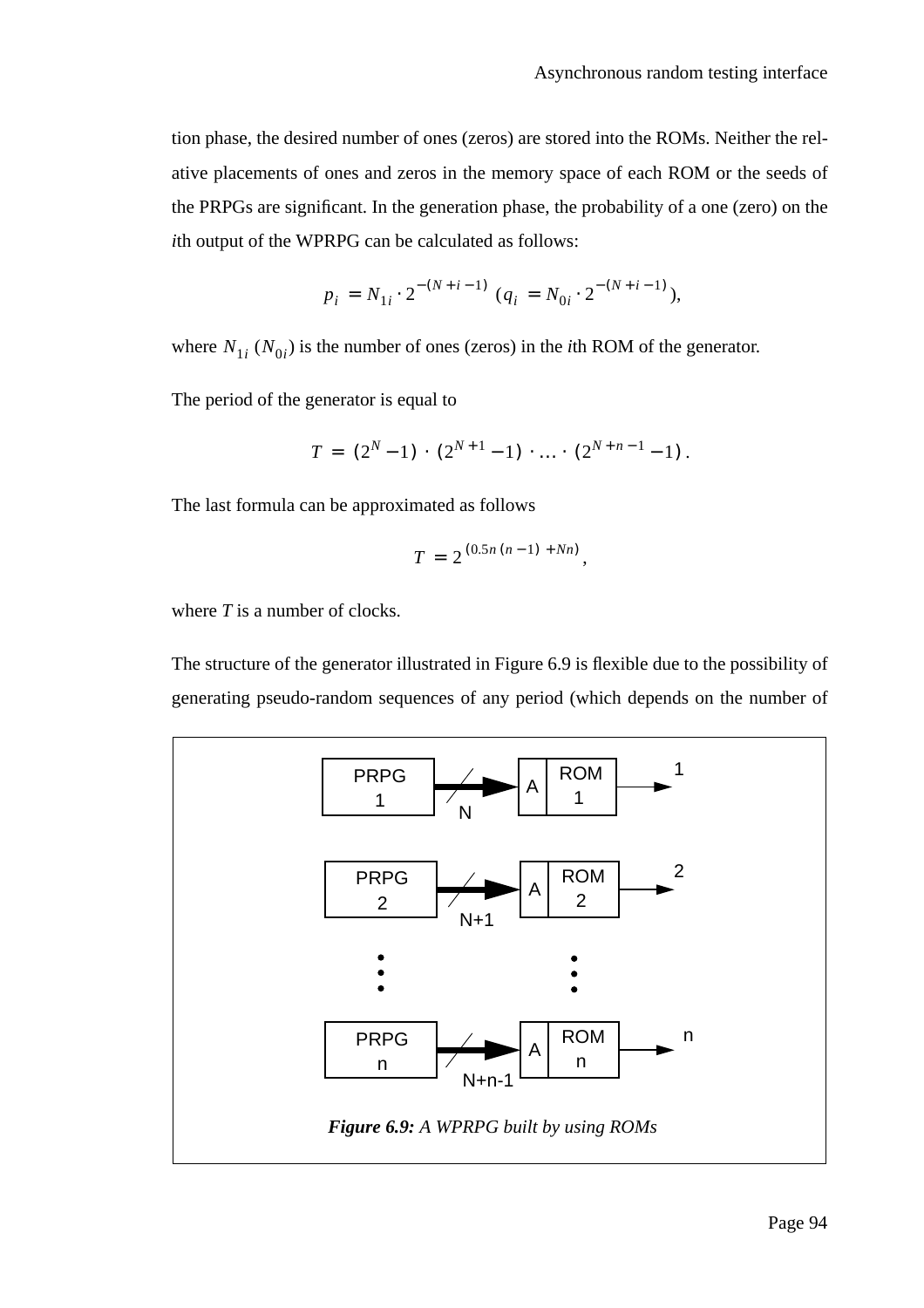tion phase, the desired number of ones (zeros) are stored into the ROMs. Neither the relative placements of ones and zeros in the memory space of each ROM or the seeds of the PRPGs are significant. In the generation phase, the probability of a one (zero) on the *i*th output of the WPRPG can be calculated as follows:

$$p_i = N_{1i} \cdot 2^{-(N+i-1)} \; (q_i = N_{0i} \cdot 2^{-(N+i-1)}),$$

where $N_{1i}$ ($N_{0i}$) is the number of ones (zeros) in the *i*th ROM of the generator.

The period of the generator is equal to

$$T = (2^N - 1) \cdot (2^{N+1} - 1) \cdot \ldots \cdot (2^{N+n-1} - 1) .$$

The last formula can be approximated as follows

$$T = 2^{(0.5n(n-1) + Nn)},$$

where *T* is a number of clocks.

The structure of the generator illustrated in Figure 6.9 is flexible due to the possibility of generating pseudo-random sequences of any period (which depends on the number of

***Figure 6.9:*** *A WPRPG built by using ROMs*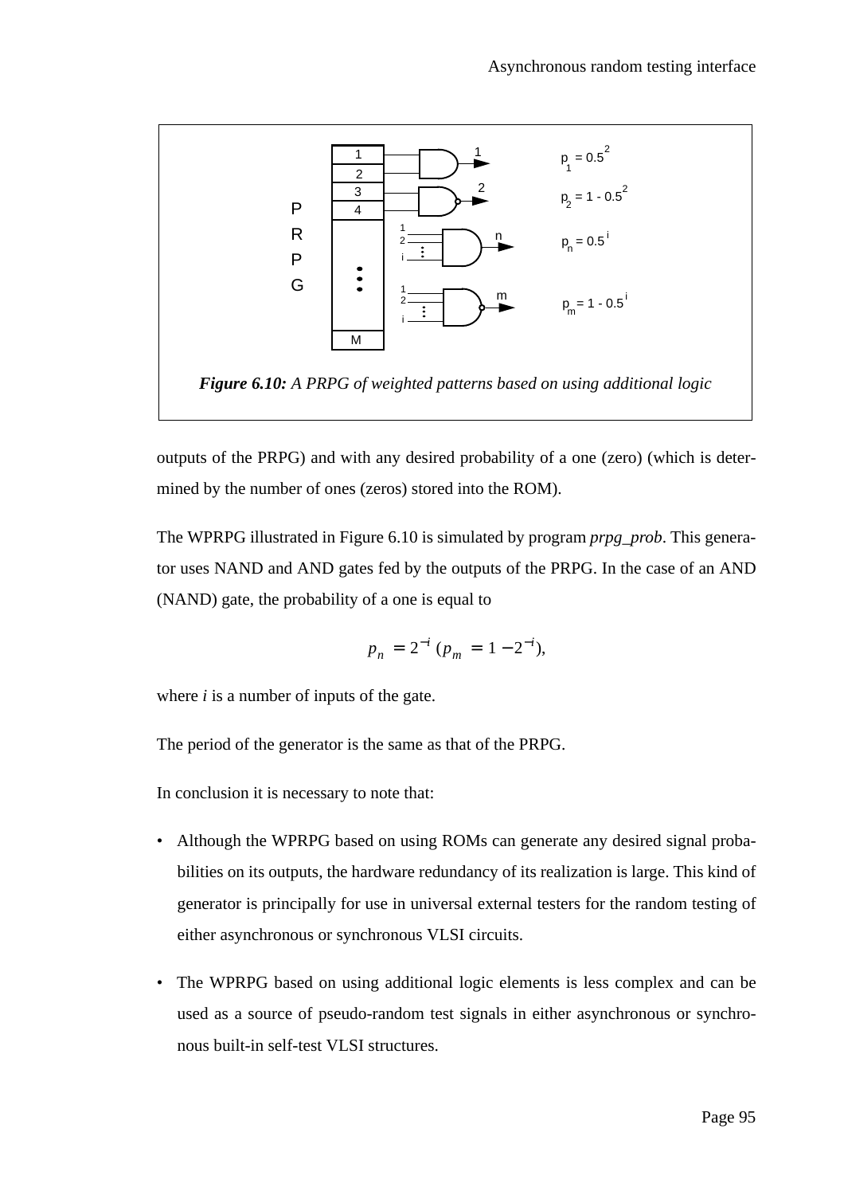**Figure 6.10:** *A PRPG of weighted patterns based on using additional logic*

outputs of the PRPG) and with any desired probability of a one (zero) (which is determined by the number of ones (zeros) stored into the ROM).

The WPRPG illustrated in Figure 6.10 is simulated by program *prpg_prob*. This generator uses NAND and AND gates fed by the outputs of the PRPG. In the case of an AND (NAND) gate, the probability of a one is equal to

$$p_n = 2^{-i} \; (p_m = 1 - 2^{-i}),$$

where $i$ is a number of inputs of the gate.

The period of the generator is the same as that of the PRPG.

In conclusion it is necessary to note that:

- Although the WPRPG based on using ROMs can generate any desired signal probabilities on its outputs, the hardware redundancy of its realization is large. This kind of generator is principally for use in universal external testers for the random testing of either asynchronous or synchronous VLSI circuits.
- The WPRPG based on using additional logic elements is less complex and can be used as a source of pseudo-random test signals in either asynchronous or synchronous built-in self-test VLSI structures.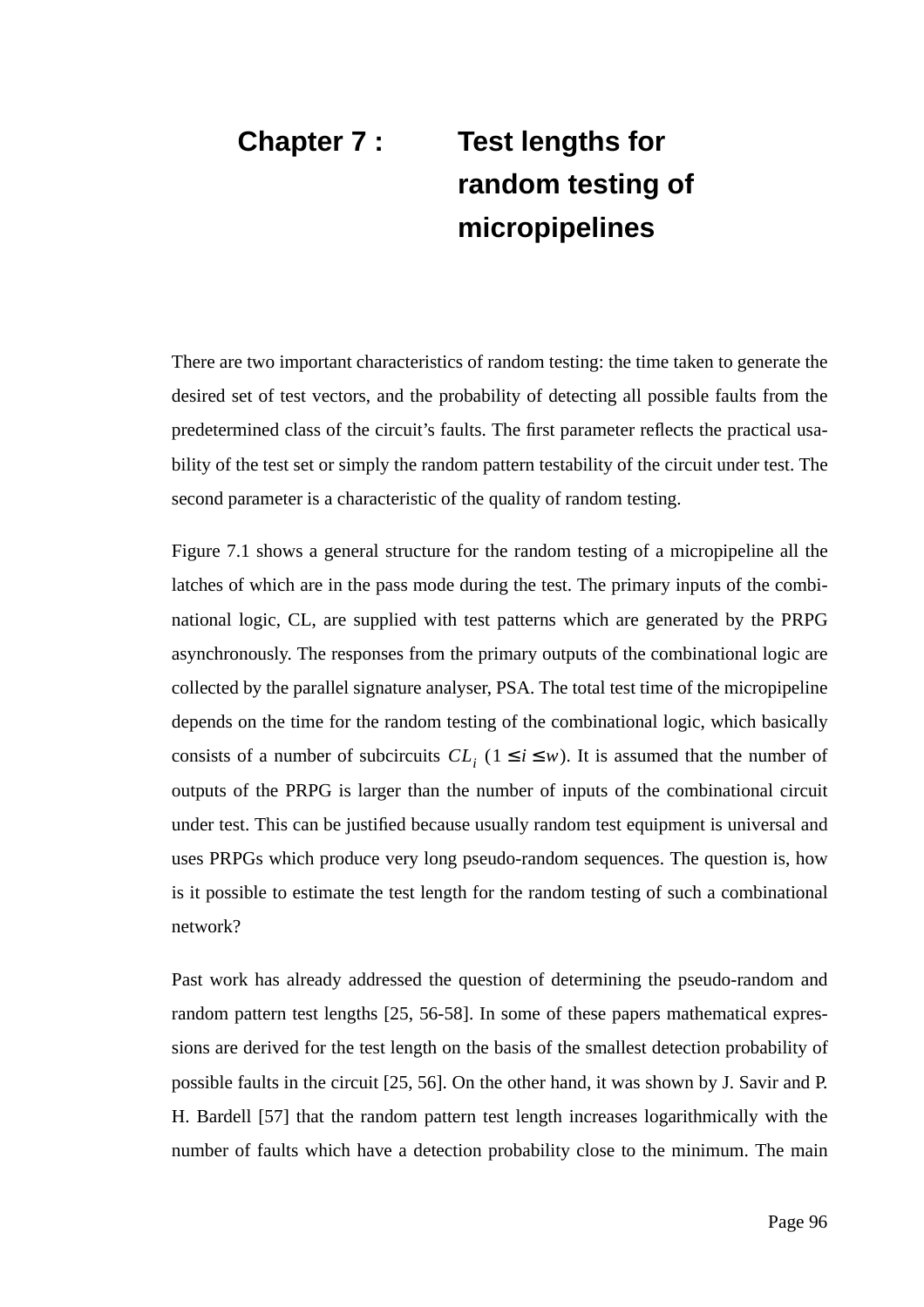# Chapter 7 : Test lengths for random testing of micropipelines

There are two important characteristics of random testing: the time taken to generate the desired set of test vectors, and the probability of detecting all possible faults from the predetermined class of the circuit's faults. The first parameter reflects the practical usability of the test set or simply the random pattern testability of the circuit under test. The second parameter is a characteristic of the quality of random testing.

Figure 7.1 shows a general structure for the random testing of a micropipeline all the latches of which are in the pass mode during the test. The primary inputs of the combinational logic, CL, are supplied with test patterns which are generated by the PRPG asynchronously. The responses from the primary outputs of the combinational logic are collected by the parallel signature analyser, PSA. The total test time of the micropipeline depends on the time for the random testing of the combinational logic, which basically consists of a number of subcircuits $CL_i$ $(1 \leq i \leq w)$. It is assumed that the number of outputs of the PRPG is larger than the number of inputs of the combinational circuit under test. This can be justified because usually random test equipment is universal and uses PRPGs which produce very long pseudo-random sequences. The question is, how is it possible to estimate the test length for the random testing of such a combinational network?

Past work has already addressed the question of determining the pseudo-random and random pattern test lengths [25, 56-58]. In some of these papers mathematical expressions are derived for the test length on the basis of the smallest detection probability of possible faults in the circuit [25, 56]. On the other hand, it was shown by J. Savir and P. H. Bardell [57] that the random pattern test length increases logarithmically with the number of faults which have a detection probability close to the minimum. The main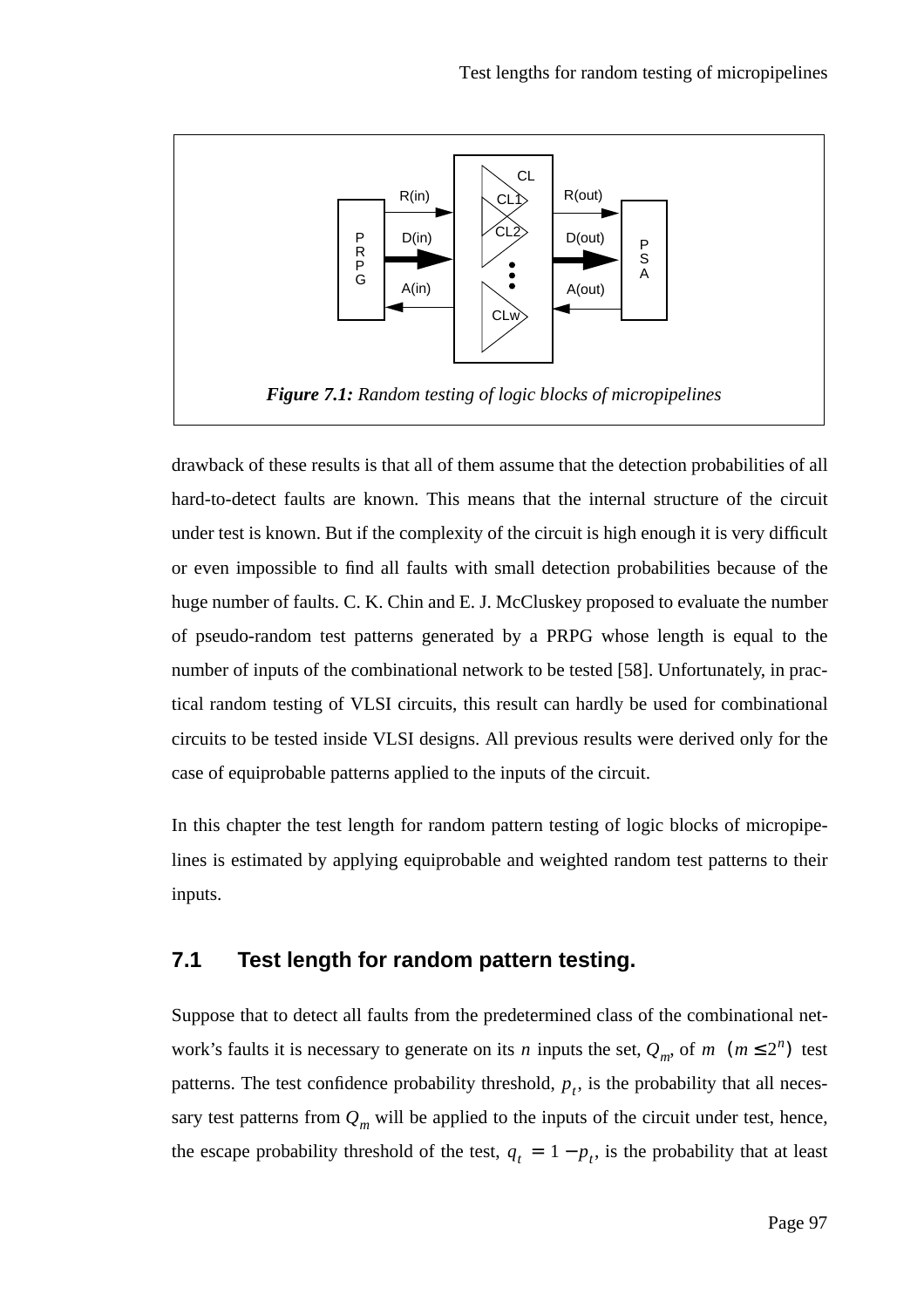*Figure 7.1: Random testing of logic blocks of micropipelines*

drawback of these results is that all of them assume that the detection probabilities of all hard-to-detect faults are known. This means that the internal structure of the circuit under test is known. But if the complexity of the circuit is high enough it is very difficult or even impossible to find all faults with small detection probabilities because of the huge number of faults. C. K. Chin and E. J. McCluskey proposed to evaluate the number of pseudo-random test patterns generated by a PRPG whose length is equal to the number of inputs of the combinational network to be tested [58]. Unfortunately, in practical random testing of VLSI circuits, this result can hardly be used for combinational circuits to be tested inside VLSI designs. All previous results were derived only for the case of equiprobable patterns applied to the inputs of the circuit.

In this chapter the test length for random pattern testing of logic blocks of micropipelines is estimated by applying equiprobable and weighted random test patterns to their inputs.

## 7.1 Test length for random pattern testing.

Suppose that to detect all faults from the predetermined class of the combinational network's faults it is necessary to generate on its $n$ inputs the set, $Q_m$, of $m$ $(m \le 2^n)$ test patterns. The test confidence probability threshold, $p_t$, is the probability that all necessary test patterns from $Q_m$ will be applied to the inputs of the circuit under test, hence, the escape probability threshold of the test, $q_t = 1 - p_t$, is the probability that at least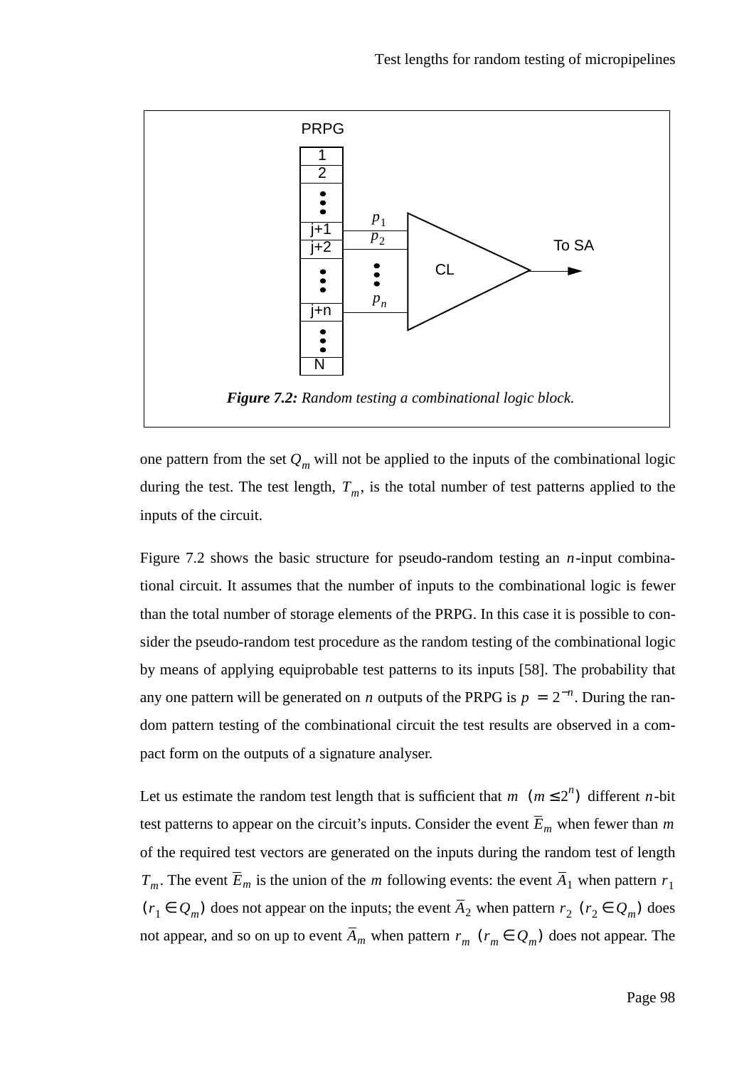**Figure 7.2:** *Random testing a combinational logic block.*

one pattern from the set $Q_m$ will not be applied to the inputs of the combinational logic during the test. The test length, $T_m$, is the total number of test patterns applied to the inputs of the circuit.

Figure 7.2 shows the basic structure for pseudo-random testing an $n$-input combinational circuit. It assumes that the number of inputs to the combinational logic is fewer than the total number of storage elements of the PRPG. In this case it is possible to consider the pseudo-random test procedure as the random testing of the combinational logic by means of applying equiprobable test patterns to its inputs [58]. The probability that any one pattern will be generated on $n$ outputs of the PRPG is $p = 2^{-n}$. During the random pattern testing of the combinational circuit the test results are observed in a compact form on the outputs of a signature analyser.

Let us estimate the random test length that is sufficient that $m$ $(m \leq 2^n)$ different $n$-bit test patterns to appear on the circuit's inputs. Consider the event $\overline{E}_m$ when fewer than $m$ of the required test vectors are generated on the inputs during the random test of length $T_m$. The event $\overline{E}_m$ is the union of the $m$ following events: the event $\overline{A}_1$ when pattern $r_1$ $(r_1 \in Q_m)$ does not appear on the inputs; the event $\overline{A}_2$ when pattern $r_2$ $(r_2 \in Q_m)$ does not appear, and so on up to event $\overline{A}_m$ when pattern $r_m$ $(r_m \in Q_m)$ does not appear. The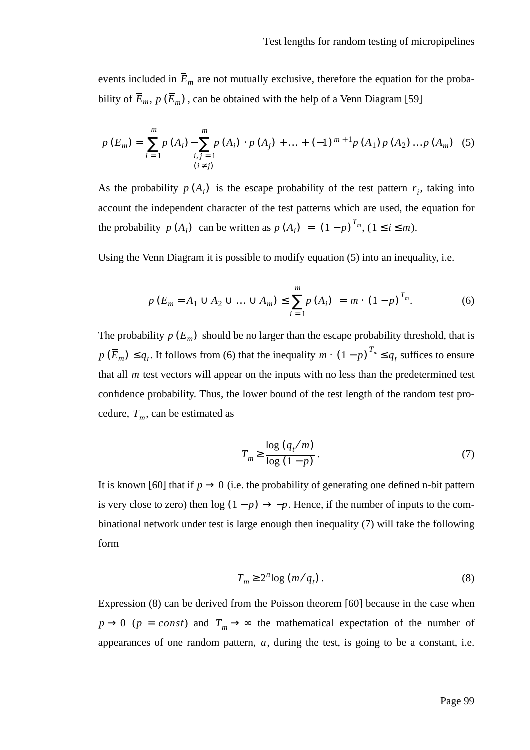events included in $\bar{E}_m$ are not mutually exclusive, therefore the equation for the probability of $\bar{E}_m$, $p(\bar{E}_m)$, can be obtained with the help of a Venn Diagram [59]

$$p(\bar{E}_m) = \sum_{i=1}^{m} p(\bar{A}_i) - \sum_{\substack{i,j=1 \\ (i \neq j)}}^{m} p(\bar{A}_i) \cdot p(\bar{A}_j) + \ldots + (-1)^{m+1} p(\bar{A}_1) p(\bar{A}_2) \ldots p(\bar{A}_m) \quad (5)$$

As the probability $p(\bar{A}_i)$ is the escape probability of the test pattern $r_i$, taking into account the independent character of the test patterns which are used, the equation for the probability $p(\bar{A}_i)$ can be written as $p(\bar{A}_i) = (1-p)^{T_m}$, $(1 \leq i \leq m)$.

Using the Venn Diagram it is possible to modify equation (5) into an inequality, i.e.

$$p(\bar{E}_m = \bar{A}_1 \cup \bar{A}_2 \cup \ldots \cup \bar{A}_m) \leq \sum_{i=1}^{m} p(\bar{A}_i) = m \cdot (1-p)^{T_m}. \quad (6)$$

The probability $p(\bar{E}_m)$ should be no larger than the escape probability threshold, that is $p(\bar{E}_m) \leq q_t$. It follows from (6) that the inequality $m \cdot (1-p)^{T_m} \leq q_t$ suffices to ensure that all $m$ test vectors will appear on the inputs with no less than the predetermined test confidence probability. Thus, the lower bound of the test length of the random test procedure, $T_m$, can be estimated as

$$T_m \geq \frac{\log(q_t/m)}{\log(1-p)}. \quad (7)$$

It is known [60] that if $p \to 0$ (i.e. the probability of generating one defined n-bit pattern is very close to zero) then $\log(1-p) \to -p$. Hence, if the number of inputs to the combinational network under test is large enough then inequality (7) will take the following form

$$T_m \geq 2^n \log(m/q_t). \quad (8)$$

Expression (8) can be derived from the Poisson theorem [60] because in the case when $p \to 0$ $(p = const)$ and $T_m \to \infty$ the mathematical expectation of the number of appearances of one random pattern, $a$, during the test, is going to be a constant, i.e.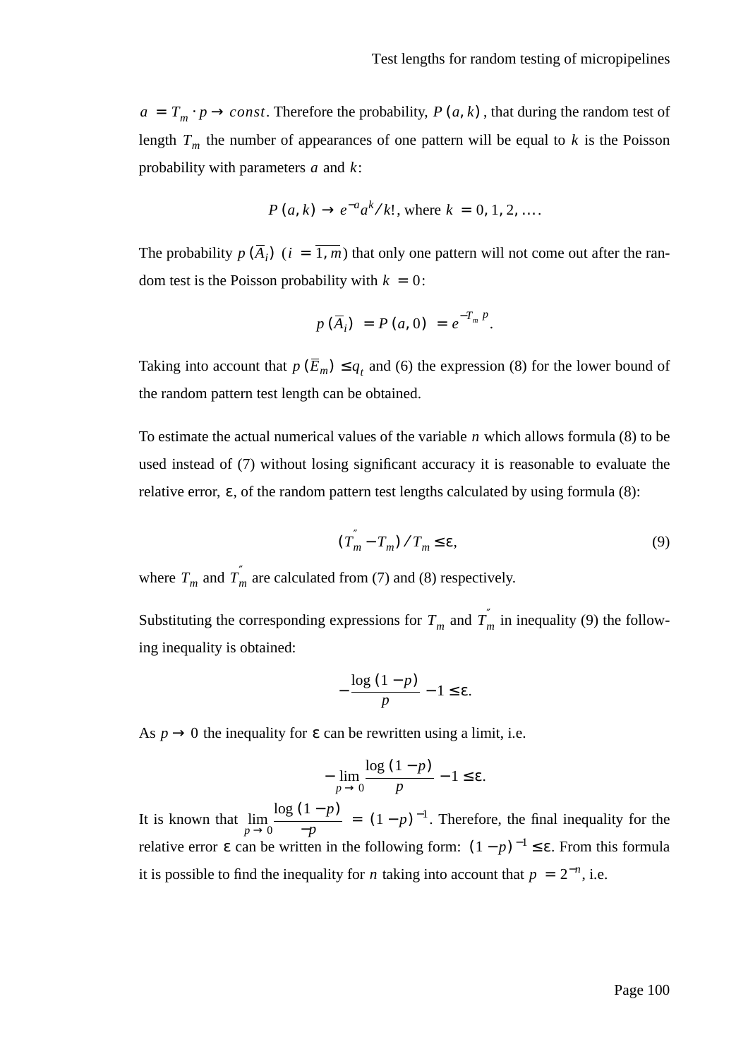$a = T_m \cdot p \to const$. Therefore the probability, $P(a, k)$, that during the random test of length $T_m$ the number of appearances of one pattern will be equal to $k$ is the Poisson probability with parameters $a$ and $k$:

$$P(a, k) \to e^{-a} a^k / k!, \text{ where } k = 0, 1, 2, \ldots.$$

The probability $p(\bar{A}_i)$ $(i = \overline{1, m})$ that only one pattern will not come out after the random test is the Poisson probability with $k = 0$:

$$p(\bar{A}_i) = P(a, 0) = e^{-T_m p}.$$

Taking into account that $p(\bar{E}_m) \le q_t$ and (6) the expression (8) for the lower bound of the random pattern test length can be obtained.

To estimate the actual numerical values of the variable $n$ which allows formula (8) to be used instead of (7) without losing significant accuracy it is reasonable to evaluate the relative error, $\varepsilon$, of the random pattern test lengths calculated by using formula (8):

$$(T_m'' - T_m) / T_m \le \varepsilon, \tag{9}$$

where $T_m$ and $T_m''$ are calculated from (7) and (8) respectively.

Substituting the corresponding expressions for $T_m$ and $T_m''$ in inequality (9) the following inequality is obtained:

$$-\frac{\log(1-p)}{p} - 1 \le \varepsilon.$$

As $p \to 0$ the inequality for $\varepsilon$ can be rewritten using a limit, i.e.

$$-\lim_{p \to 0} \frac{\log(1-p)}{p} - 1 \le \varepsilon.$$

It is known that $\lim_{p \to 0} \frac{\log(1-p)}{-p} = (1-p)^{-1}$. Therefore, the final inequality for the relative error $\varepsilon$ can be written in the following form: $(1-p)^{-1} \le \varepsilon$. From this formula it is possible to find the inequality for $n$ taking into account that $p = 2^{-n}$, i.e.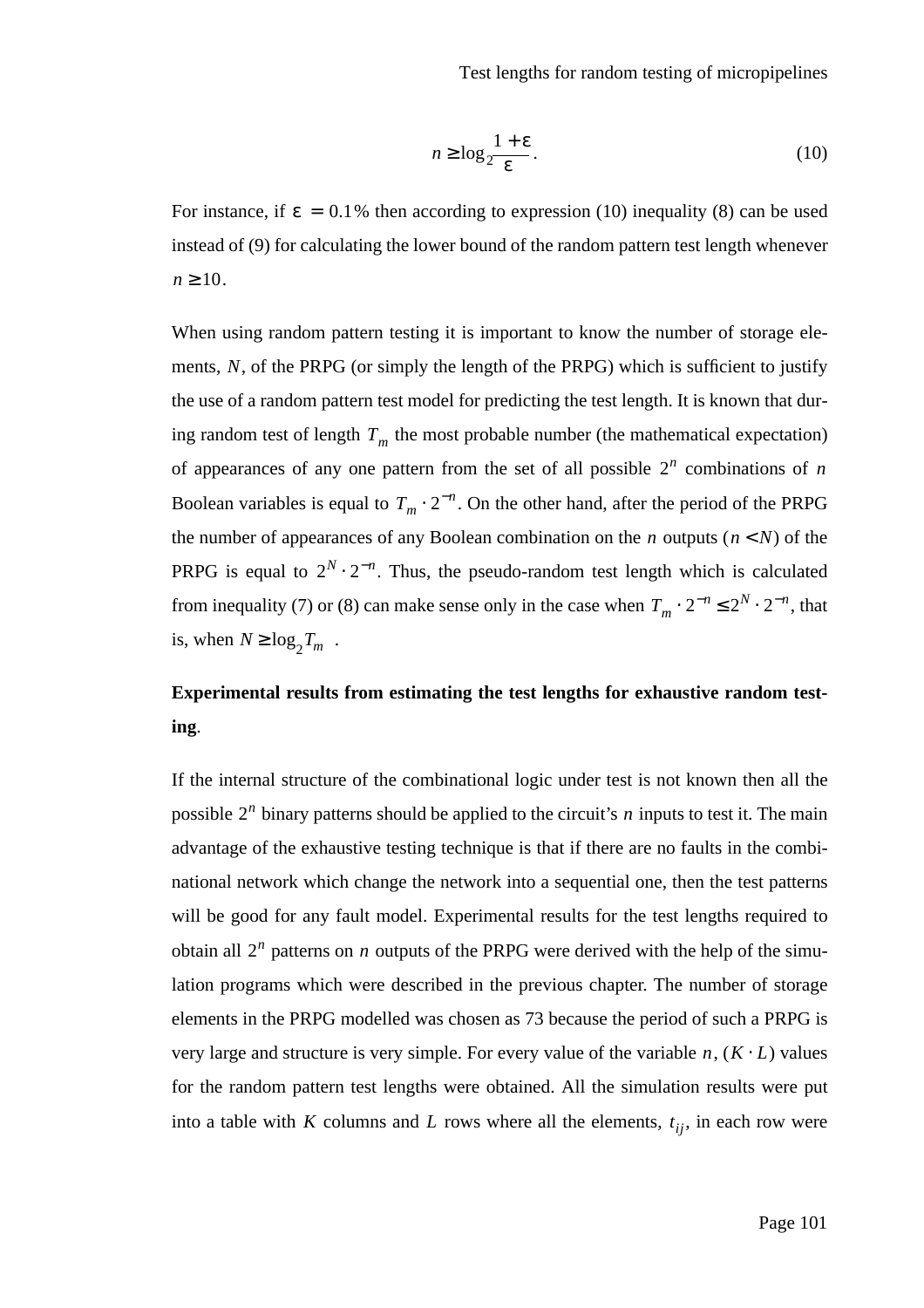$$n \geq \log_2 \frac{1+\varepsilon}{\varepsilon}. \tag{10}$$

For instance, if $\varepsilon = 0.1\%$ then according to expression (10) inequality (8) can be used instead of (9) for calculating the lower bound of the random pattern test length whenever $n \geq 10$.

When using random pattern testing it is important to know the number of storage elements, $N$, of the PRPG (or simply the length of the PRPG) which is sufficient to justify the use of a random pattern test model for predicting the test length. It is known that during random test of length $T_m$ the most probable number (the mathematical expectation) of appearances of any one pattern from the set of all possible $2^n$ combinations of $n$ Boolean variables is equal to $T_m \cdot 2^{-n}$. On the other hand, after the period of the PRPG the number of appearances of any Boolean combination on the $n$ outputs ($n < N$) of the PRPG is equal to $2^N \cdot 2^{-n}$. Thus, the pseudo-random test length which is calculated from inequality (7) or (8) can make sense only in the case when $T_m \cdot 2^{-n} \leq 2^N \cdot 2^{-n}$, that is, when $N \geq \log_2 T_m$.

**Experimental results from estimating the test lengths for exhaustive random testing**.

If the internal structure of the combinational logic under test is not known then all the possible $2^n$ binary patterns should be applied to the circuit's $n$ inputs to test it. The main advantage of the exhaustive testing technique is that if there are no faults in the combinational network which change the network into a sequential one, then the test patterns will be good for any fault model. Experimental results for the test lengths required to obtain all $2^n$ patterns on $n$ outputs of the PRPG were derived with the help of the simulation programs which were described in the previous chapter. The number of storage elements in the PRPG modelled was chosen as 73 because the period of such a PRPG is very large and structure is very simple. For every value of the variable $n$, $(K \cdot L)$ values for the random pattern test lengths were obtained. All the simulation results were put into a table with $K$ columns and $L$ rows where all the elements, $t_{ij}$, in each row were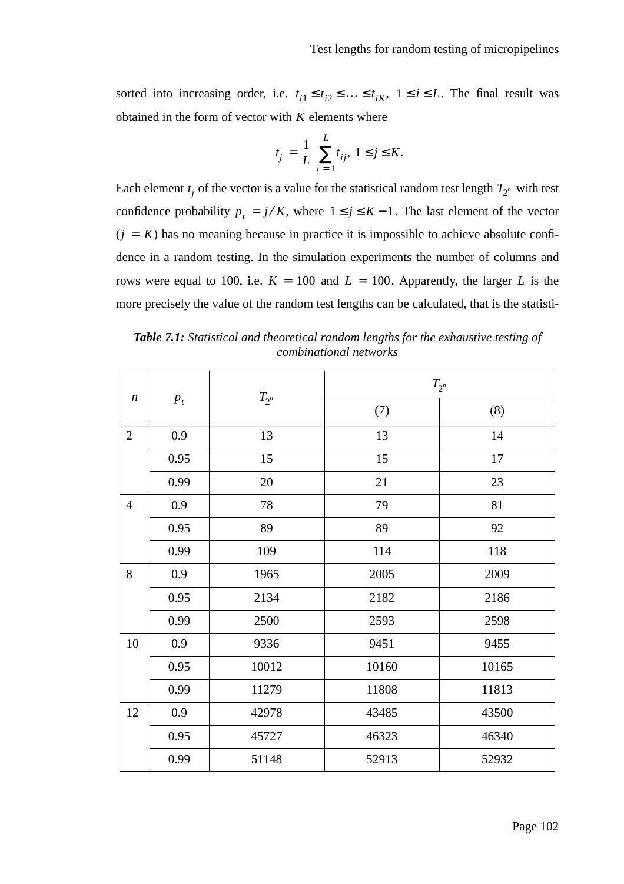sorted into increasing order, i.e. $t_{i1} \le t_{i2} \le \ldots \le t_{iK}$, $1 \le i \le L$. The final result was obtained in the form of vector with $K$ elements where

$$t_j = \frac{1}{L} \sum_{i=1}^{L} t_{ij},\ 1 \le j \le K.$$

Each element $t_j$ of the vector is a value for the statistical random test length $\overline{T}_{2^n}$ with test confidence probability $p_t = j/K$, where $1 \le j \le K - 1$. The last element of the vector ($j = K$) has no meaning because in practice it is impossible to achieve absolute confidence in a random testing. In the simulation experiments the number of columns and rows were equal to 100, i.e. $K = 100$ and $L = 100$. Apparently, the larger $L$ is the more precisely the value of the random test lengths can be calculated, that is the statisti-

***Table 7.1:*** *Statistical and theoretical random lengths for the exhaustive testing of combinational networks*

| $n$ | $p_t$ | $\overline{T}_{2^n}$ | $T_{2^n}$ | |
|---|---|---|---|---|
| | | | (7) | (8) |
| 2 | 0.9 | 13 | 13 | 14 |
| | 0.95 | 15 | 15 | 17 |
| | 0.99 | 20 | 21 | 23 |
| 4 | 0.9 | 78 | 79 | 81 |
| | 0.95 | 89 | 89 | 92 |
| | 0.99 | 109 | 114 | 118 |
| 8 | 0.9 | 1965 | 2005 | 2009 |
| | 0.95 | 2134 | 2182 | 2186 |
| | 0.99 | 2500 | 2593 | 2598 |
| 10 | 0.9 | 9336 | 9451 | 9455 |
| | 0.95 | 10012 | 10160 | 10165 |
| | 0.99 | 11279 | 11808 | 11813 |
| 12 | 0.9 | 42978 | 43485 | 43500 |
| | 0.95 | 45727 | 46323 | 46340 |
| | 0.99 | 51148 | 52913 | 52932 |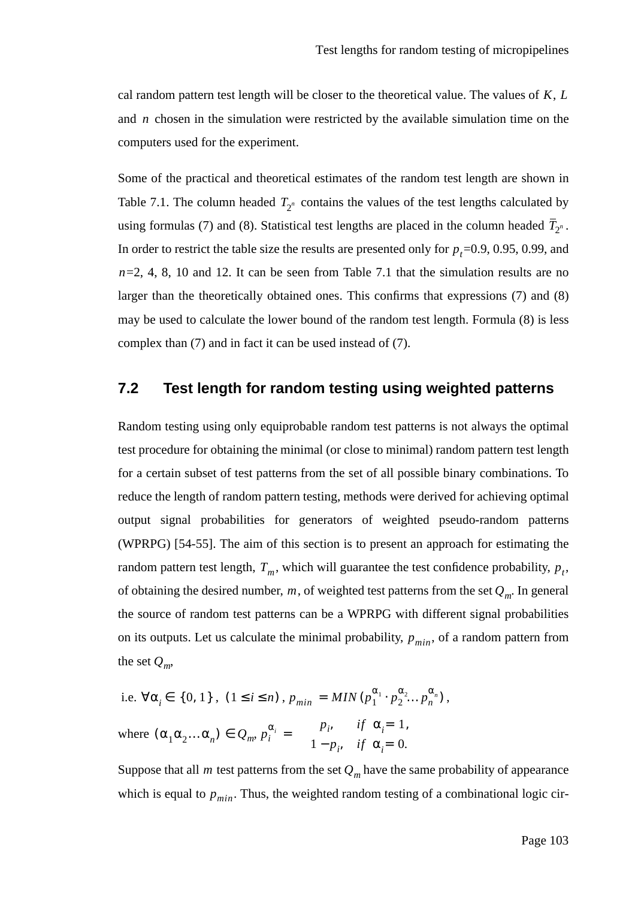cal random pattern test length will be closer to the theoretical value. The values of $K$, $L$ and $n$ chosen in the simulation were restricted by the available simulation time on the computers used for the experiment.

Some of the practical and theoretical estimates of the random test length are shown in Table 7.1. The column headed $T_{2^n}$ contains the values of the test lengths calculated by using formulas (7) and (8). Statistical test lengths are placed in the column headed $\overline{T}_{2^n}$. In order to restrict the table size the results are presented only for $p_t$=0.9, 0.95, 0.99, and $n$=2, 4, 8, 10 and 12. It can be seen from Table 7.1 that the simulation results are no larger than the theoretically obtained ones. This confirms that expressions (7) and (8) may be used to calculate the lower bound of the random test length. Formula (8) is less complex than (7) and in fact it can be used instead of (7).

## 7.2 Test length for random testing using weighted patterns

Random testing using only equiprobable random test patterns is not always the optimal test procedure for obtaining the minimal (or close to minimal) random pattern test length for a certain subset of test patterns from the set of all possible binary combinations. To reduce the length of random pattern testing, methods were derived for achieving optimal output signal probabilities for generators of weighted pseudo-random patterns (WPRPG) [54-55]. The aim of this section is to present an approach for estimating the random pattern test length, $T_m$, which will guarantee the test confidence probability, $p_t$, of obtaining the desired number, $m$, of weighted test patterns from the set $Q_m$. In general the source of random test patterns can be a WPRPG with different signal probabilities on its outputs. Let us calculate the minimal probability, $p_{min}$, of a random pattern from the set $Q_m$,

i.e. $\forall \alpha_i \in \{0, 1\}$, $(1 \le i \le n)$, $p_{min} = MIN(p_1^{\alpha_1} \cdot p_2^{\alpha_2} \ldots p_n^{\alpha_n})$,

where $(\alpha_1 \alpha_2 \ldots \alpha_n) \in Q_m$, $p_i^{\alpha_i} = \begin{cases} p_i, & if \ \ \alpha_i = 1, \\ 1 - p_i, & if \ \ \alpha_i = 0. \end{cases}$

Suppose that all $m$ test patterns from the set $Q_m$ have the same probability of appearance which is equal to $p_{min}$. Thus, the weighted random testing of a combinational logic cir-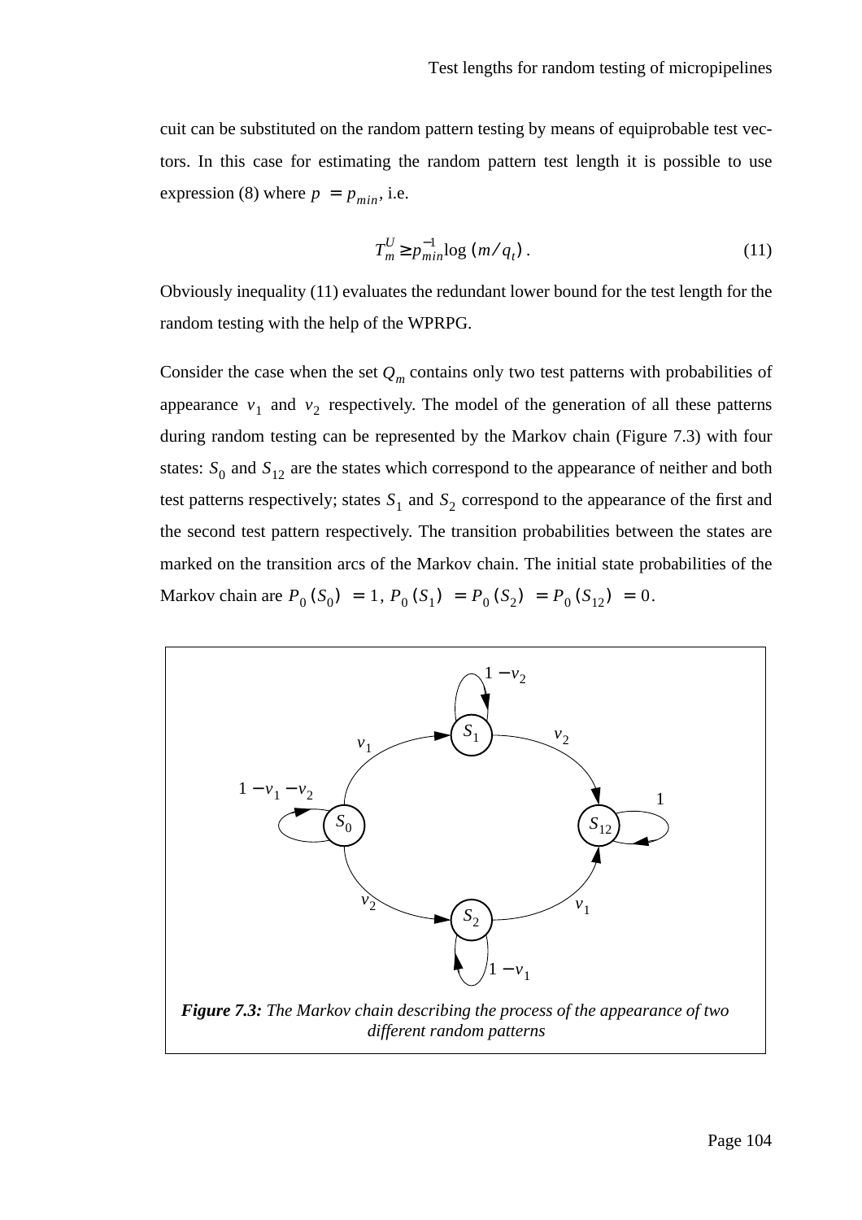cuit can be substituted on the random pattern testing by means of equiprobable test vectors. In this case for estimating the random pattern test length it is possible to use expression (8) where $p = p_{min}$, i.e.

$$T_m^U \geq p_{min}^{-1} \log (m / q_t) . \tag{11}$$

Obviously inequality (11) evaluates the redundant lower bound for the test length for the random testing with the help of the WPRPG.

Consider the case when the set $Q_m$ contains only two test patterns with probabilities of appearance $v_1$ and $v_2$ respectively. The model of the generation of all these patterns during random testing can be represented by the Markov chain (Figure 7.3) with four states: $S_0$ and $S_{12}$ are the states which correspond to the appearance of neither and both test patterns respectively; states $S_1$ and $S_2$ correspond to the appearance of the first and the second test pattern respectively. The transition probabilities between the states are marked on the transition arcs of the Markov chain. The initial state probabilities of the Markov chain are $P_0(S_0) = 1$, $P_0(S_1) = P_0(S_2) = P_0(S_{12}) = 0$.

***Figure 7.3:*** *The Markov chain describing the process of the appearance of two different random patterns*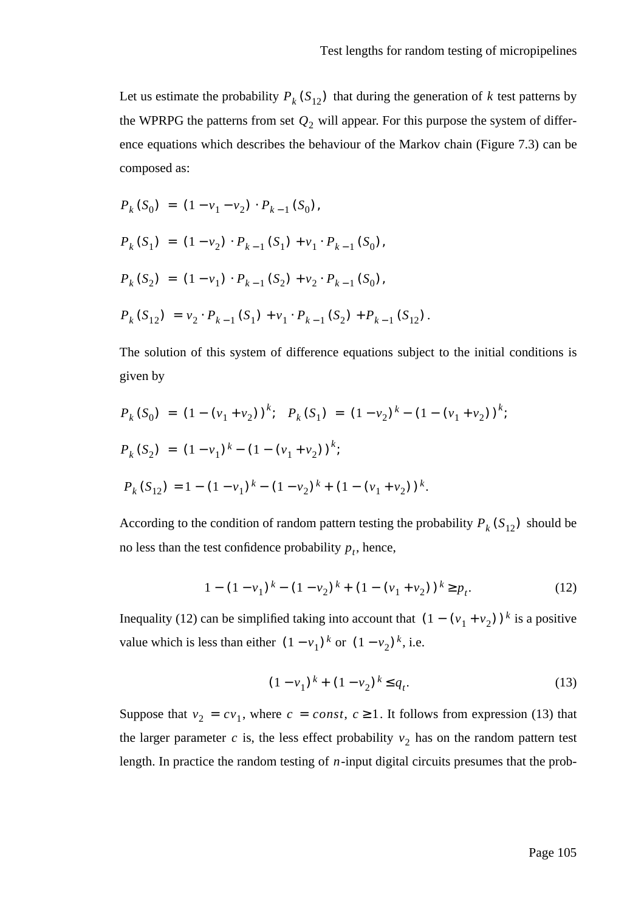Let us estimate the probability $P_k(S_{12})$ that during the generation of $k$ test patterns by the WPRPG the patterns from set $Q_2$ will appear. For this purpose the system of difference equations which describes the behaviour of the Markov chain (Figure 7.3) can be composed as:

$$P_k(S_0) = (1 - v_1 - v_2) \cdot P_{k-1}(S_0),$$

$$P_k(S_1) = (1 - v_2) \cdot P_{k-1}(S_1) + v_1 \cdot P_{k-1}(S_0),$$

$$P_k(S_2) = (1 - v_1) \cdot P_{k-1}(S_2) + v_2 \cdot P_{k-1}(S_0),$$

$$P_k(S_{12}) = v_2 \cdot P_{k-1}(S_1) + v_1 \cdot P_{k-1}(S_2) + P_{k-1}(S_{12}).$$

The solution of this system of difference equations subject to the initial conditions is given by

$$P_k(S_0) = (1 - (v_1 + v_2))^k; \quad P_k(S_1) = (1 - v_2)^k - (1 - (v_1 + v_2))^k;$$

$$P_k(S_2) = (1 - v_1)^k - (1 - (v_1 + v_2))^k;$$

$$P_k(S_{12}) = 1 - (1 - v_1)^k - (1 - v_2)^k + (1 - (v_1 + v_2))^k.$$

According to the condition of random pattern testing the probability $P_k(S_{12})$ should be no less than the test confidence probability $p_t$, hence,

$$1 - (1 - v_1)^k - (1 - v_2)^k + (1 - (v_1 + v_2))^k \geq p_t. \tag{12}$$

Inequality (12) can be simplified taking into account that $(1 - (v_1 + v_2))^k$ is a positive value which is less than either $(1 - v_1)^k$ or $(1 - v_2)^k$, i.e.

$$(1 - v_1)^k + (1 - v_2)^k \leq q_t. \tag{13}$$

Suppose that $v_2 = cv_1$, where $c = const$, $c \geq 1$. It follows from expression (13) that the larger parameter $c$ is, the less effect probability $v_2$ has on the random pattern test length. In practice the random testing of $n$-input digital circuits presumes that the prob-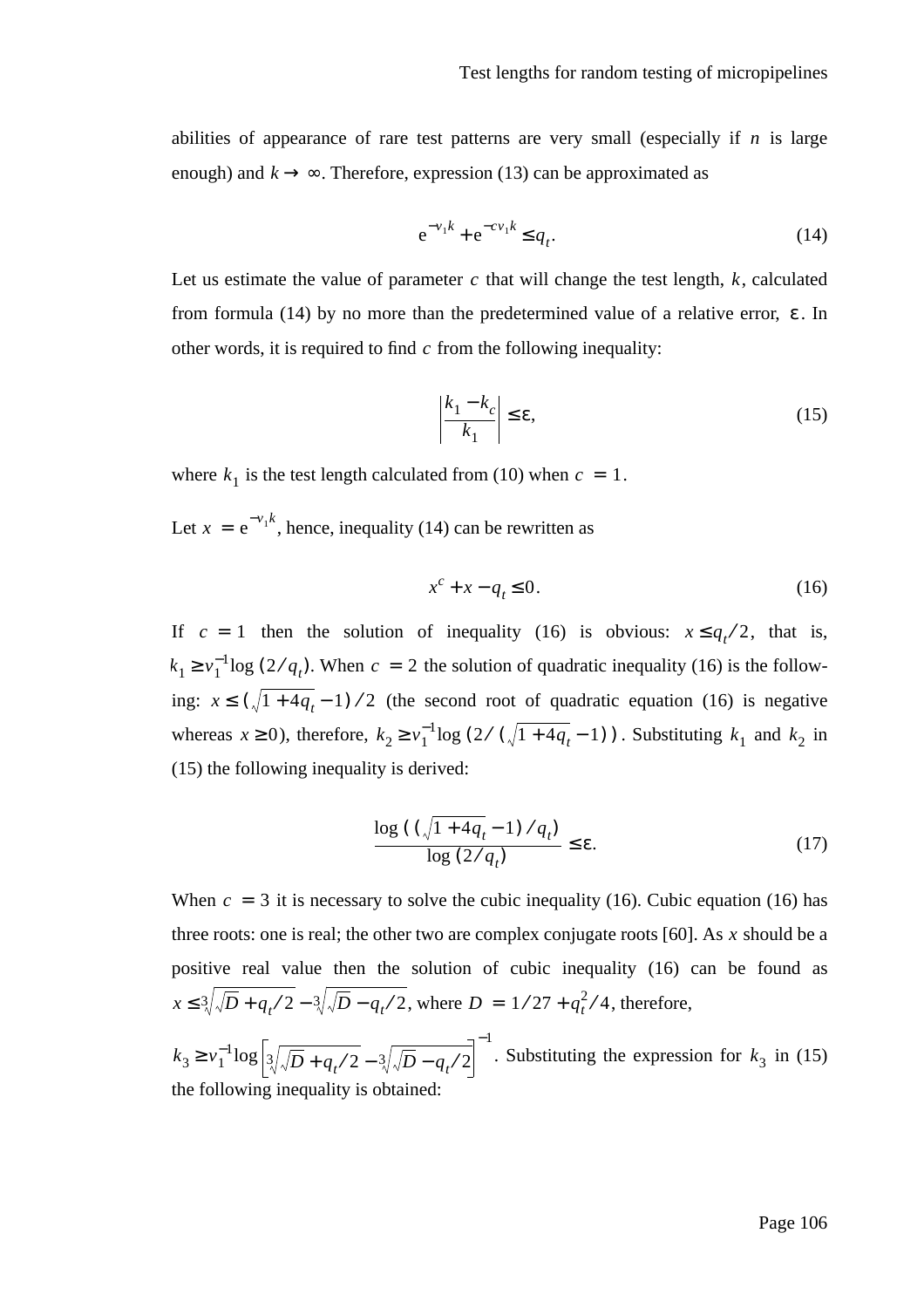abilities of appearance of rare test patterns are very small (especially if $n$ is large enough) and $k \to \infty$. Therefore, expression (13) can be approximated as

$$e^{-v_1 k} + e^{-c v_1 k} \le q_t. \tag{14}$$

Let us estimate the value of parameter $c$ that will change the test length, $k$, calculated from formula (14) by no more than the predetermined value of a relative error, $\varepsilon$. In other words, it is required to find $c$ from the following inequality:

$$\left| \frac{k_1 - k_c}{k_1} \right| \le \varepsilon, \tag{15}$$

where $k_1$ is the test length calculated from (10) when $c = 1$.

Let $x = e^{-v_1 k}$, hence, inequality (14) can be rewritten as

$$x^c + x - q_t \le 0. \tag{16}$$

If $c = 1$ then the solution of inequality (16) is obvious: $x \le q_t / 2$, that is, $k_1 \ge v_1^{-1} \log(2/q_t)$. When $c = 2$ the solution of quadratic inequality (16) is the following: $x \le (\sqrt{1 + 4q_t} - 1)/2$ (the second root of quadratic equation (16) is negative whereas $x \ge 0$), therefore, $k_2 \ge v_1^{-1} \log(2/(\sqrt{1 + 4q_t} - 1))$. Substituting $k_1$ and $k_2$ in (15) the following inequality is derived:

$$\frac{\log((\sqrt{1 + 4q_t} - 1)/q_t)}{\log(2/q_t)} \le \varepsilon. \tag{17}$$

When $c = 3$ it is necessary to solve the cubic inequality (16). Cubic equation (16) has three roots: one is real; the other two are complex conjugate roots [60]. As $x$ should be a positive real value then the solution of cubic inequality (16) can be found as $x \le \sqrt[3]{\sqrt{D} + q_t/2} - \sqrt[3]{\sqrt{D} - q_t/2}$, where $D = 1/27 + q_t^2/4$, therefore,

$k_3 \ge v_1^{-1} \log\left[\sqrt[3]{\sqrt{D} + q_t/2} - \sqrt[3]{\sqrt{D} - q_t/2}\right]^{-1}$. Substituting the expression for $k_3$ in (15) the following inequality is obtained: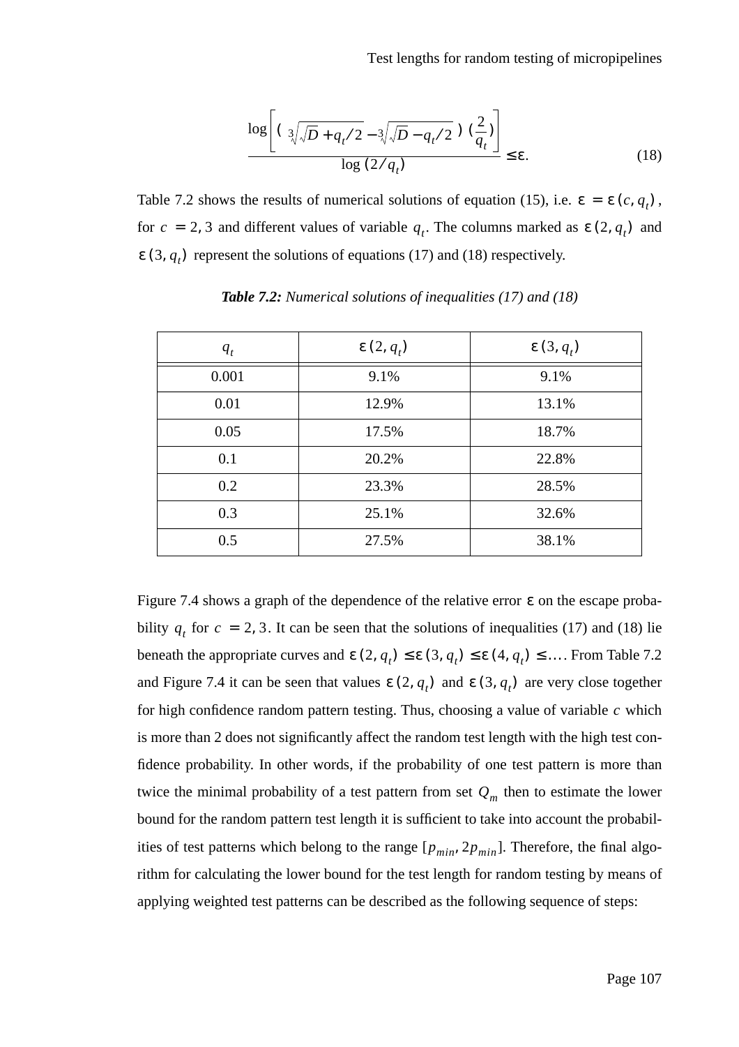$$\frac{\log\left[\left(\sqrt[3]{\sqrt{D}+q_t/2}-\sqrt[3]{\sqrt{D}-q_t/2}\right)\left(\frac{2}{q_t}\right)\right]}{\log\left(2/q_t\right)} \le \varepsilon. \qquad (18)$$

Table 7.2 shows the results of numerical solutions of equation (15), i.e. $\varepsilon = \varepsilon(c, q_t)$, for $c = 2, 3$ and different values of variable $q_t$. The columns marked as $\varepsilon(2, q_t)$ and $\varepsilon(3, q_t)$ represent the solutions of equations (17) and (18) respectively.

***Table 7.2:*** *Numerical solutions of inequalities (17) and (18)*

| $q_t$ | $\varepsilon(2, q_t)$ | $\varepsilon(3, q_t)$ |
|---|---|---|
| 0.001 | 9.1% | 9.1% |
| 0.01 | 12.9% | 13.1% |
| 0.05 | 17.5% | 18.7% |
| 0.1 | 20.2% | 22.8% |
| 0.2 | 23.3% | 28.5% |
| 0.3 | 25.1% | 32.6% |
| 0.5 | 27.5% | 38.1% |

Figure 7.4 shows a graph of the dependence of the relative error $\varepsilon$ on the escape probability $q_t$ for $c = 2, 3$. It can be seen that the solutions of inequalities (17) and (18) lie beneath the appropriate curves and $\varepsilon(2, q_t) \le \varepsilon(3, q_t) \le \varepsilon(4, q_t) \le \ldots$. From Table 7.2 and Figure 7.4 it can be seen that values $\varepsilon(2, q_t)$ and $\varepsilon(3, q_t)$ are very close together for high confidence random pattern testing. Thus, choosing a value of variable $c$ which is more than 2 does not significantly affect the random test length with the high test confidence probability. In other words, if the probability of one test pattern is more than twice the minimal probability of a test pattern from set $Q_m$ then to estimate the lower bound for the random pattern test length it is sufficient to take into account the probabilities of test patterns which belong to the range $[p_{min}, 2p_{min}]$. Therefore, the final algorithm for calculating the lower bound for the test length for random testing by means of applying weighted test patterns can be described as the following sequence of steps: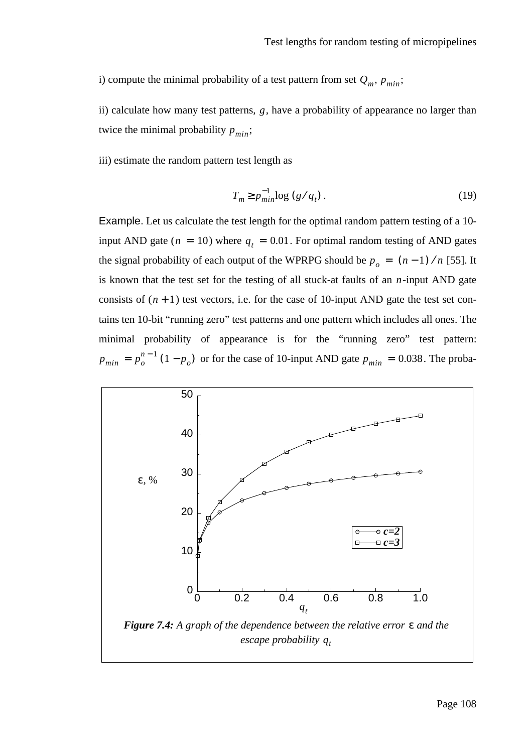i) compute the minimal probability of a test pattern from set $Q_m$, $p_{min}$;

ii) calculate how many test patterns, $g$, have a probability of appearance no larger than twice the minimal probability $p_{min}$;

iii) estimate the random pattern test length as

$$T_m \geq p_{min}^{-1} \log (g / q_t) \,. \tag{19}$$

Example. Let us calculate the test length for the optimal random pattern testing of a 10-input AND gate ($n = 10$) where $q_t = 0.01$. For optimal random testing of AND gates the signal probability of each output of the WPRPG should be $p_o = (n-1)/n$ [55]. It is known that the test set for the testing of all stuck-at faults of an $n$-input AND gate consists of $(n+1)$ test vectors, i.e. for the case of 10-input AND gate the test set contains ten 10-bit "running zero" test patterns and one pattern which includes all ones. The minimal probability of appearance is for the "running zero" test pattern: $p_{min} = p_o^{n-1}(1-p_o)$ or for the case of 10-input AND gate $p_{min} = 0.038$. The proba-

***Figure 7.4:*** *A graph of the dependence between the relative error* $\varepsilon$ *and the escape probability* $q_t$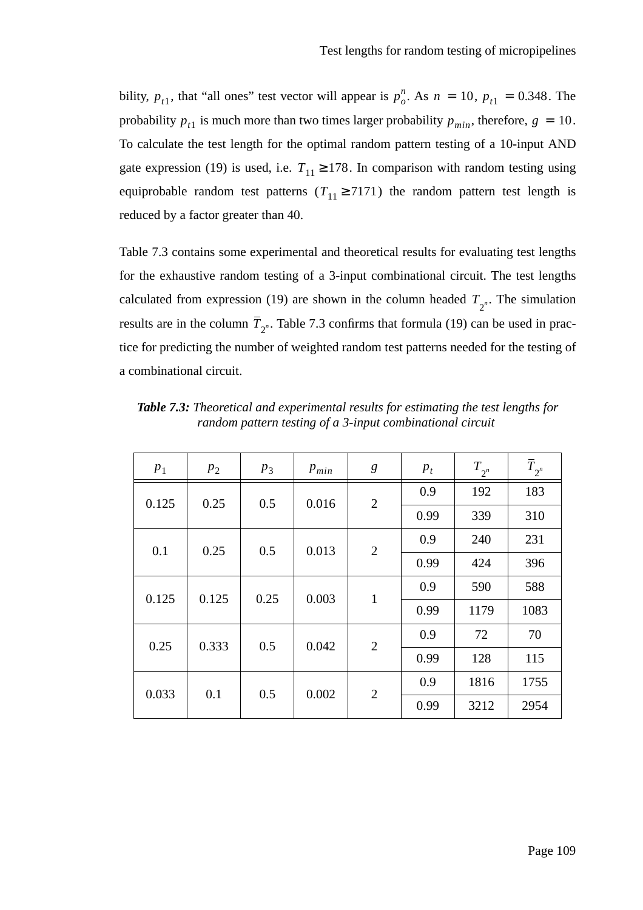bility, $p_{t1}$, that “all ones” test vector will appear is $p_o^n$. As $n = 10$, $p_{t1} = 0.348$. The probability $p_{t1}$ is much more than two times larger probability $p_{min}$, therefore, $g = 10$. To calculate the test length for the optimal random pattern testing of a 10-input AND gate expression (19) is used, i.e. $T_{11} \geq 178$. In comparison with random testing using equiprobable random test patterns ($T_{11} \geq 7171$) the random pattern test length is reduced by a factor greater than 40.

Table 7.3 contains some experimental and theoretical results for evaluating test lengths for the exhaustive random testing of a 3-input combinational circuit. The test lengths calculated from expression (19) are shown in the column headed $T_{2^n}$. The simulation results are in the column $\bar{T}_{2^n}$. Table 7.3 confirms that formula (19) can be used in practice for predicting the number of weighted random test patterns needed for the testing of a combinational circuit.

***Table 7.3:*** *Theoretical and experimental results for estimating the test lengths for random pattern testing of a 3-input combinational circuit*

| $p_1$ | $p_2$ | $p_3$ | $p_{min}$ | $g$ | $p_t$ | $T_{2^n}$ | $\bar{T}_{2^n}$ |
|---|---|---|---|---|---|---|---|
| 0.125 | 0.25 | 0.5 | 0.016 | 2 | 0.9 | 192 | 183 |
| | | | | | 0.99 | 339 | 310 |
| 0.1 | 0.25 | 0.5 | 0.013 | 2 | 0.9 | 240 | 231 |
| | | | | | 0.99 | 424 | 396 |
| 0.125 | 0.125 | 0.25 | 0.003 | 1 | 0.9 | 590 | 588 |
| | | | | | 0.99 | 1179 | 1083 |
| 0.25 | 0.333 | 0.5 | 0.042 | 2 | 0.9 | 72 | 70 |
| | | | | | 0.99 | 128 | 115 |
| 0.033 | 0.1 | 0.5 | 0.002 | 2 | 0.9 | 1816 | 1755 |
| | | | | | 0.99 | 3212 | 2954 |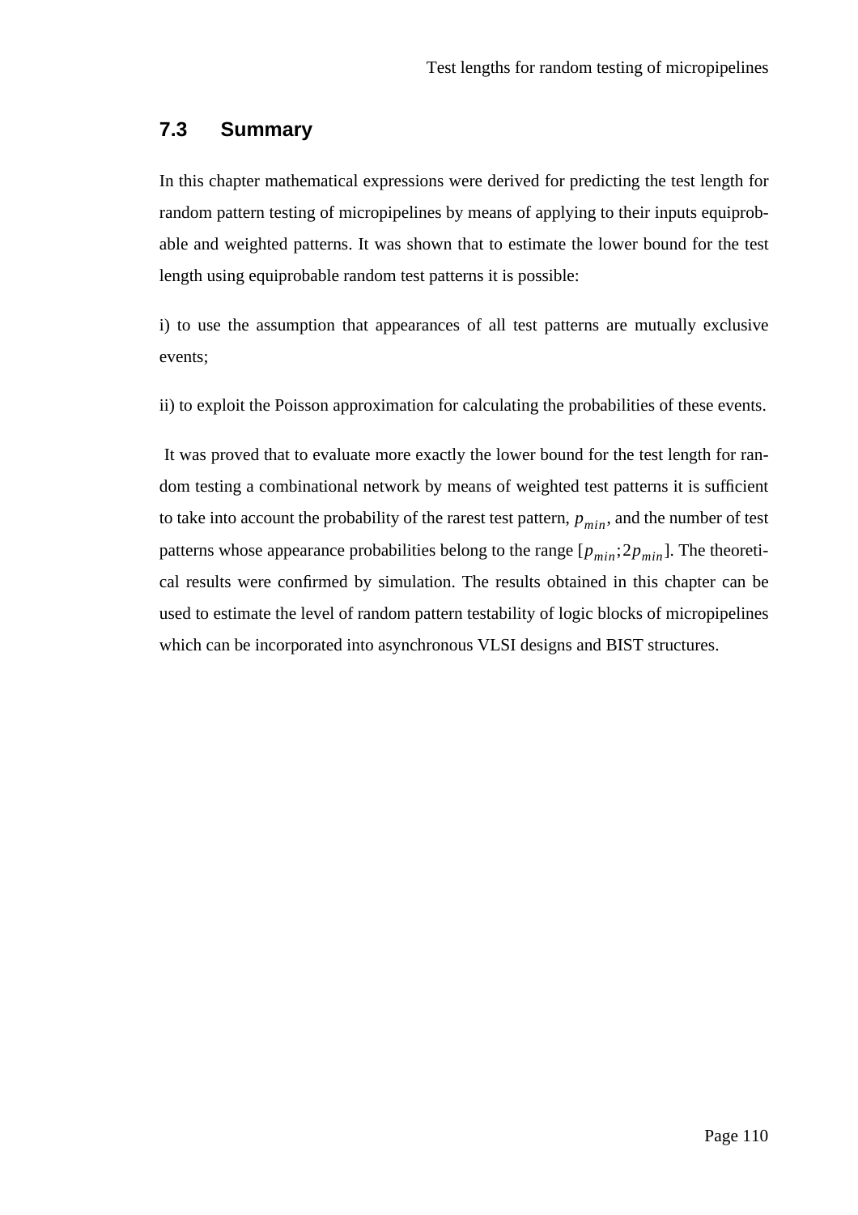## 7.3 Summary

In this chapter mathematical expressions were derived for predicting the test length for random pattern testing of micropipelines by means of applying to their inputs equiprobable and weighted patterns. It was shown that to estimate the lower bound for the test length using equiprobable random test patterns it is possible:

i) to use the assumption that appearances of all test patterns are mutually exclusive events;

ii) to exploit the Poisson approximation for calculating the probabilities of these events.

It was proved that to evaluate more exactly the lower bound for the test length for random testing a combinational network by means of weighted test patterns it is sufficient to take into account the probability of the rarest test pattern, $p_{min}$, and the number of test patterns whose appearance probabilities belong to the range $[p_{min};2p_{min}]$. The theoretical results were confirmed by simulation. The results obtained in this chapter can be used to estimate the level of random pattern testability of logic blocks of micropipelines which can be incorporated into asynchronous VLSI designs and BIST structures.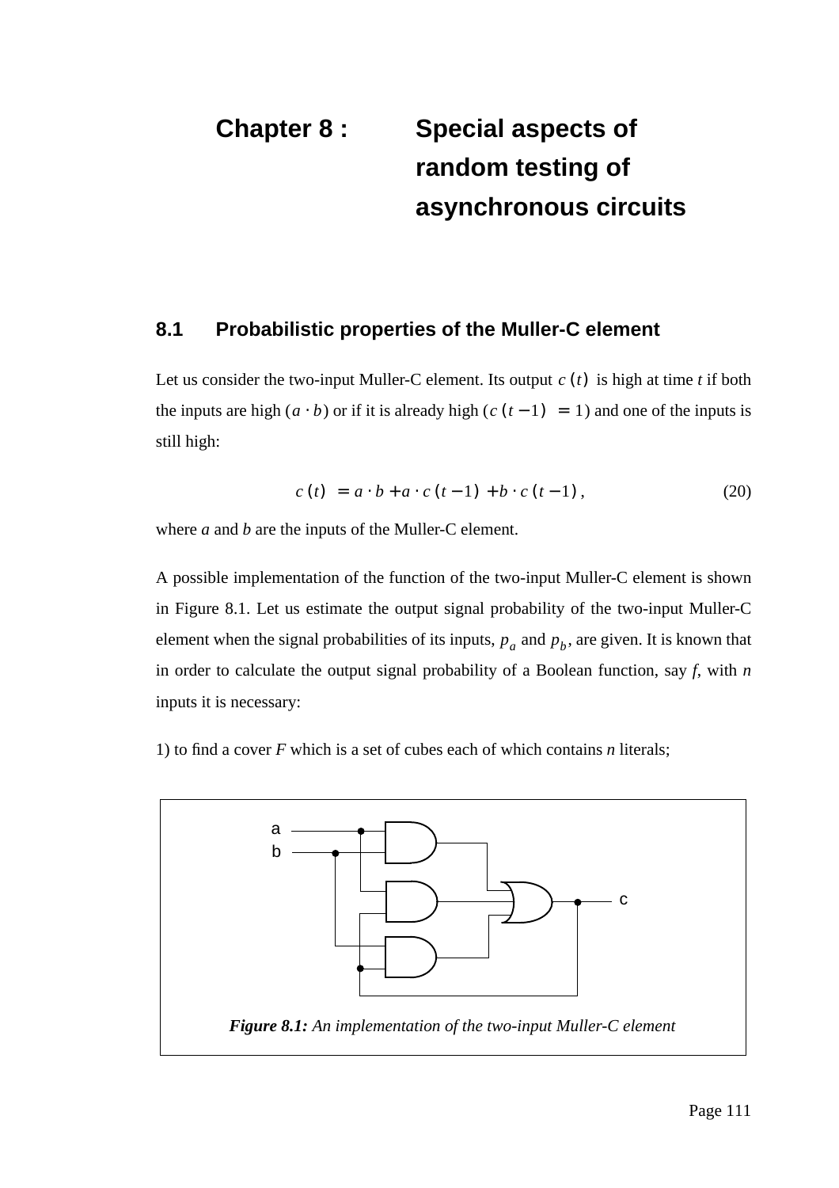# Chapter 8 : Special aspects of random testing of asynchronous circuits

## 8.1 Probabilistic properties of the Muller-C element

Let us consider the two-input Muller-C element. Its output $c(t)$ is high at time *t* if both the inputs are high ($a \cdot b$) or if it is already high ($c(t-1) = 1$) and one of the inputs is still high:

$$c(t) = a \cdot b + a \cdot c(t-1) + b \cdot c(t-1), \tag{20}$$

where *a* and *b* are the inputs of the Muller-C element.

A possible implementation of the function of the two-input Muller-C element is shown in Figure 8.1. Let us estimate the output signal probability of the two-input Muller-C element when the signal probabilities of its inputs, $p_a$ and $p_b$, are given. It is known that in order to calculate the output signal probability of a Boolean function, say *f*, with *n* inputs it is necessary:

1) to find a cover *F* which is a set of cubes each of which contains *n* literals;

***Figure 8.1:*** *An implementation of the two-input Muller-C element*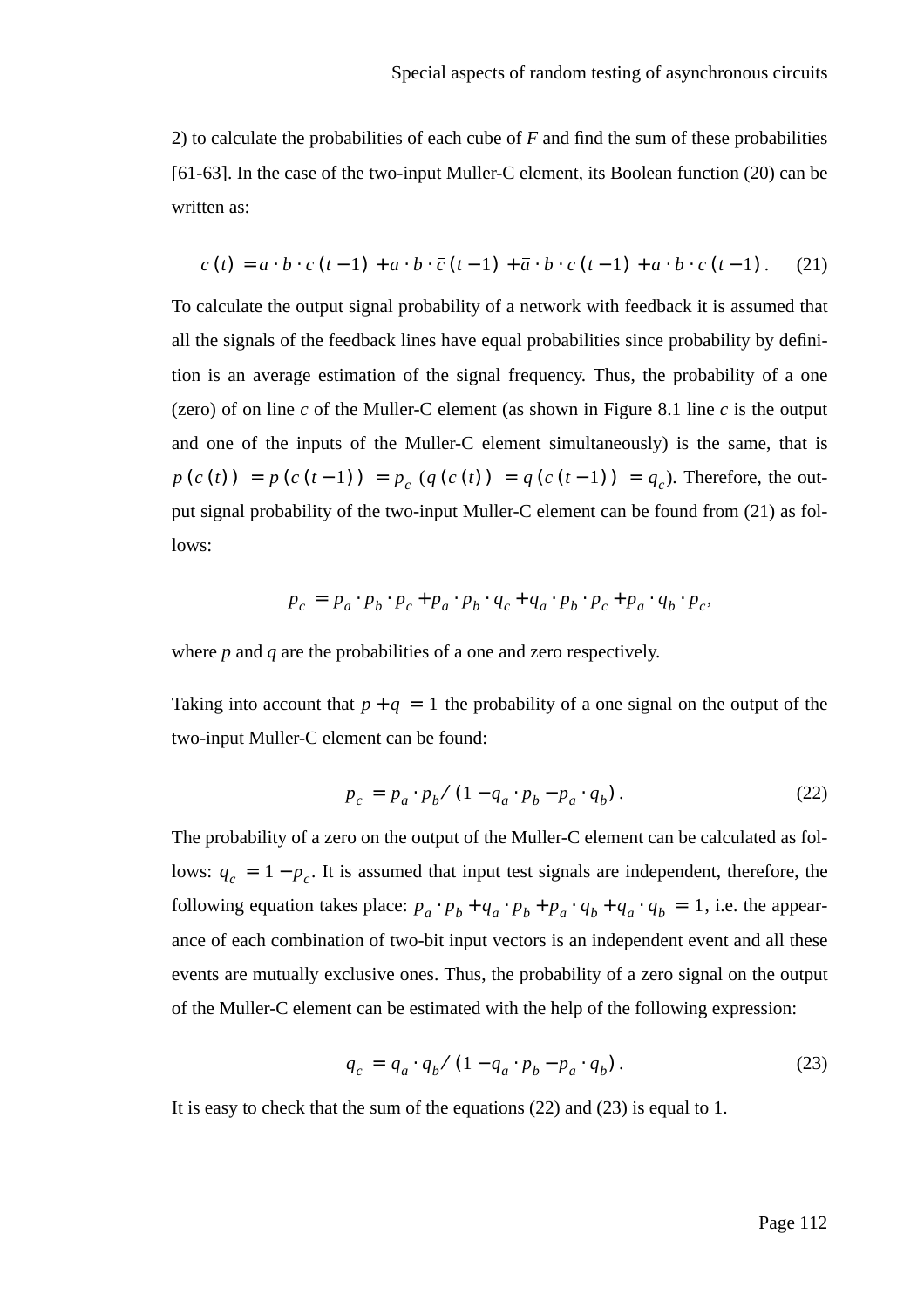2) to calculate the probabilities of each cube of $F$ and find the sum of these probabilities [61-63]. In the case of the two-input Muller-C element, its Boolean function (20) can be written as:

$$c(t) = a \cdot b \cdot c(t-1) + a \cdot b \cdot \bar{c}(t-1) + \bar{a} \cdot b \cdot c(t-1) + a \cdot \bar{b} \cdot c(t-1). \quad (21)$$

To calculate the output signal probability of a network with feedback it is assumed that all the signals of the feedback lines have equal probabilities since probability by definition is an average estimation of the signal frequency. Thus, the probability of a one (zero) of on line $c$ of the Muller-C element (as shown in Figure 8.1 line $c$ is the output and one of the inputs of the Muller-C element simultaneously) is the same, that is $p(c(t)) = p(c(t-1)) = p_c$ ($q(c(t)) = q(c(t-1)) = q_c$). Therefore, the output signal probability of the two-input Muller-C element can be found from (21) as follows:

$$p_c = p_a \cdot p_b \cdot p_c + p_a \cdot p_b \cdot q_c + q_a \cdot p_b \cdot p_c + p_a \cdot q_b \cdot p_c,$$

where $p$ and $q$ are the probabilities of a one and zero respectively.

Taking into account that $p + q = 1$ the probability of a one signal on the output of the two-input Muller-C element can be found:

$$p_c = p_a \cdot p_b / (1 - q_a \cdot p_b - p_a \cdot q_b). \quad (22)$$

The probability of a zero on the output of the Muller-C element can be calculated as follows: $q_c = 1 - p_c$. It is assumed that input test signals are independent, therefore, the following equation takes place: $p_a \cdot p_b + q_a \cdot p_b + p_a \cdot q_b + q_a \cdot q_b = 1$, i.e. the appearance of each combination of two-bit input vectors is an independent event and all these events are mutually exclusive ones. Thus, the probability of a zero signal on the output of the Muller-C element can be estimated with the help of the following expression:

$$q_c = q_a \cdot q_b / (1 - q_a \cdot p_b - p_a \cdot q_b). \quad (23)$$

It is easy to check that the sum of the equations (22) and (23) is equal to 1.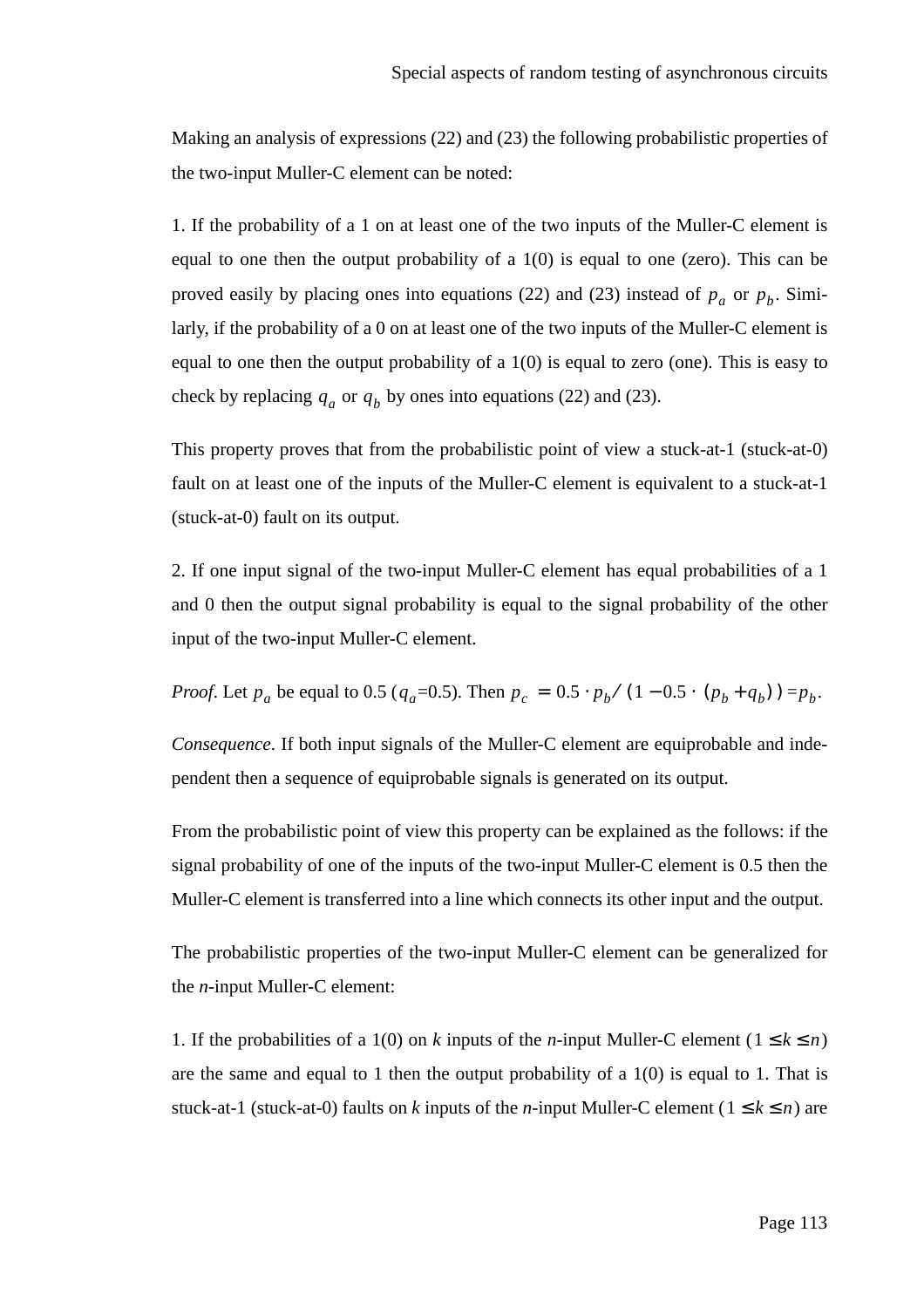Making an analysis of expressions (22) and (23) the following probabilistic properties of the two-input Muller-C element can be noted:

1. If the probability of a 1 on at least one of the two inputs of the Muller-C element is equal to one then the output probability of a 1(0) is equal to one (zero). This can be proved easily by placing ones into equations (22) and (23) instead of $p_a$ or $p_b$. Similarly, if the probability of a 0 on at least one of the two inputs of the Muller-C element is equal to one then the output probability of a 1(0) is equal to zero (one). This is easy to check by replacing $q_a$ or $q_b$ by ones into equations (22) and (23).

This property proves that from the probabilistic point of view a stuck-at-1 (stuck-at-0) fault on at least one of the inputs of the Muller-C element is equivalent to a stuck-at-1 (stuck-at-0) fault on its output.

2. If one input signal of the two-input Muller-C element has equal probabilities of a 1 and 0 then the output signal probability is equal to the signal probability of the other input of the two-input Muller-C element.

*Proof*. Let $p_a$ be equal to 0.5 ($q_a$=0.5). Then $p_c = 0.5 \cdot p_b / (1 - 0.5 \cdot (p_b + q_b)) = p_b$.

*Consequence*. If both input signals of the Muller-C element are equiprobable and independent then a sequence of equiprobable signals is generated on its output.

From the probabilistic point of view this property can be explained as the follows: if the signal probability of one of the inputs of the two-input Muller-C element is 0.5 then the Muller-C element is transferred into a line which connects its other input and the output.

The probabilistic properties of the two-input Muller-C element can be generalized for the *n*-input Muller-C element:

1. If the probabilities of a 1(0) on *k* inputs of the *n*-input Muller-C element ($1 \le k \le n$) are the same and equal to 1 then the output probability of a 1(0) is equal to 1. That is stuck-at-1 (stuck-at-0) faults on *k* inputs of the *n*-input Muller-C element ($1 \le k \le n$) are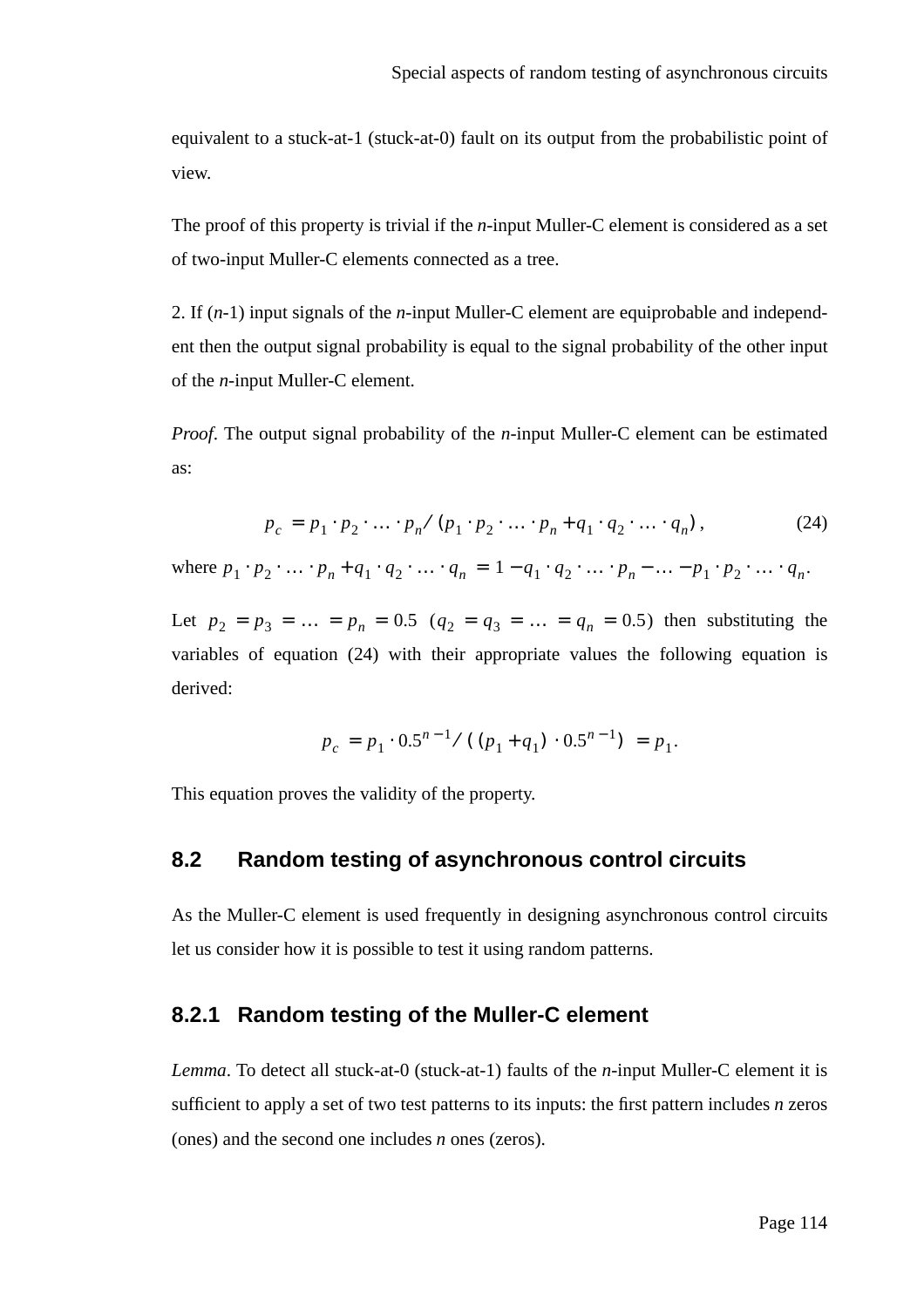equivalent to a stuck-at-1 (stuck-at-0) fault on its output from the probabilistic point of view.

The proof of this property is trivial if the *n*-input Muller-C element is considered as a set of two-input Muller-C elements connected as a tree.

2. If (*n*-1) input signals of the *n*-input Muller-C element are equiprobable and independent then the output signal probability is equal to the signal probability of the other input of the *n*-input Muller-C element.

*Proof*. The output signal probability of the *n*-input Muller-C element can be estimated as:

$$p_c = p_1 \cdot p_2 \cdot \ldots \cdot p_n / (p_1 \cdot p_2 \cdot \ldots \cdot p_n + q_1 \cdot q_2 \cdot \ldots \cdot q_n), \tag{24}$$

where $p_1 \cdot p_2 \cdot \ldots \cdot p_n + q_1 \cdot q_2 \cdot \ldots \cdot q_n = 1 - q_1 \cdot q_2 \cdot \ldots \cdot p_n - \ldots - p_1 \cdot p_2 \cdot \ldots \cdot q_n$.

Let $p_2 = p_3 = \ldots = p_n = 0.5$ $(q_2 = q_3 = \ldots = q_n = 0.5)$ then substituting the variables of equation (24) with their appropriate values the following equation is derived:

$$p_c = p_1 \cdot 0.5^{n-1} / ((p_1 + q_1) \cdot 0.5^{n-1}) = p_1.$$

This equation proves the validity of the property.

## 8.2 Random testing of asynchronous control circuits

As the Muller-C element is used frequently in designing asynchronous control circuits let us consider how it is possible to test it using random patterns.

### 8.2.1 Random testing of the Muller-C element

*Lemma*. To detect all stuck-at-0 (stuck-at-1) faults of the *n*-input Muller-C element it is sufficient to apply a set of two test patterns to its inputs: the first pattern includes *n* zeros (ones) and the second one includes *n* ones (zeros).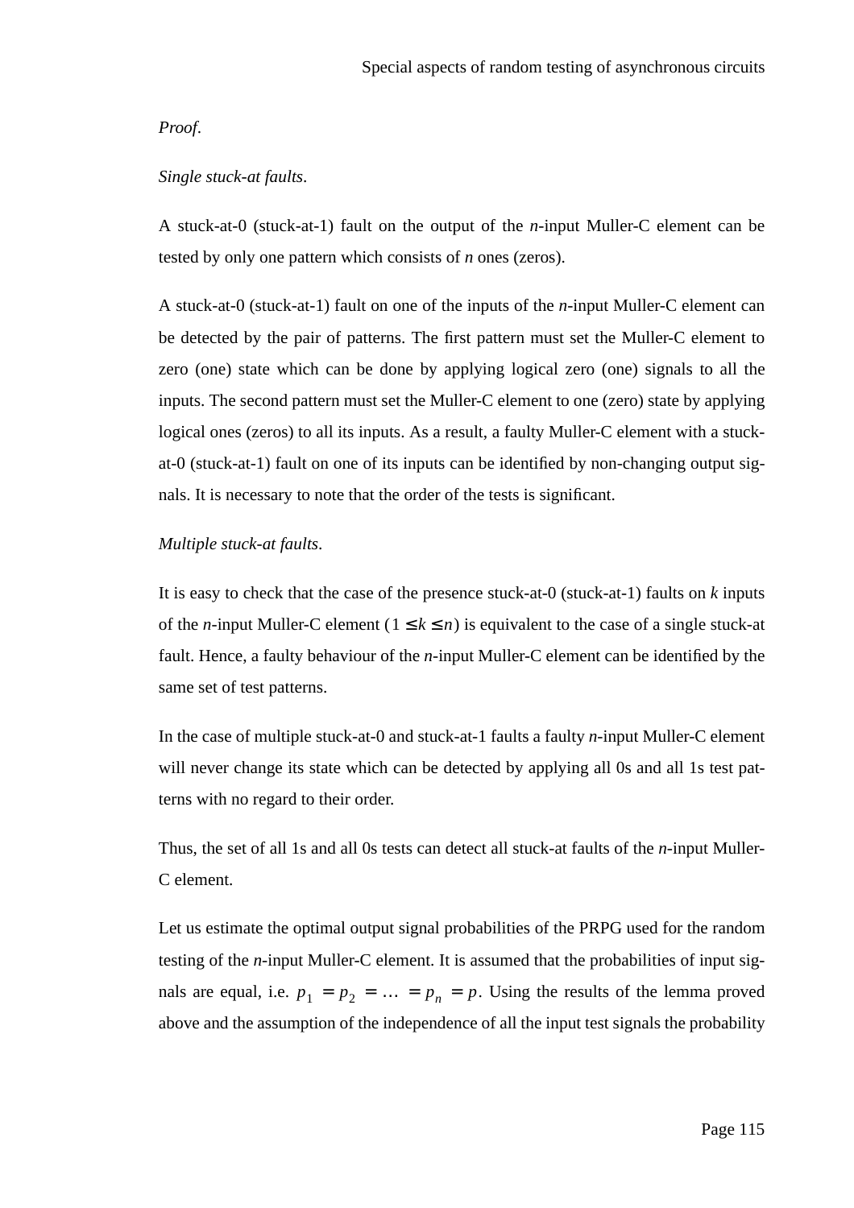*Proof*.

*Single stuck-at faults*.

A stuck-at-0 (stuck-at-1) fault on the output of the *n*-input Muller-C element can be tested by only one pattern which consists of *n* ones (zeros).

A stuck-at-0 (stuck-at-1) fault on one of the inputs of the *n*-input Muller-C element can be detected by the pair of patterns. The first pattern must set the Muller-C element to zero (one) state which can be done by applying logical zero (one) signals to all the inputs. The second pattern must set the Muller-C element to one (zero) state by applying logical ones (zeros) to all its inputs. As a result, a faulty Muller-C element with a stuck-at-0 (stuck-at-1) fault on one of its inputs can be identified by non-changing output signals. It is necessary to note that the order of the tests is significant.

*Multiple stuck-at faults*.

It is easy to check that the case of the presence stuck-at-0 (stuck-at-1) faults on *k* inputs of the *n*-input Muller-C element ($1 \leq k \leq n$) is equivalent to the case of a single stuck-at fault. Hence, a faulty behaviour of the *n*-input Muller-C element can be identified by the same set of test patterns.

In the case of multiple stuck-at-0 and stuck-at-1 faults a faulty *n*-input Muller-C element will never change its state which can be detected by applying all 0s and all 1s test patterns with no regard to their order.

Thus, the set of all 1s and all 0s tests can detect all stuck-at faults of the *n*-input Muller-C element.

Let us estimate the optimal output signal probabilities of the PRPG used for the random testing of the *n*-input Muller-C element. It is assumed that the probabilities of input signals are equal, i.e. $p_1 = p_2 = \ldots = p_n = p$. Using the results of the lemma proved above and the assumption of the independence of all the input test signals the probability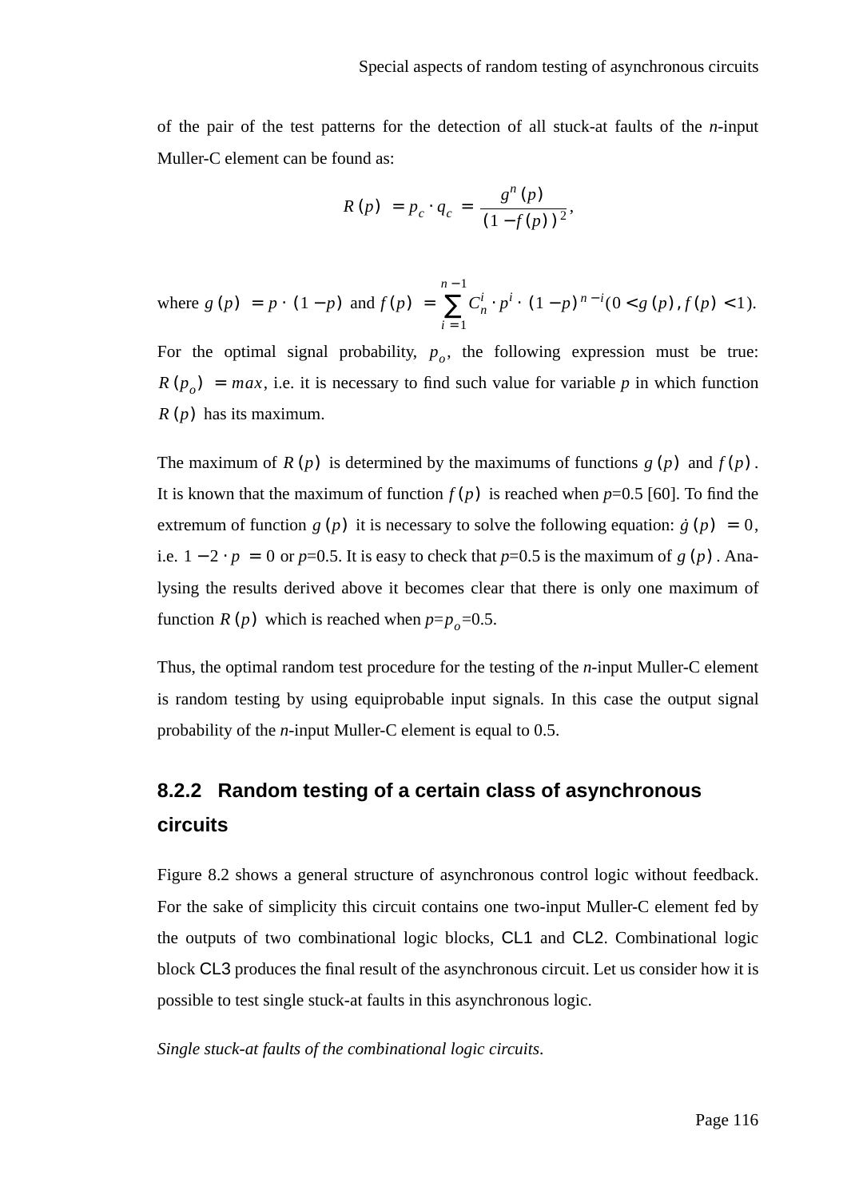of the pair of the test patterns for the detection of all stuck-at faults of the *n*-input Muller-C element can be found as:

$$R(p) = p_c \cdot q_c = \frac{g^n(p)}{(1 - f(p))^2},$$

where $g(p) = p \cdot (1 - p)$ and $f(p) = \sum_{i=1}^{n-1} C_n^i \cdot p^i \cdot (1-p)^{n-i} (0 < g(p), f(p) < 1)$.

For the optimal signal probability, $p_o$, the following expression must be true: $R(p_o) = max$, i.e. it is necessary to find such value for variable *p* in which function $R(p)$ has its maximum.

The maximum of $R(p)$ is determined by the maximums of functions $g(p)$ and $f(p)$. It is known that the maximum of function $f(p)$ is reached when *p*=0.5 [60]. To find the extremum of function $g(p)$ it is necessary to solve the following equation: $\dot{g}(p) = 0$, i.e. $1 - 2 \cdot p = 0$ or *p*=0.5. It is easy to check that *p*=0.5 is the maximum of $g(p)$. Analysing the results derived above it becomes clear that there is only one maximum of function $R(p)$ which is reached when $p = p_o = 0.5$.

Thus, the optimal random test procedure for the testing of the *n*-input Muller-C element is random testing by using equiprobable input signals. In this case the output signal probability of the *n*-input Muller-C element is equal to 0.5.

### 8.2.2 Random testing of a certain class of asynchronous circuits

Figure 8.2 shows a general structure of asynchronous control logic without feedback. For the sake of simplicity this circuit contains one two-input Muller-C element fed by the outputs of two combinational logic blocks, CL1 and CL2. Combinational logic block CL3 produces the final result of the asynchronous circuit. Let us consider how it is possible to test single stuck-at faults in this asynchronous logic.

*Single stuck-at faults of the combinational logic circuits.*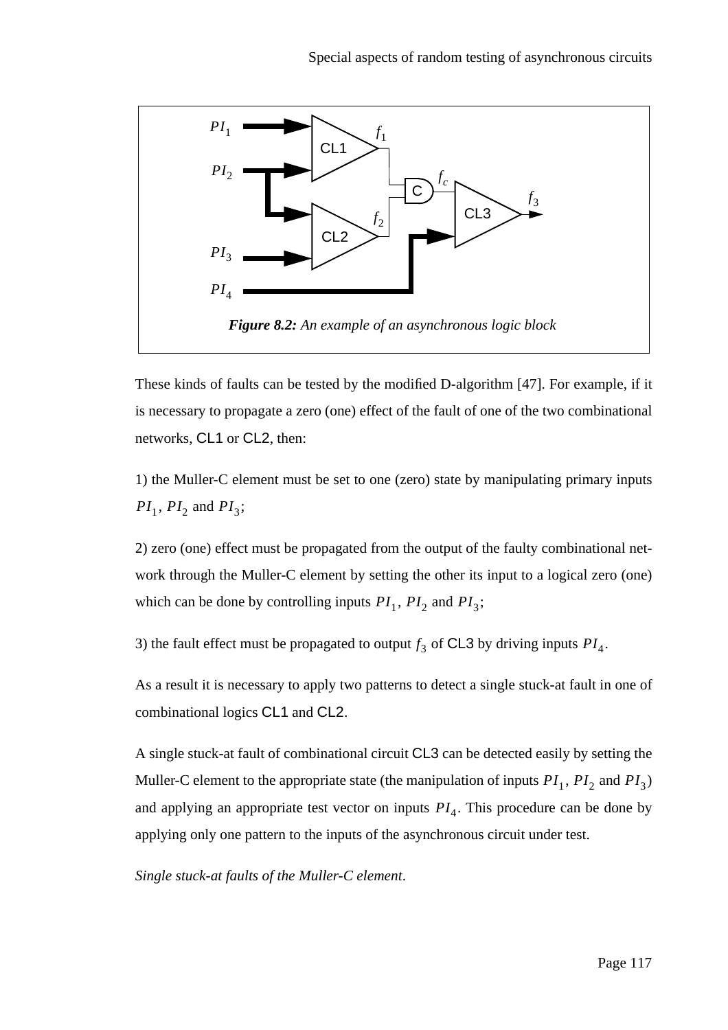*Figure 8.2: An example of an asynchronous logic block*

These kinds of faults can be tested by the modified D-algorithm [47]. For example, if it is necessary to propagate a zero (one) effect of the fault of one of the two combinational networks, CL1 or CL2, then:

1) the Muller-C element must be set to one (zero) state by manipulating primary inputs $PI_1$, $PI_2$ and $PI_3$;

2) zero (one) effect must be propagated from the output of the faulty combinational network through the Muller-C element by setting the other its input to a logical zero (one) which can be done by controlling inputs $PI_1$, $PI_2$ and $PI_3$;

3) the fault effect must be propagated to output $f_3$ of CL3 by driving inputs $PI_4$.

As a result it is necessary to apply two patterns to detect a single stuck-at fault in one of combinational logics CL1 and CL2.

A single stuck-at fault of combinational circuit CL3 can be detected easily by setting the Muller-C element to the appropriate state (the manipulation of inputs $PI_1$, $PI_2$ and $PI_3$) and applying an appropriate test vector on inputs $PI_4$. This procedure can be done by applying only one pattern to the inputs of the asynchronous circuit under test.

*Single stuck-at faults of the Muller-C element*.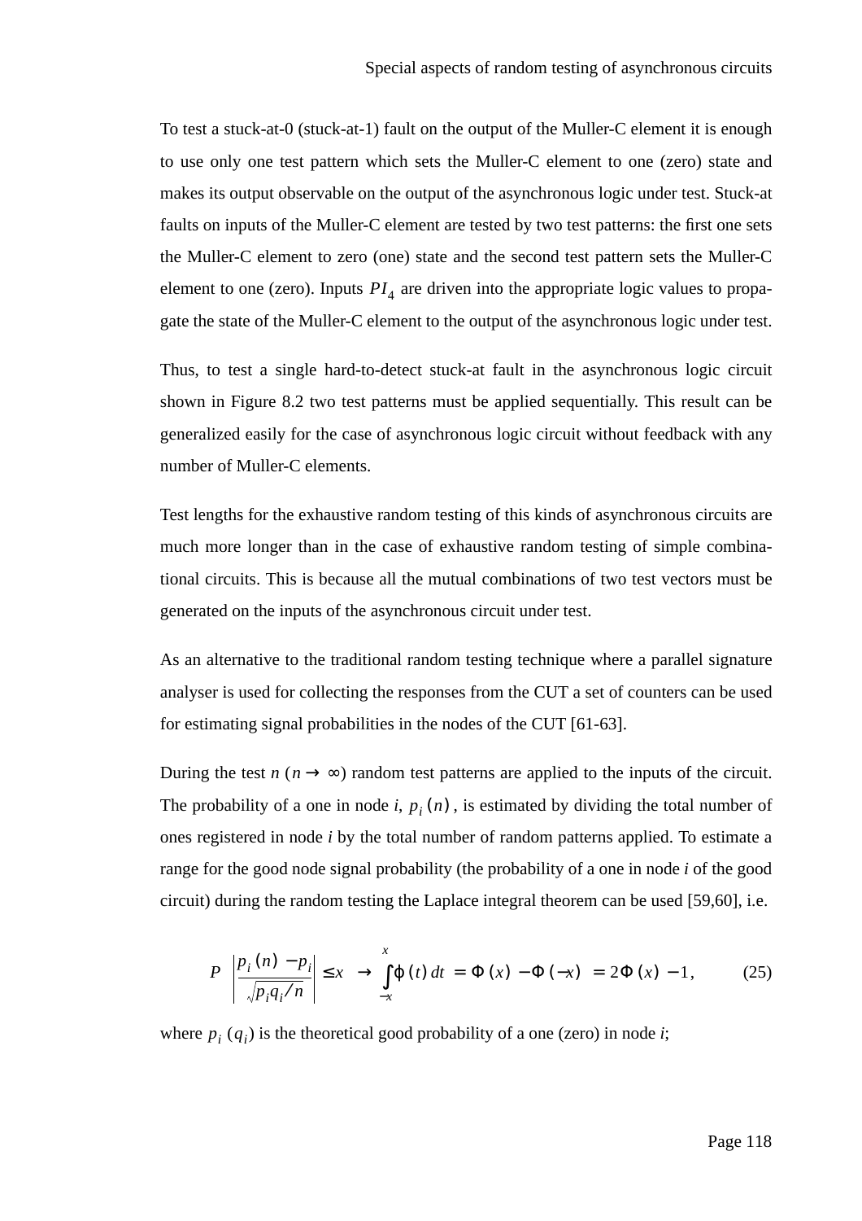To test a stuck-at-0 (stuck-at-1) fault on the output of the Muller-C element it is enough to use only one test pattern which sets the Muller-C element to one (zero) state and makes its output observable on the output of the asynchronous logic under test. Stuck-at faults on inputs of the Muller-C element are tested by two test patterns: the first one sets the Muller-C element to zero (one) state and the second test pattern sets the Muller-C element to one (zero). Inputs $PI_4$ are driven into the appropriate logic values to propagate the state of the Muller-C element to the output of the asynchronous logic under test.

Thus, to test a single hard-to-detect stuck-at fault in the asynchronous logic circuit shown in Figure 8.2 two test patterns must be applied sequentially. This result can be generalized easily for the case of asynchronous logic circuit without feedback with any number of Muller-C elements.

Test lengths for the exhaustive random testing of this kinds of asynchronous circuits are much more longer than in the case of exhaustive random testing of simple combinational circuits. This is because all the mutual combinations of two test vectors must be generated on the inputs of the asynchronous circuit under test.

As an alternative to the traditional random testing technique where a parallel signature analyser is used for collecting the responses from the CUT a set of counters can be used for estimating signal probabilities in the nodes of the CUT [61-63].

During the test $n$ ($n \to \infty$) random test patterns are applied to the inputs of the circuit. The probability of a one in node $i$, $p_i(n)$, is estimated by dividing the total number of ones registered in node $i$ by the total number of random patterns applied. To estimate a range for the good node signal probability (the probability of a one in node $i$ of the good circuit) during the random testing the Laplace integral theorem can be used [59,60], i.e.

$$P\left(\left|\frac{p_i(n) - p_i}{\sqrt{p_i q_i / n}}\right| \le x\right) \to \int_{-x}^{x} \varphi(t)\,dt = \Phi(x) - \Phi(-x) = 2\Phi(x) - 1, \qquad (25)$$

where $p_i$ ($q_i$) is the theoretical good probability of a one (zero) in node $i$;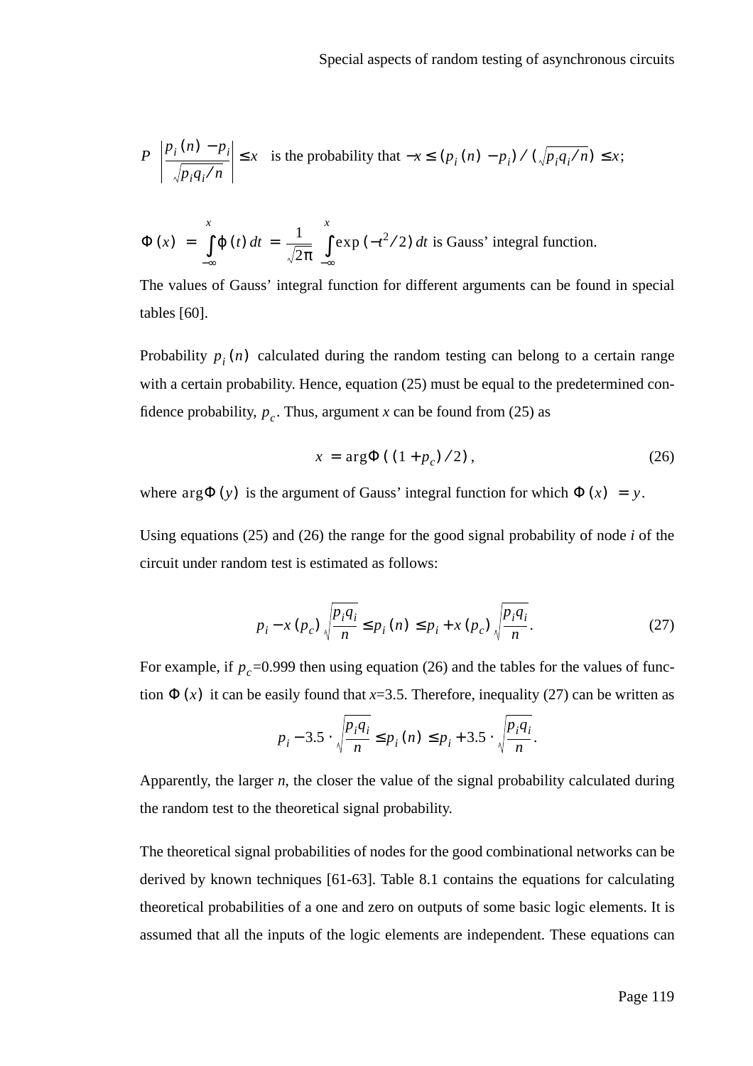$P\left(\left|\frac{p_i(n)-p_i}{\sqrt{p_i q_i/n}}\right| \le x\right)$ is the probability that $-x \le (p_i(n)-p_i)/(\sqrt{p_i q_i/n}) \le x$;

$\Phi(x) = \int_{-\infty}^{x} \varphi(t)\,dt = \frac{1}{\sqrt{2\pi}} \int_{-\infty}^{x} \exp(-t^2/2)\,dt$ is Gauss' integral function.

The values of Gauss' integral function for different arguments can be found in special tables [60].

Probability $p_i(n)$ calculated during the random testing can belong to a certain range with a certain probability. Hence, equation (25) must be equal to the predetermined confidence probability, $p_c$. Thus, argument $x$ can be found from (25) as

$$x = \arg\Phi((1+p_c)/2), \tag{26}$$

where $\arg\Phi(y)$ is the argument of Gauss' integral function for which $\Phi(x) = y$.

Using equations (25) and (26) the range for the good signal probability of node $i$ of the circuit under random test is estimated as follows:

$$p_i - x(p_c)\sqrt{\frac{p_i q_i}{n}} \le p_i(n) \le p_i + x(p_c)\sqrt{\frac{p_i q_i}{n}}. \tag{27}$$

For example, if $p_c$=0.999 then using equation (26) and the tables for the values of function $\Phi(x)$ it can be easily found that $x$=3.5. Therefore, inequality (27) can be written as

$$p_i - 3.5 \cdot \sqrt{\frac{p_i q_i}{n}} \le p_i(n) \le p_i + 3.5 \cdot \sqrt{\frac{p_i q_i}{n}}.$$

Apparently, the larger $n$, the closer the value of the signal probability calculated during the random test to the theoretical signal probability.

The theoretical signal probabilities of nodes for the good combinational networks can be derived by known techniques [61-63]. Table 8.1 contains the equations for calculating theoretical probabilities of a one and zero on outputs of some basic logic elements. It is assumed that all the inputs of the logic elements are independent. These equations can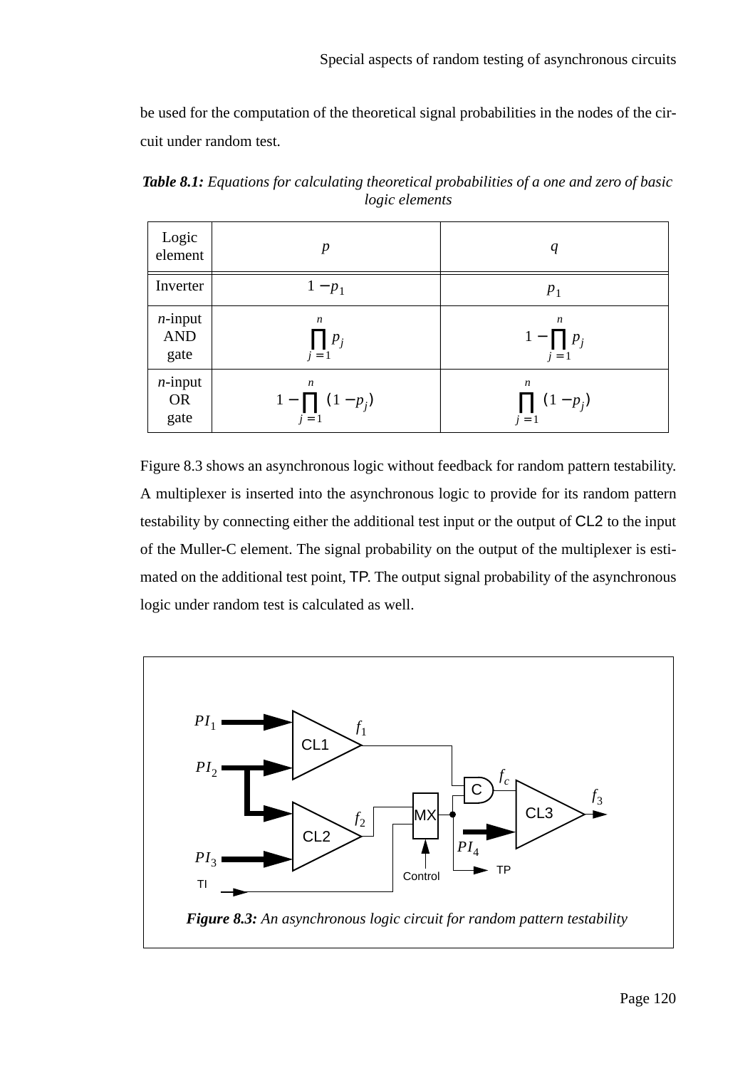be used for the computation of the theoretical signal probabilities in the nodes of the circuit under random test.

***Table 8.1:*** *Equations for calculating theoretical probabilities of a one and zero of basic logic elements*

| Logic element | $p$ | $q$ |
|---|---|---|
| Inverter | $1 - p_1$ | $p_1$ |
| $n$-input AND gate | $\prod_{j=1}^{n} p_j$ | $1 - \prod_{j=1}^{n} p_j$ |
| $n$-input OR gate | $1 - \prod_{j=1}^{n} (1 - p_j)$ | $\prod_{j=1}^{n} (1 - p_j)$ |

Figure 8.3 shows an asynchronous logic without feedback for random pattern testability. A multiplexer is inserted into the asynchronous logic to provide for its random pattern testability by connecting either the additional test input or the output of CL2 to the input of the Muller-C element. The signal probability on the output of the multiplexer is estimated on the additional test point, TP. The output signal probability of the asynchronous logic under random test is calculated as well.

***Figure 8.3:*** *An asynchronous logic circuit for random pattern testability*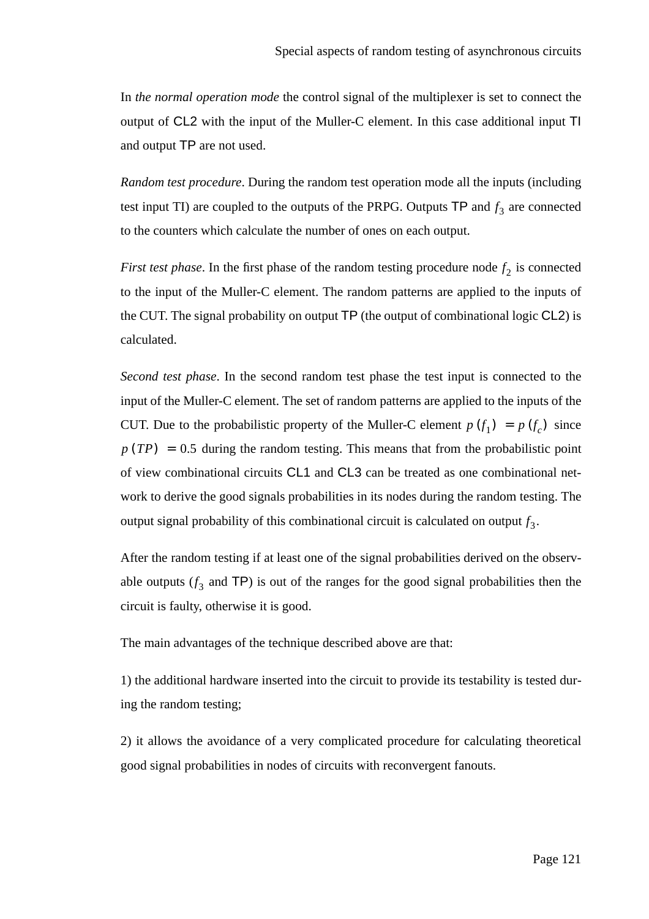In *the normal operation mode* the control signal of the multiplexer is set to connect the output of CL2 with the input of the Muller-C element. In this case additional input TI and output TP are not used.

*Random test procedure*. During the random test operation mode all the inputs (including test input TI) are coupled to the outputs of the PRPG. Outputs TP and $f_3$ are connected to the counters which calculate the number of ones on each output.

*First test phase*. In the first phase of the random testing procedure node $f_2$ is connected to the input of the Muller-C element. The random patterns are applied to the inputs of the CUT. The signal probability on output TP (the output of combinational logic CL2) is calculated.

*Second test phase*. In the second random test phase the test input is connected to the input of the Muller-C element. The set of random patterns are applied to the inputs of the CUT. Due to the probabilistic property of the Muller-C element $p(f_1) = p(f_c)$ since $p(TP) = 0.5$ during the random testing. This means that from the probabilistic point of view combinational circuits CL1 and CL3 can be treated as one combinational network to derive the good signals probabilities in its nodes during the random testing. The output signal probability of this combinational circuit is calculated on output $f_3$.

After the random testing if at least one of the signal probabilities derived on the observable outputs ($f_3$ and TP) is out of the ranges for the good signal probabilities then the circuit is faulty, otherwise it is good.

The main advantages of the technique described above are that:

1) the additional hardware inserted into the circuit to provide its testability is tested during the random testing;

2) it allows the avoidance of a very complicated procedure for calculating theoretical good signal probabilities in nodes of circuits with reconvergent fanouts.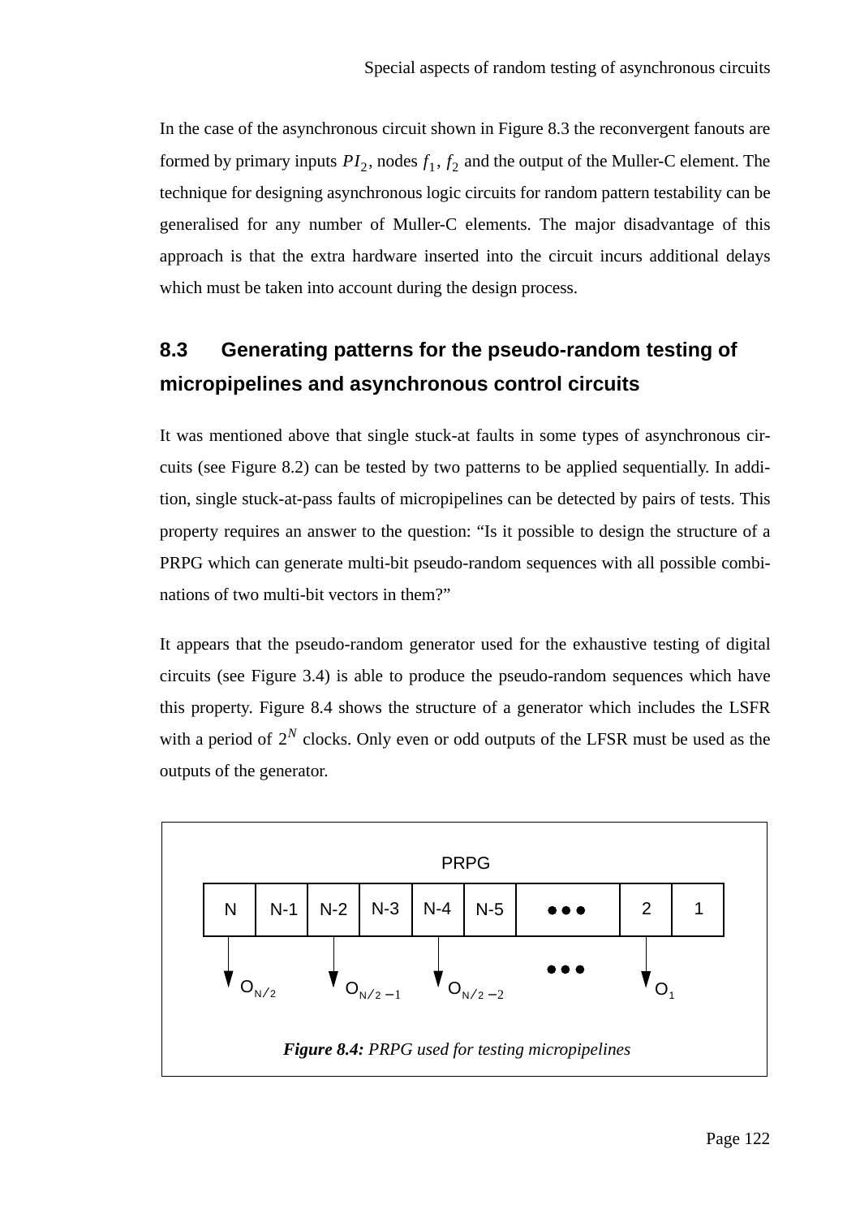In the case of the asynchronous circuit shown in Figure 8.3 the reconvergent fanouts are formed by primary inputs $PI_2$, nodes $f_1$, $f_2$ and the output of the Muller-C element. The technique for designing asynchronous logic circuits for random pattern testability can be generalised for any number of Muller-C elements. The major disadvantage of this approach is that the extra hardware inserted into the circuit incurs additional delays which must be taken into account during the design process.

## 8.3 Generating patterns for the pseudo-random testing of micropipelines and asynchronous control circuits

It was mentioned above that single stuck-at faults in some types of asynchronous circuits (see Figure 8.2) can be tested by two patterns to be applied sequentially. In addition, single stuck-at-pass faults of micropipelines can be detected by pairs of tests. This property requires an answer to the question: “Is it possible to design the structure of a PRPG which can generate multi-bit pseudo-random sequences with all possible combinations of two multi-bit vectors in them?”

It appears that the pseudo-random generator used for the exhaustive testing of digital circuits (see Figure 3.4) is able to produce the pseudo-random sequences which have this property. Figure 8.4 shows the structure of a generator which includes the LSFR with a period of $2^N$ clocks. Only even or odd outputs of the LFSR must be used as the outputs of the generator.

PRPG

| N | N-1 | N-2 | N-3 | N-4 | N-5 | ••• | 2 | 1 |
|---|---|---|---|---|---|---|---|---|

Outputs: $O_{N/2}$ (from N), $O_{N/2-1}$ (from N-2), $O_{N/2-2}$ (from N-4), •••, $O_1$ (from 2)

***Figure 8.4:*** *PRPG used for testing micropipelines*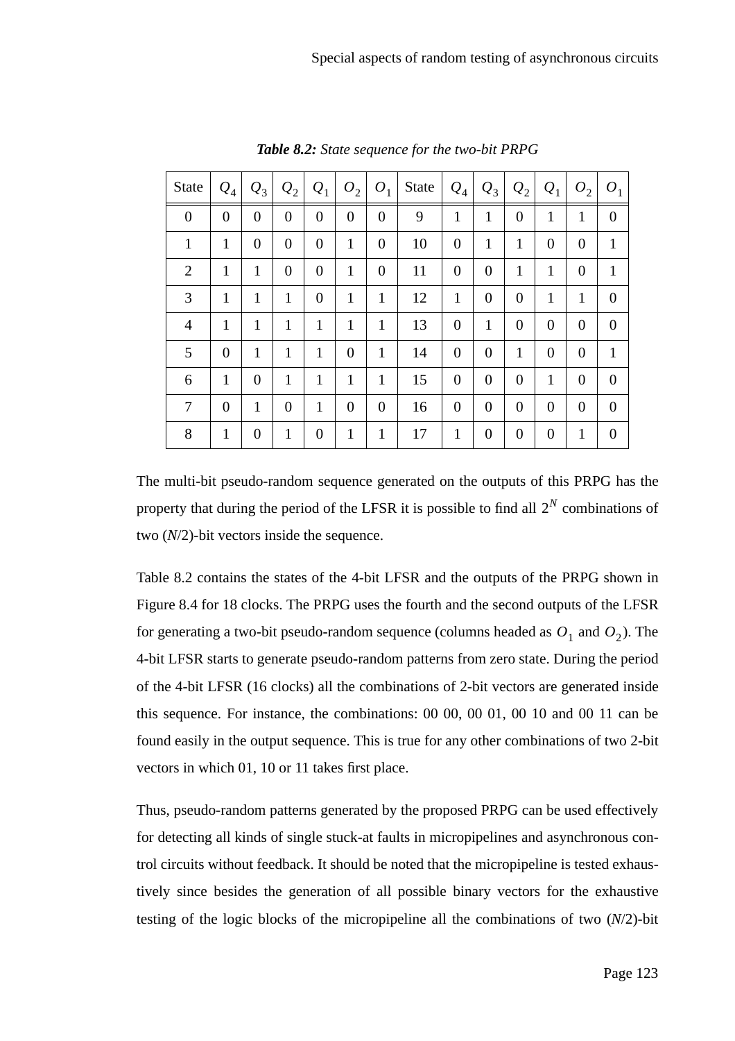*Table 8.2: State sequence for the two-bit PRPG*

| State | $Q_4$ | $Q_3$ | $Q_2$ | $Q_1$ | $O_2$ | $O_1$ | State | $Q_4$ | $Q_3$ | $Q_2$ | $Q_1$ | $O_2$ | $O_1$ |
|---|---|---|---|---|---|---|---|---|---|---|---|---|---|
| 0 | 0 | 0 | 0 | 0 | 0 | 0 | 9 | 1 | 1 | 0 | 1 | 1 | 0 |
| 1 | 1 | 0 | 0 | 0 | 1 | 0 | 10 | 0 | 1 | 1 | 0 | 0 | 1 |
| 2 | 1 | 1 | 0 | 0 | 1 | 0 | 11 | 0 | 0 | 1 | 1 | 0 | 1 |
| 3 | 1 | 1 | 1 | 0 | 1 | 1 | 12 | 1 | 0 | 0 | 1 | 1 | 0 |
| 4 | 1 | 1 | 1 | 1 | 1 | 1 | 13 | 0 | 1 | 0 | 0 | 0 | 0 |
| 5 | 0 | 1 | 1 | 1 | 0 | 1 | 14 | 0 | 0 | 1 | 0 | 0 | 1 |
| 6 | 1 | 0 | 1 | 1 | 1 | 1 | 15 | 0 | 0 | 0 | 1 | 0 | 0 |
| 7 | 0 | 1 | 0 | 1 | 0 | 0 | 16 | 0 | 0 | 0 | 0 | 0 | 0 |
| 8 | 1 | 0 | 1 | 0 | 1 | 1 | 17 | 1 | 0 | 0 | 0 | 1 | 0 |

The multi-bit pseudo-random sequence generated on the outputs of this PRPG has the property that during the period of the LFSR it is possible to find all $2^N$ combinations of two ($N$/2)-bit vectors inside the sequence.

Table 8.2 contains the states of the 4-bit LFSR and the outputs of the PRPG shown in Figure 8.4 for 18 clocks. The PRPG uses the fourth and the second outputs of the LFSR for generating a two-bit pseudo-random sequence (columns headed as $O_1$ and $O_2$). The 4-bit LFSR starts to generate pseudo-random patterns from zero state. During the period of the 4-bit LFSR (16 clocks) all the combinations of 2-bit vectors are generated inside this sequence. For instance, the combinations: 00 00, 00 01, 00 10 and 00 11 can be found easily in the output sequence. This is true for any other combinations of two 2-bit vectors in which 01, 10 or 11 takes first place.

Thus, pseudo-random patterns generated by the proposed PRPG can be used effectively for detecting all kinds of single stuck-at faults in micropipelines and asynchronous control circuits without feedback. It should be noted that the micropipeline is tested exhaustively since besides the generation of all possible binary vectors for the exhaustive testing of the logic blocks of the micropipeline all the combinations of two ($N$/2)-bit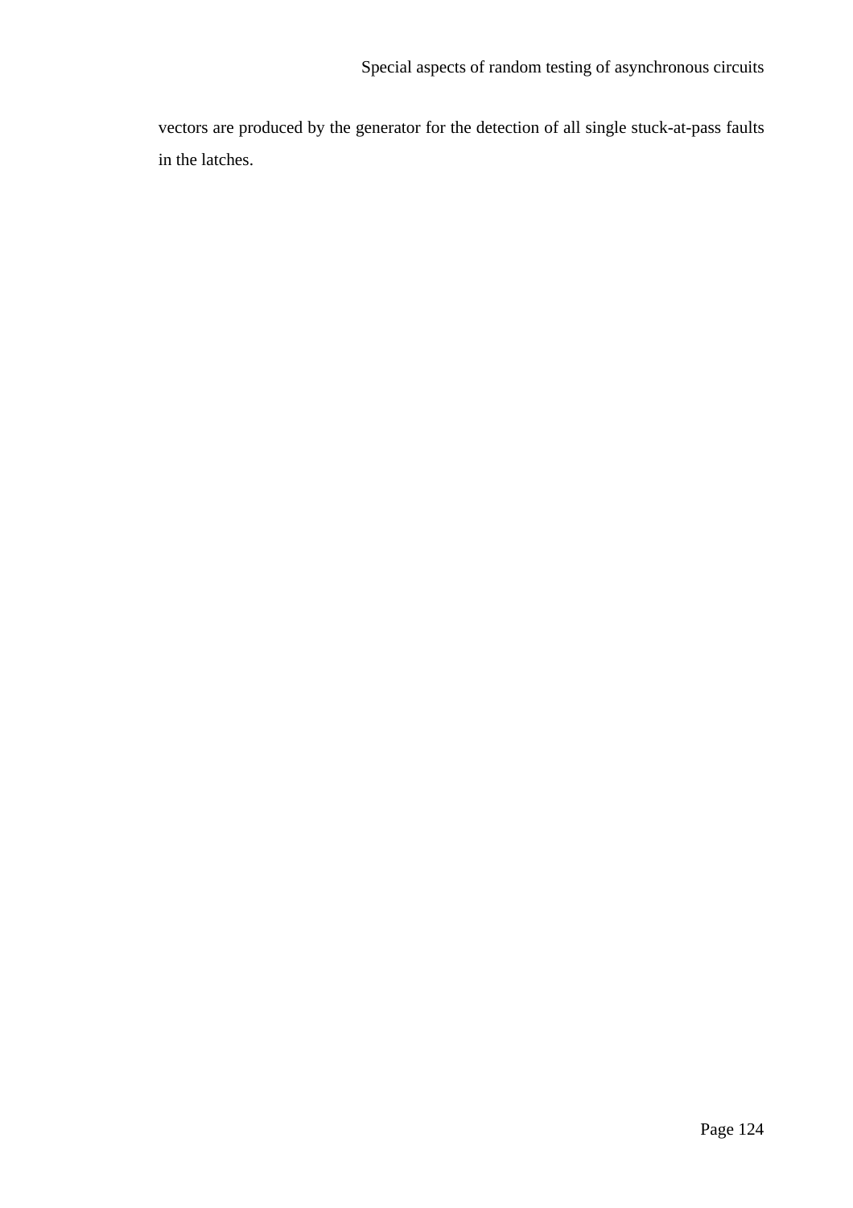vectors are produced by the generator for the detection of all single stuck-at-pass faults in the latches.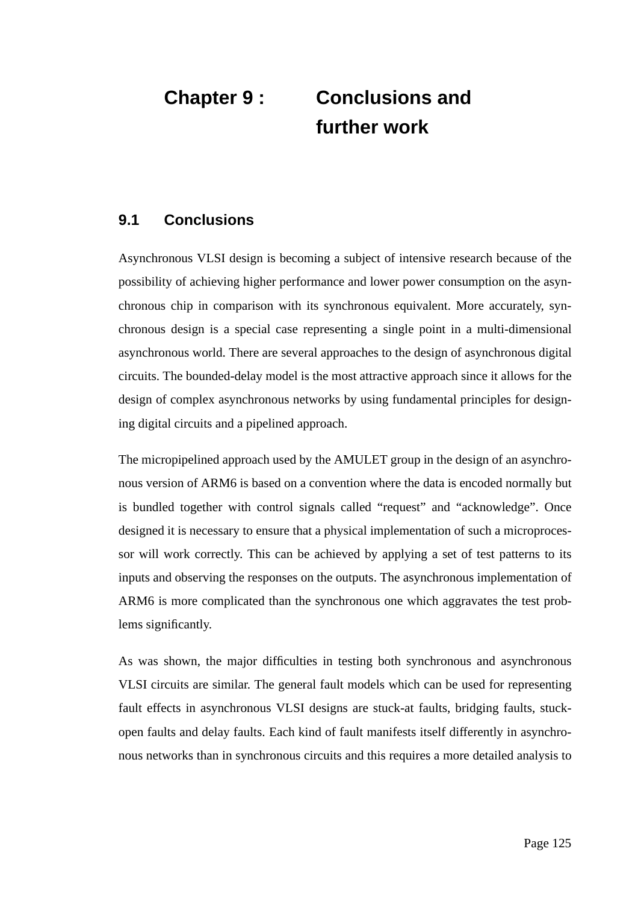# Chapter 9 : Conclusions and further work

## 9.1 Conclusions

Asynchronous VLSI design is becoming a subject of intensive research because of the possibility of achieving higher performance and lower power consumption on the asynchronous chip in comparison with its synchronous equivalent. More accurately, synchronous design is a special case representing a single point in a multi-dimensional asynchronous world. There are several approaches to the design of asynchronous digital circuits. The bounded-delay model is the most attractive approach since it allows for the design of complex asynchronous networks by using fundamental principles for designing digital circuits and a pipelined approach.

The micropipelined approach used by the AMULET group in the design of an asynchronous version of ARM6 is based on a convention where the data is encoded normally but is bundled together with control signals called "request" and "acknowledge". Once designed it is necessary to ensure that a physical implementation of such a microprocessor will work correctly. This can be achieved by applying a set of test patterns to its inputs and observing the responses on the outputs. The asynchronous implementation of ARM6 is more complicated than the synchronous one which aggravates the test problems significantly.

As was shown, the major difficulties in testing both synchronous and asynchronous VLSI circuits are similar. The general fault models which can be used for representing fault effects in asynchronous VLSI designs are stuck-at faults, bridging faults, stuck-open faults and delay faults. Each kind of fault manifests itself differently in asynchronous networks than in synchronous circuits and this requires a more detailed analysis to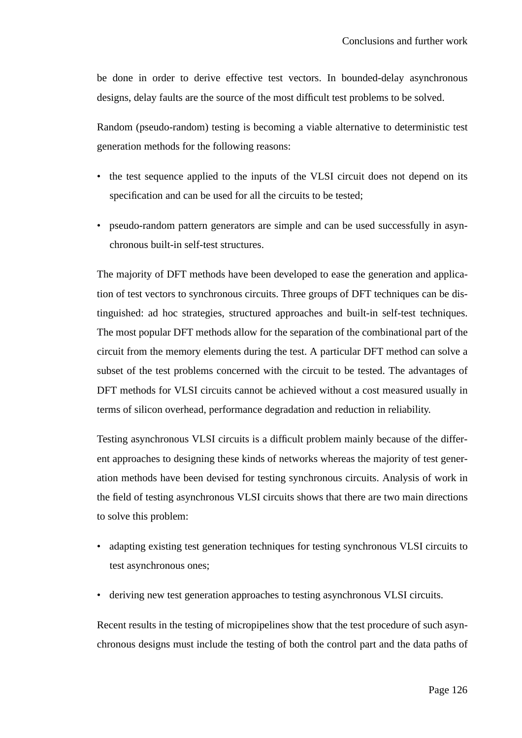be done in order to derive effective test vectors. In bounded-delay asynchronous designs, delay faults are the source of the most difficult test problems to be solved.

Random (pseudo-random) testing is becoming a viable alternative to deterministic test generation methods for the following reasons:

- the test sequence applied to the inputs of the VLSI circuit does not depend on its specification and can be used for all the circuits to be tested;
- pseudo-random pattern generators are simple and can be used successfully in asynchronous built-in self-test structures.

The majority of DFT methods have been developed to ease the generation and application of test vectors to synchronous circuits. Three groups of DFT techniques can be distinguished: ad hoc strategies, structured approaches and built-in self-test techniques. The most popular DFT methods allow for the separation of the combinational part of the circuit from the memory elements during the test. A particular DFT method can solve a subset of the test problems concerned with the circuit to be tested. The advantages of DFT methods for VLSI circuits cannot be achieved without a cost measured usually in terms of silicon overhead, performance degradation and reduction in reliability.

Testing asynchronous VLSI circuits is a difficult problem mainly because of the different approaches to designing these kinds of networks whereas the majority of test generation methods have been devised for testing synchronous circuits. Analysis of work in the field of testing asynchronous VLSI circuits shows that there are two main directions to solve this problem:

- adapting existing test generation techniques for testing synchronous VLSI circuits to test asynchronous ones;
- deriving new test generation approaches to testing asynchronous VLSI circuits.

Recent results in the testing of micropipelines show that the test procedure of such asynchronous designs must include the testing of both the control part and the data paths of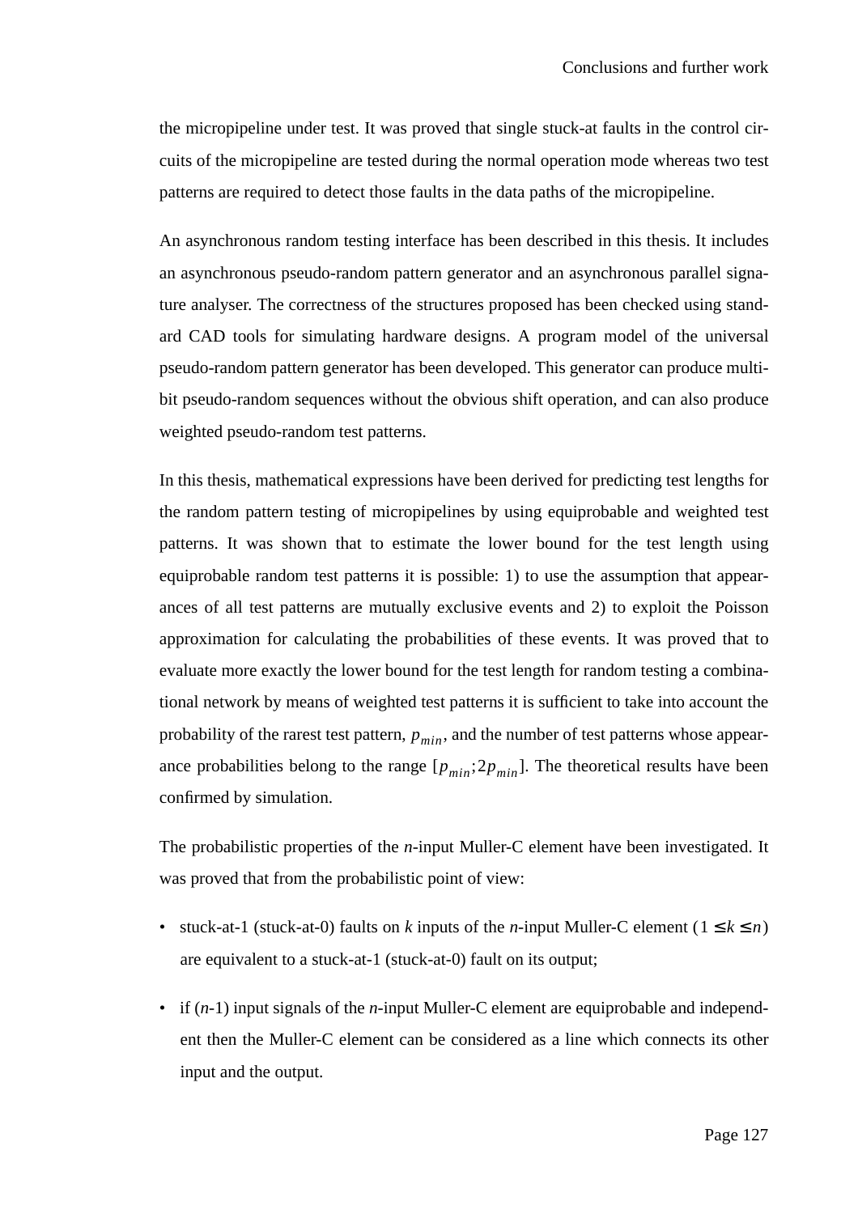the micropipeline under test. It was proved that single stuck-at faults in the control circuits of the micropipeline are tested during the normal operation mode whereas two test patterns are required to detect those faults in the data paths of the micropipeline.

An asynchronous random testing interface has been described in this thesis. It includes an asynchronous pseudo-random pattern generator and an asynchronous parallel signature analyser. The correctness of the structures proposed has been checked using standard CAD tools for simulating hardware designs. A program model of the universal pseudo-random pattern generator has been developed. This generator can produce multi-bit pseudo-random sequences without the obvious shift operation, and can also produce weighted pseudo-random test patterns.

In this thesis, mathematical expressions have been derived for predicting test lengths for the random pattern testing of micropipelines by using equiprobable and weighted test patterns. It was shown that to estimate the lower bound for the test length using equiprobable random test patterns it is possible: 1) to use the assumption that appearances of all test patterns are mutually exclusive events and 2) to exploit the Poisson approximation for calculating the probabilities of these events. It was proved that to evaluate more exactly the lower bound for the test length for random testing a combinational network by means of weighted test patterns it is sufficient to take into account the probability of the rarest test pattern, $p_{min}$, and the number of test patterns whose appearance probabilities belong to the range $[p_{min};2p_{min}]$. The theoretical results have been confirmed by simulation.

The probabilistic properties of the *n*-input Muller-C element have been investigated. It was proved that from the probabilistic point of view:

- stuck-at-1 (stuck-at-0) faults on *k* inputs of the *n*-input Muller-C element ($1 \leq k \leq n$) are equivalent to a stuck-at-1 (stuck-at-0) fault on its output;
- if ($n$-1) input signals of the *n*-input Muller-C element are equiprobable and independent then the Muller-C element can be considered as a line which connects its other input and the output.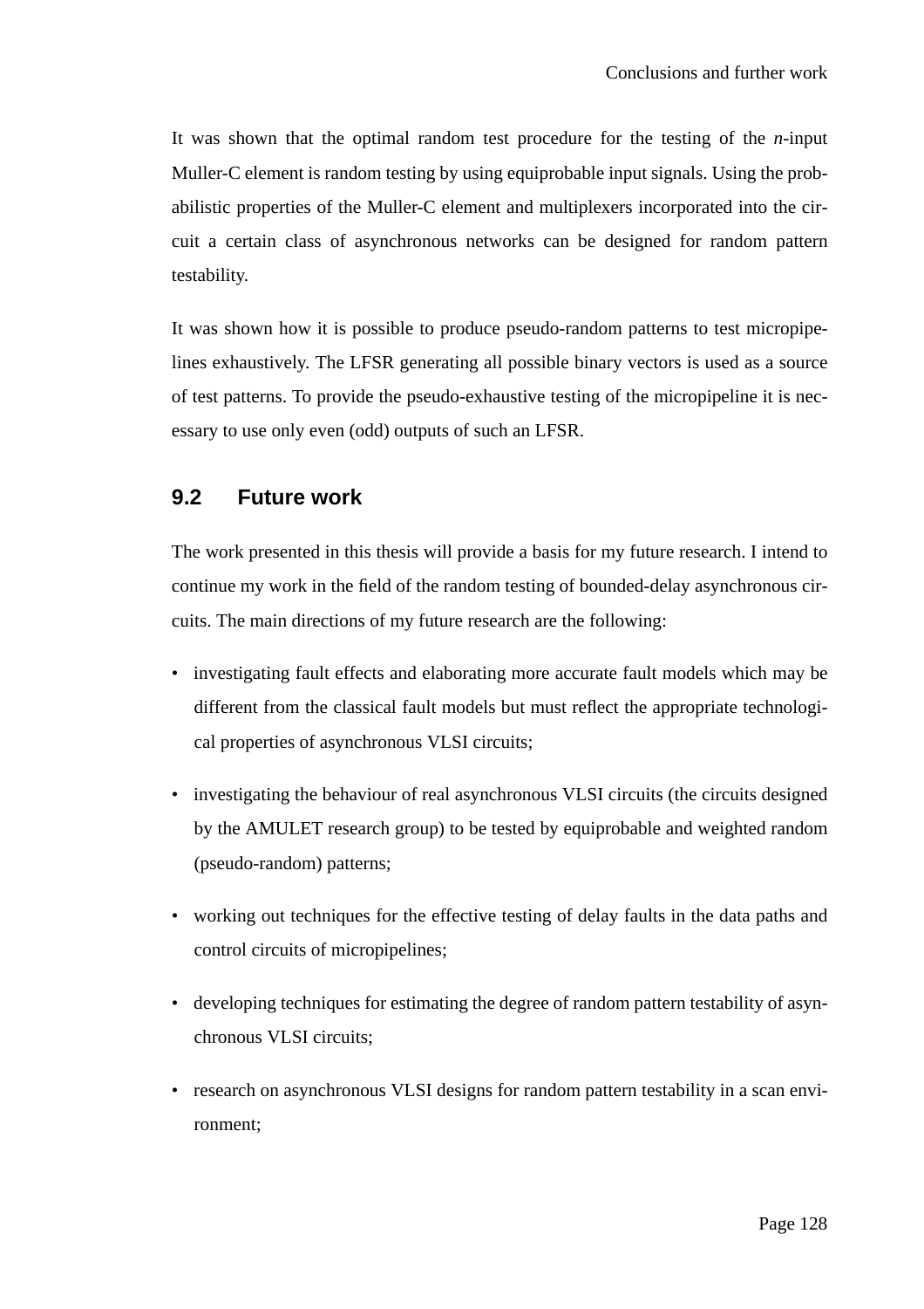It was shown that the optimal random test procedure for the testing of the $n$-input Muller-C element is random testing by using equiprobable input signals. Using the probabilistic properties of the Muller-C element and multiplexers incorporated into the circuit a certain class of asynchronous networks can be designed for random pattern testability.

It was shown how it is possible to produce pseudo-random patterns to test micropipelines exhaustively. The LFSR generating all possible binary vectors is used as a source of test patterns. To provide the pseudo-exhaustive testing of the micropipeline it is necessary to use only even (odd) outputs of such an LFSR.

## 9.2 Future work

The work presented in this thesis will provide a basis for my future research. I intend to continue my work in the field of the random testing of bounded-delay asynchronous circuits. The main directions of my future research are the following:

- investigating fault effects and elaborating more accurate fault models which may be different from the classical fault models but must reflect the appropriate technological properties of asynchronous VLSI circuits;
- investigating the behaviour of real asynchronous VLSI circuits (the circuits designed by the AMULET research group) to be tested by equiprobable and weighted random (pseudo-random) patterns;
- working out techniques for the effective testing of delay faults in the data paths and control circuits of micropipelines;
- developing techniques for estimating the degree of random pattern testability of asynchronous VLSI circuits;
- research on asynchronous VLSI designs for random pattern testability in a scan environment;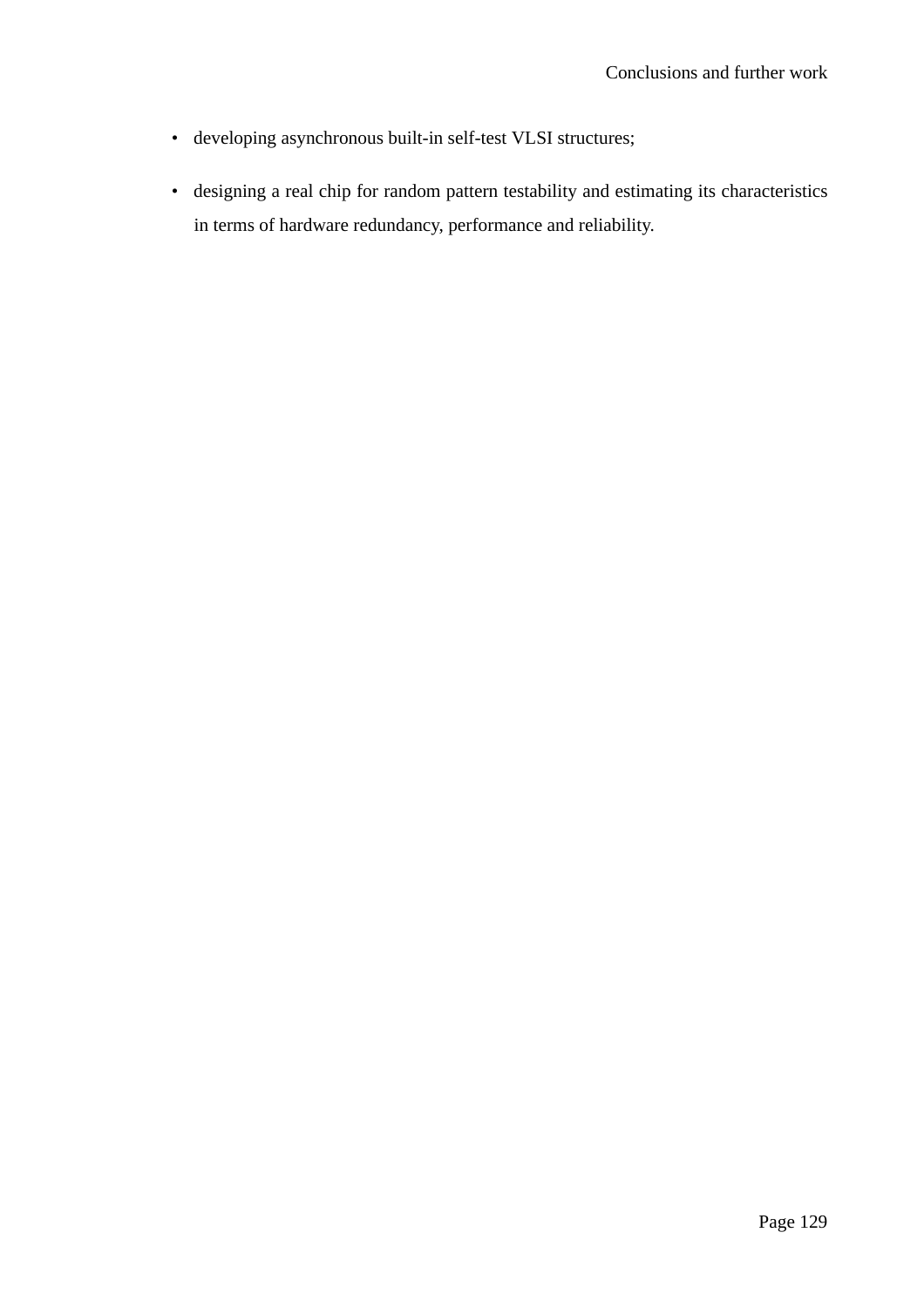- developing asynchronous built-in self-test VLSI structures;
- designing a real chip for random pattern testability and estimating its characteristics in terms of hardware redundancy, performance and reliability.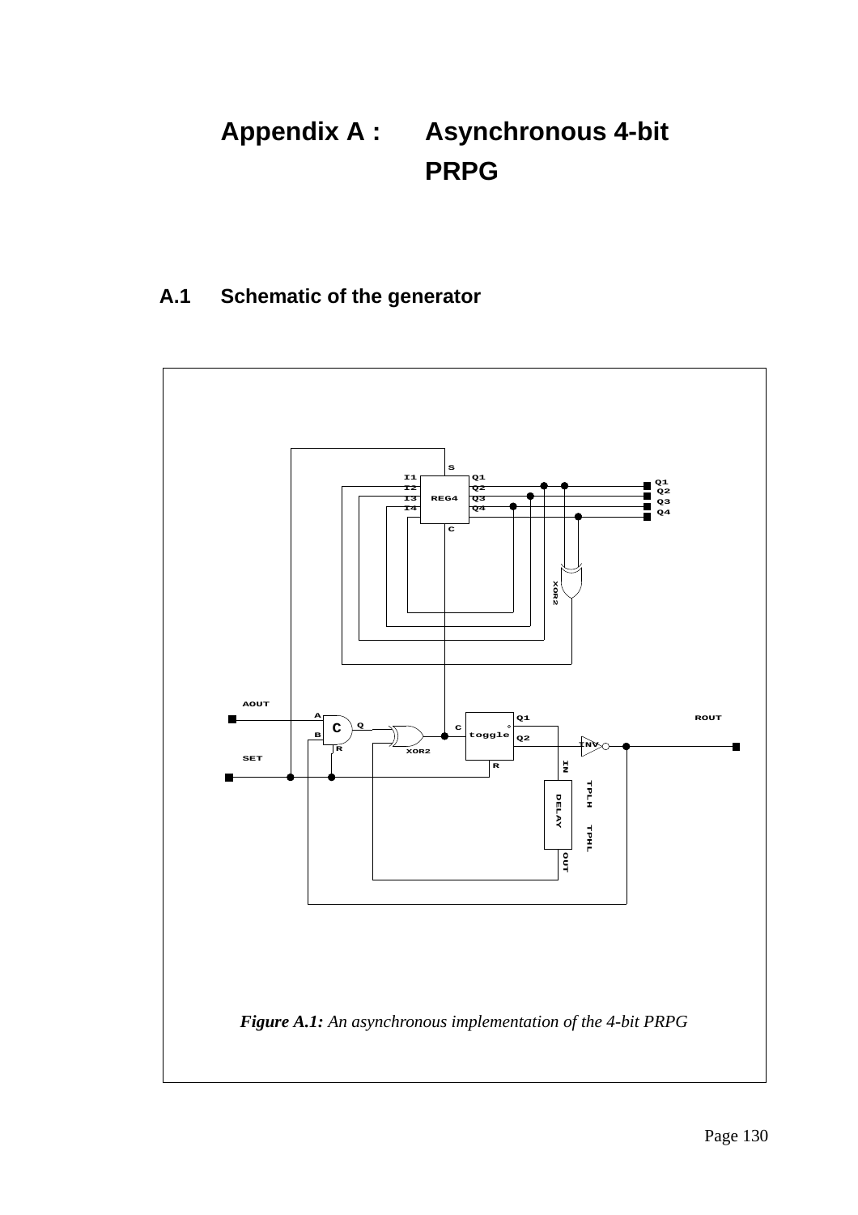# Appendix A : Asynchronous 4-bit PRPG

## A.1 Schematic of the generator

***Figure A.1:*** *An asynchronous implementation of the 4-bit PRPG*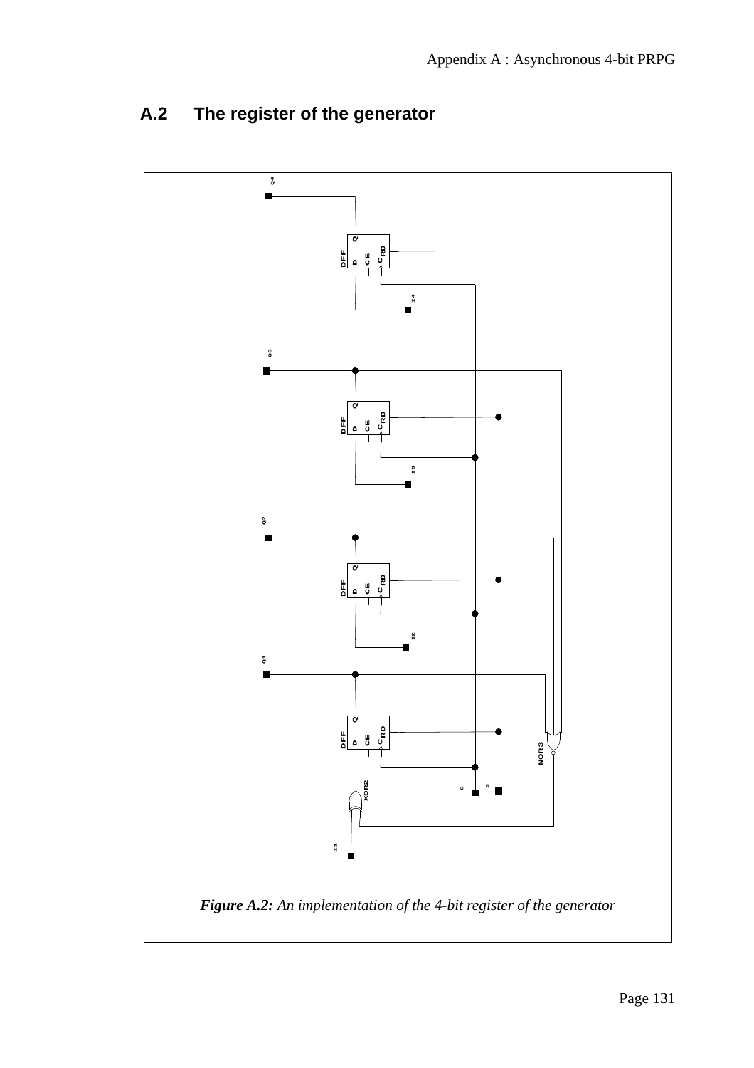## A.2 The register of the generator

*Figure A.2: An implementation of the 4-bit register of the generator*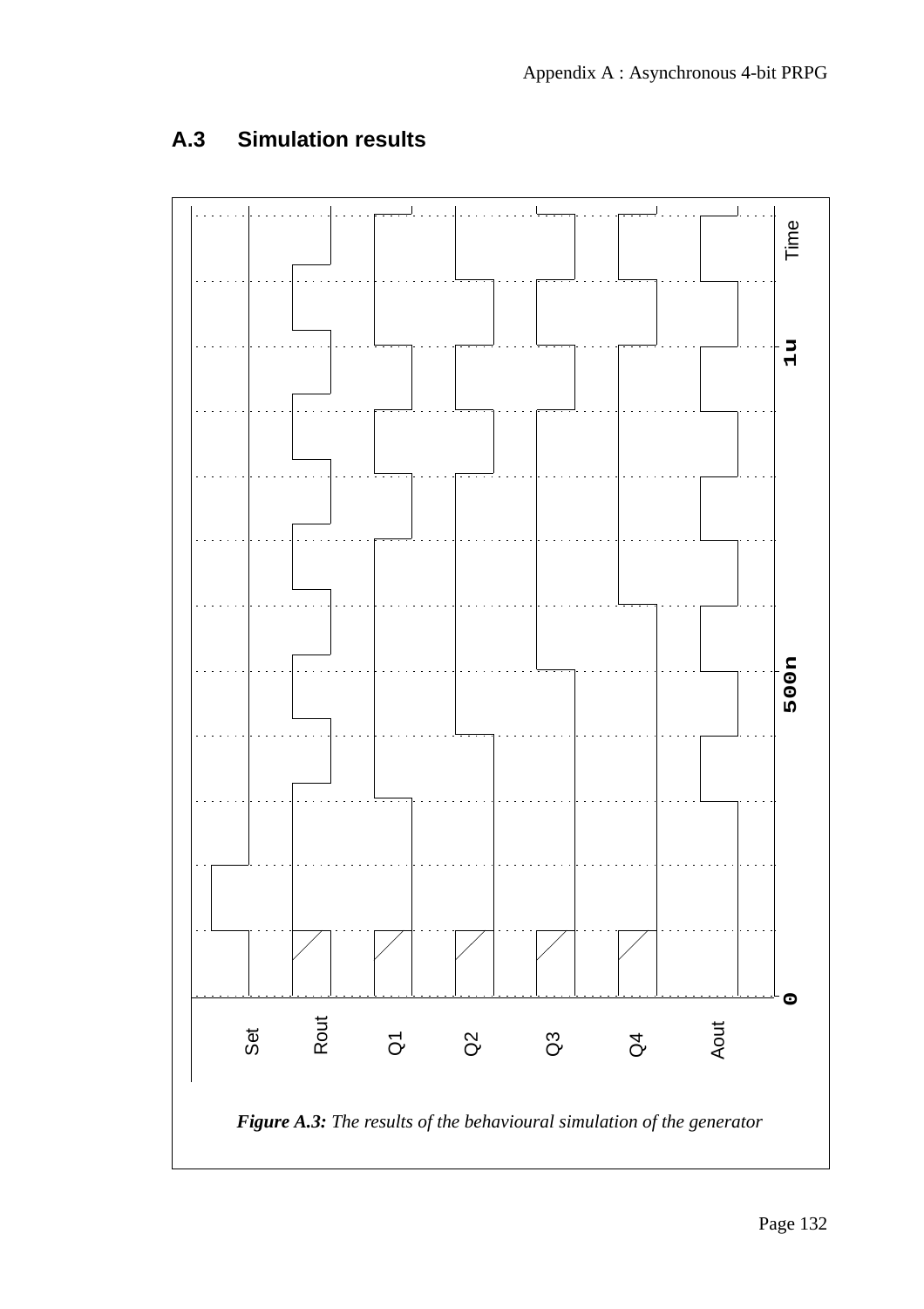## A.3 Simulation results

*Figure A.3:* *The results of the behavioural simulation of the generator*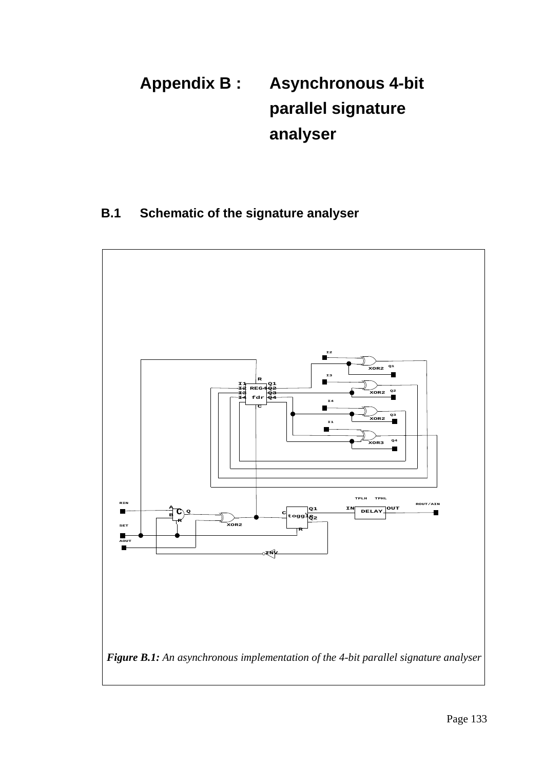# Appendix B : Asynchronous 4-bit parallel signature analyser

## B.1 Schematic of the signature analyser

*Figure B.1:* *An asynchronous implementation of the 4-bit parallel signature analyser*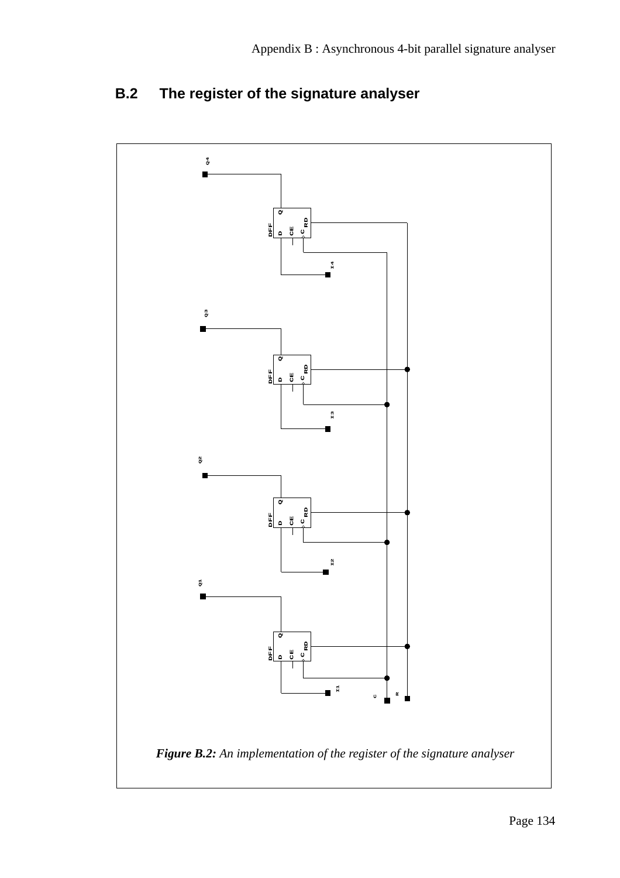## B.2 The register of the signature analyser

*Figure B.2:* *An implementation of the register of the signature analyser*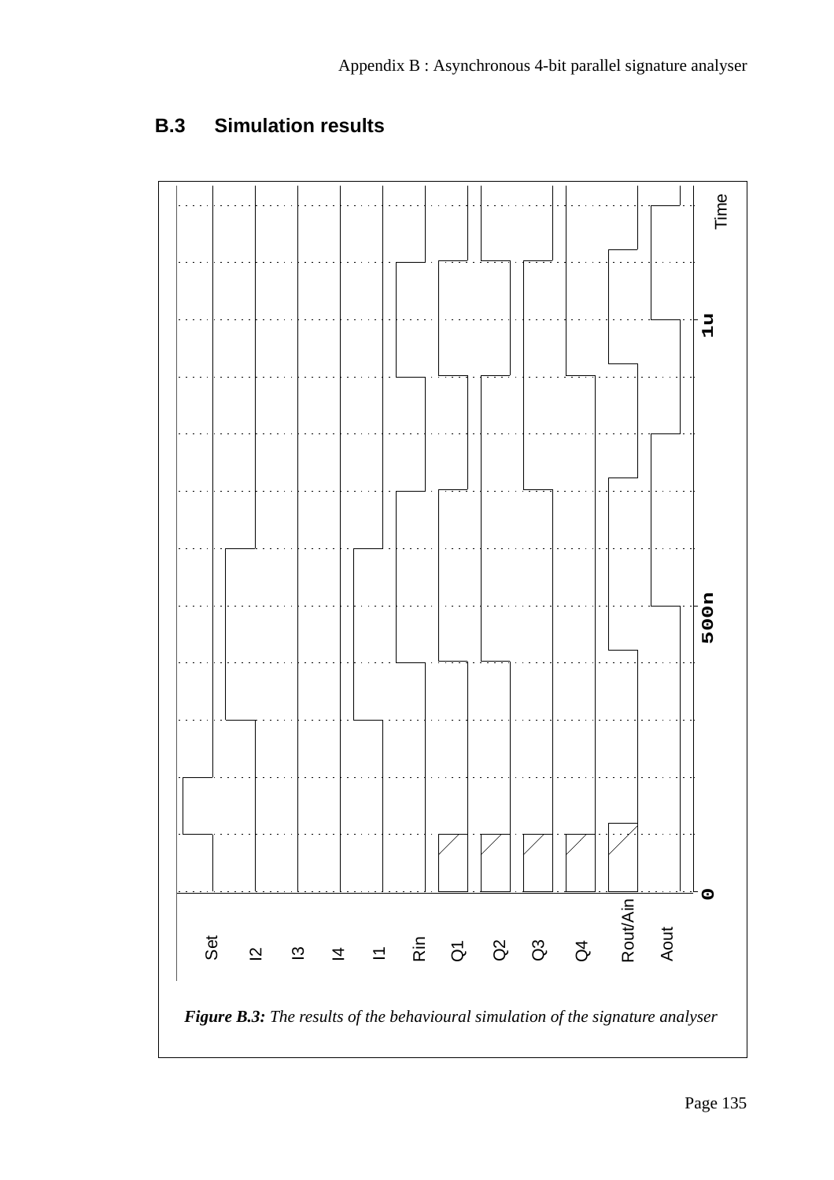## B.3 Simulation results

*Figure B.3: The results of the behavioural simulation of the signature analyser*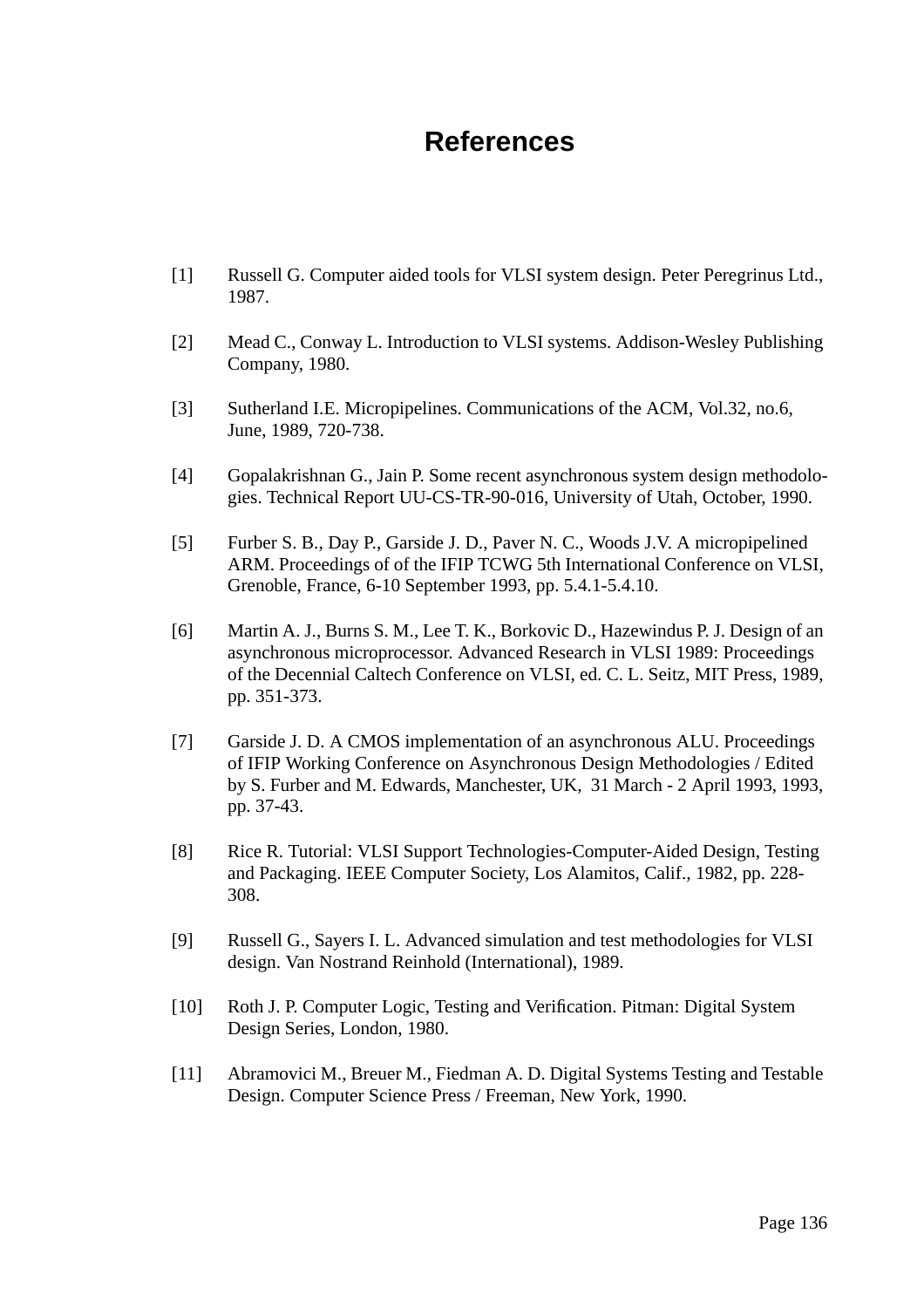# References

[1] Russell G. Computer aided tools for VLSI system design. Peter Peregrinus Ltd., 1987.

[2] Mead C., Conway L. Introduction to VLSI systems. Addison-Wesley Publishing Company, 1980.

[3] Sutherland I.E. Micropipelines. Communications of the ACM, Vol.32, no.6, June, 1989, 720-738.

[4] Gopalakrishnan G., Jain P. Some recent asynchronous system design methodologies. Technical Report UU-CS-TR-90-016, University of Utah, October, 1990.

[5] Furber S. B., Day P., Garside J. D., Paver N. C., Woods J.V. A micropipelined ARM. Proceedings of of the IFIP TCWG 5th International Conference on VLSI, Grenoble, France, 6-10 September 1993, pp. 5.4.1-5.4.10.

[6] Martin A. J., Burns S. M., Lee T. K., Borkovic D., Hazewindus P. J. Design of an asynchronous microprocessor. Advanced Research in VLSI 1989: Proceedings of the Decennial Caltech Conference on VLSI, ed. C. L. Seitz, MIT Press, 1989, pp. 351-373.

[7] Garside J. D. A CMOS implementation of an asynchronous ALU. Proceedings of IFIP Working Conference on Asynchronous Design Methodologies / Edited by S. Furber and M. Edwards, Manchester, UK, 31 March - 2 April 1993, 1993, pp. 37-43.

[8] Rice R. Tutorial: VLSI Support Technologies-Computer-Aided Design, Testing and Packaging. IEEE Computer Society, Los Alamitos, Calif., 1982, pp. 228-308.

[9] Russell G., Sayers I. L. Advanced simulation and test methodologies for VLSI design. Van Nostrand Reinhold (International), 1989.

[10] Roth J. P. Computer Logic, Testing and Verification. Pitman: Digital System Design Series, London, 1980.

[11] Abramovici M., Breuer M., Fiedman A. D. Digital Systems Testing and Testable Design. Computer Science Press / Freeman, New York, 1990.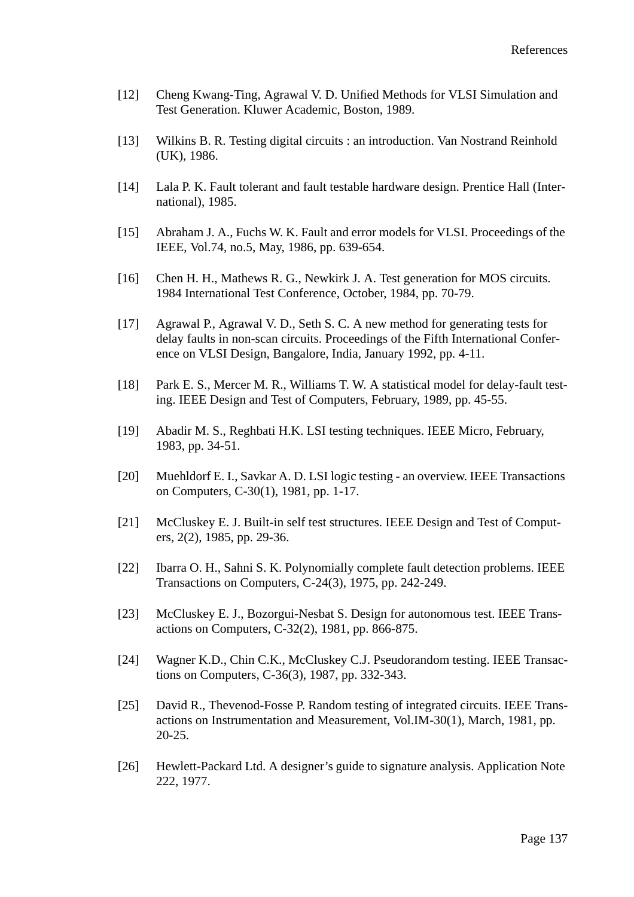[12] Cheng Kwang-Ting, Agrawal V. D. Unified Methods for VLSI Simulation and Test Generation. Kluwer Academic, Boston, 1989.

[13] Wilkins B. R. Testing digital circuits : an introduction. Van Nostrand Reinhold (UK), 1986.

[14] Lala P. K. Fault tolerant and fault testable hardware design. Prentice Hall (International), 1985.

[15] Abraham J. A., Fuchs W. K. Fault and error models for VLSI. Proceedings of the IEEE, Vol.74, no.5, May, 1986, pp. 639-654.

[16] Chen H. H., Mathews R. G., Newkirk J. A. Test generation for MOS circuits. 1984 International Test Conference, October, 1984, pp. 70-79.

[17] Agrawal P., Agrawal V. D., Seth S. C. A new method for generating tests for delay faults in non-scan circuits. Proceedings of the Fifth International Conference on VLSI Design, Bangalore, India, January 1992, pp. 4-11.

[18] Park E. S., Mercer M. R., Williams T. W. A statistical model for delay-fault testing. IEEE Design and Test of Computers, February, 1989, pp. 45-55.

[19] Abadir M. S., Reghbati H.K. LSI testing techniques. IEEE Micro, February, 1983, pp. 34-51.

[20] Muehldorf E. I., Savkar A. D. LSI logic testing - an overview. IEEE Transactions on Computers, C-30(1), 1981, pp. 1-17.

[21] McCluskey E. J. Built-in self test structures. IEEE Design and Test of Computers, 2(2), 1985, pp. 29-36.

[22] Ibarra O. H., Sahni S. K. Polynomially complete fault detection problems. IEEE Transactions on Computers, C-24(3), 1975, pp. 242-249.

[23] McCluskey E. J., Bozorgui-Nesbat S. Design for autonomous test. IEEE Transactions on Computers, C-32(2), 1981, pp. 866-875.

[24] Wagner K.D., Chin C.K., McCluskey C.J. Pseudorandom testing. IEEE Transactions on Computers, C-36(3), 1987, pp. 332-343.

[25] David R., Thevenod-Fosse P. Random testing of integrated circuits. IEEE Transactions on Instrumentation and Measurement, Vol.IM-30(1), March, 1981, pp. 20-25.

[26] Hewlett-Packard Ltd. A designer's guide to signature analysis. Application Note 222, 1977.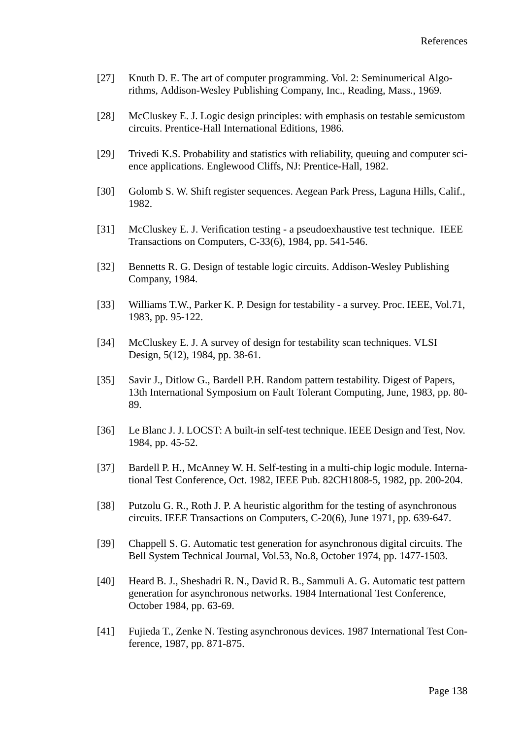[27] Knuth D. E. The art of computer programming. Vol. 2: Seminumerical Algorithms, Addison-Wesley Publishing Company, Inc., Reading, Mass., 1969.

[28] McCluskey E. J. Logic design principles: with emphasis on testable semicustom circuits. Prentice-Hall International Editions, 1986.

[29] Trivedi K.S. Probability and statistics with reliability, queuing and computer science applications. Englewood Cliffs, NJ: Prentice-Hall, 1982.

[30] Golomb S. W. Shift register sequences. Aegean Park Press, Laguna Hills, Calif., 1982.

[31] McCluskey E. J. Verification testing - a pseudoexhaustive test technique. IEEE Transactions on Computers, C-33(6), 1984, pp. 541-546.

[32] Bennetts R. G. Design of testable logic circuits. Addison-Wesley Publishing Company, 1984.

[33] Williams T.W., Parker K. P. Design for testability - a survey. Proc. IEEE, Vol.71, 1983, pp. 95-122.

[34] McCluskey E. J. A survey of design for testability scan techniques. VLSI Design, 5(12), 1984, pp. 38-61.

[35] Savir J., Ditlow G., Bardell P.H. Random pattern testability. Digest of Papers, 13th International Symposium on Fault Tolerant Computing, June, 1983, pp. 80-89.

[36] Le Blanc J. J. LOCST: A built-in self-test technique. IEEE Design and Test, Nov. 1984, pp. 45-52.

[37] Bardell P. H., McAnney W. H. Self-testing in a multi-chip logic module. International Test Conference, Oct. 1982, IEEE Pub. 82CH1808-5, 1982, pp. 200-204.

[38] Putzolu G. R., Roth J. P. A heuristic algorithm for the testing of asynchronous circuits. IEEE Transactions on Computers, C-20(6), June 1971, pp. 639-647.

[39] Chappell S. G. Automatic test generation for asynchronous digital circuits. The Bell System Technical Journal, Vol.53, No.8, October 1974, pp. 1477-1503.

[40] Heard B. J., Sheshadri R. N., David R. B., Sammuli A. G. Automatic test pattern generation for asynchronous networks. 1984 International Test Conference, October 1984, pp. 63-69.

[41] Fujieda T., Zenke N. Testing asynchronous devices. 1987 International Test Conference, 1987, pp. 871-875.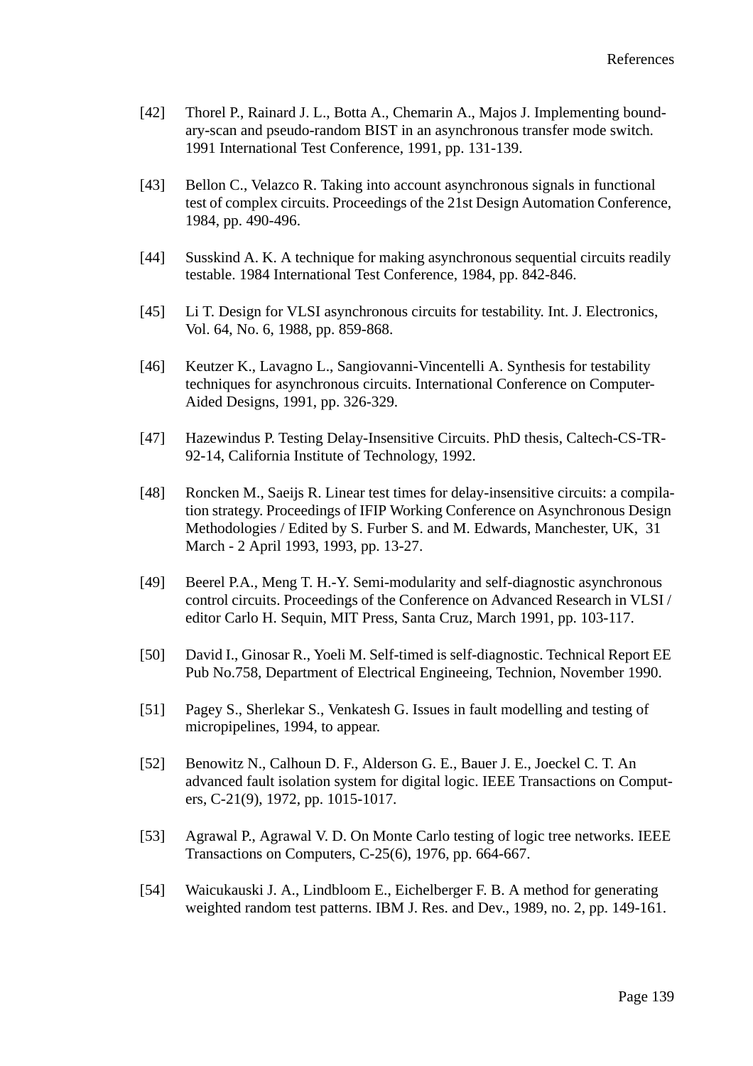[42] Thorel P., Rainard J. L., Botta A., Chemarin A., Majos J. Implementing boundary-scan and pseudo-random BIST in an asynchronous transfer mode switch. 1991 International Test Conference, 1991, pp. 131-139.

[43] Bellon C., Velazco R. Taking into account asynchronous signals in functional test of complex circuits. Proceedings of the 21st Design Automation Conference, 1984, pp. 490-496.

[44] Susskind A. K. A technique for making asynchronous sequential circuits readily testable. 1984 International Test Conference, 1984, pp. 842-846.

[45] Li T. Design for VLSI asynchronous circuits for testability. Int. J. Electronics, Vol. 64, No. 6, 1988, pp. 859-868.

[46] Keutzer K., Lavagno L., Sangiovanni-Vincentelli A. Synthesis for testability techniques for asynchronous circuits. International Conference on Computer-Aided Designs, 1991, pp. 326-329.

[47] Hazewindus P. Testing Delay-Insensitive Circuits. PhD thesis, Caltech-CS-TR-92-14, California Institute of Technology, 1992.

[48] Roncken M., Saeijs R. Linear test times for delay-insensitive circuits: a compilation strategy. Proceedings of IFIP Working Conference on Asynchronous Design Methodologies / Edited by S. Furber S. and M. Edwards, Manchester, UK, 31 March - 2 April 1993, 1993, pp. 13-27.

[49] Beerel P.A., Meng T. H.-Y. Semi-modularity and self-diagnostic asynchronous control circuits. Proceedings of the Conference on Advanced Research in VLSI / editor Carlo H. Sequin, MIT Press, Santa Cruz, March 1991, pp. 103-117.

[50] David I., Ginosar R., Yoeli M. Self-timed is self-diagnostic. Technical Report EE Pub No.758, Department of Electrical Engineeing, Technion, November 1990.

[51] Pagey S., Sherlekar S., Venkatesh G. Issues in fault modelling and testing of micropipelines, 1994, to appear.

[52] Benowitz N., Calhoun D. F., Alderson G. E., Bauer J. E., Joeckel C. T. An advanced fault isolation system for digital logic. IEEE Transactions on Computers, C-21(9), 1972, pp. 1015-1017.

[53] Agrawal P., Agrawal V. D. On Monte Carlo testing of logic tree networks. IEEE Transactions on Computers, C-25(6), 1976, pp. 664-667.

[54] Waicukauski J. A., Lindbloom E., Eichelberger F. B. A method for generating weighted random test patterns. IBM J. Res. and Dev., 1989, no. 2, pp. 149-161.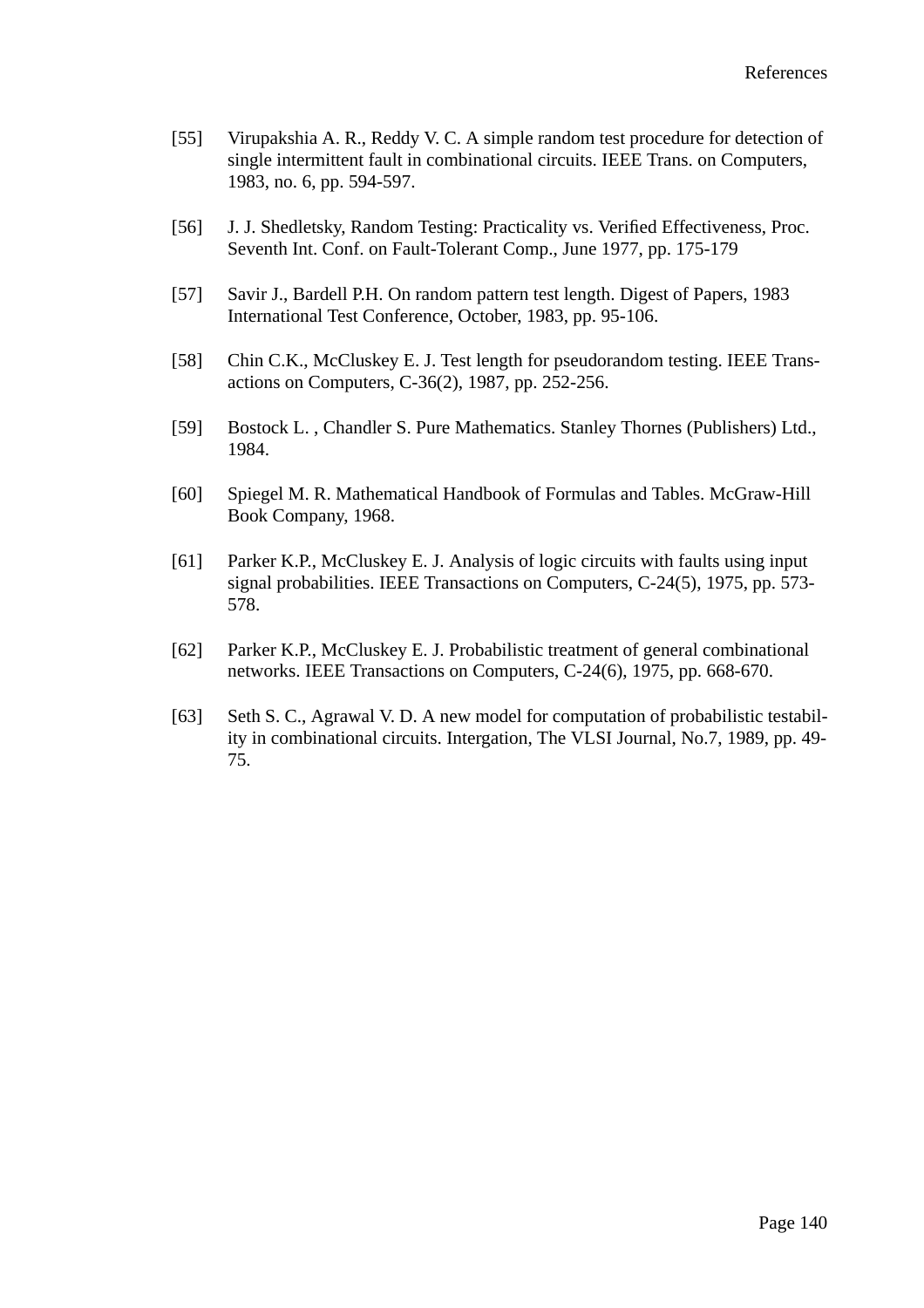[55] Virupakshia A. R., Reddy V. C. A simple random test procedure for detection of single intermittent fault in combinational circuits. IEEE Trans. on Computers, 1983, no. 6, pp. 594-597.

[56] J. J. Shedletsky, Random Testing: Practicality vs. Verified Effectiveness, Proc. Seventh Int. Conf. on Fault-Tolerant Comp., June 1977, pp. 175-179

[57] Savir J., Bardell P.H. On random pattern test length. Digest of Papers, 1983 International Test Conference, October, 1983, pp. 95-106.

[58] Chin C.K., McCluskey E. J. Test length for pseudorandom testing. IEEE Transactions on Computers, C-36(2), 1987, pp. 252-256.

[59] Bostock L. , Chandler S. Pure Mathematics. Stanley Thornes (Publishers) Ltd., 1984.

[60] Spiegel M. R. Mathematical Handbook of Formulas and Tables. McGraw-Hill Book Company, 1968.

[61] Parker K.P., McCluskey E. J. Analysis of logic circuits with faults using input signal probabilities. IEEE Transactions on Computers, C-24(5), 1975, pp. 573-578.

[62] Parker K.P., McCluskey E. J. Probabilistic treatment of general combinational networks. IEEE Transactions on Computers, C-24(6), 1975, pp. 668-670.

[63] Seth S. C., Agrawal V. D. A new model for computation of probabilistic testability in combinational circuits. Intergation, The VLSI Journal, No.7, 1989, pp. 49-75.